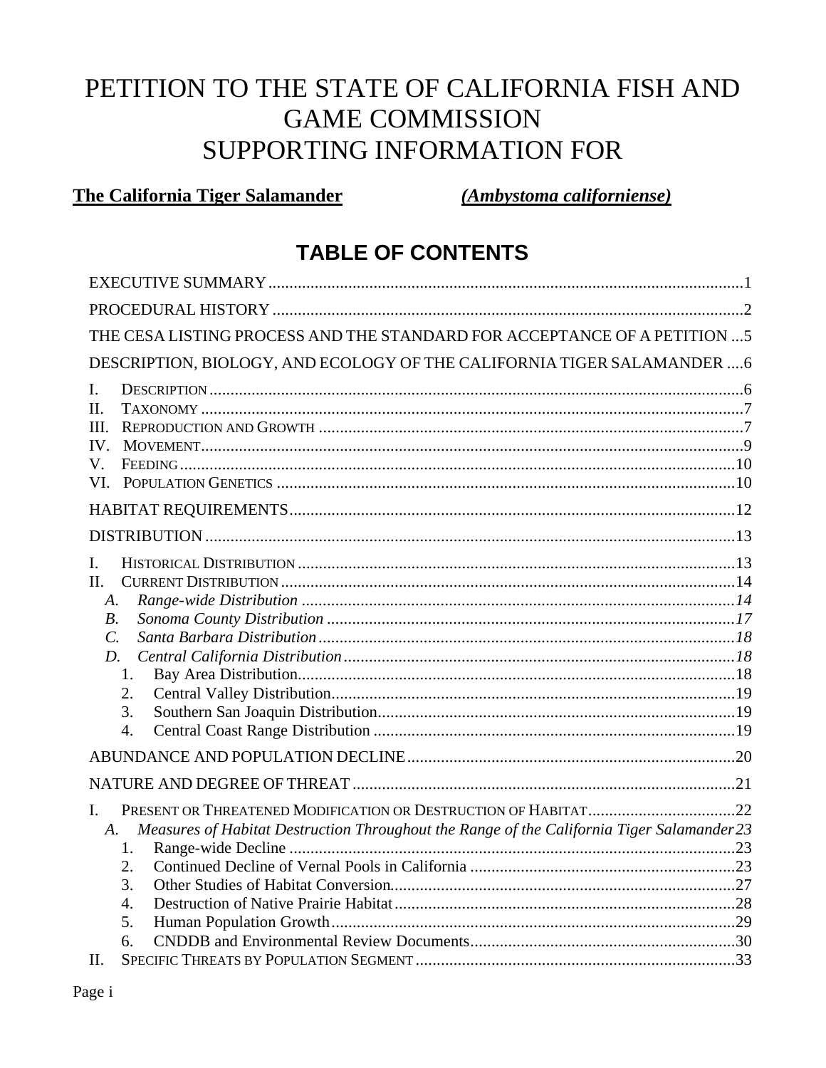# PETITION TO THE STATE OF CALIFORNIA FISH AND GAME COMMISSION SUPPORTING INFORMATION FOR

**The California Tiger Salamander** ***(Ambystoma californiense)***

## TABLE OF CONTENTS

EXECUTIVE SUMMARY ........................................................................................................1

PROCEDURAL HISTORY ......................................................................................................2

THE CESA LISTING PROCESS AND THE STANDARD FOR ACCEPTANCE OF A PETITION ...5

DESCRIPTION, BIOLOGY, AND ECOLOGY OF THE CALIFORNIA TIGER SALAMANDER ....6

- I. DESCRIPTION ........................................................................................................6
- II. TAXONOMY ..........................................................................................................7
- III. REPRODUCTION AND GROWTH ..........................................................................7
- IV. MOVEMENT..........................................................................................................9
- V. FEEDING ..............................................................................................................10
- VI. POPULATION GENETICS .....................................................................................10

HABITAT REQUIREMENTS...................................................................................................12

DISTRIBUTION .....................................................................................................................13

- I. HISTORICAL DISTRIBUTION ................................................................................13
- II. CURRENT DISTRIBUTION ....................................................................................14
  - *A. Range-wide Distribution* ...............................................................................*14*
  - *B. Sonoma County Distribution* ........................................................................*17*
  - *C. Santa Barbara Distribution* ..........................................................................*18*
  - *D. Central California Distribution* ....................................................................*18*
    1. Bay Area Distribution.......................................................................................18
    2. Central Valley Distribution...............................................................................19
    3. Southern San Joaquin Distribution...................................................................19
    4. Central Coast Range Distribution .....................................................................19

ABUNDANCE AND POPULATION DECLINE.........................................................................20

NATURE AND DEGREE OF THREAT ....................................................................................21

- I. PRESENT OR THREATENED MODIFICATION OR DESTRUCTION OF HABITAT..................................22
  - *A. Measures of Habitat Destruction Throughout the Range of the California Tiger Salamander 23*
    1. Range-wide Decline .........................................................................................23
    2. Continued Decline of Vernal Pools in California ..............................................23
    3. Other Studies of Habitat Conversion.................................................................27
    4. Destruction of Native Prairie Habitat................................................................28
    5. Human Population Growth...............................................................................29
    6. CNDDB and Environmental Review Documents..............................................30
- II. SPECIFIC THREATS BY POPULATION SEGMENT ..........................................................33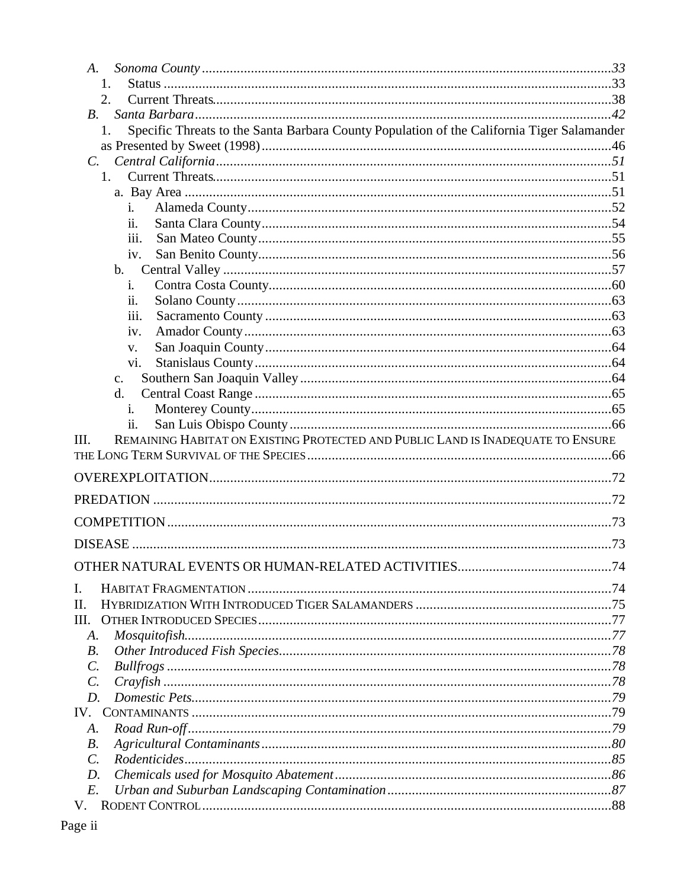- *A. Sonoma County* ... *33*
  - 1. Status ... 33
  - 2. Current Threats ... 38
- *B. Santa Barbara* ... *42*
  - 1. Specific Threats to the Santa Barbara County Population of the California Tiger Salamander as Presented by Sweet (1998) ... 46
- *C. Central California* ... *51*
  - 1. Current Threats ... 51
    - a. Bay Area ... 51
      - i. Alameda County ... 52
      - ii. Santa Clara County ... 54
      - iii. San Mateo County ... 55
      - iv. San Benito County ... 56
    - b. Central Valley ... 57
      - i. Contra Costa County ... 60
      - ii. Solano County ... 63
      - iii. Sacramento County ... 63
      - iv. Amador County ... 63
      - v. San Joaquin County ... 64
      - vi. Stanislaus County ... 64
    - c. Southern San Joaquin Valley ... 64
    - d. Central Coast Range ... 65
      - i. Monterey County ... 65
      - ii. San Luis Obispo County ... 66

III. REMAINING HABITAT ON EXISTING PROTECTED AND PUBLIC LAND IS INADEQUATE TO ENSURE THE LONG TERM SURVIVAL OF THE SPECIES ... 66

OVEREXPLOITATION ... 72

PREDATION ... 72

COMPETITION ... 73

DISEASE ... 73

OTHER NATURAL EVENTS OR HUMAN-RELATED ACTIVITIES ... 74

I. HABITAT FRAGMENTATION ... 74

II. HYBRIDIZATION WITH INTRODUCED TIGER SALAMANDERS ... 75

III. OTHER INTRODUCED SPECIES ... 77
- *A. Mosquitofish* ... 77
- *B. Other Introduced Fish Species* ... 78
- *C. Bullfrogs* ... 78
- *C. Crayfish* ... 78
- *D. Domestic Pets* ... 79

IV. CONTAMINANTS ... 79
- *A. Road Run-off* ... 79
- *B. Agricultural Contaminants* ... 80
- *C. Rodenticides* ... 85
- *D. Chemicals used for Mosquito Abatement* ... 86
- *E. Urban and Suburban Landscaping Contamination* ... 87

V. RODENT CONTROL ... 88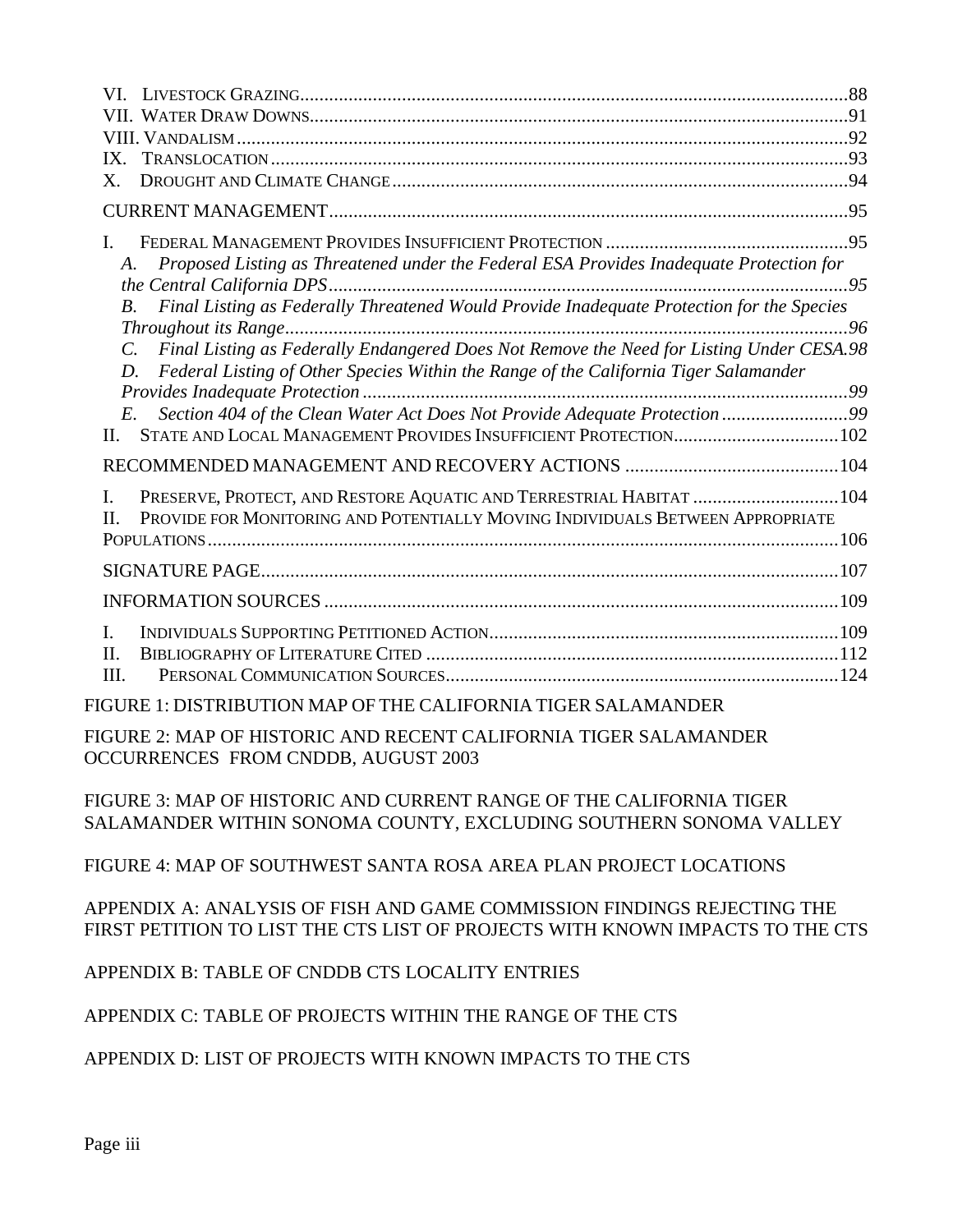VI. LIVESTOCK GRAZING ............ 88
VII. WATER DRAW DOWNS ............ 91
VIII. VANDALISM ............ 92
IX. TRANSLOCATION ............ 93
X. DROUGHT AND CLIMATE CHANGE ............ 94

CURRENT MANAGEMENT ............ 95

I. FEDERAL MANAGEMENT PROVIDES INSUFFICIENT PROTECTION ............ 95
*A. Proposed Listing as Threatened under the Federal ESA Provides Inadequate Protection for the Central California DPS ............ 95*
*B. Final Listing as Federally Threatened Would Provide Inadequate Protection for the Species Throughout its Range ............ 96*
*C. Final Listing as Federally Endangered Does Not Remove the Need for Listing Under CESA. 98*
*D. Federal Listing of Other Species Within the Range of the California Tiger Salamander Provides Inadequate Protection ............ 99*
*E. Section 404 of the Clean Water Act Does Not Provide Adequate Protection ............ 99*
II. STATE AND LOCAL MANAGEMENT PROVIDES INSUFFICIENT PROTECTION ............ 102

RECOMMENDED MANAGEMENT AND RECOVERY ACTIONS ............ 104

I. PRESERVE, PROTECT, AND RESTORE AQUATIC AND TERRESTRIAL HABITAT ............ 104
II. PROVIDE FOR MONITORING AND POTENTIALLY MOVING INDIVIDUALS BETWEEN APPROPRIATE POPULATIONS ............ 106

SIGNATURE PAGE ............ 107

INFORMATION SOURCES ............ 109

I. INDIVIDUALS SUPPORTING PETITIONED ACTION ............ 109
II. BIBLIOGRAPHY OF LITERATURE CITED ............ 112
III. PERSONAL COMMUNICATION SOURCES ............ 124

FIGURE 1: DISTRIBUTION MAP OF THE CALIFORNIA TIGER SALAMANDER

FIGURE 2: MAP OF HISTORIC AND RECENT CALIFORNIA TIGER SALAMANDER OCCURRENCES FROM CNDDB, AUGUST 2003

FIGURE 3: MAP OF HISTORIC AND CURRENT RANGE OF THE CALIFORNIA TIGER SALAMANDER WITHIN SONOMA COUNTY, EXCLUDING SOUTHERN SONOMA VALLEY

FIGURE 4: MAP OF SOUTHWEST SANTA ROSA AREA PLAN PROJECT LOCATIONS

APPENDIX A: ANALYSIS OF FISH AND GAME COMMISSION FINDINGS REJECTING THE FIRST PETITION TO LIST THE CTS LIST OF PROJECTS WITH KNOWN IMPACTS TO THE CTS

APPENDIX B: TABLE OF CNDDB CTS LOCALITY ENTRIES

APPENDIX C: TABLE OF PROJECTS WITHIN THE RANGE OF THE CTS

APPENDIX D: LIST OF PROJECTS WITH KNOWN IMPACTS TO THE CTS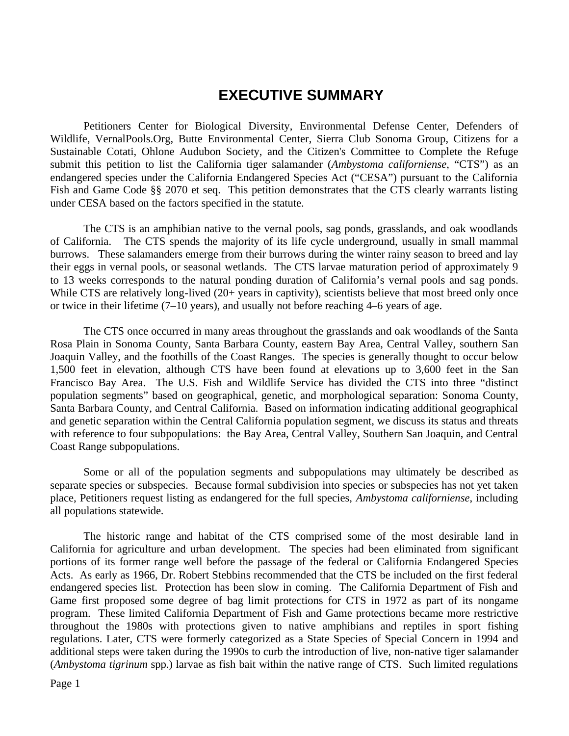# EXECUTIVE SUMMARY

Petitioners Center for Biological Diversity, Environmental Defense Center, Defenders of Wildlife, VernalPools.Org, Butte Environmental Center, Sierra Club Sonoma Group, Citizens for a Sustainable Cotati, Ohlone Audubon Society, and the Citizen's Committee to Complete the Refuge submit this petition to list the California tiger salamander (*Ambystoma californiense*, "CTS") as an endangered species under the California Endangered Species Act ("CESA") pursuant to the California Fish and Game Code §§ 2070 et seq. This petition demonstrates that the CTS clearly warrants listing under CESA based on the factors specified in the statute.

The CTS is an amphibian native to the vernal pools, sag ponds, grasslands, and oak woodlands of California. The CTS spends the majority of its life cycle underground, usually in small mammal burrows. These salamanders emerge from their burrows during the winter rainy season to breed and lay their eggs in vernal pools, or seasonal wetlands. The CTS larvae maturation period of approximately 9 to 13 weeks corresponds to the natural ponding duration of California's vernal pools and sag ponds. While CTS are relatively long-lived (20+ years in captivity), scientists believe that most breed only once or twice in their lifetime (7–10 years), and usually not before reaching 4–6 years of age.

The CTS once occurred in many areas throughout the grasslands and oak woodlands of the Santa Rosa Plain in Sonoma County, Santa Barbara County, eastern Bay Area, Central Valley, southern San Joaquin Valley, and the foothills of the Coast Ranges. The species is generally thought to occur below 1,500 feet in elevation, although CTS have been found at elevations up to 3,600 feet in the San Francisco Bay Area. The U.S. Fish and Wildlife Service has divided the CTS into three "distinct population segments" based on geographical, genetic, and morphological separation: Sonoma County, Santa Barbara County, and Central California. Based on information indicating additional geographical and genetic separation within the Central California population segment, we discuss its status and threats with reference to four subpopulations: the Bay Area, Central Valley, Southern San Joaquin, and Central Coast Range subpopulations.

Some or all of the population segments and subpopulations may ultimately be described as separate species or subspecies. Because formal subdivision into species or subspecies has not yet taken place, Petitioners request listing as endangered for the full species, *Ambystoma californiense*, including all populations statewide.

The historic range and habitat of the CTS comprised some of the most desirable land in California for agriculture and urban development. The species had been eliminated from significant portions of its former range well before the passage of the federal or California Endangered Species Acts. As early as 1966, Dr. Robert Stebbins recommended that the CTS be included on the first federal endangered species list. Protection has been slow in coming. The California Department of Fish and Game first proposed some degree of bag limit protections for CTS in 1972 as part of its nongame program. These limited California Department of Fish and Game protections became more restrictive throughout the 1980s with protections given to native amphibians and reptiles in sport fishing regulations. Later, CTS were formerly categorized as a State Species of Special Concern in 1994 and additional steps were taken during the 1990s to curb the introduction of live, non-native tiger salamander (*Ambystoma tigrinum* spp.) larvae as fish bait within the native range of CTS. Such limited regulations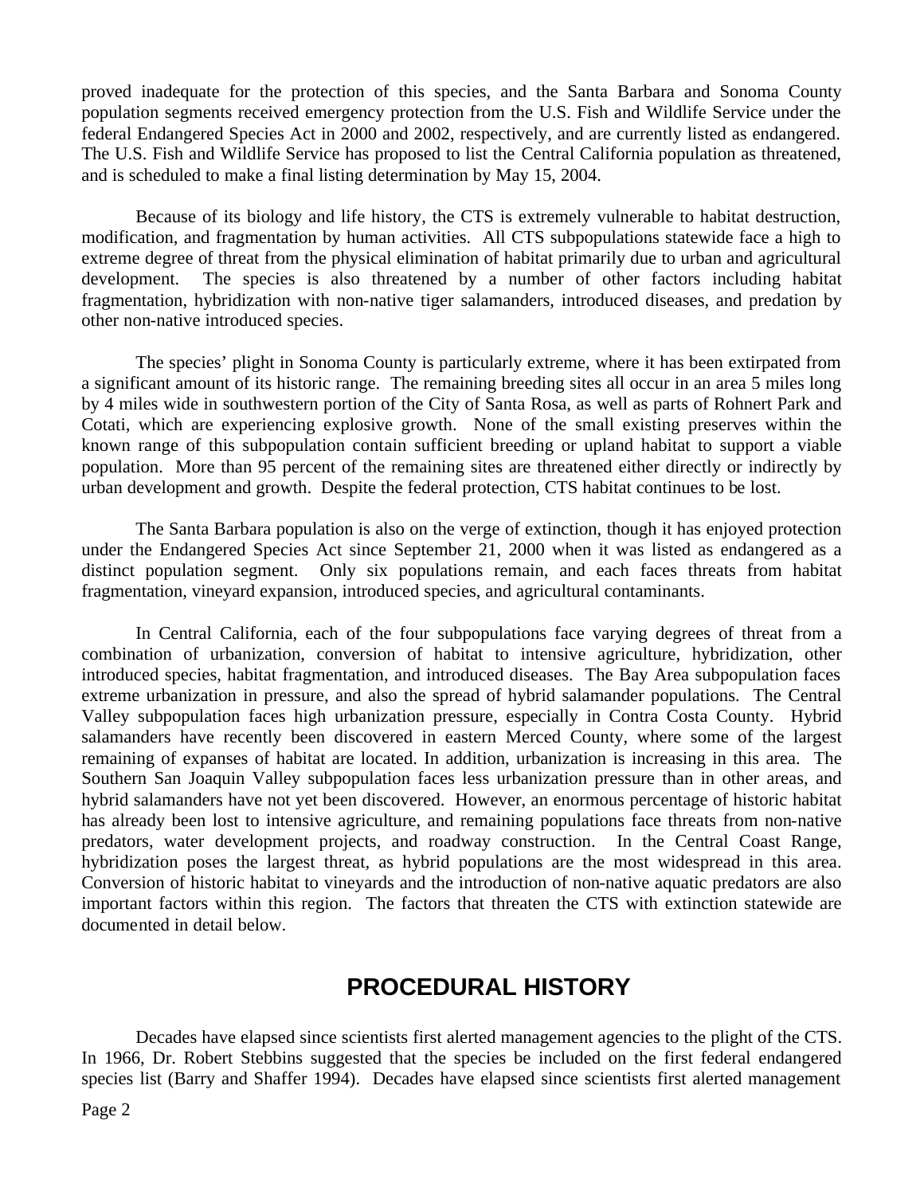proved inadequate for the protection of this species, and the Santa Barbara and Sonoma County population segments received emergency protection from the U.S. Fish and Wildlife Service under the federal Endangered Species Act in 2000 and 2002, respectively, and are currently listed as endangered. The U.S. Fish and Wildlife Service has proposed to list the Central California population as threatened, and is scheduled to make a final listing determination by May 15, 2004.

Because of its biology and life history, the CTS is extremely vulnerable to habitat destruction, modification, and fragmentation by human activities. All CTS subpopulations statewide face a high to extreme degree of threat from the physical elimination of habitat primarily due to urban and agricultural development. The species is also threatened by a number of other factors including habitat fragmentation, hybridization with non-native tiger salamanders, introduced diseases, and predation by other non-native introduced species.

The species' plight in Sonoma County is particularly extreme, where it has been extirpated from a significant amount of its historic range. The remaining breeding sites all occur in an area 5 miles long by 4 miles wide in southwestern portion of the City of Santa Rosa, as well as parts of Rohnert Park and Cotati, which are experiencing explosive growth. None of the small existing preserves within the known range of this subpopulation contain sufficient breeding or upland habitat to support a viable population. More than 95 percent of the remaining sites are threatened either directly or indirectly by urban development and growth. Despite the federal protection, CTS habitat continues to be lost.

The Santa Barbara population is also on the verge of extinction, though it has enjoyed protection under the Endangered Species Act since September 21, 2000 when it was listed as endangered as a distinct population segment. Only six populations remain, and each faces threats from habitat fragmentation, vineyard expansion, introduced species, and agricultural contaminants.

In Central California, each of the four subpopulations face varying degrees of threat from a combination of urbanization, conversion of habitat to intensive agriculture, hybridization, other introduced species, habitat fragmentation, and introduced diseases. The Bay Area subpopulation faces extreme urbanization in pressure, and also the spread of hybrid salamander populations. The Central Valley subpopulation faces high urbanization pressure, especially in Contra Costa County. Hybrid salamanders have recently been discovered in eastern Merced County, where some of the largest remaining of expanses of habitat are located. In addition, urbanization is increasing in this area. The Southern San Joaquin Valley subpopulation faces less urbanization pressure than in other areas, and hybrid salamanders have not yet been discovered. However, an enormous percentage of historic habitat has already been lost to intensive agriculture, and remaining populations face threats from non-native predators, water development projects, and roadway construction. In the Central Coast Range, hybridization poses the largest threat, as hybrid populations are the most widespread in this area. Conversion of historic habitat to vineyards and the introduction of non-native aquatic predators are also important factors within this region. The factors that threaten the CTS with extinction statewide are documented in detail below.

## PROCEDURAL HISTORY

Decades have elapsed since scientists first alerted management agencies to the plight of the CTS. In 1966, Dr. Robert Stebbins suggested that the species be included on the first federal endangered species list (Barry and Shaffer 1994). Decades have elapsed since scientists first alerted management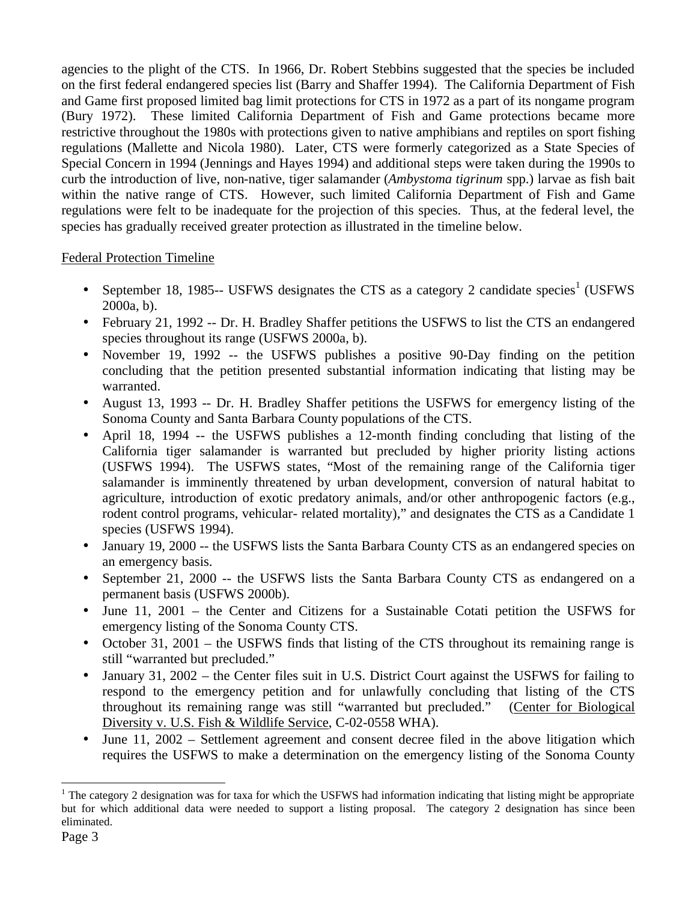agencies to the plight of the CTS. In 1966, Dr. Robert Stebbins suggested that the species be included on the first federal endangered species list (Barry and Shaffer 1994). The California Department of Fish and Game first proposed limited bag limit protections for CTS in 1972 as a part of its nongame program (Bury 1972). These limited California Department of Fish and Game protections became more restrictive throughout the 1980s with protections given to native amphibians and reptiles on sport fishing regulations (Mallette and Nicola 1980). Later, CTS were formerly categorized as a State Species of Special Concern in 1994 (Jennings and Hayes 1994) and additional steps were taken during the 1990s to curb the introduction of live, non-native, tiger salamander (*Ambystoma tigrinum* spp.) larvae as fish bait within the native range of CTS. However, such limited California Department of Fish and Game regulations were felt to be inadequate for the projection of this species. Thus, at the federal level, the species has gradually received greater protection as illustrated in the timeline below.

Federal Protection Timeline

- September 18, 1985-- USFWS designates the CTS as a category 2 candidate species[1] (USFWS 2000a, b).
- February 21, 1992 -- Dr. H. Bradley Shaffer petitions the USFWS to list the CTS an endangered species throughout its range (USFWS 2000a, b).
- November 19, 1992 -- the USFWS publishes a positive 90-Day finding on the petition concluding that the petition presented substantial information indicating that listing may be warranted.
- August 13, 1993 -- Dr. H. Bradley Shaffer petitions the USFWS for emergency listing of the Sonoma County and Santa Barbara County populations of the CTS.
- April 18, 1994 -- the USFWS publishes a 12-month finding concluding that listing of the California tiger salamander is warranted but precluded by higher priority listing actions (USFWS 1994). The USFWS states, "Most of the remaining range of the California tiger salamander is imminently threatened by urban development, conversion of natural habitat to agriculture, introduction of exotic predatory animals, and/or other anthropogenic factors (e.g., rodent control programs, vehicular- related mortality)," and designates the CTS as a Candidate 1 species (USFWS 1994).
- January 19, 2000 -- the USFWS lists the Santa Barbara County CTS as an endangered species on an emergency basis.
- September 21, 2000 -- the USFWS lists the Santa Barbara County CTS as endangered on a permanent basis (USFWS 2000b).
- June 11, 2001 – the Center and Citizens for a Sustainable Cotati petition the USFWS for emergency listing of the Sonoma County CTS.
- October 31, 2001 – the USFWS finds that listing of the CTS throughout its remaining range is still "warranted but precluded."
- January 31, 2002 – the Center files suit in U.S. District Court against the USFWS for failing to respond to the emergency petition and for unlawfully concluding that listing of the CTS throughout its remaining range was still "warranted but precluded." (Center for Biological Diversity v. U.S. Fish & Wildlife Service, C-02-0558 WHA).
- June 11, 2002 – Settlement agreement and consent decree filed in the above litigation which requires the USFWS to make a determination on the emergency listing of the Sonoma County

[1] The category 2 designation was for taxa for which the USFWS had information indicating that listing might be appropriate but for which additional data were needed to support a listing proposal. The category 2 designation has since been eliminated.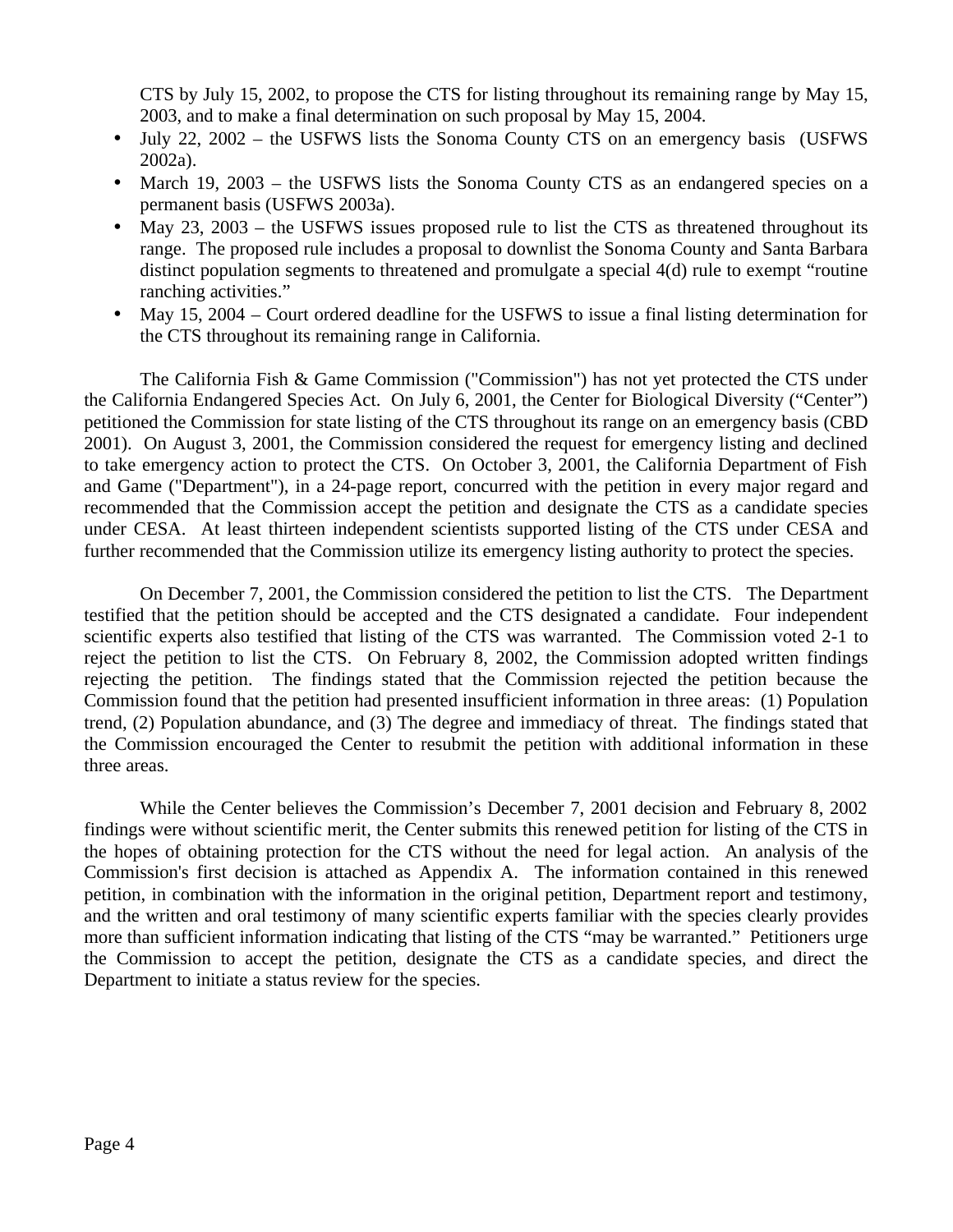CTS by July 15, 2002, to propose the CTS for listing throughout its remaining range by May 15, 2003, and to make a final determination on such proposal by May 15, 2004.

- July 22, 2002 – the USFWS lists the Sonoma County CTS on an emergency basis (USFWS 2002a).
- March 19, 2003 – the USFWS lists the Sonoma County CTS as an endangered species on a permanent basis (USFWS 2003a).
- May 23, 2003 – the USFWS issues proposed rule to list the CTS as threatened throughout its range. The proposed rule includes a proposal to downlist the Sonoma County and Santa Barbara distinct population segments to threatened and promulgate a special 4(d) rule to exempt "routine ranching activities."
- May 15, 2004 – Court ordered deadline for the USFWS to issue a final listing determination for the CTS throughout its remaining range in California.

The California Fish & Game Commission ("Commission") has not yet protected the CTS under the California Endangered Species Act. On July 6, 2001, the Center for Biological Diversity ("Center") petitioned the Commission for state listing of the CTS throughout its range on an emergency basis (CBD 2001). On August 3, 2001, the Commission considered the request for emergency listing and declined to take emergency action to protect the CTS. On October 3, 2001, the California Department of Fish and Game ("Department"), in a 24-page report, concurred with the petition in every major regard and recommended that the Commission accept the petition and designate the CTS as a candidate species under CESA. At least thirteen independent scientists supported listing of the CTS under CESA and further recommended that the Commission utilize its emergency listing authority to protect the species.

On December 7, 2001, the Commission considered the petition to list the CTS. The Department testified that the petition should be accepted and the CTS designated a candidate. Four independent scientific experts also testified that listing of the CTS was warranted. The Commission voted 2-1 to reject the petition to list the CTS. On February 8, 2002, the Commission adopted written findings rejecting the petition. The findings stated that the Commission rejected the petition because the Commission found that the petition had presented insufficient information in three areas: (1) Population trend, (2) Population abundance, and (3) The degree and immediacy of threat. The findings stated that the Commission encouraged the Center to resubmit the petition with additional information in these three areas.

While the Center believes the Commission's December 7, 2001 decision and February 8, 2002 findings were without scientific merit, the Center submits this renewed petition for listing of the CTS in the hopes of obtaining protection for the CTS without the need for legal action. An analysis of the Commission's first decision is attached as Appendix A. The information contained in this renewed petition, in combination with the information in the original petition, Department report and testimony, and the written and oral testimony of many scientific experts familiar with the species clearly provides more than sufficient information indicating that listing of the CTS "may be warranted." Petitioners urge the Commission to accept the petition, designate the CTS as a candidate species, and direct the Department to initiate a status review for the species.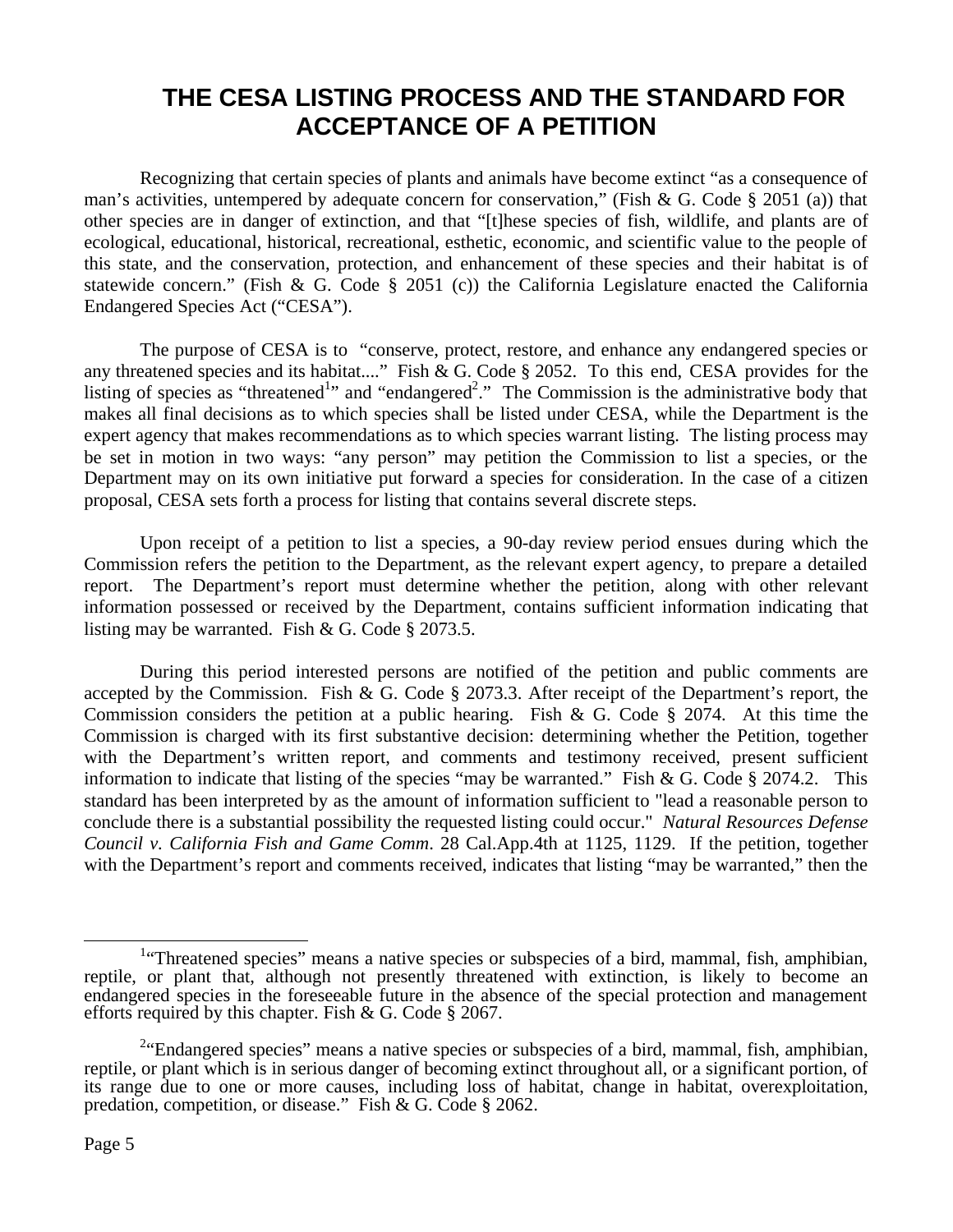# THE CESA LISTING PROCESS AND THE STANDARD FOR ACCEPTANCE OF A PETITION

Recognizing that certain species of plants and animals have become extinct "as a consequence of man's activities, untempered by adequate concern for conservation," (Fish & G. Code § 2051 (a)) that other species are in danger of extinction, and that "[t]hese species of fish, wildlife, and plants are of ecological, educational, historical, recreational, esthetic, economic, and scientific value to the people of this state, and the conservation, protection, and enhancement of these species and their habitat is of statewide concern." (Fish & G. Code § 2051 (c)) the California Legislature enacted the California Endangered Species Act ("CESA").

The purpose of CESA is to "conserve, protect, restore, and enhance any endangered species or any threatened species and its habitat...." Fish & G. Code § 2052. To this end, CESA provides for the listing of species as "threatened[1]" and "endangered[2]." The Commission is the administrative body that makes all final decisions as to which species shall be listed under CESA, while the Department is the expert agency that makes recommendations as to which species warrant listing. The listing process may be set in motion in two ways: "any person" may petition the Commission to list a species, or the Department may on its own initiative put forward a species for consideration. In the case of a citizen proposal, CESA sets forth a process for listing that contains several discrete steps.

Upon receipt of a petition to list a species, a 90-day review period ensues during which the Commission refers the petition to the Department, as the relevant expert agency, to prepare a detailed report. The Department's report must determine whether the petition, along with other relevant information possessed or received by the Department, contains sufficient information indicating that listing may be warranted. Fish & G. Code § 2073.5.

During this period interested persons are notified of the petition and public comments are accepted by the Commission. Fish & G. Code § 2073.3. After receipt of the Department's report, the Commission considers the petition at a public hearing. Fish & G. Code § 2074. At this time the Commission is charged with its first substantive decision: determining whether the Petition, together with the Department's written report, and comments and testimony received, present sufficient information to indicate that listing of the species "may be warranted." Fish & G. Code § 2074.2. This standard has been interpreted by as the amount of information sufficient to "lead a reasonable person to conclude there is a substantial possibility the requested listing could occur." *Natural Resources Defense Council v. California Fish and Game Comm*. 28 Cal.App.4th at 1125, 1129. If the petition, together with the Department's report and comments received, indicates that listing "may be warranted," then the

---

[1] "Threatened species" means a native species or subspecies of a bird, mammal, fish, amphibian, reptile, or plant that, although not presently threatened with extinction, is likely to become an endangered species in the foreseeable future in the absence of the special protection and management efforts required by this chapter. Fish & G. Code § 2067.

[2] "Endangered species" means a native species or subspecies of a bird, mammal, fish, amphibian, reptile, or plant which is in serious danger of becoming extinct throughout all, or a significant portion, of its range due to one or more causes, including loss of habitat, change in habitat, overexploitation, predation, competition, or disease." Fish & G. Code § 2062.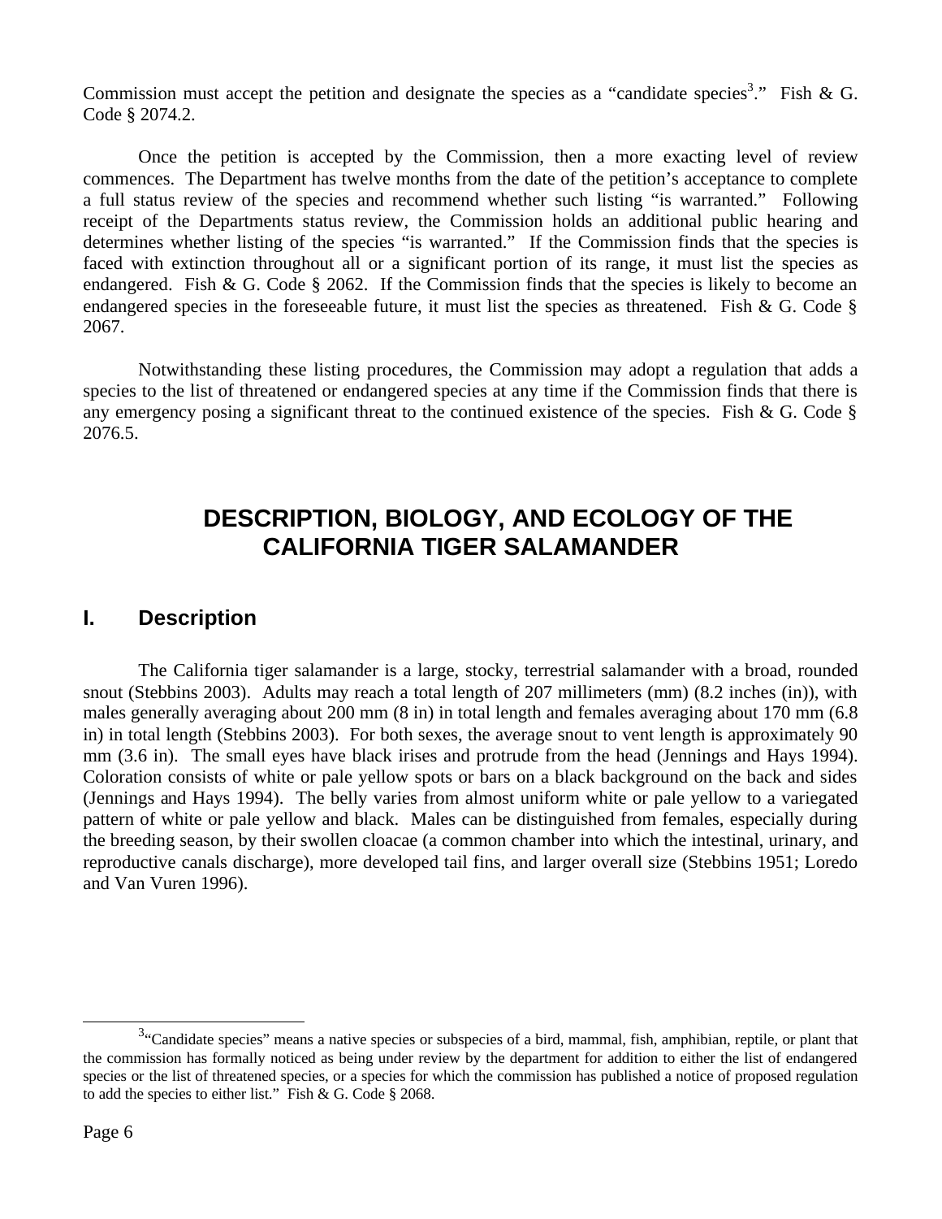Commission must accept the petition and designate the species as a "candidate species[3]." Fish & G. Code § 2074.2.

Once the petition is accepted by the Commission, then a more exacting level of review commences. The Department has twelve months from the date of the petition's acceptance to complete a full status review of the species and recommend whether such listing "is warranted." Following receipt of the Departments status review, the Commission holds an additional public hearing and determines whether listing of the species "is warranted." If the Commission finds that the species is faced with extinction throughout all or a significant portion of its range, it must list the species as endangered. Fish & G. Code § 2062. If the Commission finds that the species is likely to become an endangered species in the foreseeable future, it must list the species as threatened. Fish & G. Code § 2067.

Notwithstanding these listing procedures, the Commission may adopt a regulation that adds a species to the list of threatened or endangered species at any time if the Commission finds that there is any emergency posing a significant threat to the continued existence of the species. Fish & G. Code § 2076.5.

# DESCRIPTION, BIOLOGY, AND ECOLOGY OF THE CALIFORNIA TIGER SALAMANDER

## I. Description

The California tiger salamander is a large, stocky, terrestrial salamander with a broad, rounded snout (Stebbins 2003). Adults may reach a total length of 207 millimeters (mm) (8.2 inches (in)), with males generally averaging about 200 mm (8 in) in total length and females averaging about 170 mm (6.8 in) in total length (Stebbins 2003). For both sexes, the average snout to vent length is approximately 90 mm (3.6 in). The small eyes have black irises and protrude from the head (Jennings and Hays 1994). Coloration consists of white or pale yellow spots or bars on a black background on the back and sides (Jennings and Hays 1994). The belly varies from almost uniform white or pale yellow to a variegated pattern of white or pale yellow and black. Males can be distinguished from females, especially during the breeding season, by their swollen cloacae (a common chamber into which the intestinal, urinary, and reproductive canals discharge), more developed tail fins, and larger overall size (Stebbins 1951; Loredo and Van Vuren 1996).

[3] "Candidate species" means a native species or subspecies of a bird, mammal, fish, amphibian, reptile, or plant that the commission has formally noticed as being under review by the department for addition to either the list of endangered species or the list of threatened species, or a species for which the commission has published a notice of proposed regulation to add the species to either list." Fish & G. Code § 2068.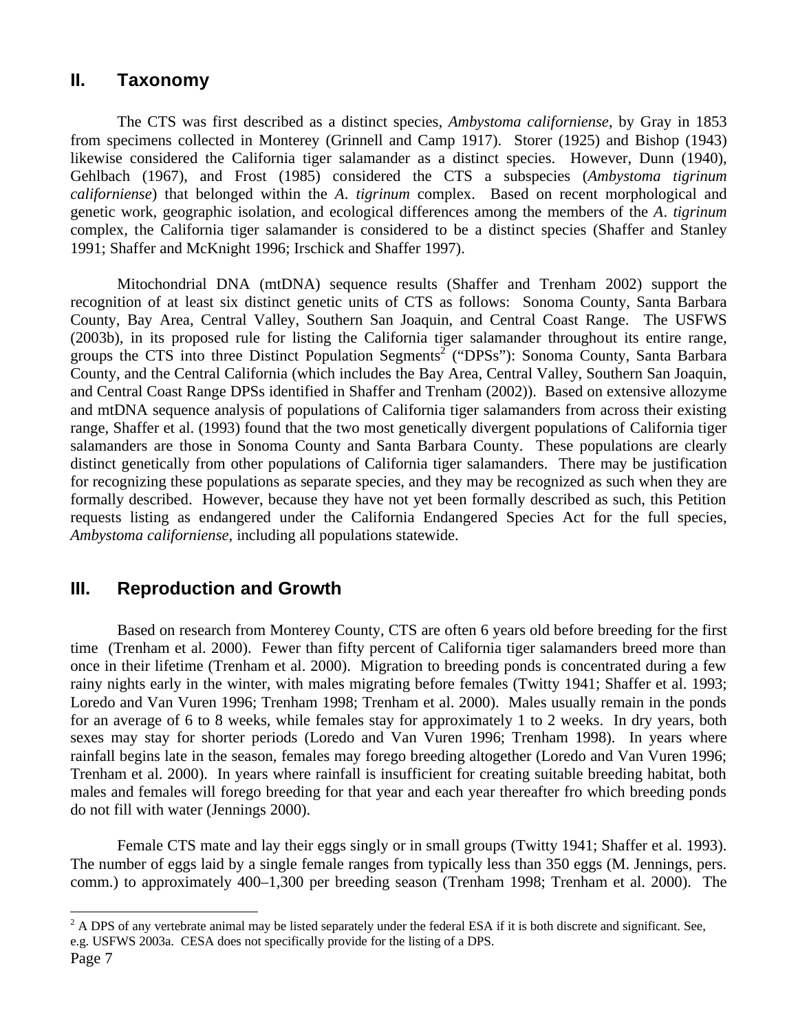## II. Taxonomy

The CTS was first described as a distinct species, *Ambystoma californiense*, by Gray in 1853 from specimens collected in Monterey (Grinnell and Camp 1917). Storer (1925) and Bishop (1943) likewise considered the California tiger salamander as a distinct species. However, Dunn (1940), Gehlbach (1967), and Frost (1985) considered the CTS a subspecies (*Ambystoma tigrinum californiense*) that belonged within the *A. tigrinum* complex. Based on recent morphological and genetic work, geographic isolation, and ecological differences among the members of the *A. tigrinum* complex, the California tiger salamander is considered to be a distinct species (Shaffer and Stanley 1991; Shaffer and McKnight 1996; Irschick and Shaffer 1997).

Mitochondrial DNA (mtDNA) sequence results (Shaffer and Trenham 2002) support the recognition of at least six distinct genetic units of CTS as follows: Sonoma County, Santa Barbara County, Bay Area, Central Valley, Southern San Joaquin, and Central Coast Range. The USFWS (2003b), in its proposed rule for listing the California tiger salamander throughout its entire range, groups the CTS into three Distinct Population Segments[2] ("DPSs"): Sonoma County, Santa Barbara County, and the Central California (which includes the Bay Area, Central Valley, Southern San Joaquin, and Central Coast Range DPSs identified in Shaffer and Trenham (2002)). Based on extensive allozyme and mtDNA sequence analysis of populations of California tiger salamanders from across their existing range, Shaffer et al. (1993) found that the two most genetically divergent populations of California tiger salamanders are those in Sonoma County and Santa Barbara County. These populations are clearly distinct genetically from other populations of California tiger salamanders. There may be justification for recognizing these populations as separate species, and they may be recognized as such when they are formally described. However, because they have not yet been formally described as such, this Petition requests listing as endangered under the California Endangered Species Act for the full species, *Ambystoma californiense*, including all populations statewide.

## III. Reproduction and Growth

Based on research from Monterey County, CTS are often 6 years old before breeding for the first time (Trenham et al. 2000). Fewer than fifty percent of California tiger salamanders breed more than once in their lifetime (Trenham et al. 2000). Migration to breeding ponds is concentrated during a few rainy nights early in the winter, with males migrating before females (Twitty 1941; Shaffer et al. 1993; Loredo and Van Vuren 1996; Trenham 1998; Trenham et al. 2000). Males usually remain in the ponds for an average of 6 to 8 weeks, while females stay for approximately 1 to 2 weeks. In dry years, both sexes may stay for shorter periods (Loredo and Van Vuren 1996; Trenham 1998). In years where rainfall begins late in the season, females may forego breeding altogether (Loredo and Van Vuren 1996; Trenham et al. 2000). In years where rainfall is insufficient for creating suitable breeding habitat, both males and females will forego breeding for that year and each year thereafter fro which breeding ponds do not fill with water (Jennings 2000).

Female CTS mate and lay their eggs singly or in small groups (Twitty 1941; Shaffer et al. 1993). The number of eggs laid by a single female ranges from typically less than 350 eggs (M. Jennings, pers. comm.) to approximately 400–1,300 per breeding season (Trenham 1998; Trenham et al. 2000). The

[2] A DPS of any vertebrate animal may be listed separately under the federal ESA if it is both discrete and significant. See, e.g. USFWS 2003a. CESA does not specifically provide for the listing of a DPS.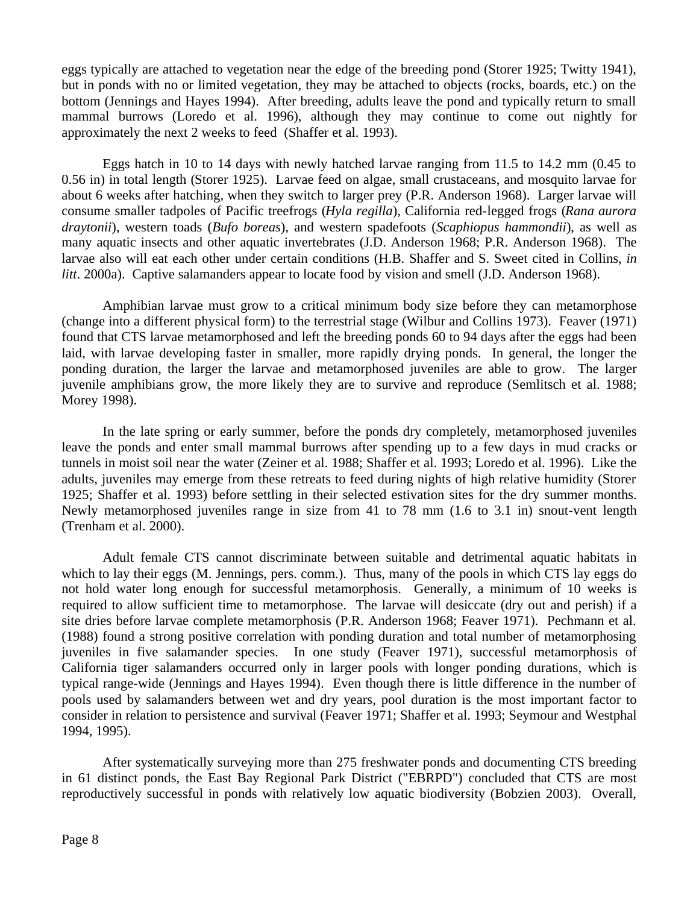eggs typically are attached to vegetation near the edge of the breeding pond (Storer 1925; Twitty 1941), but in ponds with no or limited vegetation, they may be attached to objects (rocks, boards, etc.) on the bottom (Jennings and Hayes 1994). After breeding, adults leave the pond and typically return to small mammal burrows (Loredo et al. 1996), although they may continue to come out nightly for approximately the next 2 weeks to feed (Shaffer et al. 1993).

Eggs hatch in 10 to 14 days with newly hatched larvae ranging from 11.5 to 14.2 mm (0.45 to 0.56 in) in total length (Storer 1925). Larvae feed on algae, small crustaceans, and mosquito larvae for about 6 weeks after hatching, when they switch to larger prey (P.R. Anderson 1968). Larger larvae will consume smaller tadpoles of Pacific treefrogs (*Hyla regilla*), California red-legged frogs (*Rana aurora draytonii*), western toads (*Bufo boreas*), and western spadefoots (*Scaphiopus hammondii*), as well as many aquatic insects and other aquatic invertebrates (J.D. Anderson 1968; P.R. Anderson 1968). The larvae also will eat each other under certain conditions (H.B. Shaffer and S. Sweet cited in Collins, *in litt*. 2000a). Captive salamanders appear to locate food by vision and smell (J.D. Anderson 1968).

Amphibian larvae must grow to a critical minimum body size before they can metamorphose (change into a different physical form) to the terrestrial stage (Wilbur and Collins 1973). Feaver (1971) found that CTS larvae metamorphosed and left the breeding ponds 60 to 94 days after the eggs had been laid, with larvae developing faster in smaller, more rapidly drying ponds. In general, the longer the ponding duration, the larger the larvae and metamorphosed juveniles are able to grow. The larger juvenile amphibians grow, the more likely they are to survive and reproduce (Semlitsch et al. 1988; Morey 1998).

In the late spring or early summer, before the ponds dry completely, metamorphosed juveniles leave the ponds and enter small mammal burrows after spending up to a few days in mud cracks or tunnels in moist soil near the water (Zeiner et al. 1988; Shaffer et al. 1993; Loredo et al. 1996). Like the adults, juveniles may emerge from these retreats to feed during nights of high relative humidity (Storer 1925; Shaffer et al. 1993) before settling in their selected estivation sites for the dry summer months. Newly metamorphosed juveniles range in size from 41 to 78 mm (1.6 to 3.1 in) snout-vent length (Trenham et al. 2000).

Adult female CTS cannot discriminate between suitable and detrimental aquatic habitats in which to lay their eggs (M. Jennings, pers. comm.). Thus, many of the pools in which CTS lay eggs do not hold water long enough for successful metamorphosis. Generally, a minimum of 10 weeks is required to allow sufficient time to metamorphose. The larvae will desiccate (dry out and perish) if a site dries before larvae complete metamorphosis (P.R. Anderson 1968; Feaver 1971). Pechmann et al. (1988) found a strong positive correlation with ponding duration and total number of metamorphosing juveniles in five salamander species. In one study (Feaver 1971), successful metamorphosis of California tiger salamanders occurred only in larger pools with longer ponding durations, which is typical range-wide (Jennings and Hayes 1994). Even though there is little difference in the number of pools used by salamanders between wet and dry years, pool duration is the most important factor to consider in relation to persistence and survival (Feaver 1971; Shaffer et al. 1993; Seymour and Westphal 1994, 1995).

After systematically surveying more than 275 freshwater ponds and documenting CTS breeding in 61 distinct ponds, the East Bay Regional Park District ("EBRPD") concluded that CTS are most reproductively successful in ponds with relatively low aquatic biodiversity (Bobzien 2003). Overall,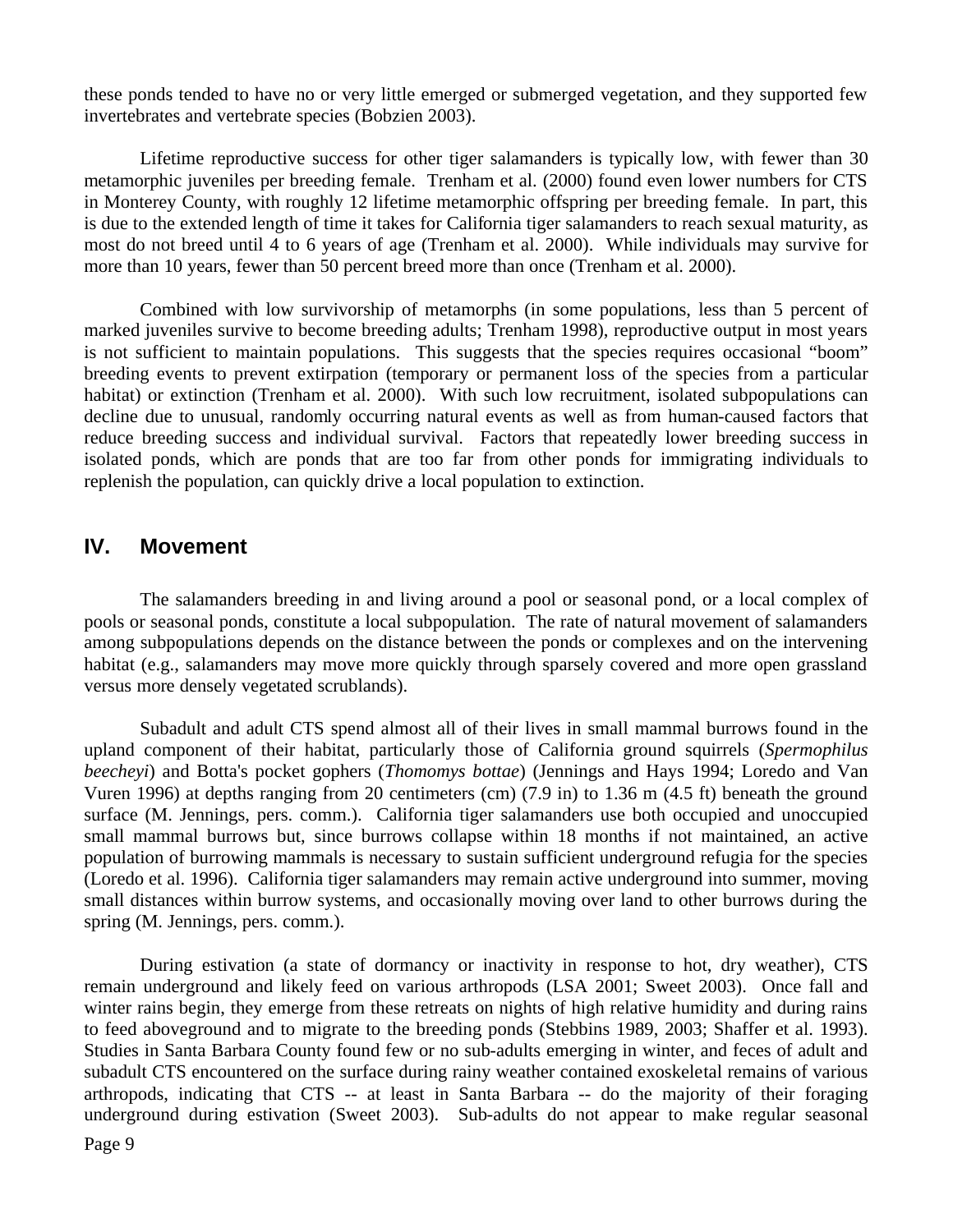these ponds tended to have no or very little emerged or submerged vegetation, and they supported few invertebrates and vertebrate species (Bobzien 2003).

Lifetime reproductive success for other tiger salamanders is typically low, with fewer than 30 metamorphic juveniles per breeding female. Trenham et al. (2000) found even lower numbers for CTS in Monterey County, with roughly 12 lifetime metamorphic offspring per breeding female. In part, this is due to the extended length of time it takes for California tiger salamanders to reach sexual maturity, as most do not breed until 4 to 6 years of age (Trenham et al. 2000). While individuals may survive for more than 10 years, fewer than 50 percent breed more than once (Trenham et al. 2000).

Combined with low survivorship of metamorphs (in some populations, less than 5 percent of marked juveniles survive to become breeding adults; Trenham 1998), reproductive output in most years is not sufficient to maintain populations. This suggests that the species requires occasional "boom" breeding events to prevent extirpation (temporary or permanent loss of the species from a particular habitat) or extinction (Trenham et al. 2000). With such low recruitment, isolated subpopulations can decline due to unusual, randomly occurring natural events as well as from human-caused factors that reduce breeding success and individual survival. Factors that repeatedly lower breeding success in isolated ponds, which are ponds that are too far from other ponds for immigrating individuals to replenish the population, can quickly drive a local population to extinction.

## IV. Movement

The salamanders breeding in and living around a pool or seasonal pond, or a local complex of pools or seasonal ponds, constitute a local subpopulation. The rate of natural movement of salamanders among subpopulations depends on the distance between the ponds or complexes and on the intervening habitat (e.g., salamanders may move more quickly through sparsely covered and more open grassland versus more densely vegetated scrublands).

Subadult and adult CTS spend almost all of their lives in small mammal burrows found in the upland component of their habitat, particularly those of California ground squirrels (*Spermophilus beecheyi*) and Botta's pocket gophers (*Thomomys bottae*) (Jennings and Hays 1994; Loredo and Van Vuren 1996) at depths ranging from 20 centimeters (cm) (7.9 in) to 1.36 m (4.5 ft) beneath the ground surface (M. Jennings, pers. comm.). California tiger salamanders use both occupied and unoccupied small mammal burrows but, since burrows collapse within 18 months if not maintained, an active population of burrowing mammals is necessary to sustain sufficient underground refugia for the species (Loredo et al. 1996). California tiger salamanders may remain active underground into summer, moving small distances within burrow systems, and occasionally moving over land to other burrows during the spring (M. Jennings, pers. comm.).

During estivation (a state of dormancy or inactivity in response to hot, dry weather), CTS remain underground and likely feed on various arthropods (LSA 2001; Sweet 2003). Once fall and winter rains begin, they emerge from these retreats on nights of high relative humidity and during rains to feed aboveground and to migrate to the breeding ponds (Stebbins 1989, 2003; Shaffer et al. 1993). Studies in Santa Barbara County found few or no sub-adults emerging in winter, and feces of adult and subadult CTS encountered on the surface during rainy weather contained exoskeletal remains of various arthropods, indicating that CTS -- at least in Santa Barbara -- do the majority of their foraging underground during estivation (Sweet 2003). Sub-adults do not appear to make regular seasonal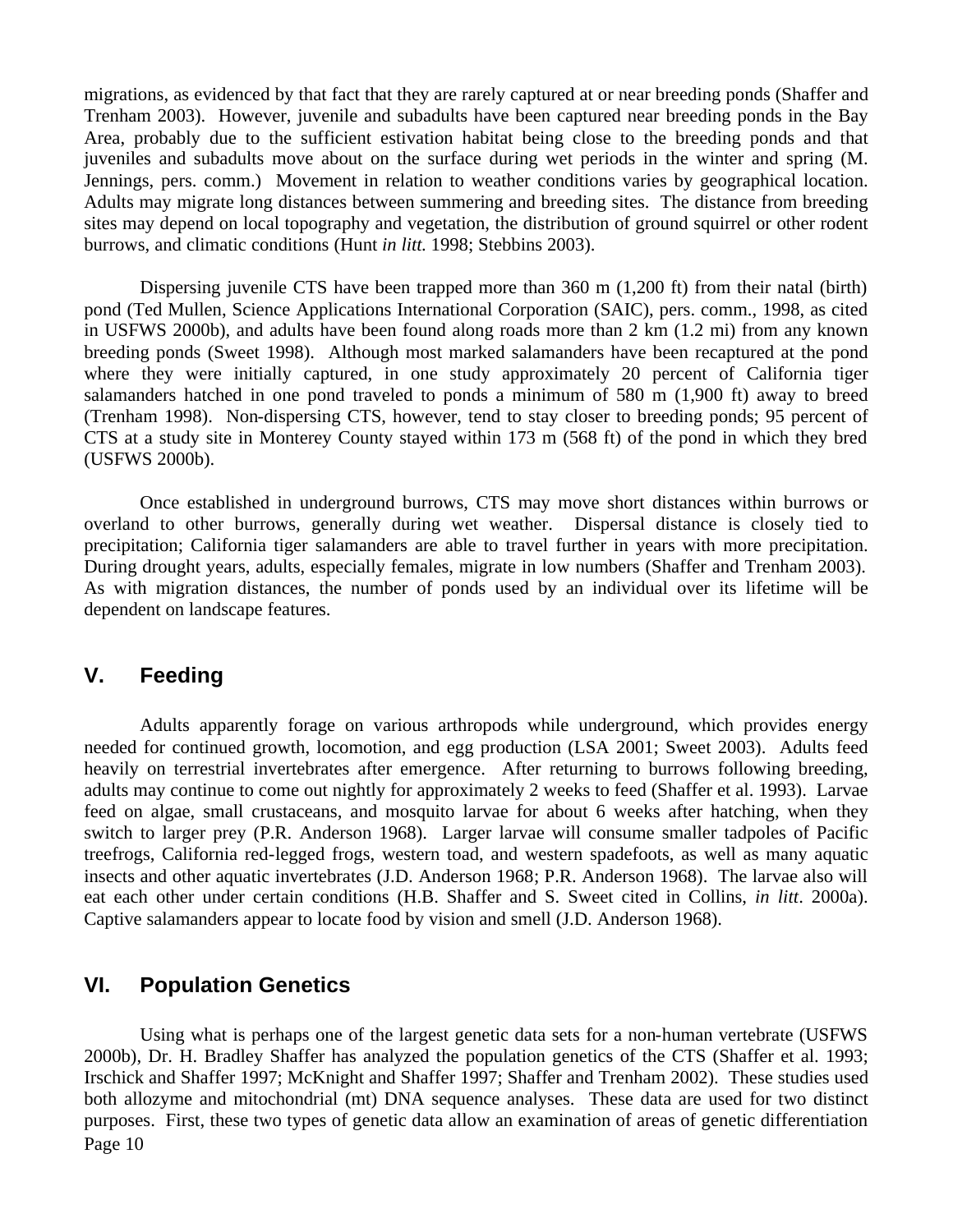migrations, as evidenced by that fact that they are rarely captured at or near breeding ponds (Shaffer and Trenham 2003). However, juvenile and subadults have been captured near breeding ponds in the Bay Area, probably due to the sufficient estivation habitat being close to the breeding ponds and that juveniles and subadults move about on the surface during wet periods in the winter and spring (M. Jennings, pers. comm.) Movement in relation to weather conditions varies by geographical location. Adults may migrate long distances between summering and breeding sites. The distance from breeding sites may depend on local topography and vegetation, the distribution of ground squirrel or other rodent burrows, and climatic conditions (Hunt *in litt.* 1998; Stebbins 2003).

Dispersing juvenile CTS have been trapped more than 360 m (1,200 ft) from their natal (birth) pond (Ted Mullen, Science Applications International Corporation (SAIC), pers. comm., 1998, as cited in USFWS 2000b), and adults have been found along roads more than 2 km (1.2 mi) from any known breeding ponds (Sweet 1998). Although most marked salamanders have been recaptured at the pond where they were initially captured, in one study approximately 20 percent of California tiger salamanders hatched in one pond traveled to ponds a minimum of 580 m (1,900 ft) away to breed (Trenham 1998). Non-dispersing CTS, however, tend to stay closer to breeding ponds; 95 percent of CTS at a study site in Monterey County stayed within 173 m (568 ft) of the pond in which they bred (USFWS 2000b).

Once established in underground burrows, CTS may move short distances within burrows or overland to other burrows, generally during wet weather. Dispersal distance is closely tied to precipitation; California tiger salamanders are able to travel further in years with more precipitation. During drought years, adults, especially females, migrate in low numbers (Shaffer and Trenham 2003). As with migration distances, the number of ponds used by an individual over its lifetime will be dependent on landscape features.

## V. Feeding

Adults apparently forage on various arthropods while underground, which provides energy needed for continued growth, locomotion, and egg production (LSA 2001; Sweet 2003). Adults feed heavily on terrestrial invertebrates after emergence. After returning to burrows following breeding, adults may continue to come out nightly for approximately 2 weeks to feed (Shaffer et al. 1993). Larvae feed on algae, small crustaceans, and mosquito larvae for about 6 weeks after hatching, when they switch to larger prey (P.R. Anderson 1968). Larger larvae will consume smaller tadpoles of Pacific treefrogs, California red-legged frogs, western toad, and western spadefoots, as well as many aquatic insects and other aquatic invertebrates (J.D. Anderson 1968; P.R. Anderson 1968). The larvae also will eat each other under certain conditions (H.B. Shaffer and S. Sweet cited in Collins, *in litt*. 2000a). Captive salamanders appear to locate food by vision and smell (J.D. Anderson 1968).

## VI. Population Genetics

Using what is perhaps one of the largest genetic data sets for a non-human vertebrate (USFWS 2000b), Dr. H. Bradley Shaffer has analyzed the population genetics of the CTS (Shaffer et al. 1993; Irschick and Shaffer 1997; McKnight and Shaffer 1997; Shaffer and Trenham 2002). These studies used both allozyme and mitochondrial (mt) DNA sequence analyses. These data are used for two distinct purposes. First, these two types of genetic data allow an examination of areas of genetic differentiation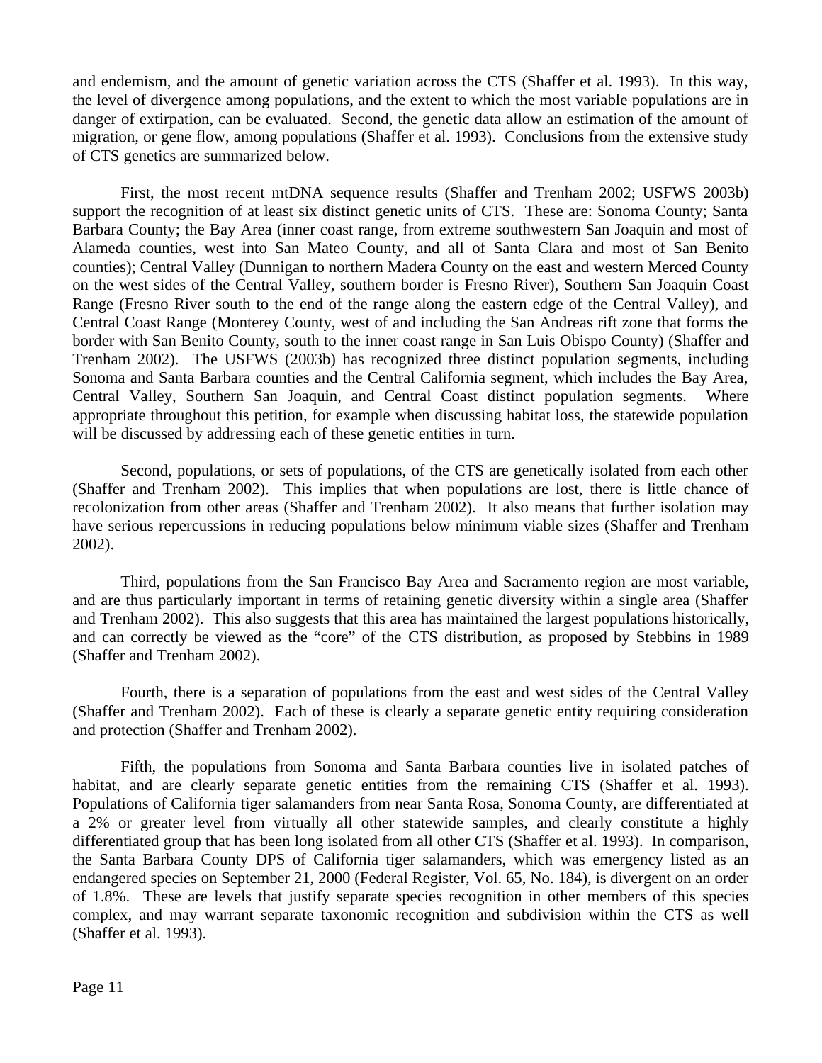and endemism, and the amount of genetic variation across the CTS (Shaffer et al. 1993). In this way, the level of divergence among populations, and the extent to which the most variable populations are in danger of extirpation, can be evaluated. Second, the genetic data allow an estimation of the amount of migration, or gene flow, among populations (Shaffer et al. 1993). Conclusions from the extensive study of CTS genetics are summarized below.

First, the most recent mtDNA sequence results (Shaffer and Trenham 2002; USFWS 2003b) support the recognition of at least six distinct genetic units of CTS. These are: Sonoma County; Santa Barbara County; the Bay Area (inner coast range, from extreme southwestern San Joaquin and most of Alameda counties, west into San Mateo County, and all of Santa Clara and most of San Benito counties); Central Valley (Dunnigan to northern Madera County on the east and western Merced County on the west sides of the Central Valley, southern border is Fresno River), Southern San Joaquin Coast Range (Fresno River south to the end of the range along the eastern edge of the Central Valley), and Central Coast Range (Monterey County, west of and including the San Andreas rift zone that forms the border with San Benito County, south to the inner coast range in San Luis Obispo County) (Shaffer and Trenham 2002). The USFWS (2003b) has recognized three distinct population segments, including Sonoma and Santa Barbara counties and the Central California segment, which includes the Bay Area, Central Valley, Southern San Joaquin, and Central Coast distinct population segments. Where appropriate throughout this petition, for example when discussing habitat loss, the statewide population will be discussed by addressing each of these genetic entities in turn.

Second, populations, or sets of populations, of the CTS are genetically isolated from each other (Shaffer and Trenham 2002). This implies that when populations are lost, there is little chance of recolonization from other areas (Shaffer and Trenham 2002). It also means that further isolation may have serious repercussions in reducing populations below minimum viable sizes (Shaffer and Trenham 2002).

Third, populations from the San Francisco Bay Area and Sacramento region are most variable, and are thus particularly important in terms of retaining genetic diversity within a single area (Shaffer and Trenham 2002). This also suggests that this area has maintained the largest populations historically, and can correctly be viewed as the "core" of the CTS distribution, as proposed by Stebbins in 1989 (Shaffer and Trenham 2002).

Fourth, there is a separation of populations from the east and west sides of the Central Valley (Shaffer and Trenham 2002). Each of these is clearly a separate genetic entity requiring consideration and protection (Shaffer and Trenham 2002).

Fifth, the populations from Sonoma and Santa Barbara counties live in isolated patches of habitat, and are clearly separate genetic entities from the remaining CTS (Shaffer et al. 1993). Populations of California tiger salamanders from near Santa Rosa, Sonoma County, are differentiated at a 2% or greater level from virtually all other statewide samples, and clearly constitute a highly differentiated group that has been long isolated from all other CTS (Shaffer et al. 1993). In comparison, the Santa Barbara County DPS of California tiger salamanders, which was emergency listed as an endangered species on September 21, 2000 (Federal Register, Vol. 65, No. 184), is divergent on an order of 1.8%. These are levels that justify separate species recognition in other members of this species complex, and may warrant separate taxonomic recognition and subdivision within the CTS as well (Shaffer et al. 1993).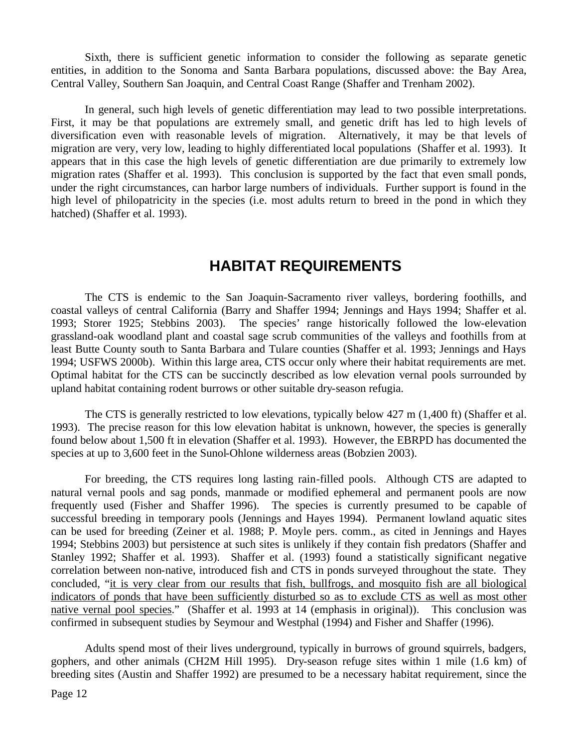Sixth, there is sufficient genetic information to consider the following as separate genetic entities, in addition to the Sonoma and Santa Barbara populations, discussed above: the Bay Area, Central Valley, Southern San Joaquin, and Central Coast Range (Shaffer and Trenham 2002).

In general, such high levels of genetic differentiation may lead to two possible interpretations. First, it may be that populations are extremely small, and genetic drift has led to high levels of diversification even with reasonable levels of migration. Alternatively, it may be that levels of migration are very, very low, leading to highly differentiated local populations (Shaffer et al. 1993). It appears that in this case the high levels of genetic differentiation are due primarily to extremely low migration rates (Shaffer et al. 1993). This conclusion is supported by the fact that even small ponds, under the right circumstances, can harbor large numbers of individuals. Further support is found in the high level of philopatricity in the species (i.e. most adults return to breed in the pond in which they hatched) (Shaffer et al. 1993).

## HABITAT REQUIREMENTS

The CTS is endemic to the San Joaquin-Sacramento river valleys, bordering foothills, and coastal valleys of central California (Barry and Shaffer 1994; Jennings and Hays 1994; Shaffer et al. 1993; Storer 1925; Stebbins 2003). The species' range historically followed the low-elevation grassland-oak woodland plant and coastal sage scrub communities of the valleys and foothills from at least Butte County south to Santa Barbara and Tulare counties (Shaffer et al. 1993; Jennings and Hays 1994; USFWS 2000b). Within this large area, CTS occur only where their habitat requirements are met. Optimal habitat for the CTS can be succinctly described as low elevation vernal pools surrounded by upland habitat containing rodent burrows or other suitable dry-season refugia.

The CTS is generally restricted to low elevations, typically below 427 m (1,400 ft) (Shaffer et al. 1993). The precise reason for this low elevation habitat is unknown, however, the species is generally found below about 1,500 ft in elevation (Shaffer et al. 1993). However, the EBRPD has documented the species at up to 3,600 feet in the Sunol-Ohlone wilderness areas (Bobzien 2003).

For breeding, the CTS requires long lasting rain-filled pools. Although CTS are adapted to natural vernal pools and sag ponds, manmade or modified ephemeral and permanent pools are now frequently used (Fisher and Shaffer 1996). The species is currently presumed to be capable of successful breeding in temporary pools (Jennings and Hayes 1994). Permanent lowland aquatic sites can be used for breeding (Zeiner et al. 1988; P. Moyle pers. comm., as cited in Jennings and Hayes 1994; Stebbins 2003) but persistence at such sites is unlikely if they contain fish predators (Shaffer and Stanley 1992; Shaffer et al. 1993). Shaffer et al. (1993) found a statistically significant negative correlation between non-native, introduced fish and CTS in ponds surveyed throughout the state. They concluded, "<u>it is very clear from our results that fish, bullfrogs, and mosquito fish are all biological indicators of ponds that have been sufficiently disturbed so as to exclude CTS as well as most other native vernal pool species</u>." (Shaffer et al. 1993 at 14 (emphasis in original)). This conclusion was confirmed in subsequent studies by Seymour and Westphal (1994) and Fisher and Shaffer (1996).

Adults spend most of their lives underground, typically in burrows of ground squirrels, badgers, gophers, and other animals (CH2M Hill 1995). Dry-season refuge sites within 1 mile (1.6 km) of breeding sites (Austin and Shaffer 1992) are presumed to be a necessary habitat requirement, since the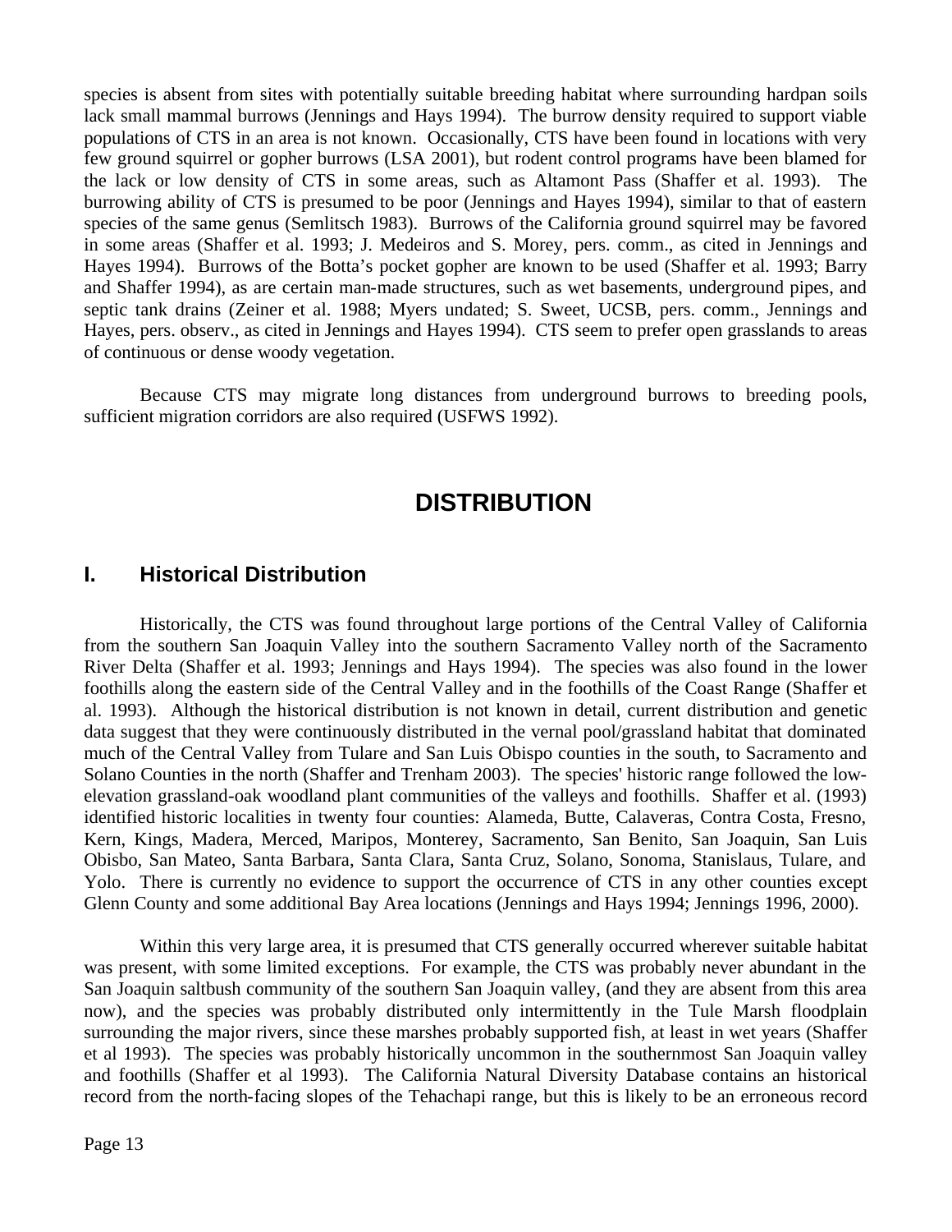species is absent from sites with potentially suitable breeding habitat where surrounding hardpan soils lack small mammal burrows (Jennings and Hays 1994). The burrow density required to support viable populations of CTS in an area is not known. Occasionally, CTS have been found in locations with very few ground squirrel or gopher burrows (LSA 2001), but rodent control programs have been blamed for the lack or low density of CTS in some areas, such as Altamont Pass (Shaffer et al. 1993). The burrowing ability of CTS is presumed to be poor (Jennings and Hayes 1994), similar to that of eastern species of the same genus (Semlitsch 1983). Burrows of the California ground squirrel may be favored in some areas (Shaffer et al. 1993; J. Medeiros and S. Morey, pers. comm., as cited in Jennings and Hayes 1994). Burrows of the Botta's pocket gopher are known to be used (Shaffer et al. 1993; Barry and Shaffer 1994), as are certain man-made structures, such as wet basements, underground pipes, and septic tank drains (Zeiner et al. 1988; Myers undated; S. Sweet, UCSB, pers. comm., Jennings and Hayes, pers. observ., as cited in Jennings and Hayes 1994). CTS seem to prefer open grasslands to areas of continuous or dense woody vegetation.

Because CTS may migrate long distances from underground burrows to breeding pools, sufficient migration corridors are also required (USFWS 1992).

# DISTRIBUTION

## I. Historical Distribution

Historically, the CTS was found throughout large portions of the Central Valley of California from the southern San Joaquin Valley into the southern Sacramento Valley north of the Sacramento River Delta (Shaffer et al. 1993; Jennings and Hays 1994). The species was also found in the lower foothills along the eastern side of the Central Valley and in the foothills of the Coast Range (Shaffer et al. 1993). Although the historical distribution is not known in detail, current distribution and genetic data suggest that they were continuously distributed in the vernal pool/grassland habitat that dominated much of the Central Valley from Tulare and San Luis Obispo counties in the south, to Sacramento and Solano Counties in the north (Shaffer and Trenham 2003). The species' historic range followed the low-elevation grassland-oak woodland plant communities of the valleys and foothills. Shaffer et al. (1993) identified historic localities in twenty four counties: Alameda, Butte, Calaveras, Contra Costa, Fresno, Kern, Kings, Madera, Merced, Maripos, Monterey, Sacramento, San Benito, San Joaquin, San Luis Obisbo, San Mateo, Santa Barbara, Santa Clara, Santa Cruz, Solano, Sonoma, Stanislaus, Tulare, and Yolo. There is currently no evidence to support the occurrence of CTS in any other counties except Glenn County and some additional Bay Area locations (Jennings and Hays 1994; Jennings 1996, 2000).

Within this very large area, it is presumed that CTS generally occurred wherever suitable habitat was present, with some limited exceptions. For example, the CTS was probably never abundant in the San Joaquin saltbush community of the southern San Joaquin valley, (and they are absent from this area now), and the species was probably distributed only intermittently in the Tule Marsh floodplain surrounding the major rivers, since these marshes probably supported fish, at least in wet years (Shaffer et al 1993). The species was probably historically uncommon in the southernmost San Joaquin valley and foothills (Shaffer et al 1993). The California Natural Diversity Database contains an historical record from the north-facing slopes of the Tehachapi range, but this is likely to be an erroneous record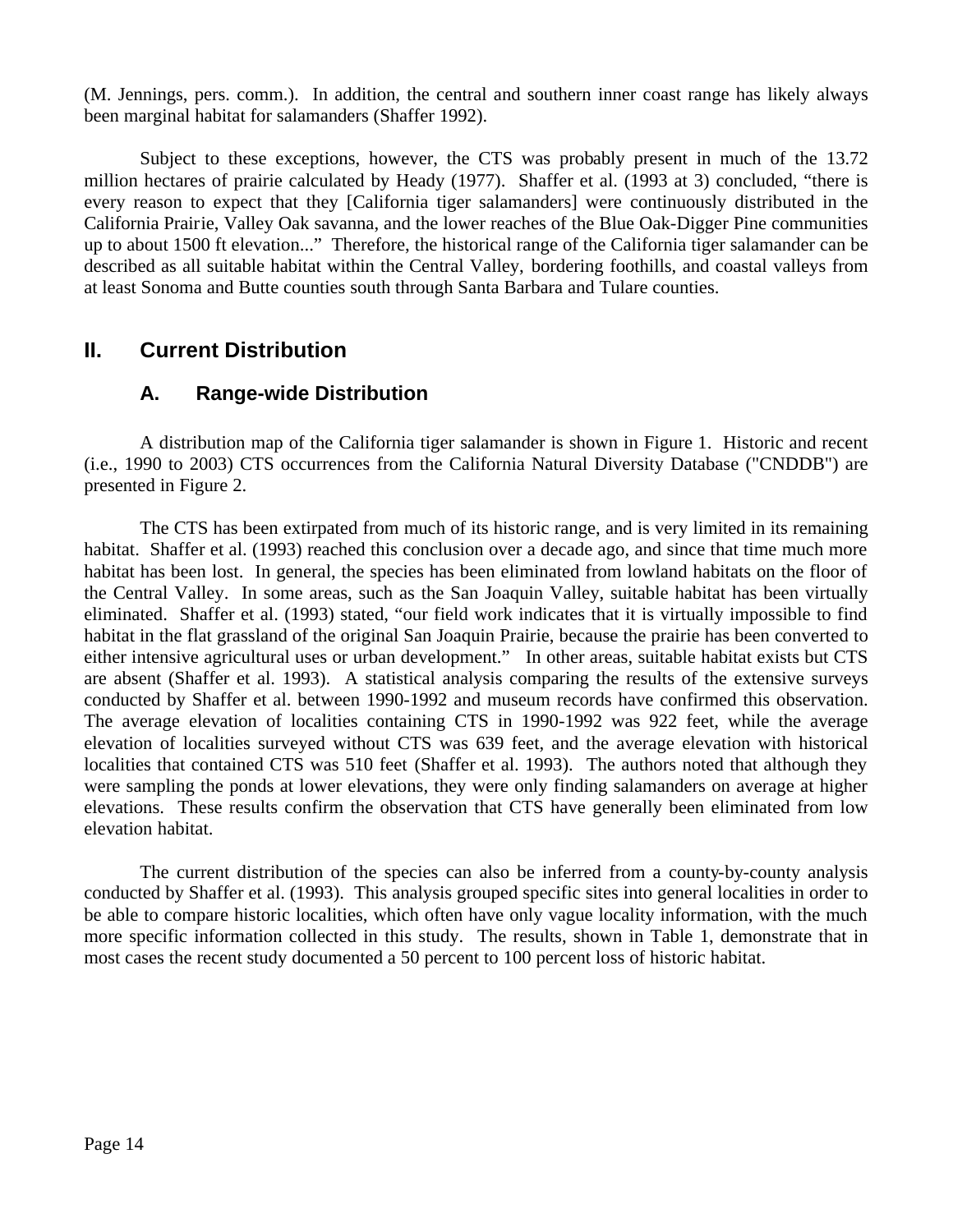(M. Jennings, pers. comm.). In addition, the central and southern inner coast range has likely always been marginal habitat for salamanders (Shaffer 1992).

Subject to these exceptions, however, the CTS was probably present in much of the 13.72 million hectares of prairie calculated by Heady (1977). Shaffer et al. (1993 at 3) concluded, "there is every reason to expect that they [California tiger salamanders] were continuously distributed in the California Prairie, Valley Oak savanna, and the lower reaches of the Blue Oak-Digger Pine communities up to about 1500 ft elevation..." Therefore, the historical range of the California tiger salamander can be described as all suitable habitat within the Central Valley, bordering foothills, and coastal valleys from at least Sonoma and Butte counties south through Santa Barbara and Tulare counties.

## II. Current Distribution

### A. Range-wide Distribution

A distribution map of the California tiger salamander is shown in Figure 1. Historic and recent (i.e., 1990 to 2003) CTS occurrences from the California Natural Diversity Database ("CNDDB") are presented in Figure 2.

The CTS has been extirpated from much of its historic range, and is very limited in its remaining habitat. Shaffer et al. (1993) reached this conclusion over a decade ago, and since that time much more habitat has been lost. In general, the species has been eliminated from lowland habitats on the floor of the Central Valley. In some areas, such as the San Joaquin Valley, suitable habitat has been virtually eliminated. Shaffer et al. (1993) stated, "our field work indicates that it is virtually impossible to find habitat in the flat grassland of the original San Joaquin Prairie, because the prairie has been converted to either intensive agricultural uses or urban development." In other areas, suitable habitat exists but CTS are absent (Shaffer et al. 1993). A statistical analysis comparing the results of the extensive surveys conducted by Shaffer et al. between 1990-1992 and museum records have confirmed this observation. The average elevation of localities containing CTS in 1990-1992 was 922 feet, while the average elevation of localities surveyed without CTS was 639 feet, and the average elevation with historical localities that contained CTS was 510 feet (Shaffer et al. 1993). The authors noted that although they were sampling the ponds at lower elevations, they were only finding salamanders on average at higher elevations. These results confirm the observation that CTS have generally been eliminated from low elevation habitat.

The current distribution of the species can also be inferred from a county-by-county analysis conducted by Shaffer et al. (1993). This analysis grouped specific sites into general localities in order to be able to compare historic localities, which often have only vague locality information, with the much more specific information collected in this study. The results, shown in Table 1, demonstrate that in most cases the recent study documented a 50 percent to 100 percent loss of historic habitat.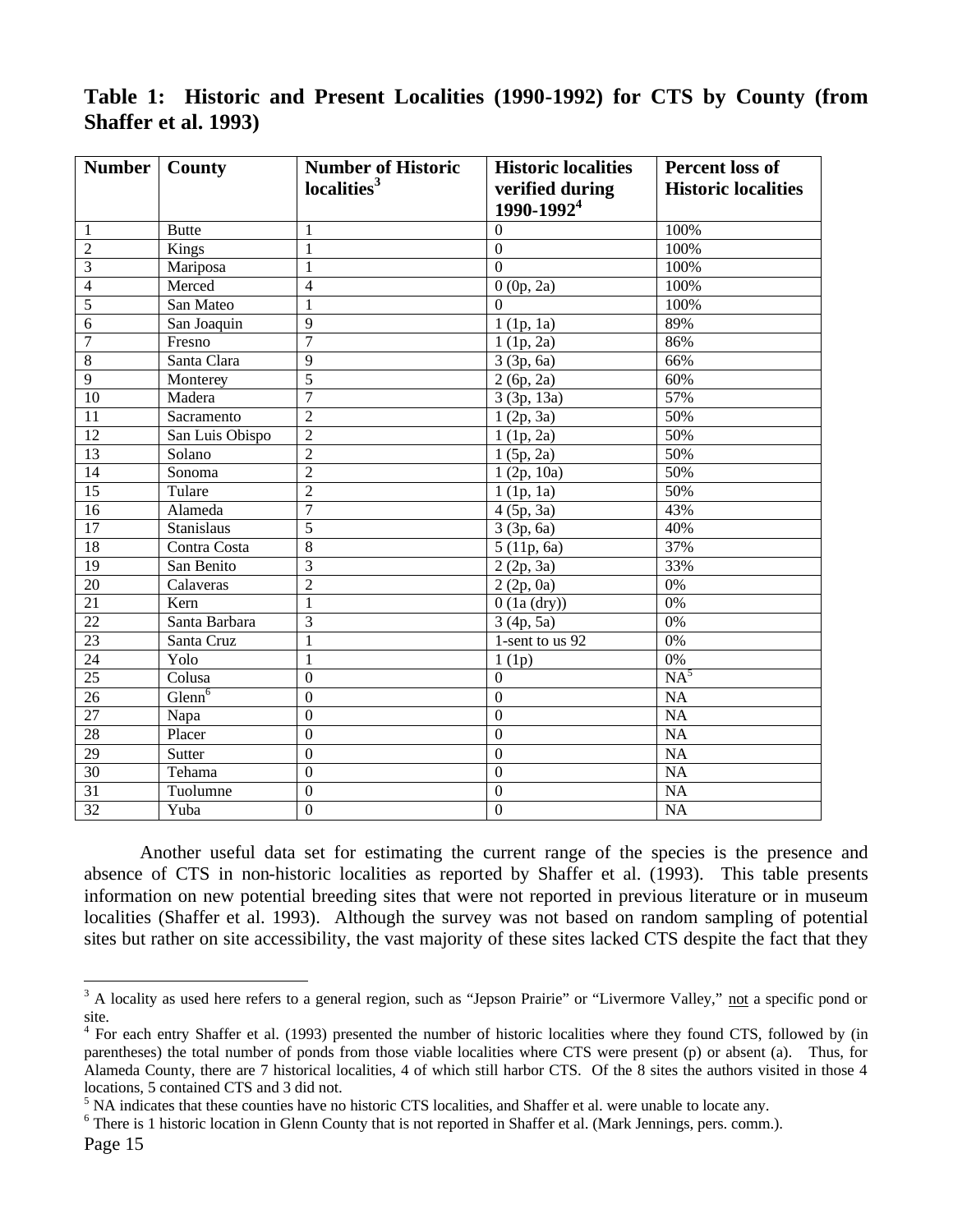**Table 1: Historic and Present Localities (1990-1992) for CTS by County (from Shaffer et al. 1993)**

| Number | County | Number of Historic localities[3] | Historic localities verified during 1990-1992[4] | Percent loss of Historic localities |
|---|---|---|---|---|
| 1 | Butte | 1 | 0 | 100% |
| 2 | Kings | 1 | 0 | 100% |
| 3 | Mariposa | 1 | 0 | 100% |
| 4 | Merced | 4 | 0 (0p, 2a) | 100% |
| 5 | San Mateo | 1 | 0 | 100% |
| 6 | San Joaquin | 9 | 1 (1p, 1a) | 89% |
| 7 | Fresno | 7 | 1 (1p, 2a) | 86% |
| 8 | Santa Clara | 9 | 3 (3p, 6a) | 66% |
| 9 | Monterey | 5 | 2 (6p, 2a) | 60% |
| 10 | Madera | 7 | 3 (3p, 13a) | 57% |
| 11 | Sacramento | 2 | 1 (2p, 3a) | 50% |
| 12 | San Luis Obispo | 2 | 1 (1p, 2a) | 50% |
| 13 | Solano | 2 | 1 (5p, 2a) | 50% |
| 14 | Sonoma | 2 | 1 (2p, 10a) | 50% |
| 15 | Tulare | 2 | 1 (1p, 1a) | 50% |
| 16 | Alameda | 7 | 4 (5p, 3a) | 43% |
| 17 | Stanislaus | 5 | 3 (3p, 6a) | 40% |
| 18 | Contra Costa | 8 | 5 (11p, 6a) | 37% |
| 19 | San Benito | 3 | 2 (2p, 3a) | 33% |
| 20 | Calaveras | 2 | 2 (2p, 0a) | 0% |
| 21 | Kern | 1 | 0 (1a (dry)) | 0% |
| 22 | Santa Barbara | 3 | 3 (4p, 5a) | 0% |
| 23 | Santa Cruz | 1 | 1-sent to us 92 | 0% |
| 24 | Yolo | 1 | 1 (1p) | 0% |
| 25 | Colusa | 0 | 0 | NA[5] |
| 26 | Glenn[6] | 0 | 0 | NA |
| 27 | Napa | 0 | 0 | NA |
| 28 | Placer | 0 | 0 | NA |
| 29 | Sutter | 0 | 0 | NA |
| 30 | Tehama | 0 | 0 | NA |
| 31 | Tuolumne | 0 | 0 | NA |
| 32 | Yuba | 0 | 0 | NA |

Another useful data set for estimating the current range of the species is the presence and absence of CTS in non-historic localities as reported by Shaffer et al. (1993). This table presents information on new potential breeding sites that were not reported in previous literature or in museum localities (Shaffer et al. 1993). Although the survey was not based on random sampling of potential sites but rather on site accessibility, the vast majority of these sites lacked CTS despite the fact that they

---

[3] A locality as used here refers to a general region, such as "Jepson Prairie" or "Livermore Valley," not a specific pond or site.

[4] For each entry Shaffer et al. (1993) presented the number of historic localities where they found CTS, followed by (in parentheses) the total number of ponds from those viable localities where CTS were present (p) or absent (a). Thus, for Alameda County, there are 7 historical localities, 4 of which still harbor CTS. Of the 8 sites the authors visited in those 4 locations, 5 contained CTS and 3 did not.

[5] NA indicates that these counties have no historic CTS localities, and Shaffer et al. were unable to locate any.

[6] There is 1 historic location in Glenn County that is not reported in Shaffer et al. (Mark Jennings, pers. comm.).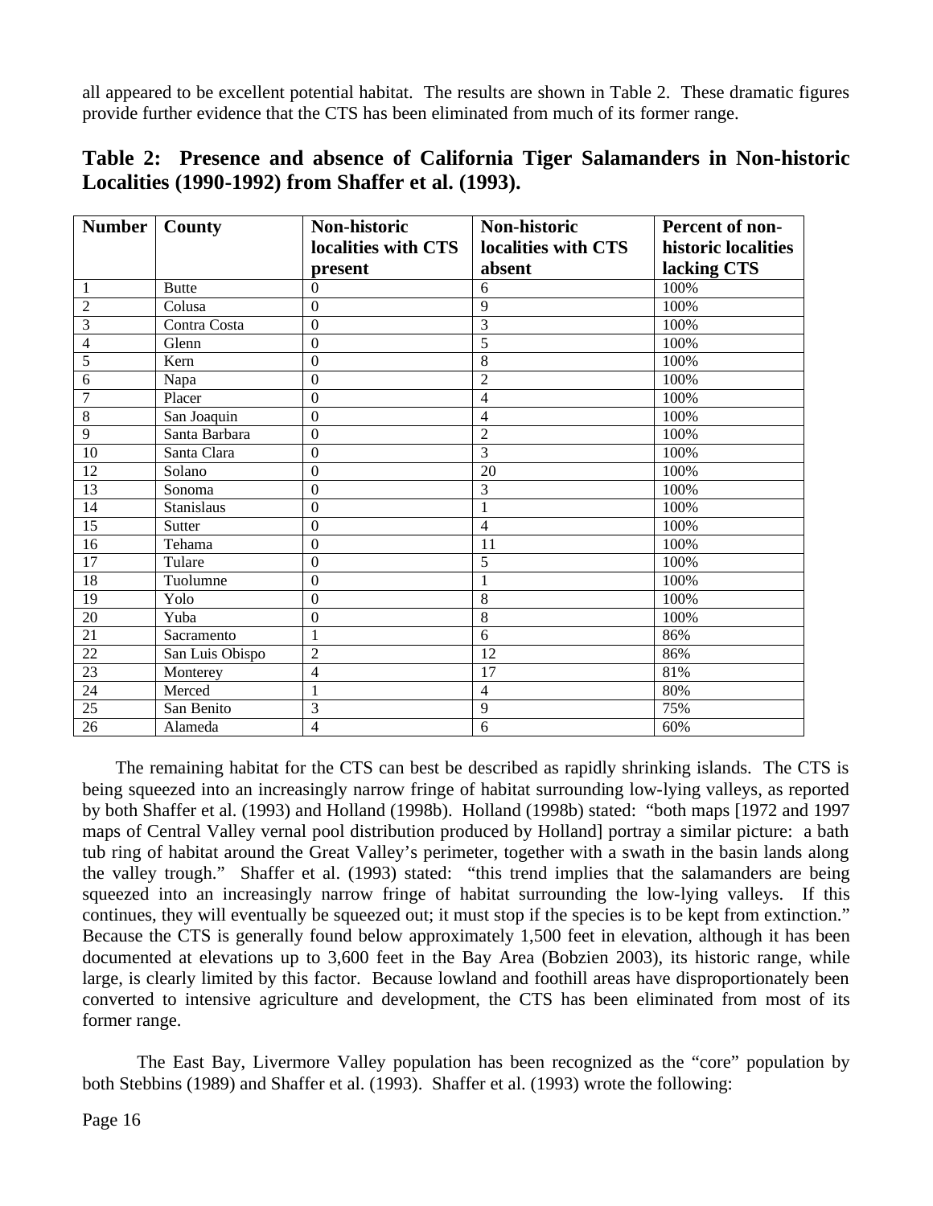all appeared to be excellent potential habitat. The results are shown in Table 2. These dramatic figures provide further evidence that the CTS has been eliminated from much of its former range.

**Table 2: Presence and absence of California Tiger Salamanders in Non-historic Localities (1990-1992) from Shaffer et al. (1993).**

| Number | County | Non-historic localities with CTS present | Non-historic localities with CTS absent | Percent of non-historic localities lacking CTS |
|---|---|---|---|---|
| 1 | Butte | 0 | 6 | 100% |
| 2 | Colusa | 0 | 9 | 100% |
| 3 | Contra Costa | 0 | 3 | 100% |
| 4 | Glenn | 0 | 5 | 100% |
| 5 | Kern | 0 | 8 | 100% |
| 6 | Napa | 0 | 2 | 100% |
| 7 | Placer | 0 | 4 | 100% |
| 8 | San Joaquin | 0 | 4 | 100% |
| 9 | Santa Barbara | 0 | 2 | 100% |
| 10 | Santa Clara | 0 | 3 | 100% |
| 12 | Solano | 0 | 20 | 100% |
| 13 | Sonoma | 0 | 3 | 100% |
| 14 | Stanislaus | 0 | 1 | 100% |
| 15 | Sutter | 0 | 4 | 100% |
| 16 | Tehama | 0 | 11 | 100% |
| 17 | Tulare | 0 | 5 | 100% |
| 18 | Tuolumne | 0 | 1 | 100% |
| 19 | Yolo | 0 | 8 | 100% |
| 20 | Yuba | 0 | 8 | 100% |
| 21 | Sacramento | 1 | 6 | 86% |
| 22 | San Luis Obispo | 2 | 12 | 86% |
| 23 | Monterey | 4 | 17 | 81% |
| 24 | Merced | 1 | 4 | 80% |
| 25 | San Benito | 3 | 9 | 75% |
| 26 | Alameda | 4 | 6 | 60% |

The remaining habitat for the CTS can best be described as rapidly shrinking islands. The CTS is being squeezed into an increasingly narrow fringe of habitat surrounding low-lying valleys, as reported by both Shaffer et al. (1993) and Holland (1998b). Holland (1998b) stated: "both maps [1972 and 1997 maps of Central Valley vernal pool distribution produced by Holland] portray a similar picture: a bath tub ring of habitat around the Great Valley's perimeter, together with a swath in the basin lands along the valley trough." Shaffer et al. (1993) stated: "this trend implies that the salamanders are being squeezed into an increasingly narrow fringe of habitat surrounding the low-lying valleys. If this continues, they will eventually be squeezed out; it must stop if the species is to be kept from extinction." Because the CTS is generally found below approximately 1,500 feet in elevation, although it has been documented at elevations up to 3,600 feet in the Bay Area (Bobzien 2003), its historic range, while large, is clearly limited by this factor. Because lowland and foothill areas have disproportionately been converted to intensive agriculture and development, the CTS has been eliminated from most of its former range.

The East Bay, Livermore Valley population has been recognized as the "core" population by both Stebbins (1989) and Shaffer et al. (1993). Shaffer et al. (1993) wrote the following: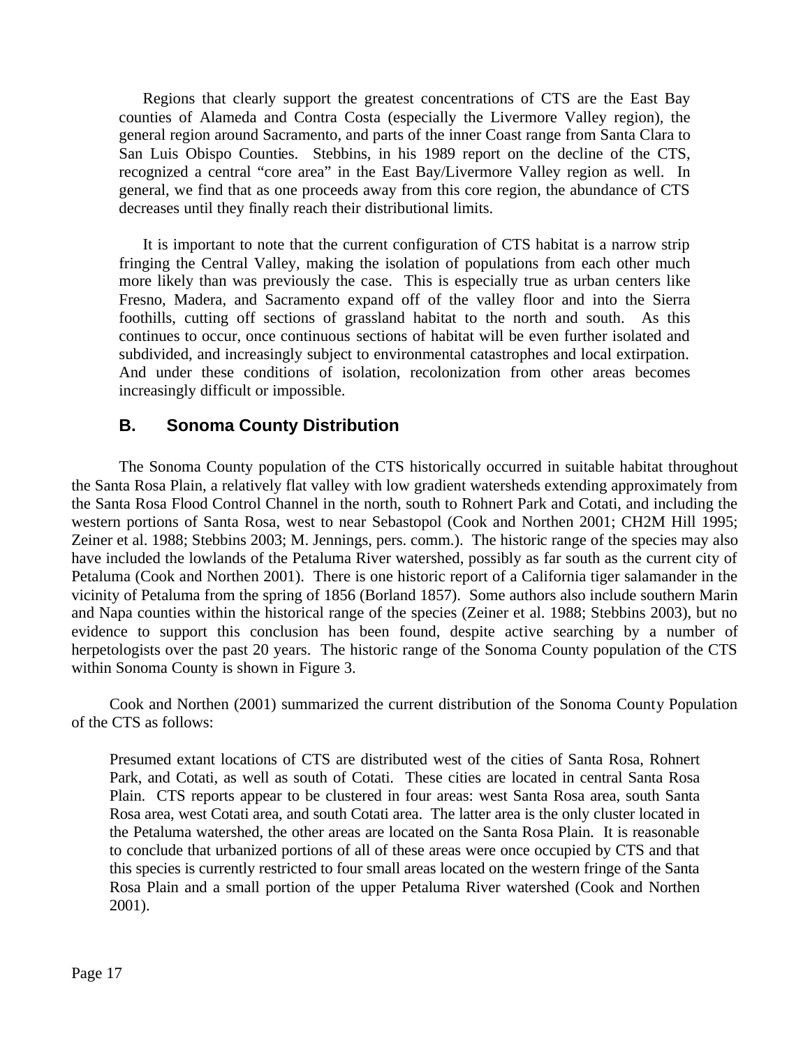Regions that clearly support the greatest concentrations of CTS are the East Bay counties of Alameda and Contra Costa (especially the Livermore Valley region), the general region around Sacramento, and parts of the inner Coast range from Santa Clara to San Luis Obispo Counties. Stebbins, in his 1989 report on the decline of the CTS, recognized a central "core area" in the East Bay/Livermore Valley region as well. In general, we find that as one proceeds away from this core region, the abundance of CTS decreases until they finally reach their distributional limits.

It is important to note that the current configuration of CTS habitat is a narrow strip fringing the Central Valley, making the isolation of populations from each other much more likely than was previously the case. This is especially true as urban centers like Fresno, Madera, and Sacramento expand off of the valley floor and into the Sierra foothills, cutting off sections of grassland habitat to the north and south. As this continues to occur, once continuous sections of habitat will be even further isolated and subdivided, and increasingly subject to environmental catastrophes and local extirpation. And under these conditions of isolation, recolonization from other areas becomes increasingly difficult or impossible.

## B. Sonoma County Distribution

The Sonoma County population of the CTS historically occurred in suitable habitat throughout the Santa Rosa Plain, a relatively flat valley with low gradient watersheds extending approximately from the Santa Rosa Flood Control Channel in the north, south to Rohnert Park and Cotati, and including the western portions of Santa Rosa, west to near Sebastopol (Cook and Northen 2001; CH2M Hill 1995; Zeiner et al. 1988; Stebbins 2003; M. Jennings, pers. comm.). The historic range of the species may also have included the lowlands of the Petaluma River watershed, possibly as far south as the current city of Petaluma (Cook and Northen 2001). There is one historic report of a California tiger salamander in the vicinity of Petaluma from the spring of 1856 (Borland 1857). Some authors also include southern Marin and Napa counties within the historical range of the species (Zeiner et al. 1988; Stebbins 2003), but no evidence to support this conclusion has been found, despite active searching by a number of herpetologists over the past 20 years. The historic range of the Sonoma County population of the CTS within Sonoma County is shown in Figure 3.

Cook and Northen (2001) summarized the current distribution of the Sonoma County Population of the CTS as follows:

> Presumed extant locations of CTS are distributed west of the cities of Santa Rosa, Rohnert Park, and Cotati, as well as south of Cotati. These cities are located in central Santa Rosa Plain. CTS reports appear to be clustered in four areas: west Santa Rosa area, south Santa Rosa area, west Cotati area, and south Cotati area. The latter area is the only cluster located in the Petaluma watershed, the other areas are located on the Santa Rosa Plain. It is reasonable to conclude that urbanized portions of all of these areas were once occupied by CTS and that this species is currently restricted to four small areas located on the western fringe of the Santa Rosa Plain and a small portion of the upper Petaluma River watershed (Cook and Northen 2001).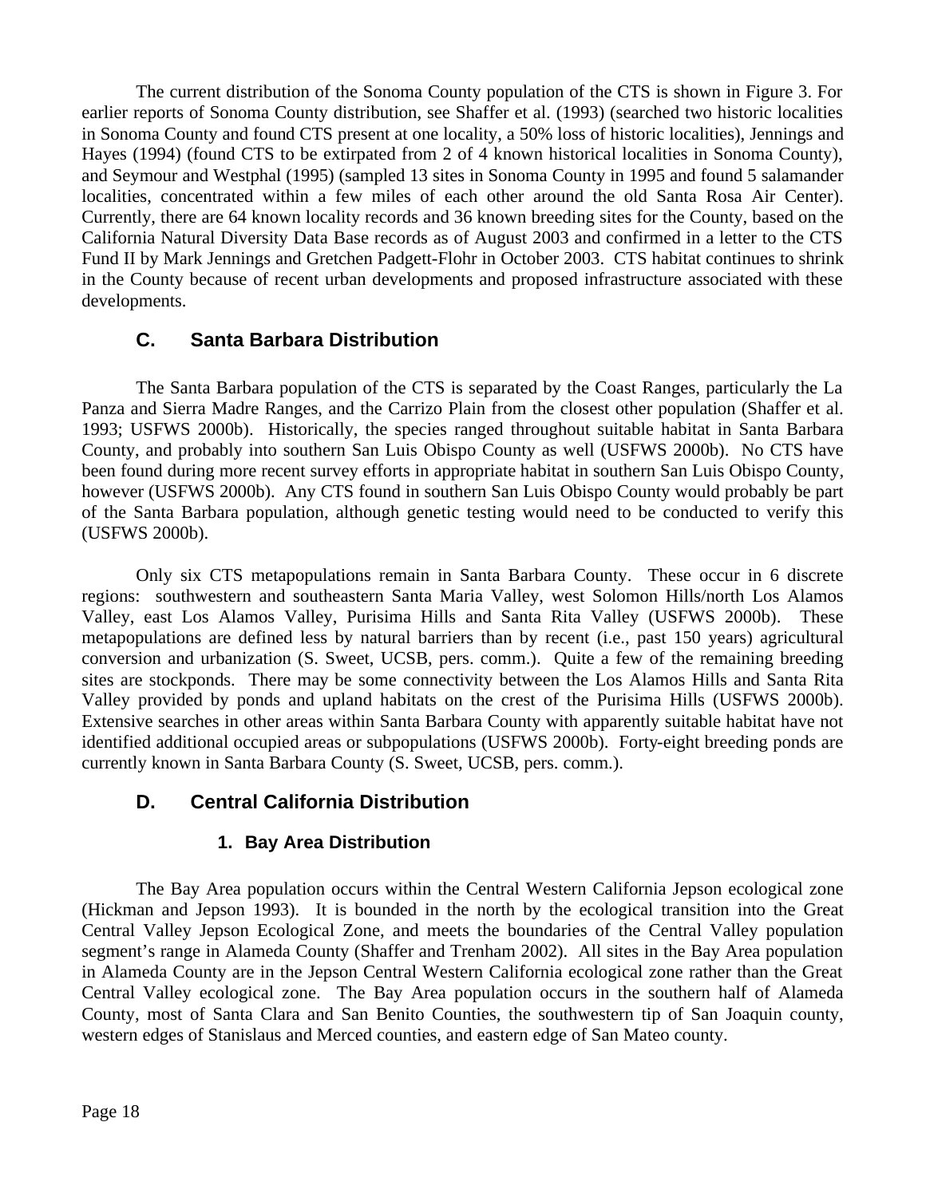The current distribution of the Sonoma County population of the CTS is shown in Figure 3. For earlier reports of Sonoma County distribution, see Shaffer et al. (1993) (searched two historic localities in Sonoma County and found CTS present at one locality, a 50% loss of historic localities), Jennings and Hayes (1994) (found CTS to be extirpated from 2 of 4 known historical localities in Sonoma County), and Seymour and Westphal (1995) (sampled 13 sites in Sonoma County in 1995 and found 5 salamander localities, concentrated within a few miles of each other around the old Santa Rosa Air Center). Currently, there are 64 known locality records and 36 known breeding sites for the County, based on the California Natural Diversity Data Base records as of August 2003 and confirmed in a letter to the CTS Fund II by Mark Jennings and Gretchen Padgett-Flohr in October 2003. CTS habitat continues to shrink in the County because of recent urban developments and proposed infrastructure associated with these developments.

## C. Santa Barbara Distribution

The Santa Barbara population of the CTS is separated by the Coast Ranges, particularly the La Panza and Sierra Madre Ranges, and the Carrizo Plain from the closest other population (Shaffer et al. 1993; USFWS 2000b). Historically, the species ranged throughout suitable habitat in Santa Barbara County, and probably into southern San Luis Obispo County as well (USFWS 2000b). No CTS have been found during more recent survey efforts in appropriate habitat in southern San Luis Obispo County, however (USFWS 2000b). Any CTS found in southern San Luis Obispo County would probably be part of the Santa Barbara population, although genetic testing would need to be conducted to verify this (USFWS 2000b).

Only six CTS metapopulations remain in Santa Barbara County. These occur in 6 discrete regions: southwestern and southeastern Santa Maria Valley, west Solomon Hills/north Los Alamos Valley, east Los Alamos Valley, Purisima Hills and Santa Rita Valley (USFWS 2000b). These metapopulations are defined less by natural barriers than by recent (i.e., past 150 years) agricultural conversion and urbanization (S. Sweet, UCSB, pers. comm.). Quite a few of the remaining breeding sites are stockponds. There may be some connectivity between the Los Alamos Hills and Santa Rita Valley provided by ponds and upland habitats on the crest of the Purisima Hills (USFWS 2000b). Extensive searches in other areas within Santa Barbara County with apparently suitable habitat have not identified additional occupied areas or subpopulations (USFWS 2000b). Forty-eight breeding ponds are currently known in Santa Barbara County (S. Sweet, UCSB, pers. comm.).

## D. Central California Distribution

### 1. Bay Area Distribution

The Bay Area population occurs within the Central Western California Jepson ecological zone (Hickman and Jepson 1993). It is bounded in the north by the ecological transition into the Great Central Valley Jepson Ecological Zone, and meets the boundaries of the Central Valley population segment's range in Alameda County (Shaffer and Trenham 2002). All sites in the Bay Area population in Alameda County are in the Jepson Central Western California ecological zone rather than the Great Central Valley ecological zone. The Bay Area population occurs in the southern half of Alameda County, most of Santa Clara and San Benito Counties, the southwestern tip of San Joaquin county, western edges of Stanislaus and Merced counties, and eastern edge of San Mateo county.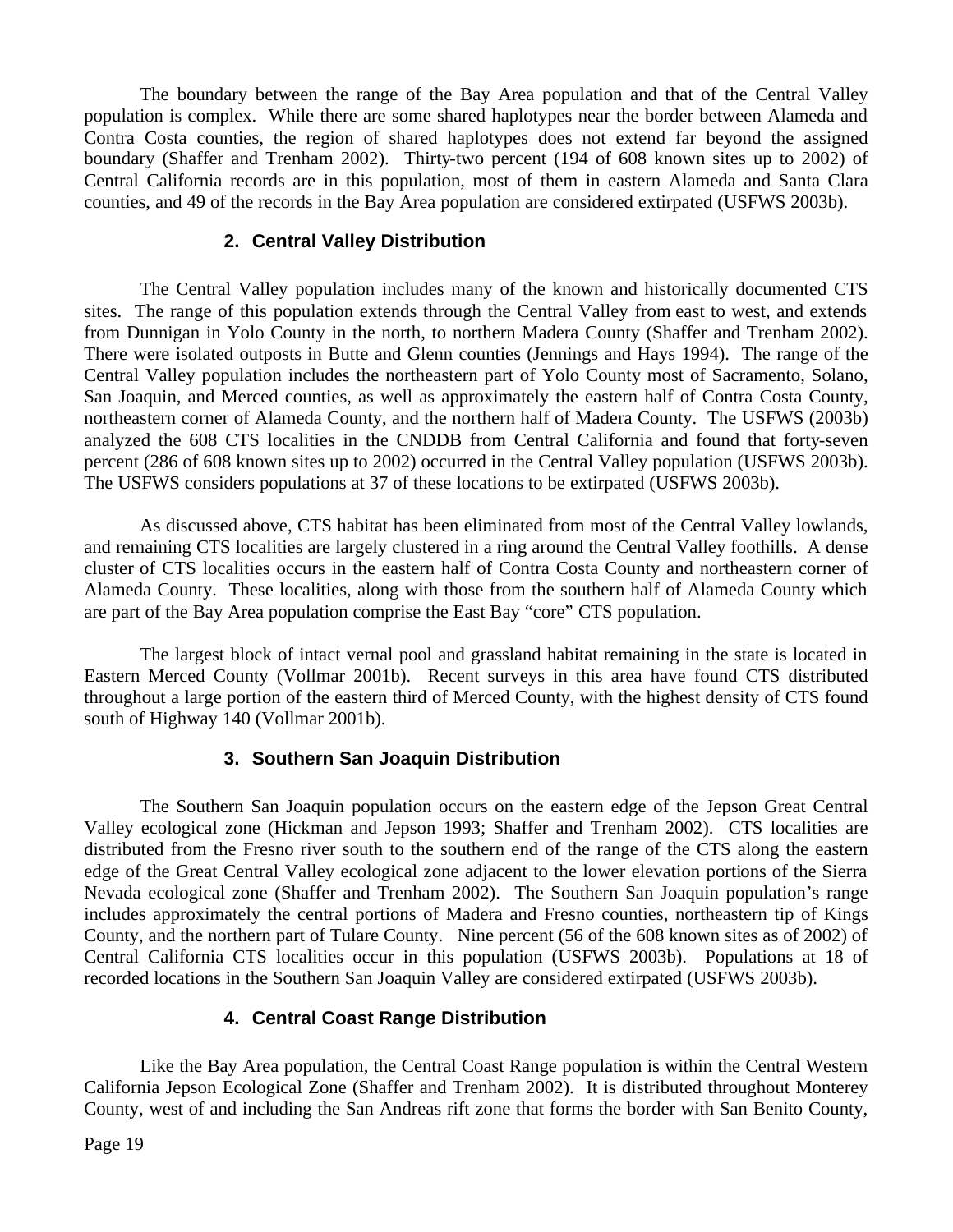The boundary between the range of the Bay Area population and that of the Central Valley population is complex. While there are some shared haplotypes near the border between Alameda and Contra Costa counties, the region of shared haplotypes does not extend far beyond the assigned boundary (Shaffer and Trenham 2002). Thirty-two percent (194 of 608 known sites up to 2002) of Central California records are in this population, most of them in eastern Alameda and Santa Clara counties, and 49 of the records in the Bay Area population are considered extirpated (USFWS 2003b).

### 2. Central Valley Distribution

The Central Valley population includes many of the known and historically documented CTS sites. The range of this population extends through the Central Valley from east to west, and extends from Dunnigan in Yolo County in the north, to northern Madera County (Shaffer and Trenham 2002). There were isolated outposts in Butte and Glenn counties (Jennings and Hays 1994). The range of the Central Valley population includes the northeastern part of Yolo County most of Sacramento, Solano, San Joaquin, and Merced counties, as well as approximately the eastern half of Contra Costa County, northeastern corner of Alameda County, and the northern half of Madera County. The USFWS (2003b) analyzed the 608 CTS localities in the CNDDB from Central California and found that forty-seven percent (286 of 608 known sites up to 2002) occurred in the Central Valley population (USFWS 2003b). The USFWS considers populations at 37 of these locations to be extirpated (USFWS 2003b).

As discussed above, CTS habitat has been eliminated from most of the Central Valley lowlands, and remaining CTS localities are largely clustered in a ring around the Central Valley foothills. A dense cluster of CTS localities occurs in the eastern half of Contra Costa County and northeastern corner of Alameda County. These localities, along with those from the southern half of Alameda County which are part of the Bay Area population comprise the East Bay "core" CTS population.

The largest block of intact vernal pool and grassland habitat remaining in the state is located in Eastern Merced County (Vollmar 2001b). Recent surveys in this area have found CTS distributed throughout a large portion of the eastern third of Merced County, with the highest density of CTS found south of Highway 140 (Vollmar 2001b).

### 3. Southern San Joaquin Distribution

The Southern San Joaquin population occurs on the eastern edge of the Jepson Great Central Valley ecological zone (Hickman and Jepson 1993; Shaffer and Trenham 2002). CTS localities are distributed from the Fresno river south to the southern end of the range of the CTS along the eastern edge of the Great Central Valley ecological zone adjacent to the lower elevation portions of the Sierra Nevada ecological zone (Shaffer and Trenham 2002). The Southern San Joaquin population's range includes approximately the central portions of Madera and Fresno counties, northeastern tip of Kings County, and the northern part of Tulare County. Nine percent (56 of the 608 known sites as of 2002) of Central California CTS localities occur in this population (USFWS 2003b). Populations at 18 of recorded locations in the Southern San Joaquin Valley are considered extirpated (USFWS 2003b).

### 4. Central Coast Range Distribution

Like the Bay Area population, the Central Coast Range population is within the Central Western California Jepson Ecological Zone (Shaffer and Trenham 2002). It is distributed throughout Monterey County, west of and including the San Andreas rift zone that forms the border with San Benito County,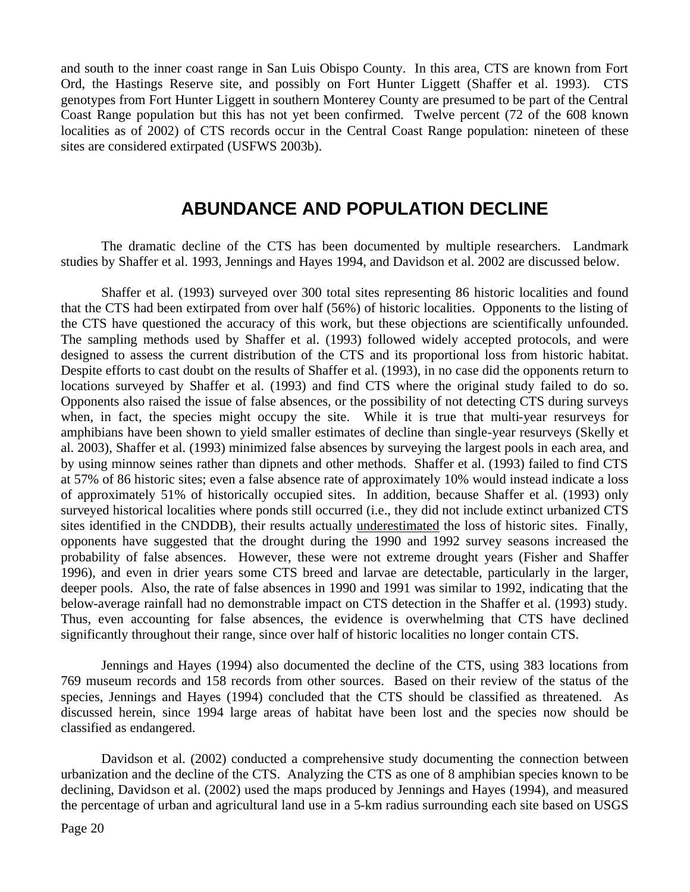and south to the inner coast range in San Luis Obispo County. In this area, CTS are known from Fort Ord, the Hastings Reserve site, and possibly on Fort Hunter Liggett (Shaffer et al. 1993). CTS genotypes from Fort Hunter Liggett in southern Monterey County are presumed to be part of the Central Coast Range population but this has not yet been confirmed. Twelve percent (72 of the 608 known localities as of 2002) of CTS records occur in the Central Coast Range population: nineteen of these sites are considered extirpated (USFWS 2003b).

## ABUNDANCE AND POPULATION DECLINE

The dramatic decline of the CTS has been documented by multiple researchers. Landmark studies by Shaffer et al. 1993, Jennings and Hayes 1994, and Davidson et al. 2002 are discussed below.

Shaffer et al. (1993) surveyed over 300 total sites representing 86 historic localities and found that the CTS had been extirpated from over half (56%) of historic localities. Opponents to the listing of the CTS have questioned the accuracy of this work, but these objections are scientifically unfounded. The sampling methods used by Shaffer et al. (1993) followed widely accepted protocols, and were designed to assess the current distribution of the CTS and its proportional loss from historic habitat. Despite efforts to cast doubt on the results of Shaffer et al. (1993), in no case did the opponents return to locations surveyed by Shaffer et al. (1993) and find CTS where the original study failed to do so. Opponents also raised the issue of false absences, or the possibility of not detecting CTS during surveys when, in fact, the species might occupy the site. While it is true that multi-year resurveys for amphibians have been shown to yield smaller estimates of decline than single-year resurveys (Skelly et al. 2003), Shaffer et al. (1993) minimized false absences by surveying the largest pools in each area, and by using minnow seines rather than dipnets and other methods. Shaffer et al. (1993) failed to find CTS at 57% of 86 historic sites; even a false absence rate of approximately 10% would instead indicate a loss of approximately 51% of historically occupied sites. In addition, because Shaffer et al. (1993) only surveyed historical localities where ponds still occurred (i.e., they did not include extinct urbanized CTS sites identified in the CNDDB), their results actually <u>underestimated</u> the loss of historic sites. Finally, opponents have suggested that the drought during the 1990 and 1992 survey seasons increased the probability of false absences. However, these were not extreme drought years (Fisher and Shaffer 1996), and even in drier years some CTS breed and larvae are detectable, particularly in the larger, deeper pools. Also, the rate of false absences in 1990 and 1991 was similar to 1992, indicating that the below-average rainfall had no demonstrable impact on CTS detection in the Shaffer et al. (1993) study. Thus, even accounting for false absences, the evidence is overwhelming that CTS have declined significantly throughout their range, since over half of historic localities no longer contain CTS.

Jennings and Hayes (1994) also documented the decline of the CTS, using 383 locations from 769 museum records and 158 records from other sources. Based on their review of the status of the species, Jennings and Hayes (1994) concluded that the CTS should be classified as threatened. As discussed herein, since 1994 large areas of habitat have been lost and the species now should be classified as endangered.

Davidson et al. (2002) conducted a comprehensive study documenting the connection between urbanization and the decline of the CTS. Analyzing the CTS as one of 8 amphibian species known to be declining, Davidson et al. (2002) used the maps produced by Jennings and Hayes (1994), and measured the percentage of urban and agricultural land use in a 5-km radius surrounding each site based on USGS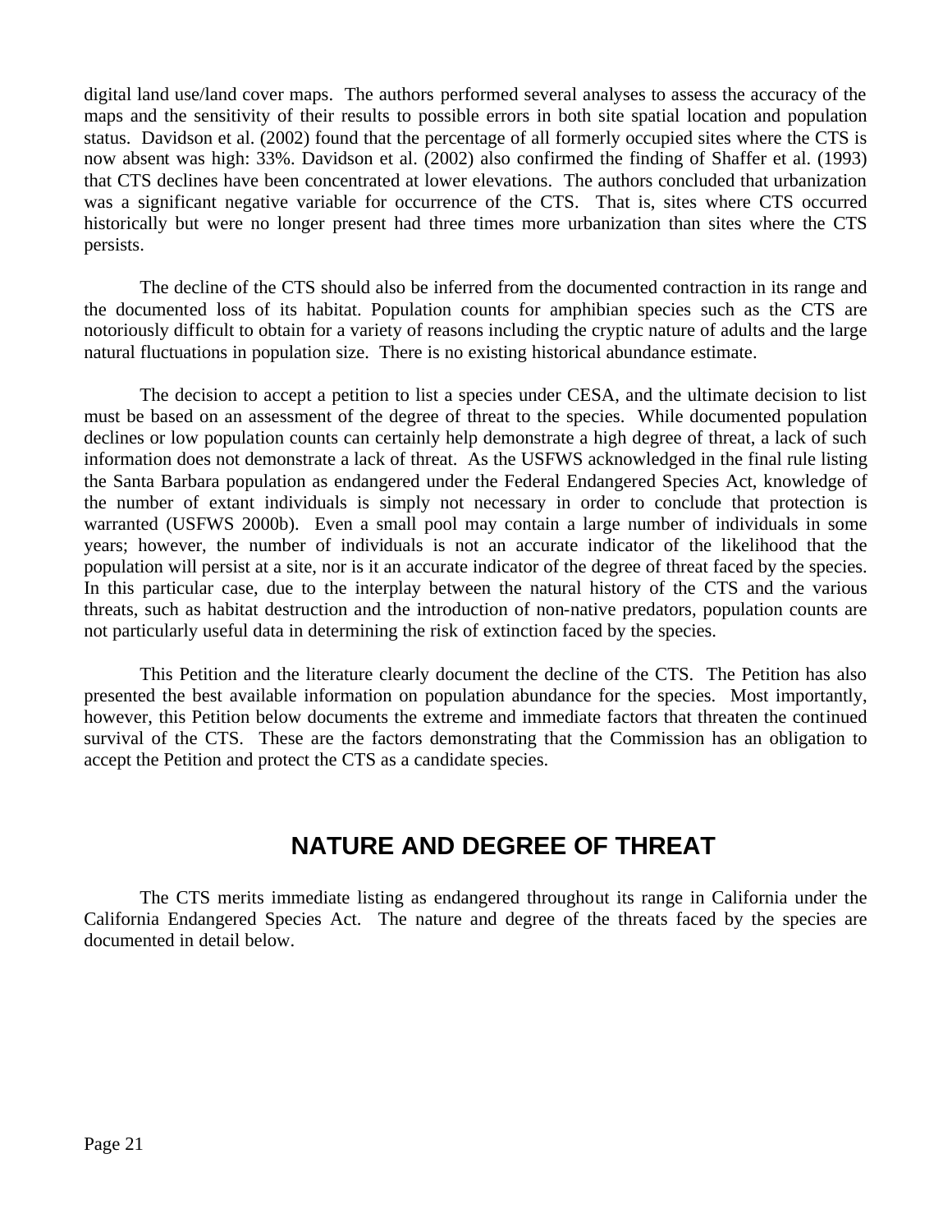digital land use/land cover maps. The authors performed several analyses to assess the accuracy of the maps and the sensitivity of their results to possible errors in both site spatial location and population status. Davidson et al. (2002) found that the percentage of all formerly occupied sites where the CTS is now absent was high: 33%. Davidson et al. (2002) also confirmed the finding of Shaffer et al. (1993) that CTS declines have been concentrated at lower elevations. The authors concluded that urbanization was a significant negative variable for occurrence of the CTS. That is, sites where CTS occurred historically but were no longer present had three times more urbanization than sites where the CTS persists.

The decline of the CTS should also be inferred from the documented contraction in its range and the documented loss of its habitat. Population counts for amphibian species such as the CTS are notoriously difficult to obtain for a variety of reasons including the cryptic nature of adults and the large natural fluctuations in population size. There is no existing historical abundance estimate.

The decision to accept a petition to list a species under CESA, and the ultimate decision to list must be based on an assessment of the degree of threat to the species. While documented population declines or low population counts can certainly help demonstrate a high degree of threat, a lack of such information does not demonstrate a lack of threat. As the USFWS acknowledged in the final rule listing the Santa Barbara population as endangered under the Federal Endangered Species Act, knowledge of the number of extant individuals is simply not necessary in order to conclude that protection is warranted (USFWS 2000b). Even a small pool may contain a large number of individuals in some years; however, the number of individuals is not an accurate indicator of the likelihood that the population will persist at a site, nor is it an accurate indicator of the degree of threat faced by the species. In this particular case, due to the interplay between the natural history of the CTS and the various threats, such as habitat destruction and the introduction of non-native predators, population counts are not particularly useful data in determining the risk of extinction faced by the species.

This Petition and the literature clearly document the decline of the CTS. The Petition has also presented the best available information on population abundance for the species. Most importantly, however, this Petition below documents the extreme and immediate factors that threaten the continued survival of the CTS. These are the factors demonstrating that the Commission has an obligation to accept the Petition and protect the CTS as a candidate species.

## NATURE AND DEGREE OF THREAT

The CTS merits immediate listing as endangered throughout its range in California under the California Endangered Species Act. The nature and degree of the threats faced by the species are documented in detail below.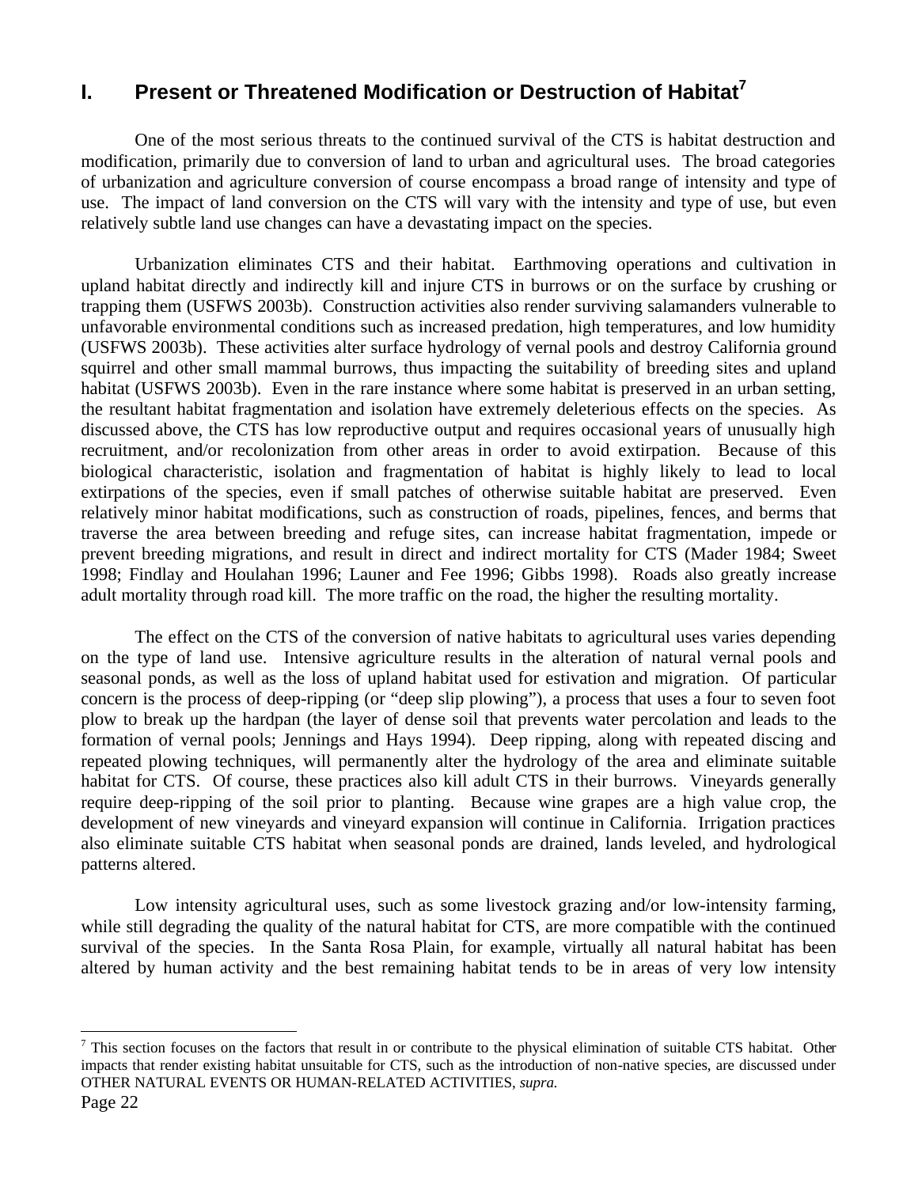## I. Present or Threatened Modification or Destruction of Habitat[7]

One of the most serious threats to the continued survival of the CTS is habitat destruction and modification, primarily due to conversion of land to urban and agricultural uses. The broad categories of urbanization and agriculture conversion of course encompass a broad range of intensity and type of use. The impact of land conversion on the CTS will vary with the intensity and type of use, but even relatively subtle land use changes can have a devastating impact on the species.

Urbanization eliminates CTS and their habitat. Earthmoving operations and cultivation in upland habitat directly and indirectly kill and injure CTS in burrows or on the surface by crushing or trapping them (USFWS 2003b). Construction activities also render surviving salamanders vulnerable to unfavorable environmental conditions such as increased predation, high temperatures, and low humidity (USFWS 2003b). These activities alter surface hydrology of vernal pools and destroy California ground squirrel and other small mammal burrows, thus impacting the suitability of breeding sites and upland habitat (USFWS 2003b). Even in the rare instance where some habitat is preserved in an urban setting, the resultant habitat fragmentation and isolation have extremely deleterious effects on the species. As discussed above, the CTS has low reproductive output and requires occasional years of unusually high recruitment, and/or recolonization from other areas in order to avoid extirpation. Because of this biological characteristic, isolation and fragmentation of habitat is highly likely to lead to local extirpations of the species, even if small patches of otherwise suitable habitat are preserved. Even relatively minor habitat modifications, such as construction of roads, pipelines, fences, and berms that traverse the area between breeding and refuge sites, can increase habitat fragmentation, impede or prevent breeding migrations, and result in direct and indirect mortality for CTS (Mader 1984; Sweet 1998; Findlay and Houlahan 1996; Launer and Fee 1996; Gibbs 1998). Roads also greatly increase adult mortality through road kill. The more traffic on the road, the higher the resulting mortality.

The effect on the CTS of the conversion of native habitats to agricultural uses varies depending on the type of land use. Intensive agriculture results in the alteration of natural vernal pools and seasonal ponds, as well as the loss of upland habitat used for estivation and migration. Of particular concern is the process of deep-ripping (or "deep slip plowing"), a process that uses a four to seven foot plow to break up the hardpan (the layer of dense soil that prevents water percolation and leads to the formation of vernal pools; Jennings and Hays 1994). Deep ripping, along with repeated discing and repeated plowing techniques, will permanently alter the hydrology of the area and eliminate suitable habitat for CTS. Of course, these practices also kill adult CTS in their burrows. Vineyards generally require deep-ripping of the soil prior to planting. Because wine grapes are a high value crop, the development of new vineyards and vineyard expansion will continue in California. Irrigation practices also eliminate suitable CTS habitat when seasonal ponds are drained, lands leveled, and hydrological patterns altered.

Low intensity agricultural uses, such as some livestock grazing and/or low-intensity farming, while still degrading the quality of the natural habitat for CTS, are more compatible with the continued survival of the species. In the Santa Rosa Plain, for example, virtually all natural habitat has been altered by human activity and the best remaining habitat tends to be in areas of very low intensity

---

[7] This section focuses on the factors that result in or contribute to the physical elimination of suitable CTS habitat. Other impacts that render existing habitat unsuitable for CTS, such as the introduction of non-native species, are discussed under OTHER NATURAL EVENTS OR HUMAN-RELATED ACTIVITIES, *supra.*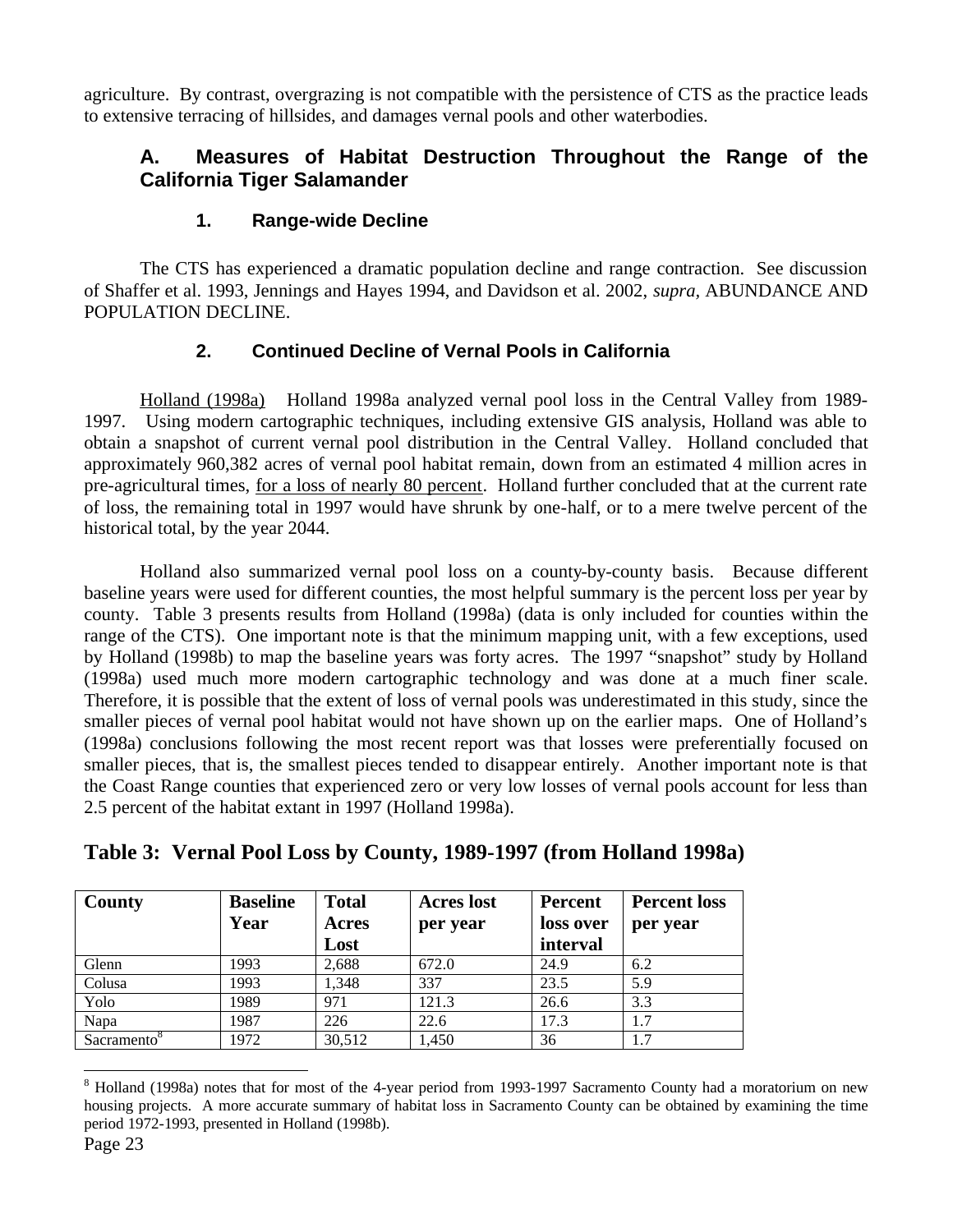agriculture. By contrast, overgrazing is not compatible with the persistence of CTS as the practice leads to extensive terracing of hillsides, and damages vernal pools and other waterbodies.

### A. Measures of Habitat Destruction Throughout the Range of the California Tiger Salamander

#### 1. Range-wide Decline

The CTS has experienced a dramatic population decline and range contraction. See discussion of Shaffer et al. 1993, Jennings and Hayes 1994, and Davidson et al. 2002, *supra*, ABUNDANCE AND POPULATION DECLINE.

#### 2. Continued Decline of Vernal Pools in California

<u>Holland (1998a)</u> Holland 1998a analyzed vernal pool loss in the Central Valley from 1989-1997. Using modern cartographic techniques, including extensive GIS analysis, Holland was able to obtain a snapshot of current vernal pool distribution in the Central Valley. Holland concluded that approximately 960,382 acres of vernal pool habitat remain, down from an estimated 4 million acres in pre-agricultural times, <u>for a loss of nearly 80 percent</u>. Holland further concluded that at the current rate of loss, the remaining total in 1997 would have shrunk by one-half, or to a mere twelve percent of the historical total, by the year 2044.

Holland also summarized vernal pool loss on a county-by-county basis. Because different baseline years were used for different counties, the most helpful summary is the percent loss per year by county. Table 3 presents results from Holland (1998a) (data is only included for counties within the range of the CTS). One important note is that the minimum mapping unit, with a few exceptions, used by Holland (1998b) to map the baseline years was forty acres. The 1997 "snapshot" study by Holland (1998a) used much more modern cartographic technology and was done at a much finer scale. Therefore, it is possible that the extent of loss of vernal pools was underestimated in this study, since the smaller pieces of vernal pool habitat would not have shown up on the earlier maps. One of Holland's (1998a) conclusions following the most recent report was that losses were preferentially focused on smaller pieces, that is, the smallest pieces tended to disappear entirely. Another important note is that the Coast Range counties that experienced zero or very low losses of vernal pools account for less than 2.5 percent of the habitat extant in 1997 (Holland 1998a).

## Table 3: Vernal Pool Loss by County, 1989-1997 (from Holland 1998a)

| County | Baseline Year | Total Acres Lost | Acres lost per year | Percent loss over interval | Percent loss per year |
|---|---|---|---|---|---|
| Glenn | 1993 | 2,688 | 672.0 | 24.9 | 6.2 |
| Colusa | 1993 | 1,348 | 337 | 23.5 | 5.9 |
| Yolo | 1989 | 971 | 121.3 | 26.6 | 3.3 |
| Napa | 1987 | 226 | 22.6 | 17.3 | 1.7 |
| Sacramento[8] | 1972 | 30,512 | 1,450 | 36 | 1.7 |

[8] Holland (1998a) notes that for most of the 4-year period from 1993-1997 Sacramento County had a moratorium on new housing projects. A more accurate summary of habitat loss in Sacramento County can be obtained by examining the time period 1972-1993, presented in Holland (1998b).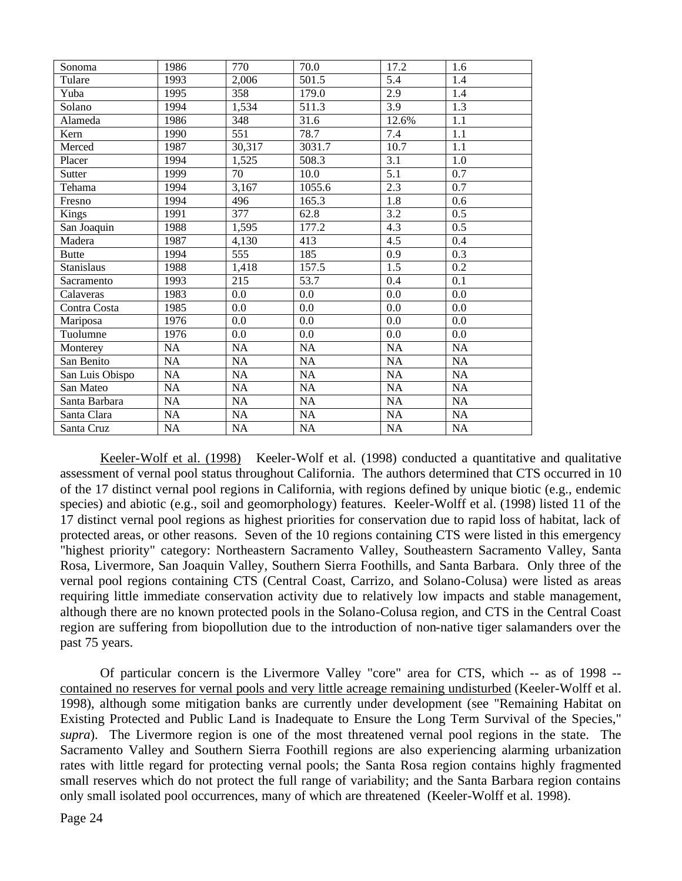| Sonoma | 1986 | 770 | 70.0 | 17.2 | 1.6 |
|---|---|---|---|---|---|
| Tulare | 1993 | 2,006 | 501.5 | 5.4 | 1.4 |
| Yuba | 1995 | 358 | 179.0 | 2.9 | 1.4 |
| Solano | 1994 | 1,534 | 511.3 | 3.9 | 1.3 |
| Alameda | 1986 | 348 | 31.6 | 12.6% | 1.1 |
| Kern | 1990 | 551 | 78.7 | 7.4 | 1.1 |
| Merced | 1987 | 30,317 | 3031.7 | 10.7 | 1.1 |
| Placer | 1994 | 1,525 | 508.3 | 3.1 | 1.0 |
| Sutter | 1999 | 70 | 10.0 | 5.1 | 0.7 |
| Tehama | 1994 | 3,167 | 1055.6 | 2.3 | 0.7 |
| Fresno | 1994 | 496 | 165.3 | 1.8 | 0.6 |
| Kings | 1991 | 377 | 62.8 | 3.2 | 0.5 |
| San Joaquin | 1988 | 1,595 | 177.2 | 4.3 | 0.5 |
| Madera | 1987 | 4,130 | 413 | 4.5 | 0.4 |
| Butte | 1994 | 555 | 185 | 0.9 | 0.3 |
| Stanislaus | 1988 | 1,418 | 157.5 | 1.5 | 0.2 |
| Sacramento | 1993 | 215 | 53.7 | 0.4 | 0.1 |
| Calaveras | 1983 | 0.0 | 0.0 | 0.0 | 0.0 |
| Contra Costa | 1985 | 0.0 | 0.0 | 0.0 | 0.0 |
| Mariposa | 1976 | 0.0 | 0.0 | 0.0 | 0.0 |
| Tuolumne | 1976 | 0.0 | 0.0 | 0.0 | 0.0 |
| Monterey | NA | NA | NA | NA | NA |
| San Benito | NA | NA | NA | NA | NA |
| San Luis Obispo | NA | NA | NA | NA | NA |
| San Mateo | NA | NA | NA | NA | NA |
| Santa Barbara | NA | NA | NA | NA | NA |
| Santa Clara | NA | NA | NA | NA | NA |
| Santa Cruz | NA | NA | NA | NA | NA |

Keeler-Wolf et al. (1998) Keeler-Wolf et al. (1998) conducted a quantitative and qualitative assessment of vernal pool status throughout California. The authors determined that CTS occurred in 10 of the 17 distinct vernal pool regions in California, with regions defined by unique biotic (e.g., endemic species) and abiotic (e.g., soil and geomorphology) features. Keeler-Wolff et al. (1998) listed 11 of the 17 distinct vernal pool regions as highest priorities for conservation due to rapid loss of habitat, lack of protected areas, or other reasons. Seven of the 10 regions containing CTS were listed in this emergency "highest priority" category: Northeastern Sacramento Valley, Southeastern Sacramento Valley, Santa Rosa, Livermore, San Joaquin Valley, Southern Sierra Foothills, and Santa Barbara. Only three of the vernal pool regions containing CTS (Central Coast, Carrizo, and Solano-Colusa) were listed as areas requiring little immediate conservation activity due to relatively low impacts and stable management, although there are no known protected pools in the Solano-Colusa region, and CTS in the Central Coast region are suffering from biopollution due to the introduction of non-native tiger salamanders over the past 75 years.

Of particular concern is the Livermore Valley "core" area for CTS, which -- as of 1998 -- contained no reserves for vernal pools and very little acreage remaining undisturbed (Keeler-Wolff et al. 1998), although some mitigation banks are currently under development (see "Remaining Habitat on Existing Protected and Public Land is Inadequate to Ensure the Long Term Survival of the Species," *supra*). The Livermore region is one of the most threatened vernal pool regions in the state. The Sacramento Valley and Southern Sierra Foothill regions are also experiencing alarming urbanization rates with little regard for protecting vernal pools; the Santa Rosa region contains highly fragmented small reserves which do not protect the full range of variability; and the Santa Barbara region contains only small isolated pool occurrences, many of which are threatened (Keeler-Wolff et al. 1998).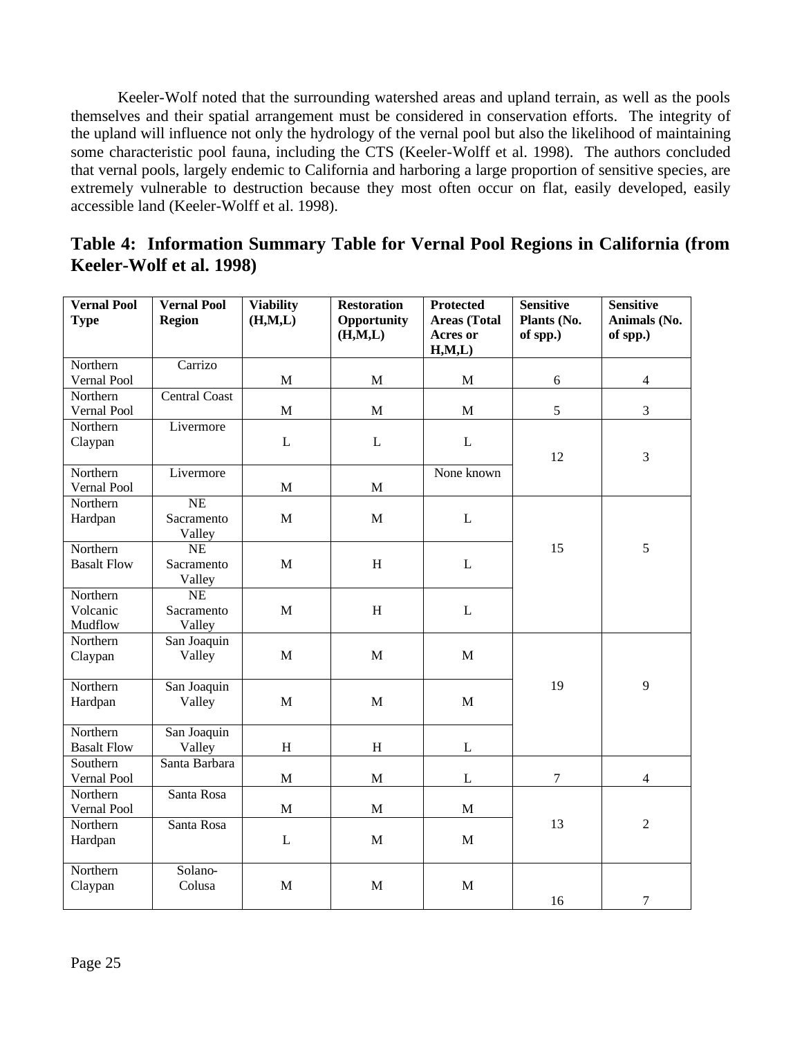Keeler-Wolf noted that the surrounding watershed areas and upland terrain, as well as the pools themselves and their spatial arrangement must be considered in conservation efforts. The integrity of the upland will influence not only the hydrology of the vernal pool but also the likelihood of maintaining some characteristic pool fauna, including the CTS (Keeler-Wolff et al. 1998). The authors concluded that vernal pools, largely endemic to California and harboring a large proportion of sensitive species, are extremely vulnerable to destruction because they most often occur on flat, easily developed, easily accessible land (Keeler-Wolff et al. 1998).

## Table 4: Information Summary Table for Vernal Pool Regions in California (from Keeler-Wolf et al. 1998)

| Vernal Pool Type | Vernal Pool Region | Viability (H,M,L) | Restoration Opportunity (H,M,L) | Protected Areas (Total Acres or H,M,L) | Sensitive Plants (No. of spp.) | Sensitive Animals (No. of spp.) |
|---|---|---|---|---|---|---|
| Northern Vernal Pool | Carrizo | M | M | M | 6 | 4 |
| Northern Vernal Pool | Central Coast | M | M | M | 5 | 3 |
| Northern Claypan | Livermore | L | L | L | 12 | 3 |
| Northern Vernal Pool | Livermore | M | M | None known | | |
| Northern Hardpan | NE Sacramento Valley | M | M | L | 15 | 5 |
| Northern Basalt Flow | NE Sacramento Valley | M | H | L | | |
| Northern Volcanic Mudflow | NE Sacramento Valley | M | H | L | | |
| Northern Claypan | San Joaquin Valley | M | M | M | 19 | 9 |
| Northern Hardpan | San Joaquin Valley | M | M | M | | |
| Northern Basalt Flow | San Joaquin Valley | H | H | L | | |
| Southern Vernal Pool | Santa Barbara | M | M | L | 7 | 4 |
| Northern Vernal Pool | Santa Rosa | M | M | M | 13 | 2 |
| Northern Hardpan | Santa Rosa | L | M | M | | |
| Northern Claypan | Solano-Colusa | M | M | M | 16 | 7 |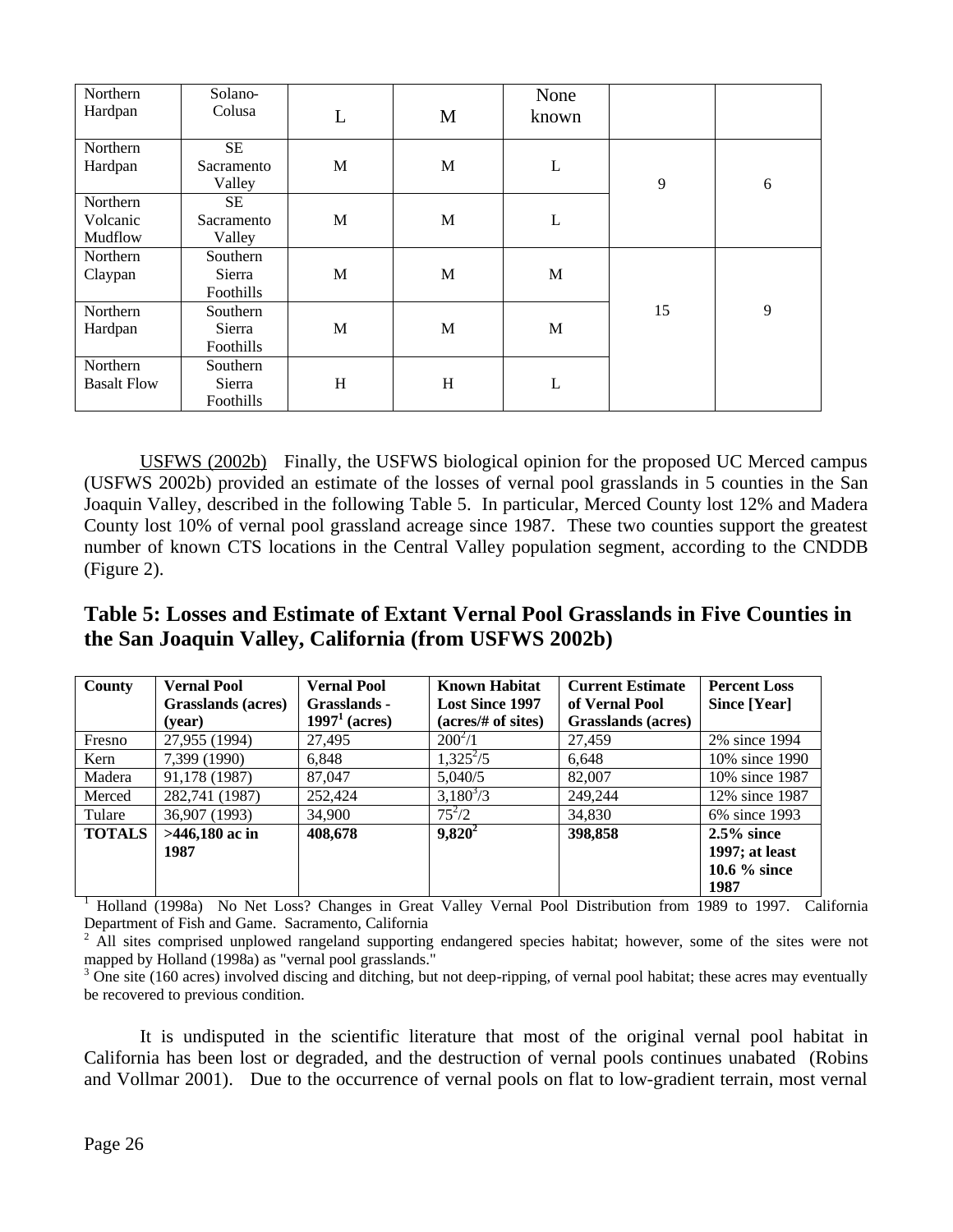| Northern Hardpan | Solano-Colusa | L | M | None known | | |
|---|---|---|---|---|---|---|
| Northern Hardpan | SE Sacramento Valley | M | M | L | 9 | 6 |
| Northern Volcanic Mudflow | SE Sacramento Valley | M | M | L | | |
| Northern Claypan | Southern Sierra Foothills | M | M | M | 15 | 9 |
| Northern Hardpan | Southern Sierra Foothills | M | M | M | | |
| Northern Basalt Flow | Southern Sierra Foothills | H | H | L | | |

USFWS (2002b) Finally, the USFWS biological opinion for the proposed UC Merced campus (USFWS 2002b) provided an estimate of the losses of vernal pool grasslands in 5 counties in the San Joaquin Valley, described in the following Table 5. In particular, Merced County lost 12% and Madera County lost 10% of vernal pool grassland acreage since 1987. These two counties support the greatest number of known CTS locations in the Central Valley population segment, according to the CNDDB (Figure 2).

## Table 5: Losses and Estimate of Extant Vernal Pool Grasslands in Five Counties in the San Joaquin Valley, California (from USFWS 2002b)

| County | Vernal Pool Grasslands (acres) (year) | Vernal Pool Grasslands - 1997[1] (acres) | Known Habitat Lost Since 1997 (acres/# of sites) | Current Estimate of Vernal Pool Grasslands (acres) | Percent Loss Since [Year] |
|---|---|---|---|---|---|
| Fresno | 27,955 (1994) | 27,495 | 200[2]/1 | 27,459 | 2% since 1994 |
| Kern | 7,399 (1990) | 6,848 | 1,325[2]/5 | 6,648 | 10% since 1990 |
| Madera | 91,178 (1987) | 87,047 | 5,040/5 | 82,007 | 10% since 1987 |
| Merced | 282,741 (1987) | 252,424 | 3,180[3]/3 | 249,244 | 12% since 1987 |
| Tulare | 36,907 (1993) | 34,900 | 75[2]/2 | 34,830 | 6% since 1993 |
| **TOTALS** | **>446,180 ac in 1987** | **408,678** | **9,820[2]** | **398,858** | **2.5% since 1997; at least 10.6 % since 1987** |

[1] Holland (1998a) No Net Loss? Changes in Great Valley Vernal Pool Distribution from 1989 to 1997. California Department of Fish and Game. Sacramento, California

[2] All sites comprised unplowed rangeland supporting endangered species habitat; however, some of the sites were not mapped by Holland (1998a) as "vernal pool grasslands."

[3] One site (160 acres) involved discing and ditching, but not deep-ripping, of vernal pool habitat; these acres may eventually be recovered to previous condition.

It is undisputed in the scientific literature that most of the original vernal pool habitat in California has been lost or degraded, and the destruction of vernal pools continues unabated (Robins and Vollmar 2001). Due to the occurrence of vernal pools on flat to low-gradient terrain, most vernal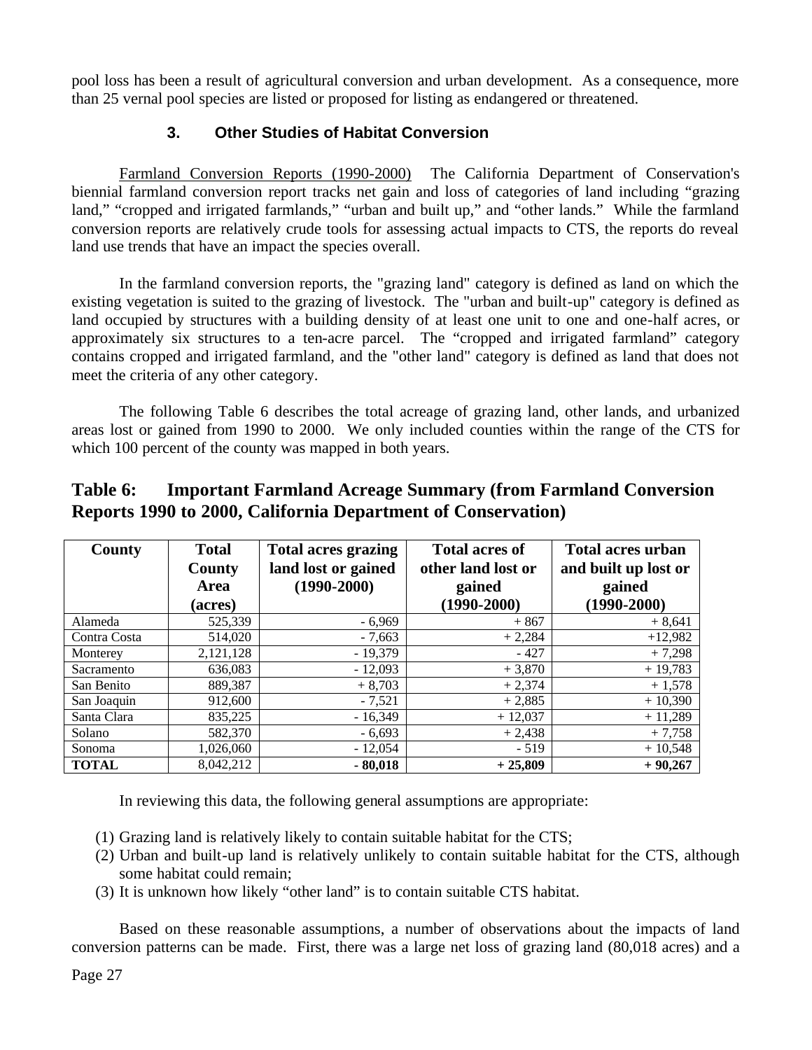pool loss has been a result of agricultural conversion and urban development. As a consequence, more than 25 vernal pool species are listed or proposed for listing as endangered or threatened.

### 3. Other Studies of Habitat Conversion

Farmland Conversion Reports (1990-2000) The California Department of Conservation's biennial farmland conversion report tracks net gain and loss of categories of land including "grazing land," "cropped and irrigated farmlands," "urban and built up," and "other lands." While the farmland conversion reports are relatively crude tools for assessing actual impacts to CTS, the reports do reveal land use trends that have an impact the species overall.

In the farmland conversion reports, the "grazing land" category is defined as land on which the existing vegetation is suited to the grazing of livestock. The "urban and built-up" category is defined as land occupied by structures with a building density of at least one unit to one and one-half acres, or approximately six structures to a ten-acre parcel. The "cropped and irrigated farmland" category contains cropped and irrigated farmland, and the "other land" category is defined as land that does not meet the criteria of any other category.

The following Table 6 describes the total acreage of grazing land, other lands, and urbanized areas lost or gained from 1990 to 2000. We only included counties within the range of the CTS for which 100 percent of the county was mapped in both years.

## Table 6: Important Farmland Acreage Summary (from Farmland Conversion Reports 1990 to 2000, California Department of Conservation)

| County | Total County Area (acres) | Total acres grazing land lost or gained (1990-2000) | Total acres of other land lost or gained (1990-2000) | Total acres urban and built up lost or gained (1990-2000) |
|---|---|---|---|---|
| Alameda | 525,339 | - 6,969 | + 867 | + 8,641 |
| Contra Costa | 514,020 | - 7,663 | + 2,284 | +12,982 |
| Monterey | 2,121,128 | - 19,379 | - 427 | + 7,298 |
| Sacramento | 636,083 | - 12,093 | + 3,870 | + 19,783 |
| San Benito | 889,387 | + 8,703 | + 2,374 | + 1,578 |
| San Joaquin | 912,600 | - 7,521 | + 2,885 | + 10,390 |
| Santa Clara | 835,225 | - 16,349 | + 12,037 | + 11,289 |
| Solano | 582,370 | - 6,693 | + 2,438 | + 7,758 |
| Sonoma | 1,026,060 | - 12,054 | - 519 | + 10,548 |
| **TOTAL** | 8,042,212 | **- 80,018** | **+ 25,809** | **+ 90,267** |

In reviewing this data, the following general assumptions are appropriate:

(1) Grazing land is relatively likely to contain suitable habitat for the CTS;
(2) Urban and built-up land is relatively unlikely to contain suitable habitat for the CTS, although some habitat could remain;
(3) It is unknown how likely "other land" is to contain suitable CTS habitat.

Based on these reasonable assumptions, a number of observations about the impacts of land conversion patterns can be made. First, there was a large net loss of grazing land (80,018 acres) and a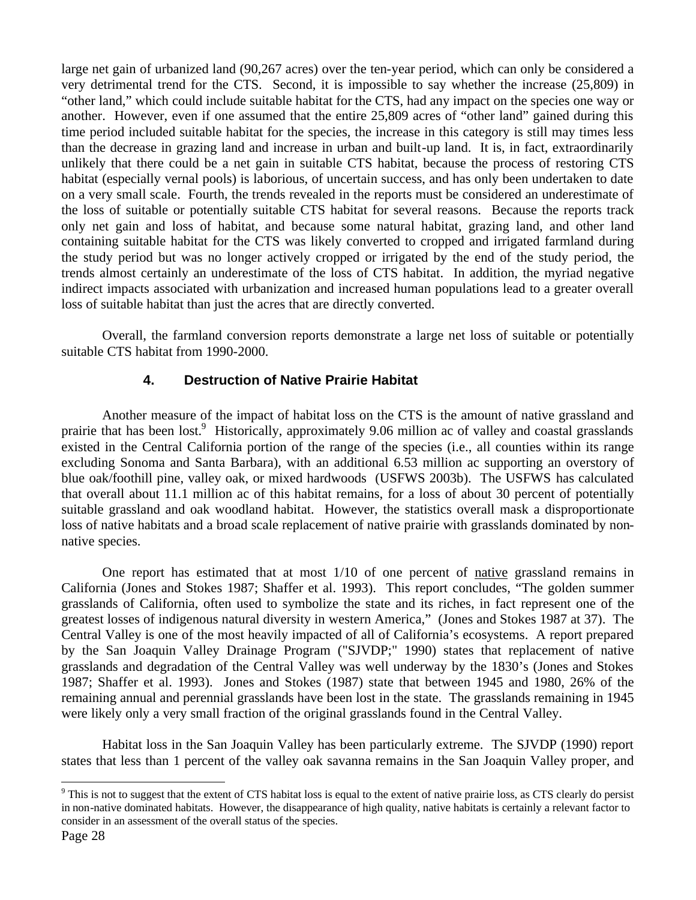large net gain of urbanized land (90,267 acres) over the ten-year period, which can only be considered a very detrimental trend for the CTS. Second, it is impossible to say whether the increase (25,809) in "other land," which could include suitable habitat for the CTS, had any impact on the species one way or another. However, even if one assumed that the entire 25,809 acres of "other land" gained during this time period included suitable habitat for the species, the increase in this category is still may times less than the decrease in grazing land and increase in urban and built-up land. It is, in fact, extraordinarily unlikely that there could be a net gain in suitable CTS habitat, because the process of restoring CTS habitat (especially vernal pools) is laborious, of uncertain success, and has only been undertaken to date on a very small scale. Fourth, the trends revealed in the reports must be considered an underestimate of the loss of suitable or potentially suitable CTS habitat for several reasons. Because the reports track only net gain and loss of habitat, and because some natural habitat, grazing land, and other land containing suitable habitat for the CTS was likely converted to cropped and irrigated farmland during the study period but was no longer actively cropped or irrigated by the end of the study period, the trends almost certainly an underestimate of the loss of CTS habitat. In addition, the myriad negative indirect impacts associated with urbanization and increased human populations lead to a greater overall loss of suitable habitat than just the acres that are directly converted.

Overall, the farmland conversion reports demonstrate a large net loss of suitable or potentially suitable CTS habitat from 1990-2000.

### 4. Destruction of Native Prairie Habitat

Another measure of the impact of habitat loss on the CTS is the amount of native grassland and prairie that has been lost.[9] Historically, approximately 9.06 million ac of valley and coastal grasslands existed in the Central California portion of the range of the species (i.e., all counties within its range excluding Sonoma and Santa Barbara), with an additional 6.53 million ac supporting an overstory of blue oak/foothill pine, valley oak, or mixed hardwoods (USFWS 2003b). The USFWS has calculated that overall about 11.1 million ac of this habitat remains, for a loss of about 30 percent of potentially suitable grassland and oak woodland habitat. However, the statistics overall mask a disproportionate loss of native habitats and a broad scale replacement of native prairie with grasslands dominated by non-native species.

One report has estimated that at most 1/10 of one percent of <u>native</u> grassland remains in California (Jones and Stokes 1987; Shaffer et al. 1993). This report concludes, "The golden summer grasslands of California, often used to symbolize the state and its riches, in fact represent one of the greatest losses of indigenous natural diversity in western America," (Jones and Stokes 1987 at 37). The Central Valley is one of the most heavily impacted of all of California's ecosystems. A report prepared by the San Joaquin Valley Drainage Program ("SJVDP;" 1990) states that replacement of native grasslands and degradation of the Central Valley was well underway by the 1830's (Jones and Stokes 1987; Shaffer et al. 1993). Jones and Stokes (1987) state that between 1945 and 1980, 26% of the remaining annual and perennial grasslands have been lost in the state. The grasslands remaining in 1945 were likely only a very small fraction of the original grasslands found in the Central Valley.

Habitat loss in the San Joaquin Valley has been particularly extreme. The SJVDP (1990) report states that less than 1 percent of the valley oak savanna remains in the San Joaquin Valley proper, and

[9] This is not to suggest that the extent of CTS habitat loss is equal to the extent of native prairie loss, as CTS clearly do persist in non-native dominated habitats. However, the disappearance of high quality, native habitats is certainly a relevant factor to consider in an assessment of the overall status of the species.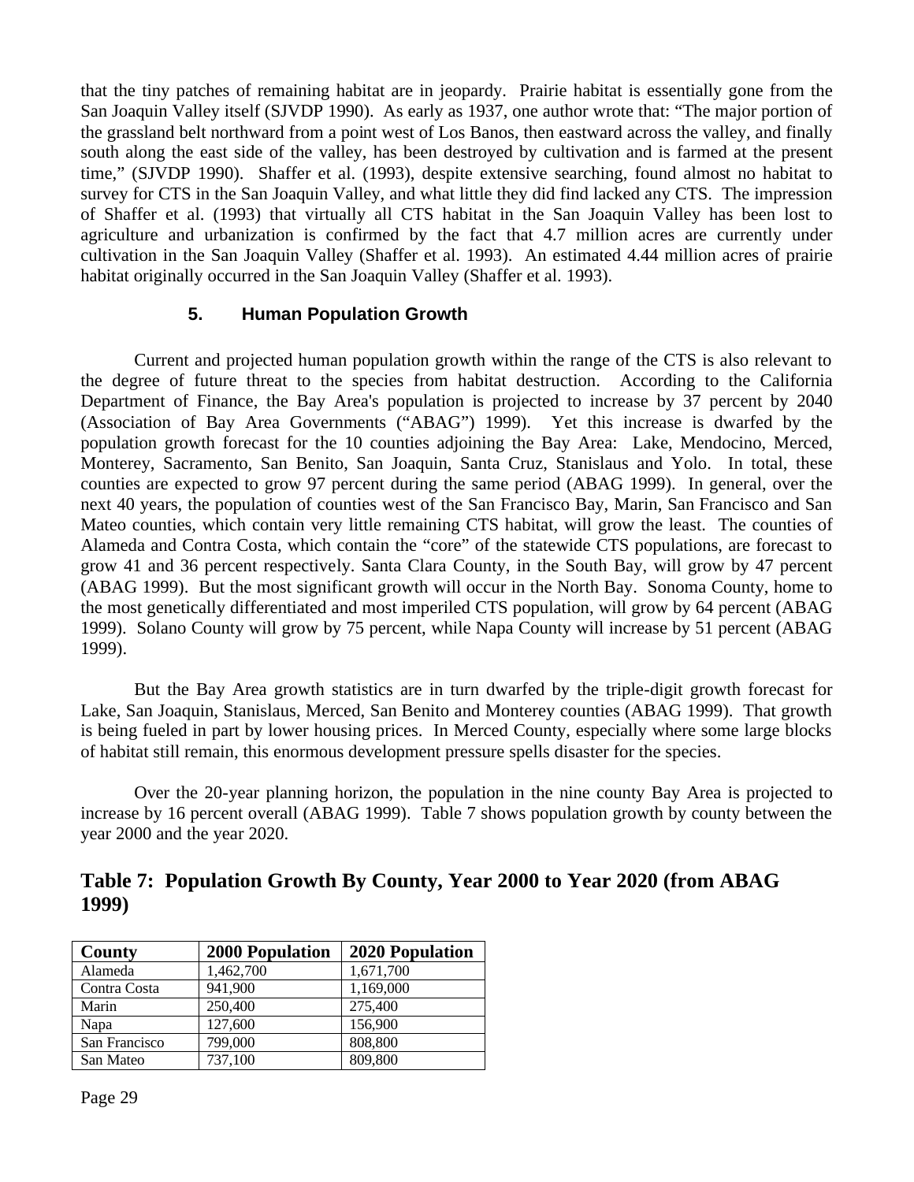that the tiny patches of remaining habitat are in jeopardy. Prairie habitat is essentially gone from the San Joaquin Valley itself (SJVDP 1990). As early as 1937, one author wrote that: "The major portion of the grassland belt northward from a point west of Los Banos, then eastward across the valley, and finally south along the east side of the valley, has been destroyed by cultivation and is farmed at the present time," (SJVDP 1990). Shaffer et al. (1993), despite extensive searching, found almost no habitat to survey for CTS in the San Joaquin Valley, and what little they did find lacked any CTS. The impression of Shaffer et al. (1993) that virtually all CTS habitat in the San Joaquin Valley has been lost to agriculture and urbanization is confirmed by the fact that 4.7 million acres are currently under cultivation in the San Joaquin Valley (Shaffer et al. 1993). An estimated 4.44 million acres of prairie habitat originally occurred in the San Joaquin Valley (Shaffer et al. 1993).

### 5. Human Population Growth

Current and projected human population growth within the range of the CTS is also relevant to the degree of future threat to the species from habitat destruction. According to the California Department of Finance, the Bay Area's population is projected to increase by 37 percent by 2040 (Association of Bay Area Governments ("ABAG") 1999). Yet this increase is dwarfed by the population growth forecast for the 10 counties adjoining the Bay Area: Lake, Mendocino, Merced, Monterey, Sacramento, San Benito, San Joaquin, Santa Cruz, Stanislaus and Yolo. In total, these counties are expected to grow 97 percent during the same period (ABAG 1999). In general, over the next 40 years, the population of counties west of the San Francisco Bay, Marin, San Francisco and San Mateo counties, which contain very little remaining CTS habitat, will grow the least. The counties of Alameda and Contra Costa, which contain the "core" of the statewide CTS populations, are forecast to grow 41 and 36 percent respectively. Santa Clara County, in the South Bay, will grow by 47 percent (ABAG 1999). But the most significant growth will occur in the North Bay. Sonoma County, home to the most genetically differentiated and most imperiled CTS population, will grow by 64 percent (ABAG 1999). Solano County will grow by 75 percent, while Napa County will increase by 51 percent (ABAG 1999).

But the Bay Area growth statistics are in turn dwarfed by the triple-digit growth forecast for Lake, San Joaquin, Stanislaus, Merced, San Benito and Monterey counties (ABAG 1999). That growth is being fueled in part by lower housing prices. In Merced County, especially where some large blocks of habitat still remain, this enormous development pressure spells disaster for the species.

Over the 20-year planning horizon, the population in the nine county Bay Area is projected to increase by 16 percent overall (ABAG 1999). Table 7 shows population growth by county between the year 2000 and the year 2020.

## Table 7: Population Growth By County, Year 2000 to Year 2020 (from ABAG 1999)

| County | 2000 Population | 2020 Population |
|---|---|---|
| Alameda | 1,462,700 | 1,671,700 |
| Contra Costa | 941,900 | 1,169,000 |
| Marin | 250,400 | 275,400 |
| Napa | 127,600 | 156,900 |
| San Francisco | 799,000 | 808,800 |
| San Mateo | 737,100 | 809,800 |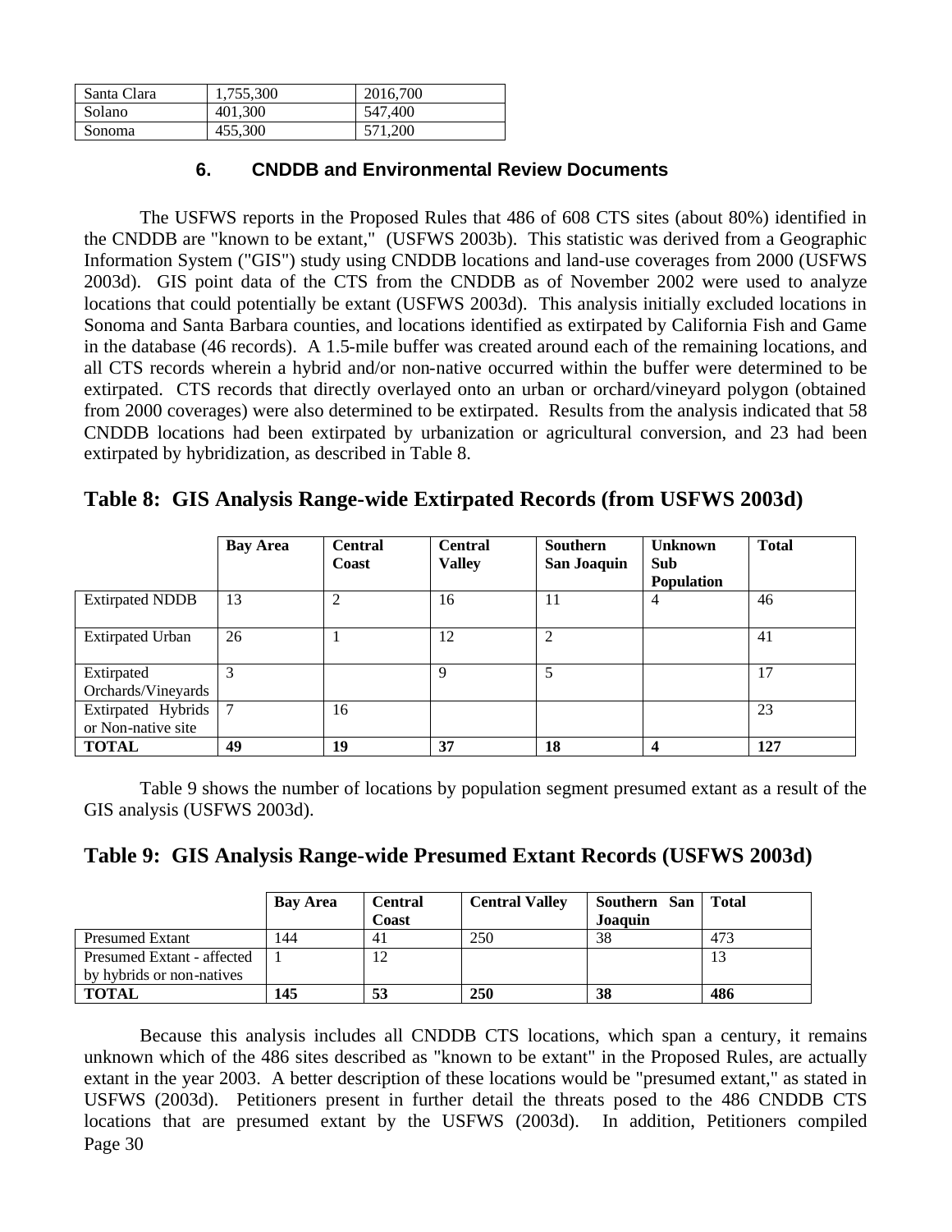| Santa Clara | 1,755,300 | 2016,700 |
|---|---|---|
| Solano | 401,300 | 547,400 |
| Sonoma | 455,300 | 571,200 |

### 6. CNDDB and Environmental Review Documents

The USFWS reports in the Proposed Rules that 486 of 608 CTS sites (about 80%) identified in the CNDDB are "known to be extant," (USFWS 2003b). This statistic was derived from a Geographic Information System ("GIS") study using CNDDB locations and land-use coverages from 2000 (USFWS 2003d). GIS point data of the CTS from the CNDDB as of November 2002 were used to analyze locations that could potentially be extant (USFWS 2003d). This analysis initially excluded locations in Sonoma and Santa Barbara counties, and locations identified as extirpated by California Fish and Game in the database (46 records). A 1.5-mile buffer was created around each of the remaining locations, and all CTS records wherein a hybrid and/or non-native occurred within the buffer were determined to be extirpated. CTS records that directly overlayed onto an urban or orchard/vineyard polygon (obtained from 2000 coverages) were also determined to be extirpated. Results from the analysis indicated that 58 CNDDB locations had been extirpated by urbanization or agricultural conversion, and 23 had been extirpated by hybridization, as described in Table 8.

## Table 8: GIS Analysis Range-wide Extirpated Records (from USFWS 2003d)

| | Bay Area | Central Coast | Central Valley | Southern San Joaquin | Unknown Sub Population | Total |
|---|---|---|---|---|---|---|
| Extirpated NDDB | 13 | 2 | 16 | 11 | 4 | 46 |
| Extirpated Urban | 26 | 1 | 12 | 2 | | 41 |
| Extirpated Orchards/Vineyards | 3 | | 9 | 5 | | 17 |
| Extirpated Hybrids or Non-native site | 7 | 16 | | | | 23 |
| **TOTAL** | **49** | **19** | **37** | **18** | **4** | **127** |

Table 9 shows the number of locations by population segment presumed extant as a result of the GIS analysis (USFWS 2003d).

## Table 9: GIS Analysis Range-wide Presumed Extant Records (USFWS 2003d)

| | Bay Area | Central Coast | Central Valley | Southern San Joaquin | Total |
|---|---|---|---|---|---|
| Presumed Extant | 144 | 41 | 250 | 38 | 473 |
| Presumed Extant - affected by hybrids or non-natives | 1 | 12 | | | 13 |
| **TOTAL** | **145** | **53** | **250** | **38** | **486** |

Because this analysis includes all CNDDB CTS locations, which span a century, it remains unknown which of the 486 sites described as "known to be extant" in the Proposed Rules, are actually extant in the year 2003. A better description of these locations would be "presumed extant," as stated in USFWS (2003d). Petitioners present in further detail the threats posed to the 486 CNDDB CTS locations that are presumed extant by the USFWS (2003d). In addition, Petitioners compiled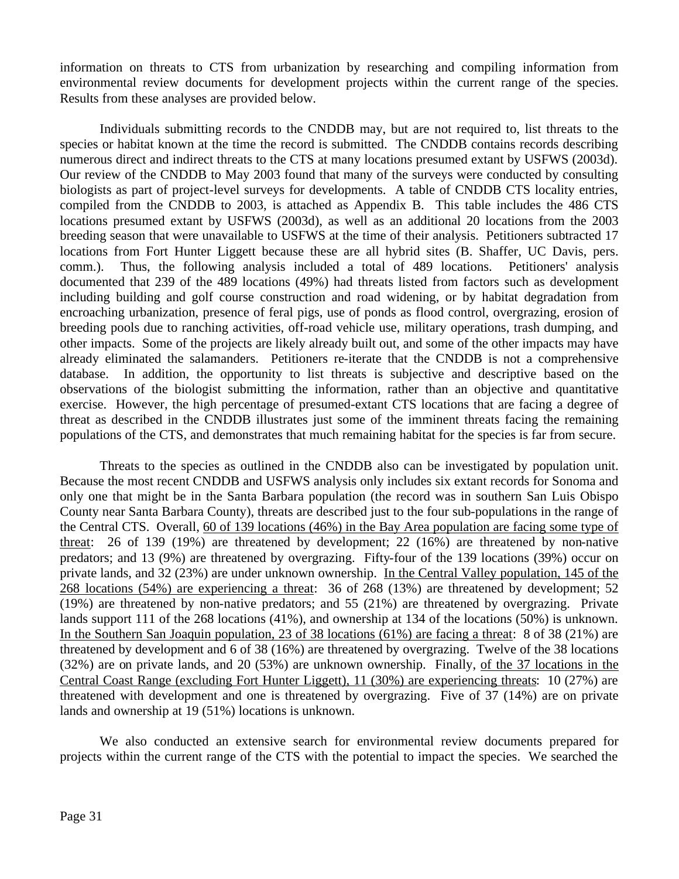information on threats to CTS from urbanization by researching and compiling information from environmental review documents for development projects within the current range of the species. Results from these analyses are provided below.

Individuals submitting records to the CNDDB may, but are not required to, list threats to the species or habitat known at the time the record is submitted. The CNDDB contains records describing numerous direct and indirect threats to the CTS at many locations presumed extant by USFWS (2003d). Our review of the CNDDB to May 2003 found that many of the surveys were conducted by consulting biologists as part of project-level surveys for developments. A table of CNDDB CTS locality entries, compiled from the CNDDB to 2003, is attached as Appendix B. This table includes the 486 CTS locations presumed extant by USFWS (2003d), as well as an additional 20 locations from the 2003 breeding season that were unavailable to USFWS at the time of their analysis. Petitioners subtracted 17 locations from Fort Hunter Liggett because these are all hybrid sites (B. Shaffer, UC Davis, pers. comm.). Thus, the following analysis included a total of 489 locations. Petitioners' analysis documented that 239 of the 489 locations (49%) had threats listed from factors such as development including building and golf course construction and road widening, or by habitat degradation from encroaching urbanization, presence of feral pigs, use of ponds as flood control, overgrazing, erosion of breeding pools due to ranching activities, off-road vehicle use, military operations, trash dumping, and other impacts. Some of the projects are likely already built out, and some of the other impacts may have already eliminated the salamanders. Petitioners re-iterate that the CNDDB is not a comprehensive database. In addition, the opportunity to list threats is subjective and descriptive based on the observations of the biologist submitting the information, rather than an objective and quantitative exercise. However, the high percentage of presumed-extant CTS locations that are facing a degree of threat as described in the CNDDB illustrates just some of the imminent threats facing the remaining populations of the CTS, and demonstrates that much remaining habitat for the species is far from secure.

Threats to the species as outlined in the CNDDB also can be investigated by population unit. Because the most recent CNDDB and USFWS analysis only includes six extant records for Sonoma and only one that might be in the Santa Barbara population (the record was in southern San Luis Obispo County near Santa Barbara County), threats are described just to the four sub-populations in the range of the Central CTS. Overall, <u>60 of 139 locations (46%) in the Bay Area population are facing some type of threat</u>: 26 of 139 (19%) are threatened by development; 22 (16%) are threatened by non-native predators; and 13 (9%) are threatened by overgrazing. Fifty-four of the 139 locations (39%) occur on private lands, and 32 (23%) are under unknown ownership. <u>In the Central Valley population, 145 of the 268 locations (54%) are experiencing a threat</u>: 36 of 268 (13%) are threatened by development; 52 (19%) are threatened by non-native predators; and 55 (21%) are threatened by overgrazing. Private lands support 111 of the 268 locations (41%), and ownership at 134 of the locations (50%) is unknown. <u>In the Southern San Joaquin population, 23 of 38 locations (61%) are facing a threat</u>: 8 of 38 (21%) are threatened by development and 6 of 38 (16%) are threatened by overgrazing. Twelve of the 38 locations (32%) are on private lands, and 20 (53%) are unknown ownership. Finally, <u>of the 37 locations in the Central Coast Range (excluding Fort Hunter Liggett), 11 (30%) are experiencing threats</u>: 10 (27%) are threatened with development and one is threatened by overgrazing. Five of 37 (14%) are on private lands and ownership at 19 (51%) locations is unknown.

We also conducted an extensive search for environmental review documents prepared for projects within the current range of the CTS with the potential to impact the species. We searched the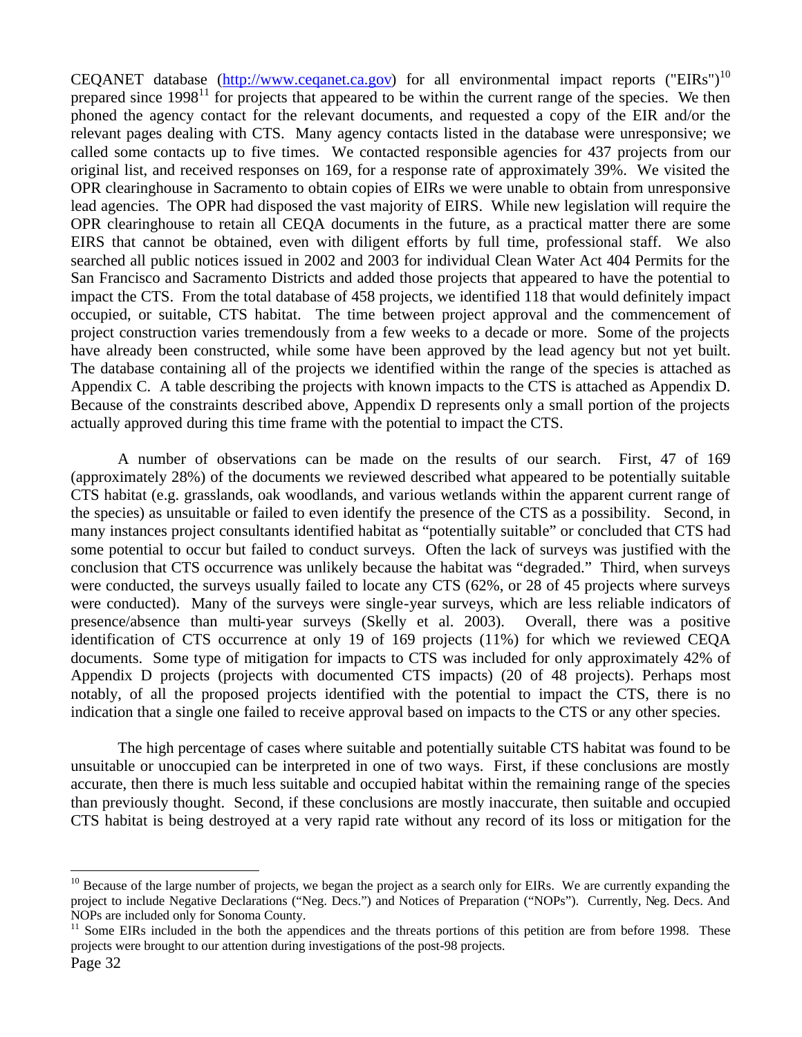CEQANET database (http://www.ceqanet.ca.gov) for all environmental impact reports ("EIRs")[10] prepared since 1998[11] for projects that appeared to be within the current range of the species. We then phoned the agency contact for the relevant documents, and requested a copy of the EIR and/or the relevant pages dealing with CTS. Many agency contacts listed in the database were unresponsive; we called some contacts up to five times. We contacted responsible agencies for 437 projects from our original list, and received responses on 169, for a response rate of approximately 39%. We visited the OPR clearinghouse in Sacramento to obtain copies of EIRs we were unable to obtain from unresponsive lead agencies. The OPR had disposed the vast majority of EIRS. While new legislation will require the OPR clearinghouse to retain all CEQA documents in the future, as a practical matter there are some EIRS that cannot be obtained, even with diligent efforts by full time, professional staff. We also searched all public notices issued in 2002 and 2003 for individual Clean Water Act 404 Permits for the San Francisco and Sacramento Districts and added those projects that appeared to have the potential to impact the CTS. From the total database of 458 projects, we identified 118 that would definitely impact occupied, or suitable, CTS habitat. The time between project approval and the commencement of project construction varies tremendously from a few weeks to a decade or more. Some of the projects have already been constructed, while some have been approved by the lead agency but not yet built. The database containing all of the projects we identified within the range of the species is attached as Appendix C. A table describing the projects with known impacts to the CTS is attached as Appendix D. Because of the constraints described above, Appendix D represents only a small portion of the projects actually approved during this time frame with the potential to impact the CTS.

A number of observations can be made on the results of our search. First, 47 of 169 (approximately 28%) of the documents we reviewed described what appeared to be potentially suitable CTS habitat (e.g. grasslands, oak woodlands, and various wetlands within the apparent current range of the species) as unsuitable or failed to even identify the presence of the CTS as a possibility. Second, in many instances project consultants identified habitat as "potentially suitable" or concluded that CTS had some potential to occur but failed to conduct surveys. Often the lack of surveys was justified with the conclusion that CTS occurrence was unlikely because the habitat was "degraded." Third, when surveys were conducted, the surveys usually failed to locate any CTS (62%, or 28 of 45 projects where surveys were conducted). Many of the surveys were single-year surveys, which are less reliable indicators of presence/absence than multi-year surveys (Skelly et al. 2003). Overall, there was a positive identification of CTS occurrence at only 19 of 169 projects (11%) for which we reviewed CEQA documents. Some type of mitigation for impacts to CTS was included for only approximately 42% of Appendix D projects (projects with documented CTS impacts) (20 of 48 projects). Perhaps most notably, of all the proposed projects identified with the potential to impact the CTS, there is no indication that a single one failed to receive approval based on impacts to the CTS or any other species.

The high percentage of cases where suitable and potentially suitable CTS habitat was found to be unsuitable or unoccupied can be interpreted in one of two ways. First, if these conclusions are mostly accurate, then there is much less suitable and occupied habitat within the remaining range of the species than previously thought. Second, if these conclusions are mostly inaccurate, then suitable and occupied CTS habitat is being destroyed at a very rapid rate without any record of its loss or mitigation for the

---

[10] Because of the large number of projects, we began the project as a search only for EIRs. We are currently expanding the project to include Negative Declarations ("Neg. Decs.") and Notices of Preparation ("NOPs"). Currently, Neg. Decs. And NOPs are included only for Sonoma County.

[11] Some EIRs included in the both the appendices and the threats portions of this petition are from before 1998. These projects were brought to our attention during investigations of the post-98 projects.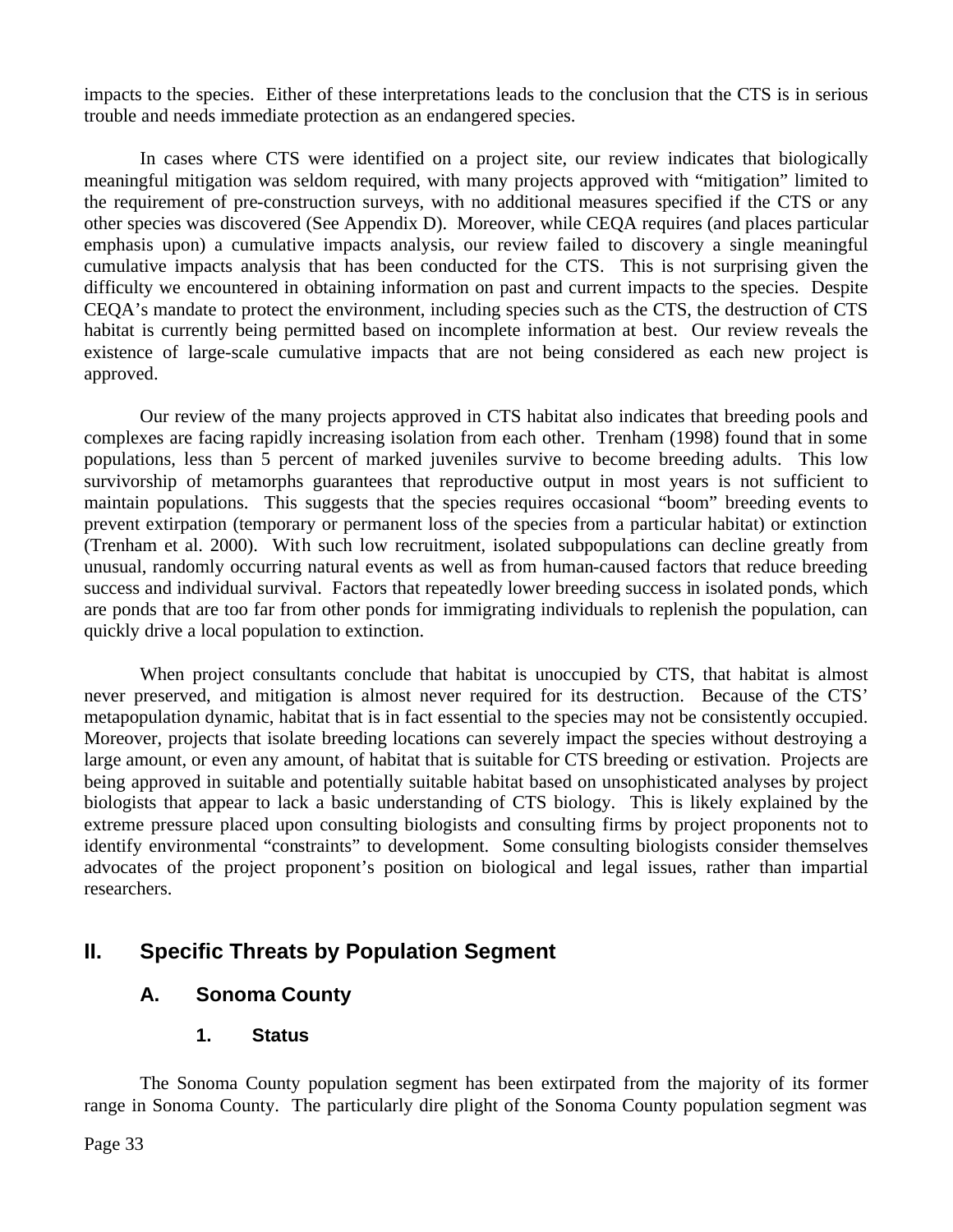impacts to the species. Either of these interpretations leads to the conclusion that the CTS is in serious trouble and needs immediate protection as an endangered species.

In cases where CTS were identified on a project site, our review indicates that biologically meaningful mitigation was seldom required, with many projects approved with "mitigation" limited to the requirement of pre-construction surveys, with no additional measures specified if the CTS or any other species was discovered (See Appendix D). Moreover, while CEQA requires (and places particular emphasis upon) a cumulative impacts analysis, our review failed to discovery a single meaningful cumulative impacts analysis that has been conducted for the CTS. This is not surprising given the difficulty we encountered in obtaining information on past and current impacts to the species. Despite CEQA's mandate to protect the environment, including species such as the CTS, the destruction of CTS habitat is currently being permitted based on incomplete information at best. Our review reveals the existence of large-scale cumulative impacts that are not being considered as each new project is approved.

Our review of the many projects approved in CTS habitat also indicates that breeding pools and complexes are facing rapidly increasing isolation from each other. Trenham (1998) found that in some populations, less than 5 percent of marked juveniles survive to become breeding adults. This low survivorship of metamorphs guarantees that reproductive output in most years is not sufficient to maintain populations. This suggests that the species requires occasional "boom" breeding events to prevent extirpation (temporary or permanent loss of the species from a particular habitat) or extinction (Trenham et al. 2000). With such low recruitment, isolated subpopulations can decline greatly from unusual, randomly occurring natural events as well as from human-caused factors that reduce breeding success and individual survival. Factors that repeatedly lower breeding success in isolated ponds, which are ponds that are too far from other ponds for immigrating individuals to replenish the population, can quickly drive a local population to extinction.

When project consultants conclude that habitat is unoccupied by CTS, that habitat is almost never preserved, and mitigation is almost never required for its destruction. Because of the CTS' metapopulation dynamic, habitat that is in fact essential to the species may not be consistently occupied. Moreover, projects that isolate breeding locations can severely impact the species without destroying a large amount, or even any amount, of habitat that is suitable for CTS breeding or estivation. Projects are being approved in suitable and potentially suitable habitat based on unsophisticated analyses by project biologists that appear to lack a basic understanding of CTS biology. This is likely explained by the extreme pressure placed upon consulting biologists and consulting firms by project proponents not to identify environmental "constraints" to development. Some consulting biologists consider themselves advocates of the project proponent's position on biological and legal issues, rather than impartial researchers.

## II. Specific Threats by Population Segment

### A. Sonoma County

#### 1. Status

The Sonoma County population segment has been extirpated from the majority of its former range in Sonoma County. The particularly dire plight of the Sonoma County population segment was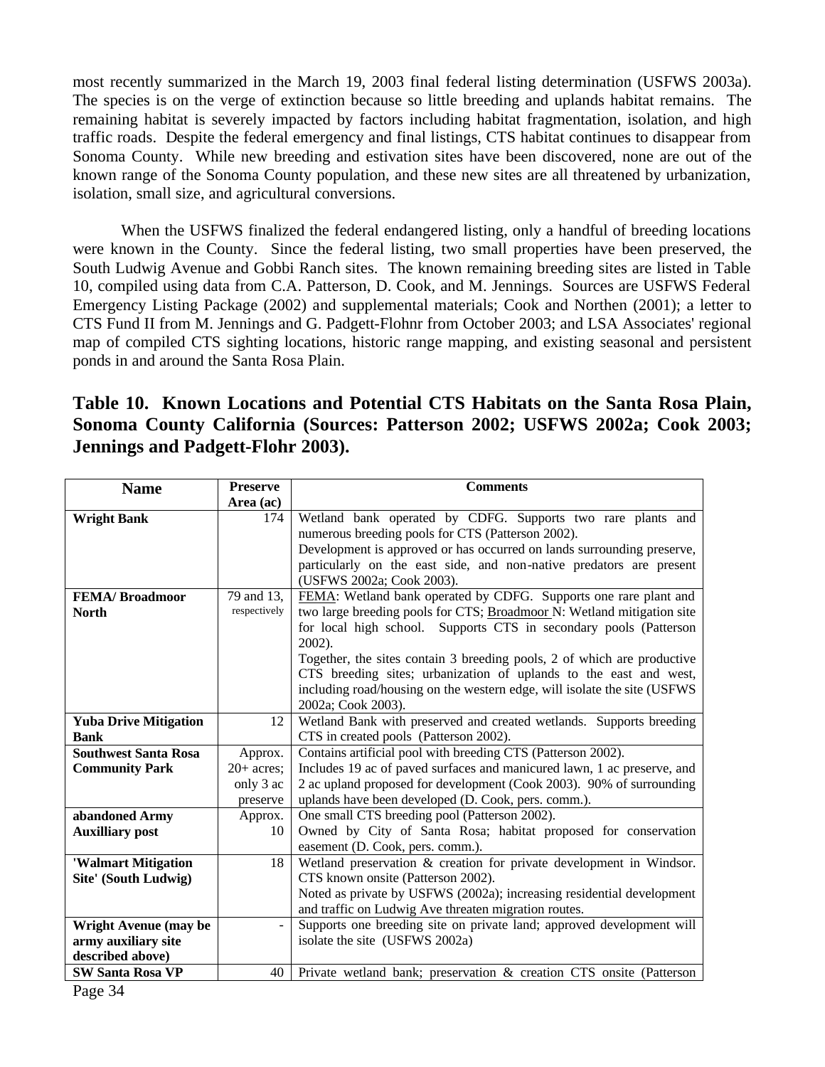most recently summarized in the March 19, 2003 final federal listing determination (USFWS 2003a). The species is on the verge of extinction because so little breeding and uplands habitat remains. The remaining habitat is severely impacted by factors including habitat fragmentation, isolation, and high traffic roads. Despite the federal emergency and final listings, CTS habitat continues to disappear from Sonoma County. While new breeding and estivation sites have been discovered, none are out of the known range of the Sonoma County population, and these new sites are all threatened by urbanization, isolation, small size, and agricultural conversions.

When the USFWS finalized the federal endangered listing, only a handful of breeding locations were known in the County. Since the federal listing, two small properties have been preserved, the South Ludwig Avenue and Gobbi Ranch sites. The known remaining breeding sites are listed in Table 10, compiled using data from C.A. Patterson, D. Cook, and M. Jennings. Sources are USFWS Federal Emergency Listing Package (2002) and supplemental materials; Cook and Northen (2001); a letter to CTS Fund II from M. Jennings and G. Padgett-Flohnr from October 2003; and LSA Associates' regional map of compiled CTS sighting locations, historic range mapping, and existing seasonal and persistent ponds in and around the Santa Rosa Plain.

## Table 10. Known Locations and Potential CTS Habitats on the Santa Rosa Plain, Sonoma County California (Sources: Patterson 2002; USFWS 2002a; Cook 2003; Jennings and Padgett-Flohr 2003).

| Name | Preserve Area (ac) | Comments |
|---|---|---|
| **Wright Bank** | 174 | Wetland bank operated by CDFG. Supports two rare plants and numerous breeding pools for CTS (Patterson 2002). Development is approved or has occurred on lands surrounding preserve, particularly on the east side, and non-native predators are present (USFWS 2002a; Cook 2003). |
| **FEMA/ Broadmoor North** | 79 and 13, respectively | FEMA: Wetland bank operated by CDFG. Supports one rare plant and two large breeding pools for CTS; Broadmoor N: Wetland mitigation site for local high school. Supports CTS in secondary pools (Patterson 2002). Together, the sites contain 3 breeding pools, 2 of which are productive CTS breeding sites; urbanization of uplands to the east and west, including road/housing on the western edge, will isolate the site (USFWS 2002a; Cook 2003). |
| **Yuba Drive Mitigation Bank** | 12 | Wetland Bank with preserved and created wetlands. Supports breeding CTS in created pools (Patterson 2002). |
| **Southwest Santa Rosa Community Park** | Approx. 20+ acres; only 3 ac preserve | Contains artificial pool with breeding CTS (Patterson 2002). Includes 19 ac of paved surfaces and manicured lawn, 1 ac preserve, and 2 ac upland proposed for development (Cook 2003). 90% of surrounding uplands have been developed (D. Cook, pers. comm.). |
| **abandoned Army Auxilliary post** | Approx. 10 | One small CTS breeding pool (Patterson 2002). Owned by City of Santa Rosa; habitat proposed for conservation easement (D. Cook, pers. comm.). |
| **'Walmart Mitigation Site' (South Ludwig)** | 18 | Wetland preservation & creation for private development in Windsor. CTS known onsite (Patterson 2002). Noted as private by USFWS (2002a); increasing residential development and traffic on Ludwig Ave threaten migration routes. |
| **Wright Avenue (may be army auxiliary site described above)** | - | Supports one breeding site on private land; approved development will isolate the site (USFWS 2002a) |
| **SW Santa Rosa VP** | 40 | Private wetland bank; preservation & creation CTS onsite (Patterson |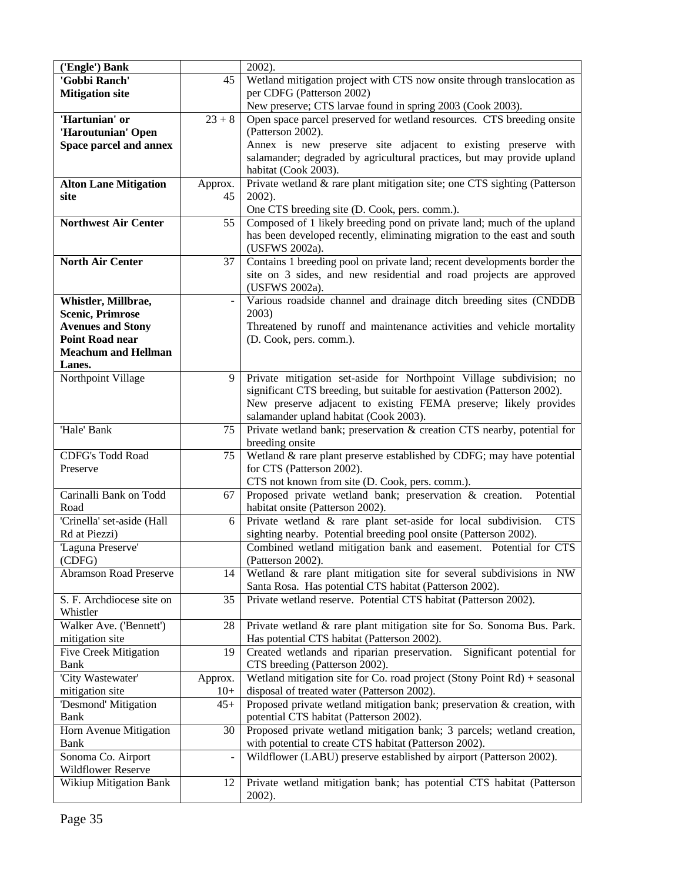| | | |
|---|---|---|
| **('Engle') Bank** | | 2002). |
| **'Gobbi Ranch' Mitigation site** | 45 | Wetland mitigation project with CTS now onsite through translocation as per CDFG (Patterson 2002)<br>New preserve; CTS larvae found in spring 2003 (Cook 2003). |
| **'Hartunian' or 'Haroutunian' Open Space parcel and annex** | 23 + 8 | Open space parcel preserved for wetland resources. CTS breeding onsite (Patterson 2002).<br>Annex is new preserve site adjacent to existing preserve with salamander; degraded by agricultural practices, but may provide upland habitat (Cook 2003). |
| **Alton Lane Mitigation site** | Approx. 45 | Private wetland & rare plant mitigation site; one CTS sighting (Patterson 2002).<br>One CTS breeding site (D. Cook, pers. comm.). |
| **Northwest Air Center** | 55 | Composed of 1 likely breeding pond on private land; much of the upland has been developed recently, eliminating migration to the east and south (USFWS 2002a). |
| **North Air Center** | 37 | Contains 1 breeding pool on private land; recent developments border the site on 3 sides, and new residential and road projects are approved (USFWS 2002a). |
| **Whistler, Millbrae, Scenic, Primrose Avenues and Stony Point Road near Meachum and Hellman Lanes.** | - | Various roadside channel and drainage ditch breeding sites (CNDDB 2003)<br>Threatened by runoff and maintenance activities and vehicle mortality (D. Cook, pers. comm.). |
| Northpoint Village | 9 | Private mitigation set-aside for Northpoint Village subdivision; no significant CTS breeding, but suitable for aestivation (Patterson 2002).<br>New preserve adjacent to existing FEMA preserve; likely provides salamander upland habitat (Cook 2003). |
| 'Hale' Bank | 75 | Private wetland bank; preservation & creation CTS nearby, potential for breeding onsite |
| CDFG's Todd Road Preserve | 75 | Wetland & rare plant preserve established by CDFG; may have potential for CTS (Patterson 2002).<br>CTS not known from site (D. Cook, pers. comm.). |
| Carinalli Bank on Todd Road | 67 | Proposed private wetland bank; preservation & creation. Potential habitat onsite (Patterson 2002). |
| 'Crinella' set-aside (Hall Rd at Piezzi) | 6 | Private wetland & rare plant set-aside for local subdivision. CTS sighting nearby. Potential breeding pool onsite (Patterson 2002). |
| 'Laguna Preserve' (CDFG) | | Combined wetland mitigation bank and easement. Potential for CTS (Patterson 2002). |
| Abramson Road Preserve | 14 | Wetland & rare plant mitigation site for several subdivisions in NW Santa Rosa. Has potential CTS habitat (Patterson 2002). |
| S. F. Archdiocese site on Whistler | 35 | Private wetland reserve. Potential CTS habitat (Patterson 2002). |
| Walker Ave. ('Bennett') mitigation site | 28 | Private wetland & rare plant mitigation site for So. Sonoma Bus. Park. Has potential CTS habitat (Patterson 2002). |
| Five Creek Mitigation Bank | 19 | Created wetlands and riparian preservation. Significant potential for CTS breeding (Patterson 2002). |
| 'City Wastewater' mitigation site | Approx. 10+ | Wetland mitigation site for Co. road project (Stony Point Rd) + seasonal disposal of treated water (Patterson 2002). |
| 'Desmond' Mitigation Bank | 45+ | Proposed private wetland mitigation bank; preservation & creation, with potential CTS habitat (Patterson 2002). |
| Horn Avenue Mitigation Bank | 30 | Proposed private wetland mitigation bank; 3 parcels; wetland creation, with potential to create CTS habitat (Patterson 2002). |
| Sonoma Co. Airport Wildflower Reserve | - | Wildflower (LABU) preserve established by airport (Patterson 2002). |
| Wikiup Mitigation Bank | 12 | Private wetland mitigation bank; has potential CTS habitat (Patterson 2002). |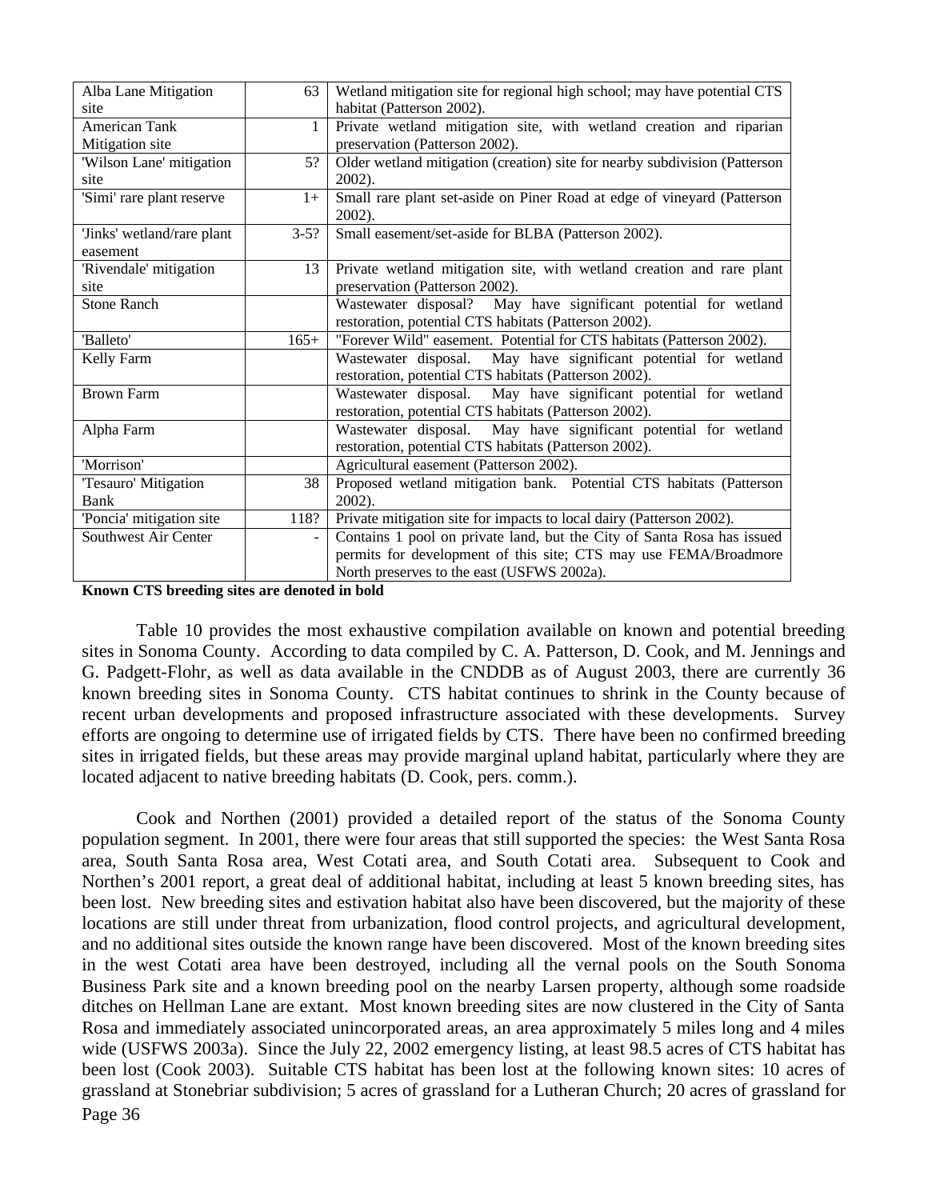| Alba Lane Mitigation site | 63 | Wetland mitigation site for regional high school; may have potential CTS habitat (Patterson 2002). |
|---|---|---|
| American Tank Mitigation site | 1 | Private wetland mitigation site, with wetland creation and riparian preservation (Patterson 2002). |
| 'Wilson Lane' mitigation site | 5? | Older wetland mitigation (creation) site for nearby subdivision (Patterson 2002). |
| 'Simi' rare plant reserve | 1+ | Small rare plant set-aside on Piner Road at edge of vineyard (Patterson 2002). |
| 'Jinks' wetland/rare plant easement | 3-5? | Small easement/set-aside for BLBA (Patterson 2002). |
| 'Rivendale' mitigation site | 13 | Private wetland mitigation site, with wetland creation and rare plant preservation (Patterson 2002). |
| Stone Ranch | | Wastewater disposal? May have significant potential for wetland restoration, potential CTS habitats (Patterson 2002). |
| 'Balleto' | 165+ | "Forever Wild" easement. Potential for CTS habitats (Patterson 2002). |
| Kelly Farm | | Wastewater disposal. May have significant potential for wetland restoration, potential CTS habitats (Patterson 2002). |
| Brown Farm | | Wastewater disposal. May have significant potential for wetland restoration, potential CTS habitats (Patterson 2002). |
| Alpha Farm | | Wastewater disposal. May have significant potential for wetland restoration, potential CTS habitats (Patterson 2002). |
| 'Morrison' | | Agricultural easement (Patterson 2002). |
| 'Tesauro' Mitigation Bank | 38 | Proposed wetland mitigation bank. Potential CTS habitats (Patterson 2002). |
| 'Poncia' mitigation site | 118? | Private mitigation site for impacts to local dairy (Patterson 2002). |
| Southwest Air Center | - | Contains 1 pool on private land, but the City of Santa Rosa has issued permits for development of this site; CTS may use FEMA/Broadmore North preserves to the east (USFWS 2002a). |

**Known CTS breeding sites are denoted in bold**

Table 10 provides the most exhaustive compilation available on known and potential breeding sites in Sonoma County. According to data compiled by C. A. Patterson, D. Cook, and M. Jennings and G. Padgett-Flohr, as well as data available in the CNDDB as of August 2003, there are currently 36 known breeding sites in Sonoma County. CTS habitat continues to shrink in the County because of recent urban developments and proposed infrastructure associated with these developments. Survey efforts are ongoing to determine use of irrigated fields by CTS. There have been no confirmed breeding sites in irrigated fields, but these areas may provide marginal upland habitat, particularly where they are located adjacent to native breeding habitats (D. Cook, pers. comm.).

Cook and Northen (2001) provided a detailed report of the status of the Sonoma County population segment. In 2001, there were four areas that still supported the species: the West Santa Rosa area, South Santa Rosa area, West Cotati area, and South Cotati area. Subsequent to Cook and Northen's 2001 report, a great deal of additional habitat, including at least 5 known breeding sites, has been lost. New breeding sites and estivation habitat also have been discovered, but the majority of these locations are still under threat from urbanization, flood control projects, and agricultural development, and no additional sites outside the known range have been discovered. Most of the known breeding sites in the west Cotati area have been destroyed, including all the vernal pools on the South Sonoma Business Park site and a known breeding pool on the nearby Larsen property, although some roadside ditches on Hellman Lane are extant. Most known breeding sites are now clustered in the City of Santa Rosa and immediately associated unincorporated areas, an area approximately 5 miles long and 4 miles wide (USFWS 2003a). Since the July 22, 2002 emergency listing, at least 98.5 acres of CTS habitat has been lost (Cook 2003). Suitable CTS habitat has been lost at the following known sites: 10 acres of grassland at Stonebriar subdivision; 5 acres of grassland for a Lutheran Church; 20 acres of grassland for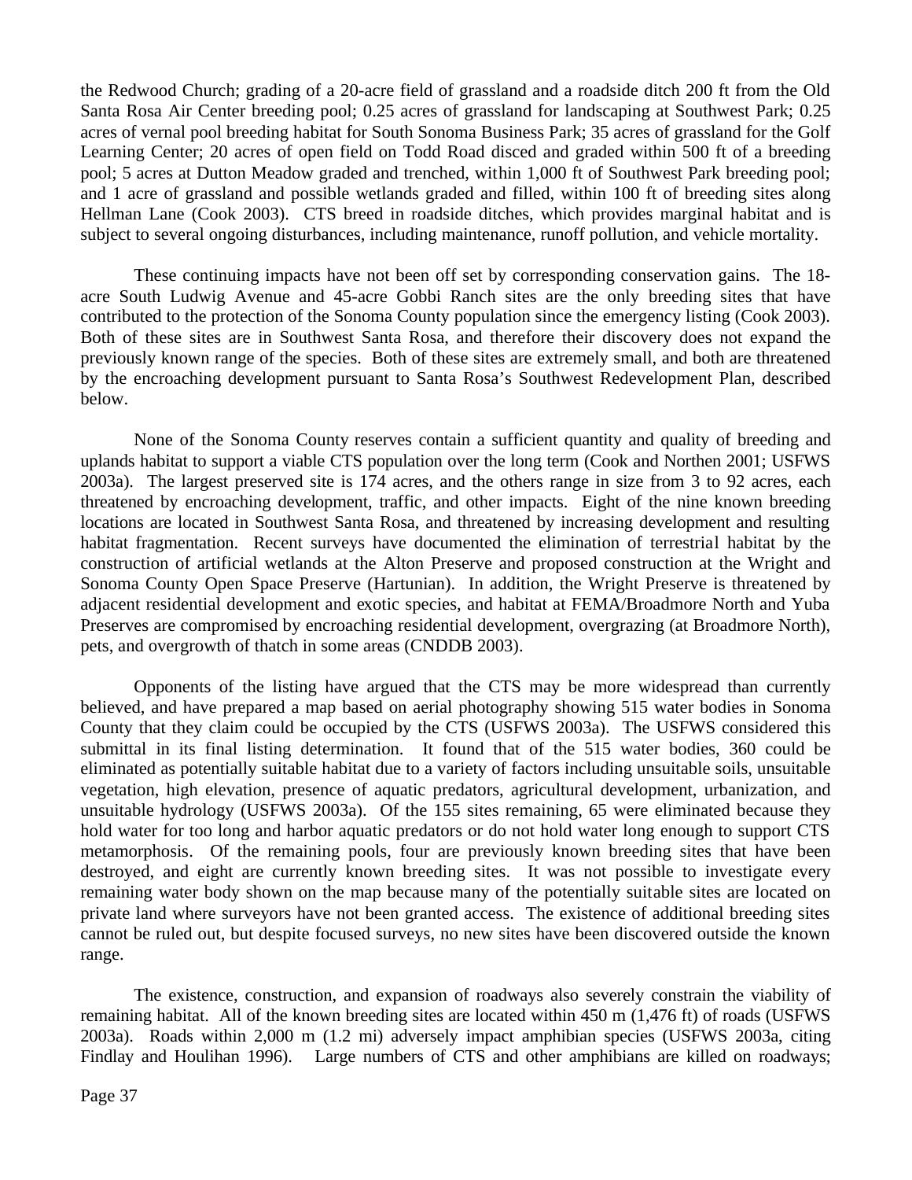the Redwood Church; grading of a 20-acre field of grassland and a roadside ditch 200 ft from the Old Santa Rosa Air Center breeding pool; 0.25 acres of grassland for landscaping at Southwest Park; 0.25 acres of vernal pool breeding habitat for South Sonoma Business Park; 35 acres of grassland for the Golf Learning Center; 20 acres of open field on Todd Road disced and graded within 500 ft of a breeding pool; 5 acres at Dutton Meadow graded and trenched, within 1,000 ft of Southwest Park breeding pool; and 1 acre of grassland and possible wetlands graded and filled, within 100 ft of breeding sites along Hellman Lane (Cook 2003). CTS breed in roadside ditches, which provides marginal habitat and is subject to several ongoing disturbances, including maintenance, runoff pollution, and vehicle mortality.

These continuing impacts have not been off set by corresponding conservation gains. The 18-acre South Ludwig Avenue and 45-acre Gobbi Ranch sites are the only breeding sites that have contributed to the protection of the Sonoma County population since the emergency listing (Cook 2003). Both of these sites are in Southwest Santa Rosa, and therefore their discovery does not expand the previously known range of the species. Both of these sites are extremely small, and both are threatened by the encroaching development pursuant to Santa Rosa's Southwest Redevelopment Plan, described below.

None of the Sonoma County reserves contain a sufficient quantity and quality of breeding and uplands habitat to support a viable CTS population over the long term (Cook and Northen 2001; USFWS 2003a). The largest preserved site is 174 acres, and the others range in size from 3 to 92 acres, each threatened by encroaching development, traffic, and other impacts. Eight of the nine known breeding locations are located in Southwest Santa Rosa, and threatened by increasing development and resulting habitat fragmentation. Recent surveys have documented the elimination of terrestrial habitat by the construction of artificial wetlands at the Alton Preserve and proposed construction at the Wright and Sonoma County Open Space Preserve (Hartunian). In addition, the Wright Preserve is threatened by adjacent residential development and exotic species, and habitat at FEMA/Broadmore North and Yuba Preserves are compromised by encroaching residential development, overgrazing (at Broadmore North), pets, and overgrowth of thatch in some areas (CNDDB 2003).

Opponents of the listing have argued that the CTS may be more widespread than currently believed, and have prepared a map based on aerial photography showing 515 water bodies in Sonoma County that they claim could be occupied by the CTS (USFWS 2003a). The USFWS considered this submittal in its final listing determination. It found that of the 515 water bodies, 360 could be eliminated as potentially suitable habitat due to a variety of factors including unsuitable soils, unsuitable vegetation, high elevation, presence of aquatic predators, agricultural development, urbanization, and unsuitable hydrology (USFWS 2003a). Of the 155 sites remaining, 65 were eliminated because they hold water for too long and harbor aquatic predators or do not hold water long enough to support CTS metamorphosis. Of the remaining pools, four are previously known breeding sites that have been destroyed, and eight are currently known breeding sites. It was not possible to investigate every remaining water body shown on the map because many of the potentially suitable sites are located on private land where surveyors have not been granted access. The existence of additional breeding sites cannot be ruled out, but despite focused surveys, no new sites have been discovered outside the known range.

The existence, construction, and expansion of roadways also severely constrain the viability of remaining habitat. All of the known breeding sites are located within 450 m (1,476 ft) of roads (USFWS 2003a). Roads within 2,000 m (1.2 mi) adversely impact amphibian species (USFWS 2003a, citing Findlay and Houlihan 1996). Large numbers of CTS and other amphibians are killed on roadways;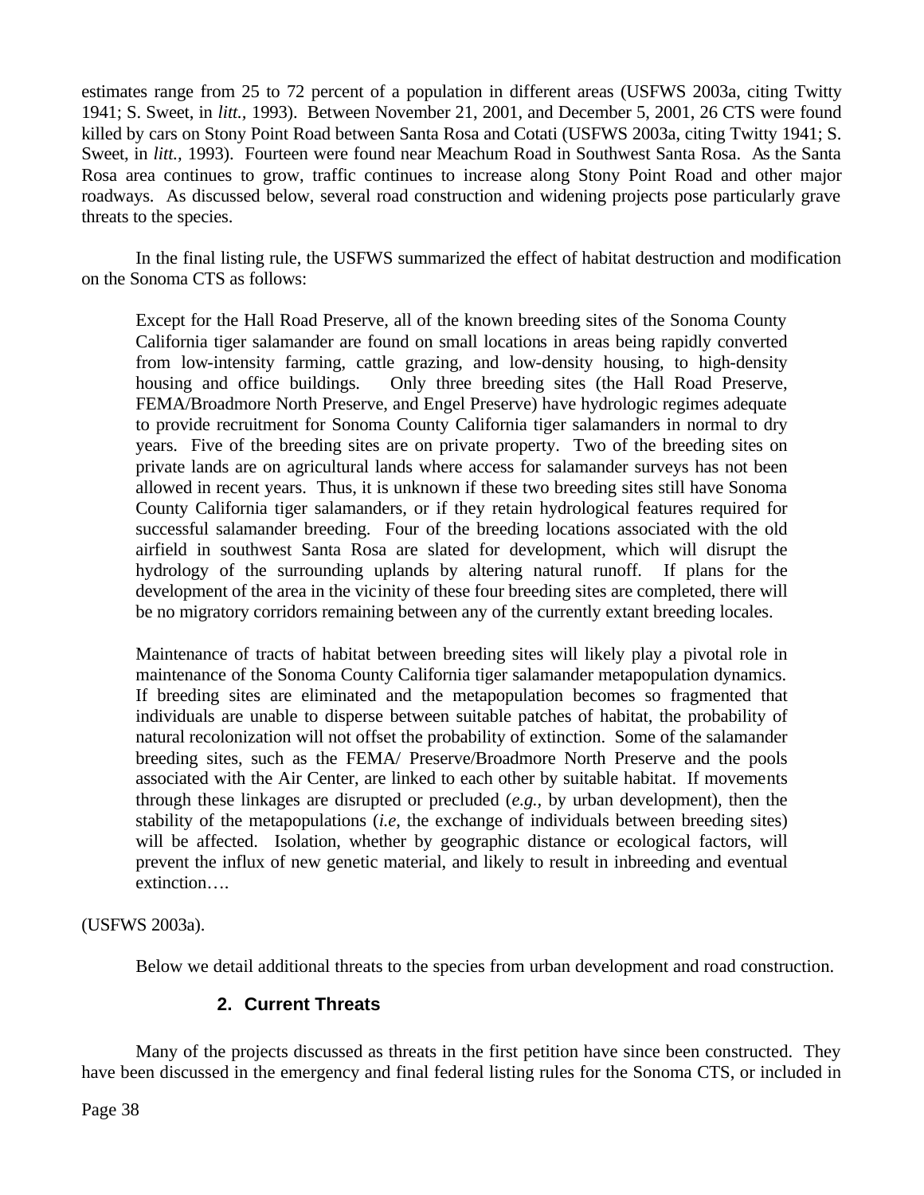estimates range from 25 to 72 percent of a population in different areas (USFWS 2003a, citing Twitty 1941; S. Sweet, in *litt.*, 1993). Between November 21, 2001, and December 5, 2001, 26 CTS were found killed by cars on Stony Point Road between Santa Rosa and Cotati (USFWS 2003a, citing Twitty 1941; S. Sweet, in *litt.*, 1993). Fourteen were found near Meachum Road in Southwest Santa Rosa. As the Santa Rosa area continues to grow, traffic continues to increase along Stony Point Road and other major roadways. As discussed below, several road construction and widening projects pose particularly grave threats to the species.

In the final listing rule, the USFWS summarized the effect of habitat destruction and modification on the Sonoma CTS as follows:

> Except for the Hall Road Preserve, all of the known breeding sites of the Sonoma County California tiger salamander are found on small locations in areas being rapidly converted from low-intensity farming, cattle grazing, and low-density housing, to high-density housing and office buildings. Only three breeding sites (the Hall Road Preserve, FEMA/Broadmore North Preserve, and Engel Preserve) have hydrologic regimes adequate to provide recruitment for Sonoma County California tiger salamanders in normal to dry years. Five of the breeding sites are on private property. Two of the breeding sites on private lands are on agricultural lands where access for salamander surveys has not been allowed in recent years. Thus, it is unknown if these two breeding sites still have Sonoma County California tiger salamanders, or if they retain hydrological features required for successful salamander breeding. Four of the breeding locations associated with the old airfield in southwest Santa Rosa are slated for development, which will disrupt the hydrology of the surrounding uplands by altering natural runoff. If plans for the development of the area in the vicinity of these four breeding sites are completed, there will be no migratory corridors remaining between any of the currently extant breeding locales.
>
> Maintenance of tracts of habitat between breeding sites will likely play a pivotal role in maintenance of the Sonoma County California tiger salamander metapopulation dynamics. If breeding sites are eliminated and the metapopulation becomes so fragmented that individuals are unable to disperse between suitable patches of habitat, the probability of natural recolonization will not offset the probability of extinction. Some of the salamander breeding sites, such as the FEMA/ Preserve/Broadmore North Preserve and the pools associated with the Air Center, are linked to each other by suitable habitat. If movements through these linkages are disrupted or precluded (*e.g.,* by urban development), then the stability of the metapopulations (*i.e*, the exchange of individuals between breeding sites) will be affected. Isolation, whether by geographic distance or ecological factors, will prevent the influx of new genetic material, and likely to result in inbreeding and eventual extinction….

(USFWS 2003a).

Below we detail additional threats to the species from urban development and road construction.

### 2. Current Threats

Many of the projects discussed as threats in the first petition have since been constructed. They have been discussed in the emergency and final federal listing rules for the Sonoma CTS, or included in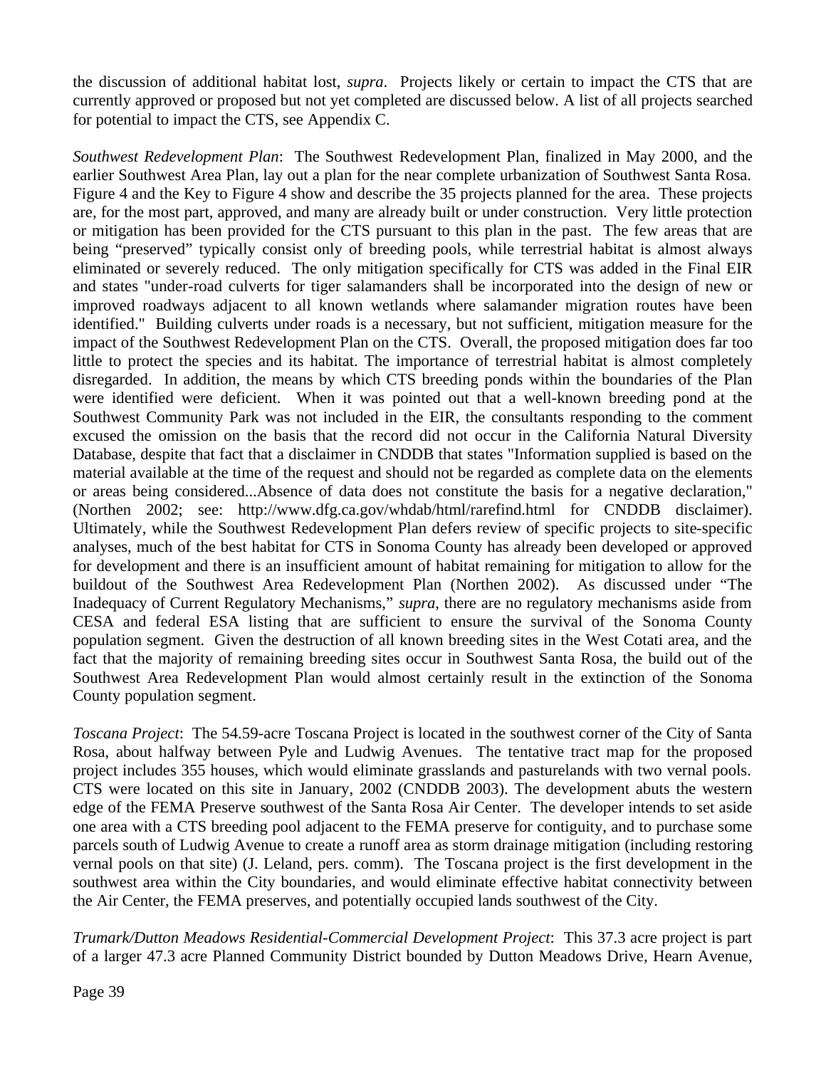the discussion of additional habitat lost, *supra*. Projects likely or certain to impact the CTS that are currently approved or proposed but not yet completed are discussed below. A list of all projects searched for potential to impact the CTS, see Appendix C.

*Southwest Redevelopment Plan*: The Southwest Redevelopment Plan, finalized in May 2000, and the earlier Southwest Area Plan, lay out a plan for the near complete urbanization of Southwest Santa Rosa. Figure 4 and the Key to Figure 4 show and describe the 35 projects planned for the area. These projects are, for the most part, approved, and many are already built or under construction. Very little protection or mitigation has been provided for the CTS pursuant to this plan in the past. The few areas that are being "preserved" typically consist only of breeding pools, while terrestrial habitat is almost always eliminated or severely reduced. The only mitigation specifically for CTS was added in the Final EIR and states "under-road culverts for tiger salamanders shall be incorporated into the design of new or improved roadways adjacent to all known wetlands where salamander migration routes have been identified." Building culverts under roads is a necessary, but not sufficient, mitigation measure for the impact of the Southwest Redevelopment Plan on the CTS. Overall, the proposed mitigation does far too little to protect the species and its habitat. The importance of terrestrial habitat is almost completely disregarded. In addition, the means by which CTS breeding ponds within the boundaries of the Plan were identified were deficient. When it was pointed out that a well-known breeding pond at the Southwest Community Park was not included in the EIR, the consultants responding to the comment excused the omission on the basis that the record did not occur in the California Natural Diversity Database, despite that fact that a disclaimer in CNDDB that states "Information supplied is based on the material available at the time of the request and should not be regarded as complete data on the elements or areas being considered...Absence of data does not constitute the basis for a negative declaration," (Northen 2002; see: http://www.dfg.ca.gov/whdab/html/rarefind.html for CNDDB disclaimer). Ultimately, while the Southwest Redevelopment Plan defers review of specific projects to site-specific analyses, much of the best habitat for CTS in Sonoma County has already been developed or approved for development and there is an insufficient amount of habitat remaining for mitigation to allow for the buildout of the Southwest Area Redevelopment Plan (Northen 2002). As discussed under "The Inadequacy of Current Regulatory Mechanisms," *supra*, there are no regulatory mechanisms aside from CESA and federal ESA listing that are sufficient to ensure the survival of the Sonoma County population segment. Given the destruction of all known breeding sites in the West Cotati area, and the fact that the majority of remaining breeding sites occur in Southwest Santa Rosa, the build out of the Southwest Area Redevelopment Plan would almost certainly result in the extinction of the Sonoma County population segment.

*Toscana Project*: The 54.59-acre Toscana Project is located in the southwest corner of the City of Santa Rosa, about halfway between Pyle and Ludwig Avenues. The tentative tract map for the proposed project includes 355 houses, which would eliminate grasslands and pasturelands with two vernal pools. CTS were located on this site in January, 2002 (CNDDB 2003). The development abuts the western edge of the FEMA Preserve southwest of the Santa Rosa Air Center. The developer intends to set aside one area with a CTS breeding pool adjacent to the FEMA preserve for contiguity, and to purchase some parcels south of Ludwig Avenue to create a runoff area as storm drainage mitigation (including restoring vernal pools on that site) (J. Leland, pers. comm). The Toscana project is the first development in the southwest area within the City boundaries, and would eliminate effective habitat connectivity between the Air Center, the FEMA preserves, and potentially occupied lands southwest of the City.

*Trumark/Dutton Meadows Residential-Commercial Development Project*: This 37.3 acre project is part of a larger 47.3 acre Planned Community District bounded by Dutton Meadows Drive, Hearn Avenue,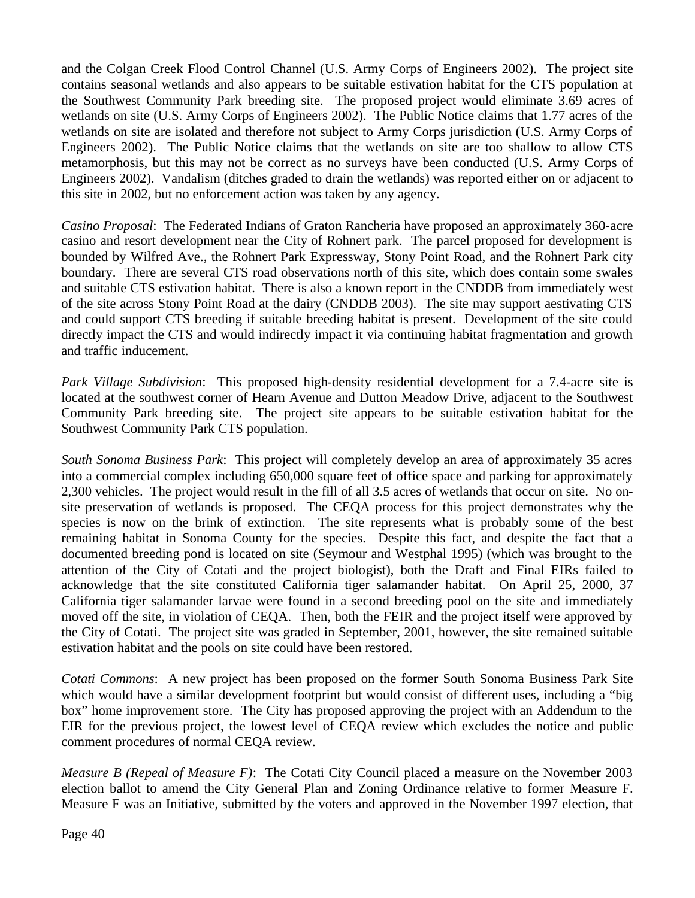and the Colgan Creek Flood Control Channel (U.S. Army Corps of Engineers 2002). The project site contains seasonal wetlands and also appears to be suitable estivation habitat for the CTS population at the Southwest Community Park breeding site. The proposed project would eliminate 3.69 acres of wetlands on site (U.S. Army Corps of Engineers 2002). The Public Notice claims that 1.77 acres of the wetlands on site are isolated and therefore not subject to Army Corps jurisdiction (U.S. Army Corps of Engineers 2002). The Public Notice claims that the wetlands on site are too shallow to allow CTS metamorphosis, but this may not be correct as no surveys have been conducted (U.S. Army Corps of Engineers 2002). Vandalism (ditches graded to drain the wetlands) was reported either on or adjacent to this site in 2002, but no enforcement action was taken by any agency.

*Casino Proposal*: The Federated Indians of Graton Rancheria have proposed an approximately 360-acre casino and resort development near the City of Rohnert park. The parcel proposed for development is bounded by Wilfred Ave., the Rohnert Park Expressway, Stony Point Road, and the Rohnert Park city boundary. There are several CTS road observations north of this site, which does contain some swales and suitable CTS estivation habitat. There is also a known report in the CNDDB from immediately west of the site across Stony Point Road at the dairy (CNDDB 2003). The site may support aestivating CTS and could support CTS breeding if suitable breeding habitat is present. Development of the site could directly impact the CTS and would indirectly impact it via continuing habitat fragmentation and growth and traffic inducement.

*Park Village Subdivision*: This proposed high-density residential development for a 7.4-acre site is located at the southwest corner of Hearn Avenue and Dutton Meadow Drive, adjacent to the Southwest Community Park breeding site. The project site appears to be suitable estivation habitat for the Southwest Community Park CTS population.

*South Sonoma Business Park*: This project will completely develop an area of approximately 35 acres into a commercial complex including 650,000 square feet of office space and parking for approximately 2,300 vehicles. The project would result in the fill of all 3.5 acres of wetlands that occur on site. No on-site preservation of wetlands is proposed. The CEQA process for this project demonstrates why the species is now on the brink of extinction. The site represents what is probably some of the best remaining habitat in Sonoma County for the species. Despite this fact, and despite the fact that a documented breeding pond is located on site (Seymour and Westphal 1995) (which was brought to the attention of the City of Cotati and the project biologist), both the Draft and Final EIRs failed to acknowledge that the site constituted California tiger salamander habitat. On April 25, 2000, 37 California tiger salamander larvae were found in a second breeding pool on the site and immediately moved off the site, in violation of CEQA. Then, both the FEIR and the project itself were approved by the City of Cotati. The project site was graded in September, 2001, however, the site remained suitable estivation habitat and the pools on site could have been restored.

*Cotati Commons*: A new project has been proposed on the former South Sonoma Business Park Site which would have a similar development footprint but would consist of different uses, including a "big box" home improvement store. The City has proposed approving the project with an Addendum to the EIR for the previous project, the lowest level of CEQA review which excludes the notice and public comment procedures of normal CEQA review.

*Measure B (Repeal of Measure F)*: The Cotati City Council placed a measure on the November 2003 election ballot to amend the City General Plan and Zoning Ordinance relative to former Measure F. Measure F was an Initiative, submitted by the voters and approved in the November 1997 election, that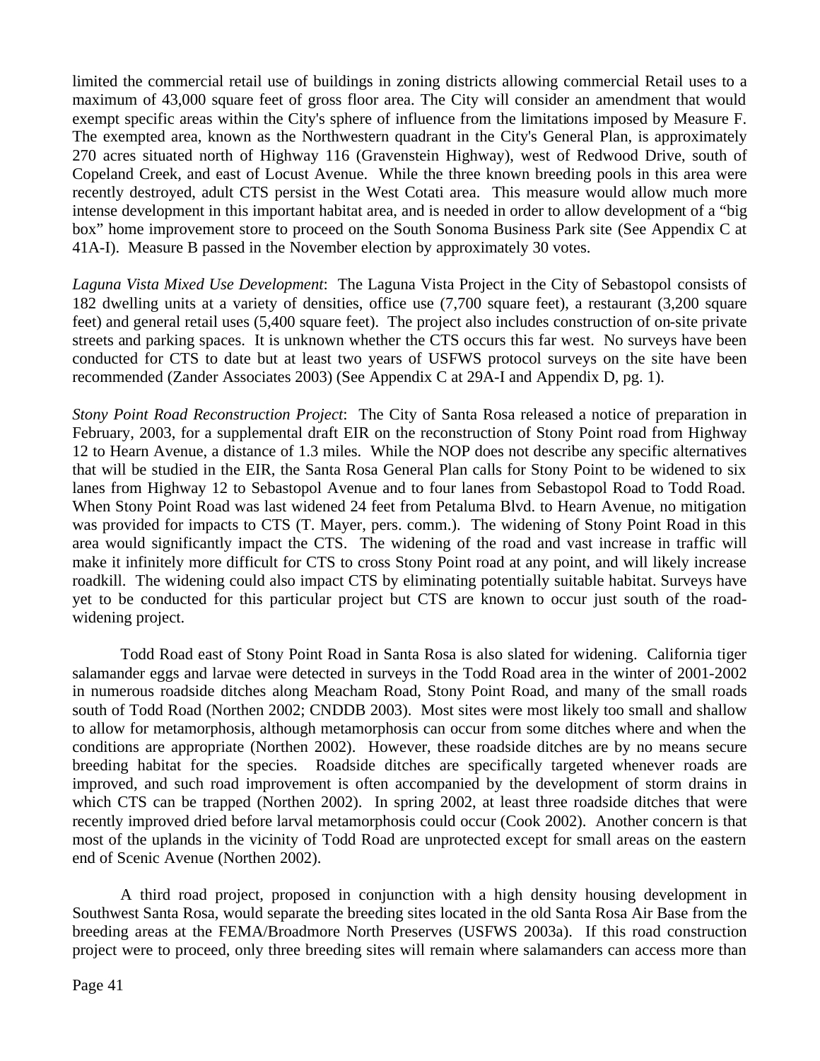limited the commercial retail use of buildings in zoning districts allowing commercial Retail uses to a maximum of 43,000 square feet of gross floor area. The City will consider an amendment that would exempt specific areas within the City's sphere of influence from the limitations imposed by Measure F. The exempted area, known as the Northwestern quadrant in the City's General Plan, is approximately 270 acres situated north of Highway 116 (Gravenstein Highway), west of Redwood Drive, south of Copeland Creek, and east of Locust Avenue. While the three known breeding pools in this area were recently destroyed, adult CTS persist in the West Cotati area. This measure would allow much more intense development in this important habitat area, and is needed in order to allow development of a "big box" home improvement store to proceed on the South Sonoma Business Park site (See Appendix C at 41A-I). Measure B passed in the November election by approximately 30 votes.

*Laguna Vista Mixed Use Development*: The Laguna Vista Project in the City of Sebastopol consists of 182 dwelling units at a variety of densities, office use (7,700 square feet), a restaurant (3,200 square feet) and general retail uses (5,400 square feet). The project also includes construction of on-site private streets and parking spaces. It is unknown whether the CTS occurs this far west. No surveys have been conducted for CTS to date but at least two years of USFWS protocol surveys on the site have been recommended (Zander Associates 2003) (See Appendix C at 29A-I and Appendix D, pg. 1).

*Stony Point Road Reconstruction Project*: The City of Santa Rosa released a notice of preparation in February, 2003, for a supplemental draft EIR on the reconstruction of Stony Point road from Highway 12 to Hearn Avenue, a distance of 1.3 miles. While the NOP does not describe any specific alternatives that will be studied in the EIR, the Santa Rosa General Plan calls for Stony Point to be widened to six lanes from Highway 12 to Sebastopol Avenue and to four lanes from Sebastopol Road to Todd Road. When Stony Point Road was last widened 24 feet from Petaluma Blvd. to Hearn Avenue, no mitigation was provided for impacts to CTS (T. Mayer, pers. comm.). The widening of Stony Point Road in this area would significantly impact the CTS. The widening of the road and vast increase in traffic will make it infinitely more difficult for CTS to cross Stony Point road at any point, and will likely increase roadkill. The widening could also impact CTS by eliminating potentially suitable habitat. Surveys have yet to be conducted for this particular project but CTS are known to occur just south of the road-widening project.

Todd Road east of Stony Point Road in Santa Rosa is also slated for widening. California tiger salamander eggs and larvae were detected in surveys in the Todd Road area in the winter of 2001-2002 in numerous roadside ditches along Meacham Road, Stony Point Road, and many of the small roads south of Todd Road (Northen 2002; CNDDB 2003). Most sites were most likely too small and shallow to allow for metamorphosis, although metamorphosis can occur from some ditches where and when the conditions are appropriate (Northen 2002). However, these roadside ditches are by no means secure breeding habitat for the species. Roadside ditches are specifically targeted whenever roads are improved, and such road improvement is often accompanied by the development of storm drains in which CTS can be trapped (Northen 2002). In spring 2002, at least three roadside ditches that were recently improved dried before larval metamorphosis could occur (Cook 2002). Another concern is that most of the uplands in the vicinity of Todd Road are unprotected except for small areas on the eastern end of Scenic Avenue (Northen 2002).

A third road project, proposed in conjunction with a high density housing development in Southwest Santa Rosa, would separate the breeding sites located in the old Santa Rosa Air Base from the breeding areas at the FEMA/Broadmore North Preserves (USFWS 2003a). If this road construction project were to proceed, only three breeding sites will remain where salamanders can access more than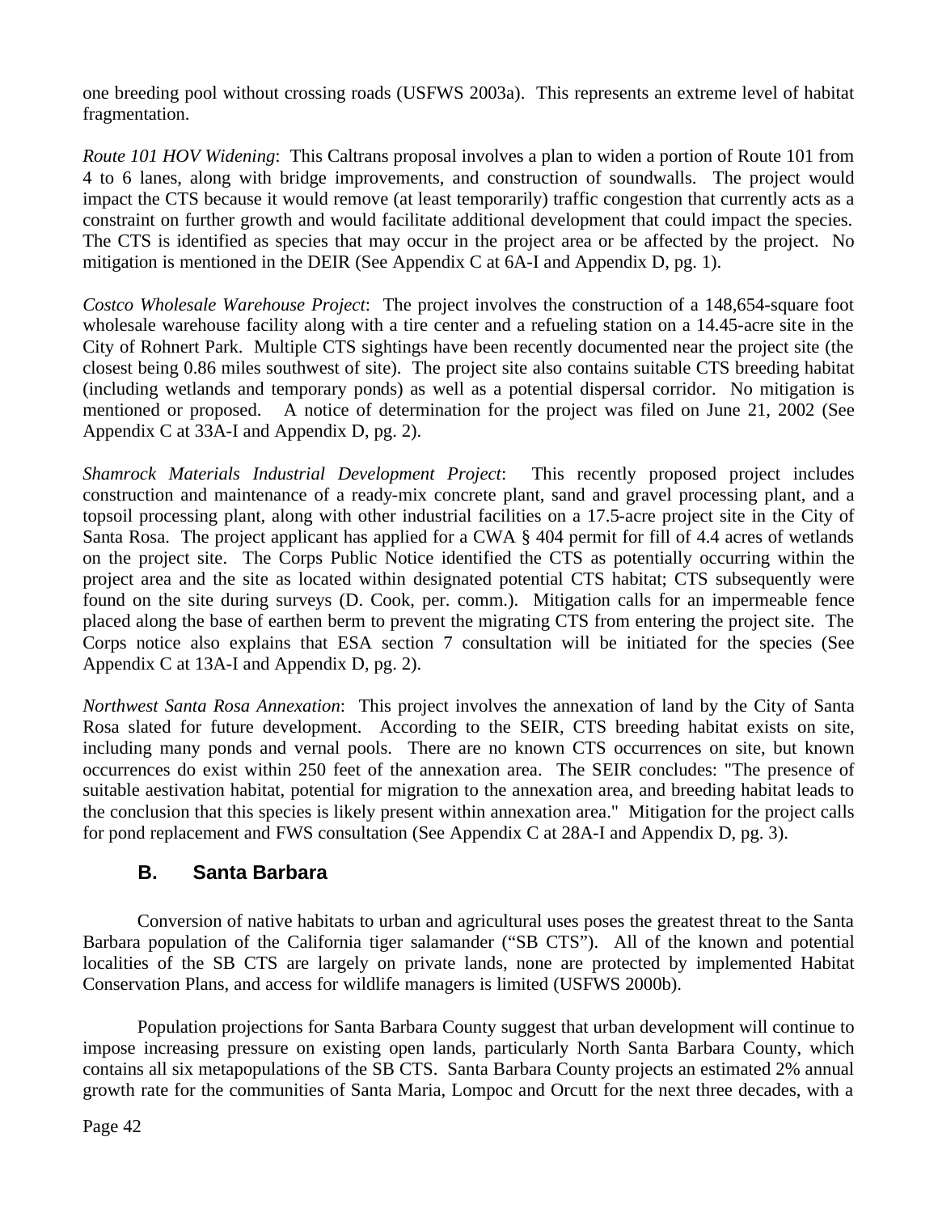one breeding pool without crossing roads (USFWS 2003a). This represents an extreme level of habitat fragmentation.

*Route 101 HOV Widening*: This Caltrans proposal involves a plan to widen a portion of Route 101 from 4 to 6 lanes, along with bridge improvements, and construction of soundwalls. The project would impact the CTS because it would remove (at least temporarily) traffic congestion that currently acts as a constraint on further growth and would facilitate additional development that could impact the species. The CTS is identified as species that may occur in the project area or be affected by the project. No mitigation is mentioned in the DEIR (See Appendix C at 6A-I and Appendix D, pg. 1).

*Costco Wholesale Warehouse Project*: The project involves the construction of a 148,654-square foot wholesale warehouse facility along with a tire center and a refueling station on a 14.45-acre site in the City of Rohnert Park. Multiple CTS sightings have been recently documented near the project site (the closest being 0.86 miles southwest of site). The project site also contains suitable CTS breeding habitat (including wetlands and temporary ponds) as well as a potential dispersal corridor. No mitigation is mentioned or proposed. A notice of determination for the project was filed on June 21, 2002 (See Appendix C at 33A-I and Appendix D, pg. 2).

*Shamrock Materials Industrial Development Project*: This recently proposed project includes construction and maintenance of a ready-mix concrete plant, sand and gravel processing plant, and a topsoil processing plant, along with other industrial facilities on a 17.5-acre project site in the City of Santa Rosa. The project applicant has applied for a CWA § 404 permit for fill of 4.4 acres of wetlands on the project site. The Corps Public Notice identified the CTS as potentially occurring within the project area and the site as located within designated potential CTS habitat; CTS subsequently were found on the site during surveys (D. Cook, per. comm.). Mitigation calls for an impermeable fence placed along the base of earthen berm to prevent the migrating CTS from entering the project site. The Corps notice also explains that ESA section 7 consultation will be initiated for the species (See Appendix C at 13A-I and Appendix D, pg. 2).

*Northwest Santa Rosa Annexation*: This project involves the annexation of land by the City of Santa Rosa slated for future development. According to the SEIR, CTS breeding habitat exists on site, including many ponds and vernal pools. There are no known CTS occurrences on site, but known occurrences do exist within 250 feet of the annexation area. The SEIR concludes: "The presence of suitable aestivation habitat, potential for migration to the annexation area, and breeding habitat leads to the conclusion that this species is likely present within annexation area." Mitigation for the project calls for pond replacement and FWS consultation (See Appendix C at 28A-I and Appendix D, pg. 3).

## B. Santa Barbara

Conversion of native habitats to urban and agricultural uses poses the greatest threat to the Santa Barbara population of the California tiger salamander ("SB CTS"). All of the known and potential localities of the SB CTS are largely on private lands, none are protected by implemented Habitat Conservation Plans, and access for wildlife managers is limited (USFWS 2000b).

Population projections for Santa Barbara County suggest that urban development will continue to impose increasing pressure on existing open lands, particularly North Santa Barbara County, which contains all six metapopulations of the SB CTS. Santa Barbara County projects an estimated 2% annual growth rate for the communities of Santa Maria, Lompoc and Orcutt for the next three decades, with a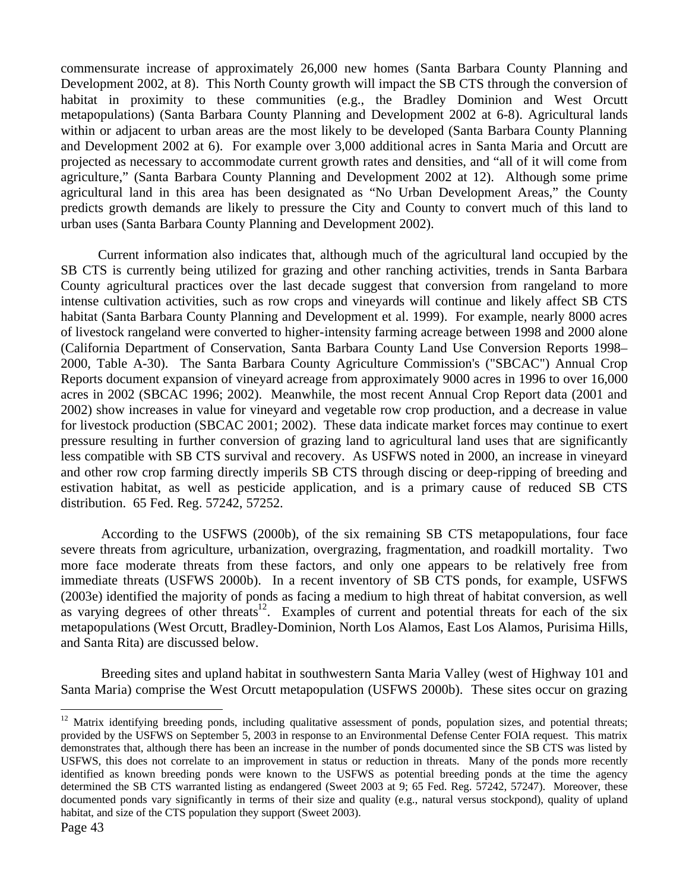commensurate increase of approximately 26,000 new homes (Santa Barbara County Planning and Development 2002, at 8). This North County growth will impact the SB CTS through the conversion of habitat in proximity to these communities (e.g., the Bradley Dominion and West Orcutt metapopulations) (Santa Barbara County Planning and Development 2002 at 6-8). Agricultural lands within or adjacent to urban areas are the most likely to be developed (Santa Barbara County Planning and Development 2002 at 6). For example over 3,000 additional acres in Santa Maria and Orcutt are projected as necessary to accommodate current growth rates and densities, and "all of it will come from agriculture," (Santa Barbara County Planning and Development 2002 at 12). Although some prime agricultural land in this area has been designated as "No Urban Development Areas," the County predicts growth demands are likely to pressure the City and County to convert much of this land to urban uses (Santa Barbara County Planning and Development 2002).

Current information also indicates that, although much of the agricultural land occupied by the SB CTS is currently being utilized for grazing and other ranching activities, trends in Santa Barbara County agricultural practices over the last decade suggest that conversion from rangeland to more intense cultivation activities, such as row crops and vineyards will continue and likely affect SB CTS habitat (Santa Barbara County Planning and Development et al. 1999). For example, nearly 8000 acres of livestock rangeland were converted to higher-intensity farming acreage between 1998 and 2000 alone (California Department of Conservation, Santa Barbara County Land Use Conversion Reports 1998–2000, Table A-30). The Santa Barbara County Agriculture Commission's ("SBCAC") Annual Crop Reports document expansion of vineyard acreage from approximately 9000 acres in 1996 to over 16,000 acres in 2002 (SBCAC 1996; 2002). Meanwhile, the most recent Annual Crop Report data (2001 and 2002) show increases in value for vineyard and vegetable row crop production, and a decrease in value for livestock production (SBCAC 2001; 2002). These data indicate market forces may continue to exert pressure resulting in further conversion of grazing land to agricultural land uses that are significantly less compatible with SB CTS survival and recovery. As USFWS noted in 2000, an increase in vineyard and other row crop farming directly imperils SB CTS through discing or deep-ripping of breeding and estivation habitat, as well as pesticide application, and is a primary cause of reduced SB CTS distribution. 65 Fed. Reg. 57242, 57252.

According to the USFWS (2000b), of the six remaining SB CTS metapopulations, four face severe threats from agriculture, urbanization, overgrazing, fragmentation, and roadkill mortality. Two more face moderate threats from these factors, and only one appears to be relatively free from immediate threats (USFWS 2000b). In a recent inventory of SB CTS ponds, for example, USFWS (2003e) identified the majority of ponds as facing a medium to high threat of habitat conversion, as well as varying degrees of other threats[12]. Examples of current and potential threats for each of the six metapopulations (West Orcutt, Bradley-Dominion, North Los Alamos, East Los Alamos, Purisima Hills, and Santa Rita) are discussed below.

Breeding sites and upland habitat in southwestern Santa Maria Valley (west of Highway 101 and Santa Maria) comprise the West Orcutt metapopulation (USFWS 2000b). These sites occur on grazing

---

[12] Matrix identifying breeding ponds, including qualitative assessment of ponds, population sizes, and potential threats; provided by the USFWS on September 5, 2003 in response to an Environmental Defense Center FOIA request. This matrix demonstrates that, although there has been an increase in the number of ponds documented since the SB CTS was listed by USFWS, this does not correlate to an improvement in status or reduction in threats. Many of the ponds more recently identified as known breeding ponds were known to the USFWS as potential breeding ponds at the time the agency determined the SB CTS warranted listing as endangered (Sweet 2003 at 9; 65 Fed. Reg. 57242, 57247). Moreover, these documented ponds vary significantly in terms of their size and quality (e.g., natural versus stockpond), quality of upland habitat, and size of the CTS population they support (Sweet 2003).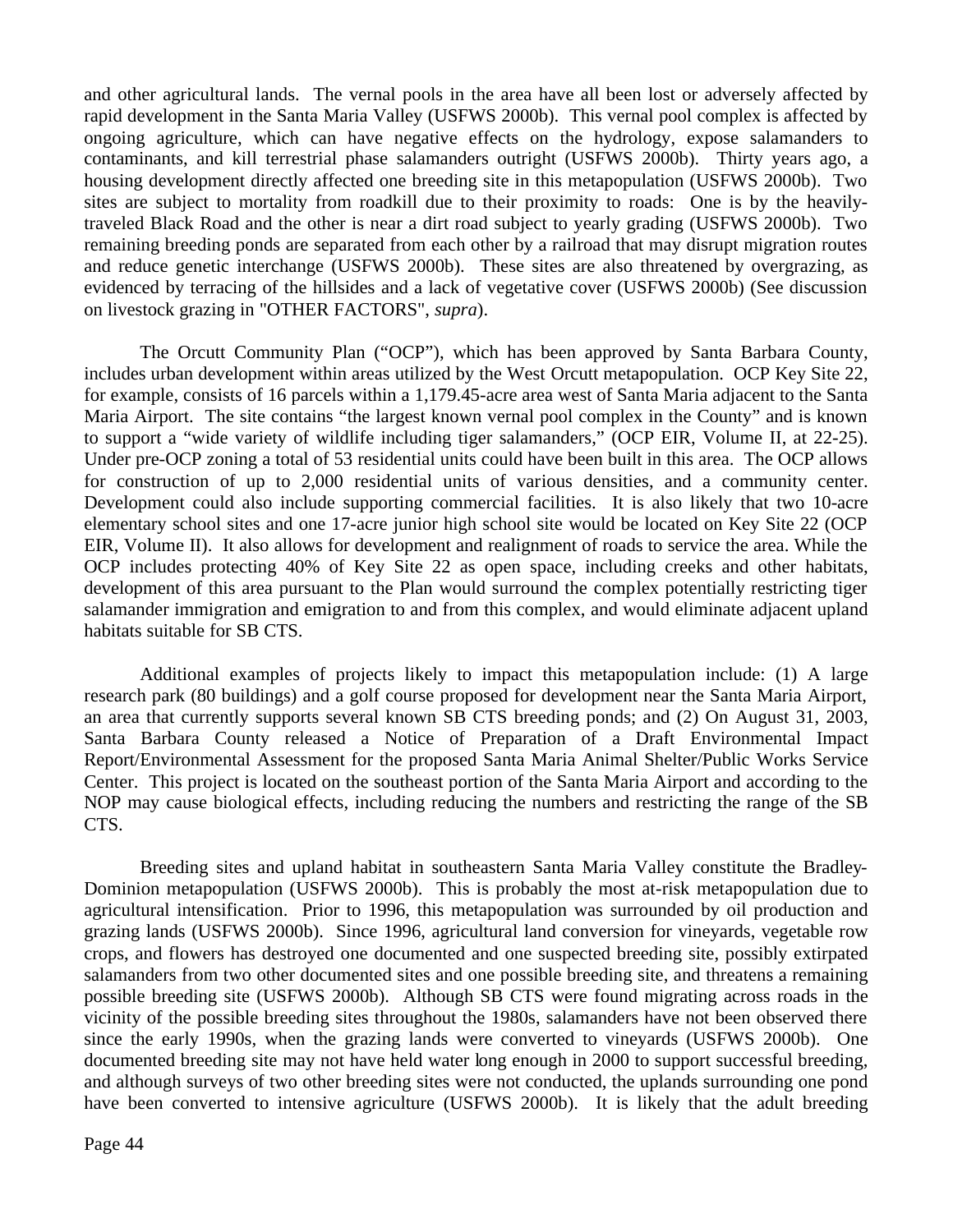and other agricultural lands. The vernal pools in the area have all been lost or adversely affected by rapid development in the Santa Maria Valley (USFWS 2000b). This vernal pool complex is affected by ongoing agriculture, which can have negative effects on the hydrology, expose salamanders to contaminants, and kill terrestrial phase salamanders outright (USFWS 2000b). Thirty years ago, a housing development directly affected one breeding site in this metapopulation (USFWS 2000b). Two sites are subject to mortality from roadkill due to their proximity to roads: One is by the heavily-traveled Black Road and the other is near a dirt road subject to yearly grading (USFWS 2000b). Two remaining breeding ponds are separated from each other by a railroad that may disrupt migration routes and reduce genetic interchange (USFWS 2000b). These sites are also threatened by overgrazing, as evidenced by terracing of the hillsides and a lack of vegetative cover (USFWS 2000b) (See discussion on livestock grazing in "OTHER FACTORS", *supra*).

The Orcutt Community Plan ("OCP"), which has been approved by Santa Barbara County, includes urban development within areas utilized by the West Orcutt metapopulation. OCP Key Site 22, for example, consists of 16 parcels within a 1,179.45-acre area west of Santa Maria adjacent to the Santa Maria Airport. The site contains "the largest known vernal pool complex in the County" and is known to support a "wide variety of wildlife including tiger salamanders," (OCP EIR, Volume II, at 22-25). Under pre-OCP zoning a total of 53 residential units could have been built in this area. The OCP allows for construction of up to 2,000 residential units of various densities, and a community center. Development could also include supporting commercial facilities. It is also likely that two 10-acre elementary school sites and one 17-acre junior high school site would be located on Key Site 22 (OCP EIR, Volume II). It also allows for development and realignment of roads to service the area. While the OCP includes protecting 40% of Key Site 22 as open space, including creeks and other habitats, development of this area pursuant to the Plan would surround the complex potentially restricting tiger salamander immigration and emigration to and from this complex, and would eliminate adjacent upland habitats suitable for SB CTS.

Additional examples of projects likely to impact this metapopulation include: (1) A large research park (80 buildings) and a golf course proposed for development near the Santa Maria Airport, an area that currently supports several known SB CTS breeding ponds; and (2) On August 31, 2003, Santa Barbara County released a Notice of Preparation of a Draft Environmental Impact Report/Environmental Assessment for the proposed Santa Maria Animal Shelter/Public Works Service Center. This project is located on the southeast portion of the Santa Maria Airport and according to the NOP may cause biological effects, including reducing the numbers and restricting the range of the SB CTS.

Breeding sites and upland habitat in southeastern Santa Maria Valley constitute the Bradley-Dominion metapopulation (USFWS 2000b). This is probably the most at-risk metapopulation due to agricultural intensification. Prior to 1996, this metapopulation was surrounded by oil production and grazing lands (USFWS 2000b). Since 1996, agricultural land conversion for vineyards, vegetable row crops, and flowers has destroyed one documented and one suspected breeding site, possibly extirpated salamanders from two other documented sites and one possible breeding site, and threatens a remaining possible breeding site (USFWS 2000b). Although SB CTS were found migrating across roads in the vicinity of the possible breeding sites throughout the 1980s, salamanders have not been observed there since the early 1990s, when the grazing lands were converted to vineyards (USFWS 2000b). One documented breeding site may not have held water long enough in 2000 to support successful breeding, and although surveys of two other breeding sites were not conducted, the uplands surrounding one pond have been converted to intensive agriculture (USFWS 2000b). It is likely that the adult breeding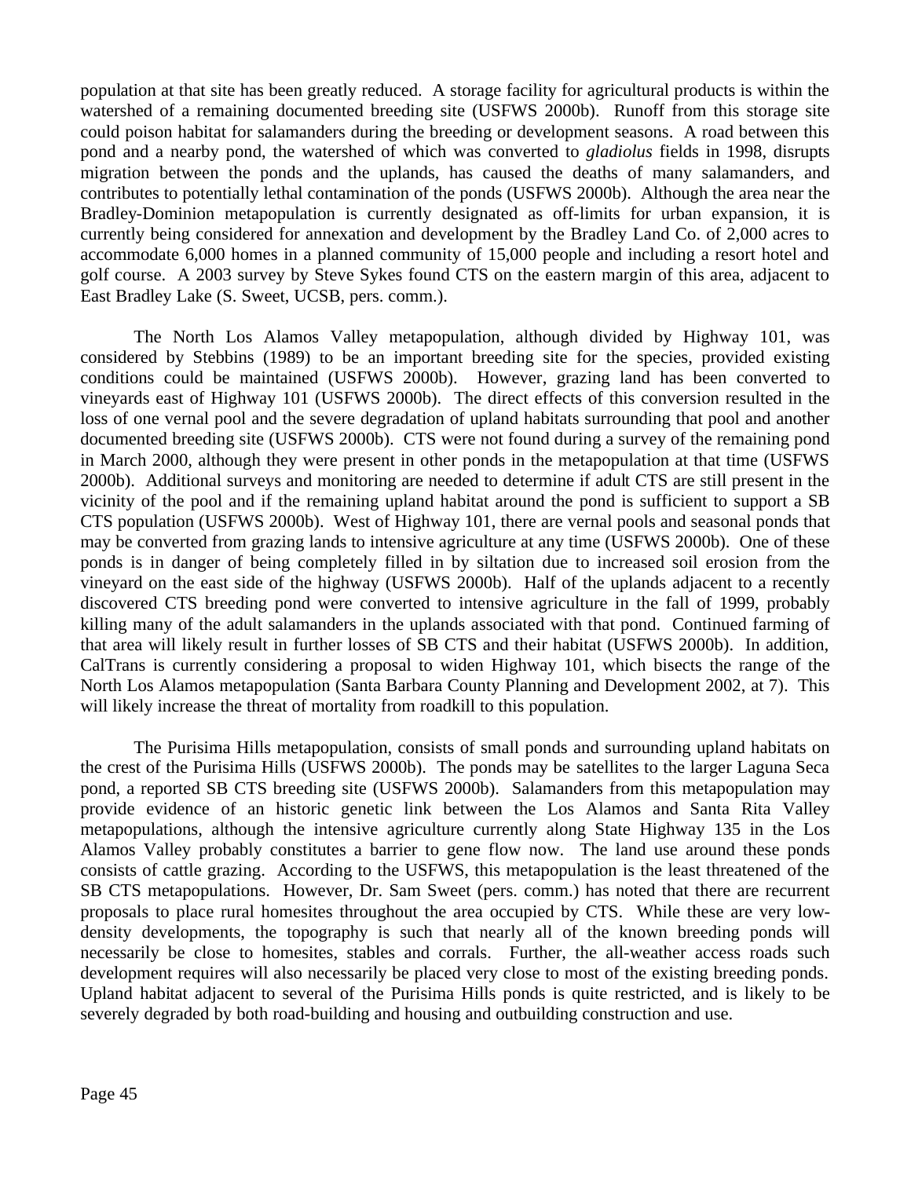population at that site has been greatly reduced. A storage facility for agricultural products is within the watershed of a remaining documented breeding site (USFWS 2000b). Runoff from this storage site could poison habitat for salamanders during the breeding or development seasons. A road between this pond and a nearby pond, the watershed of which was converted to *gladiolus* fields in 1998, disrupts migration between the ponds and the uplands, has caused the deaths of many salamanders, and contributes to potentially lethal contamination of the ponds (USFWS 2000b). Although the area near the Bradley-Dominion metapopulation is currently designated as off-limits for urban expansion, it is currently being considered for annexation and development by the Bradley Land Co. of 2,000 acres to accommodate 6,000 homes in a planned community of 15,000 people and including a resort hotel and golf course. A 2003 survey by Steve Sykes found CTS on the eastern margin of this area, adjacent to East Bradley Lake (S. Sweet, UCSB, pers. comm.).

The North Los Alamos Valley metapopulation, although divided by Highway 101, was considered by Stebbins (1989) to be an important breeding site for the species, provided existing conditions could be maintained (USFWS 2000b). However, grazing land has been converted to vineyards east of Highway 101 (USFWS 2000b). The direct effects of this conversion resulted in the loss of one vernal pool and the severe degradation of upland habitats surrounding that pool and another documented breeding site (USFWS 2000b). CTS were not found during a survey of the remaining pond in March 2000, although they were present in other ponds in the metapopulation at that time (USFWS 2000b). Additional surveys and monitoring are needed to determine if adult CTS are still present in the vicinity of the pool and if the remaining upland habitat around the pond is sufficient to support a SB CTS population (USFWS 2000b). West of Highway 101, there are vernal pools and seasonal ponds that may be converted from grazing lands to intensive agriculture at any time (USFWS 2000b). One of these ponds is in danger of being completely filled in by siltation due to increased soil erosion from the vineyard on the east side of the highway (USFWS 2000b). Half of the uplands adjacent to a recently discovered CTS breeding pond were converted to intensive agriculture in the fall of 1999, probably killing many of the adult salamanders in the uplands associated with that pond. Continued farming of that area will likely result in further losses of SB CTS and their habitat (USFWS 2000b). In addition, CalTrans is currently considering a proposal to widen Highway 101, which bisects the range of the North Los Alamos metapopulation (Santa Barbara County Planning and Development 2002, at 7). This will likely increase the threat of mortality from roadkill to this population.

The Purisima Hills metapopulation, consists of small ponds and surrounding upland habitats on the crest of the Purisima Hills (USFWS 2000b). The ponds may be satellites to the larger Laguna Seca pond, a reported SB CTS breeding site (USFWS 2000b). Salamanders from this metapopulation may provide evidence of an historic genetic link between the Los Alamos and Santa Rita Valley metapopulations, although the intensive agriculture currently along State Highway 135 in the Los Alamos Valley probably constitutes a barrier to gene flow now. The land use around these ponds consists of cattle grazing. According to the USFWS, this metapopulation is the least threatened of the SB CTS metapopulations. However, Dr. Sam Sweet (pers. comm.) has noted that there are recurrent proposals to place rural homesites throughout the area occupied by CTS. While these are very low-density developments, the topography is such that nearly all of the known breeding ponds will necessarily be close to homesites, stables and corrals. Further, the all-weather access roads such development requires will also necessarily be placed very close to most of the existing breeding ponds. Upland habitat adjacent to several of the Purisima Hills ponds is quite restricted, and is likely to be severely degraded by both road-building and housing and outbuilding construction and use.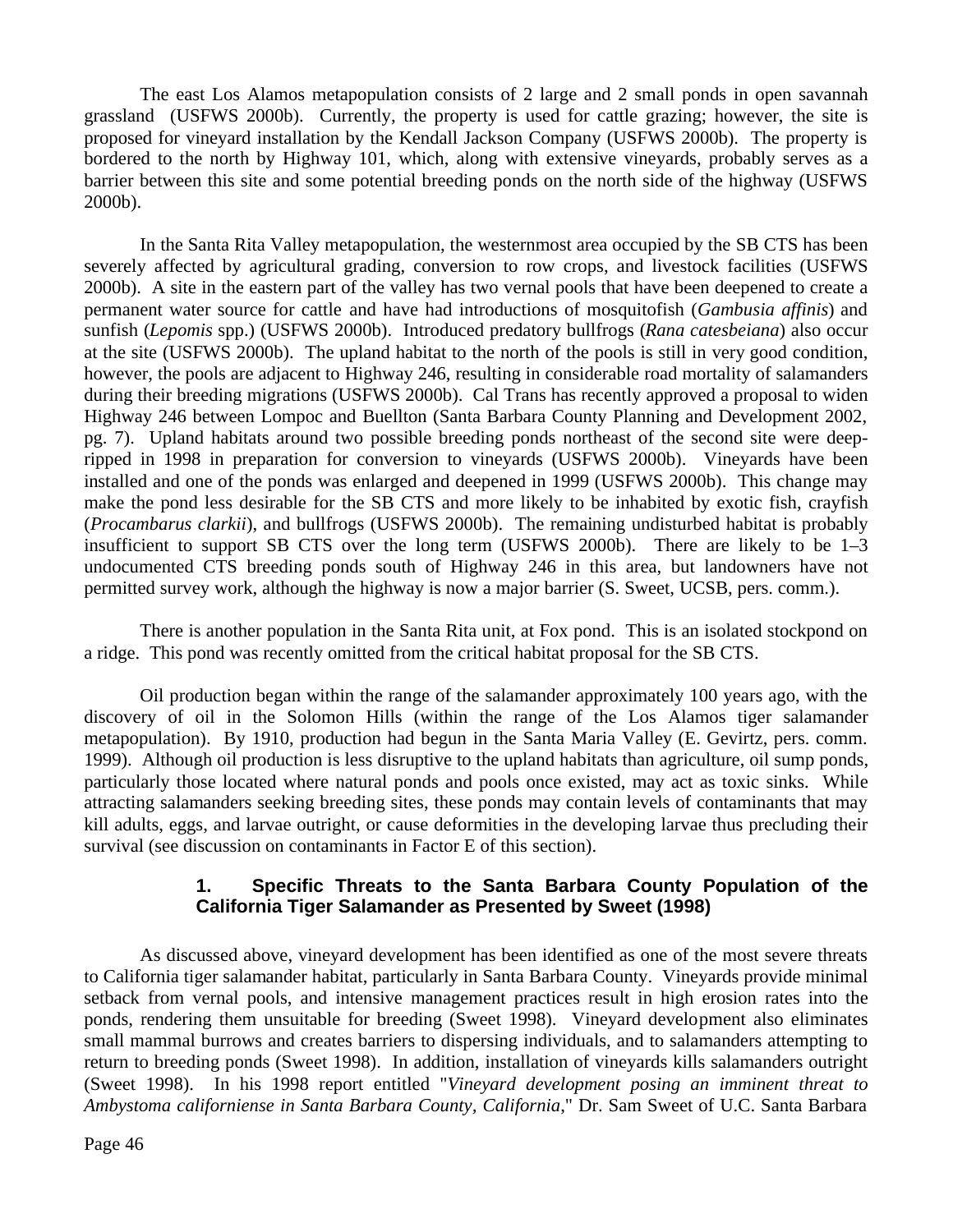The east Los Alamos metapopulation consists of 2 large and 2 small ponds in open savannah grassland (USFWS 2000b). Currently, the property is used for cattle grazing; however, the site is proposed for vineyard installation by the Kendall Jackson Company (USFWS 2000b). The property is bordered to the north by Highway 101, which, along with extensive vineyards, probably serves as a barrier between this site and some potential breeding ponds on the north side of the highway (USFWS 2000b).

In the Santa Rita Valley metapopulation, the westernmost area occupied by the SB CTS has been severely affected by agricultural grading, conversion to row crops, and livestock facilities (USFWS 2000b). A site in the eastern part of the valley has two vernal pools that have been deepened to create a permanent water source for cattle and have had introductions of mosquitofish (*Gambusia affinis*) and sunfish (*Lepomis* spp.) (USFWS 2000b). Introduced predatory bullfrogs (*Rana catesbeiana*) also occur at the site (USFWS 2000b). The upland habitat to the north of the pools is still in very good condition, however, the pools are adjacent to Highway 246, resulting in considerable road mortality of salamanders during their breeding migrations (USFWS 2000b). Cal Trans has recently approved a proposal to widen Highway 246 between Lompoc and Buellton (Santa Barbara County Planning and Development 2002, pg. 7). Upland habitats around two possible breeding ponds northeast of the second site were deep-ripped in 1998 in preparation for conversion to vineyards (USFWS 2000b). Vineyards have been installed and one of the ponds was enlarged and deepened in 1999 (USFWS 2000b). This change may make the pond less desirable for the SB CTS and more likely to be inhabited by exotic fish, crayfish (*Procambarus clarkii*), and bullfrogs (USFWS 2000b). The remaining undisturbed habitat is probably insufficient to support SB CTS over the long term (USFWS 2000b). There are likely to be 1–3 undocumented CTS breeding ponds south of Highway 246 in this area, but landowners have not permitted survey work, although the highway is now a major barrier (S. Sweet, UCSB, pers. comm.).

There is another population in the Santa Rita unit, at Fox pond. This is an isolated stockpond on a ridge. This pond was recently omitted from the critical habitat proposal for the SB CTS.

Oil production began within the range of the salamander approximately 100 years ago, with the discovery of oil in the Solomon Hills (within the range of the Los Alamos tiger salamander metapopulation). By 1910, production had begun in the Santa Maria Valley (E. Gevirtz, pers. comm. 1999). Although oil production is less disruptive to the upland habitats than agriculture, oil sump ponds, particularly those located where natural ponds and pools once existed, may act as toxic sinks. While attracting salamanders seeking breeding sites, these ponds may contain levels of contaminants that may kill adults, eggs, and larvae outright, or cause deformities in the developing larvae thus precluding their survival (see discussion on contaminants in Factor E of this section).

### 1. Specific Threats to the Santa Barbara County Population of the California Tiger Salamander as Presented by Sweet (1998)

As discussed above, vineyard development has been identified as one of the most severe threats to California tiger salamander habitat, particularly in Santa Barbara County. Vineyards provide minimal setback from vernal pools, and intensive management practices result in high erosion rates into the ponds, rendering them unsuitable for breeding (Sweet 1998). Vineyard development also eliminates small mammal burrows and creates barriers to dispersing individuals, and to salamanders attempting to return to breeding ponds (Sweet 1998). In addition, installation of vineyards kills salamanders outright (Sweet 1998). In his 1998 report entitled "*Vineyard development posing an imminent threat to Ambystoma californiense in Santa Barbara County, California*," Dr. Sam Sweet of U.C. Santa Barbara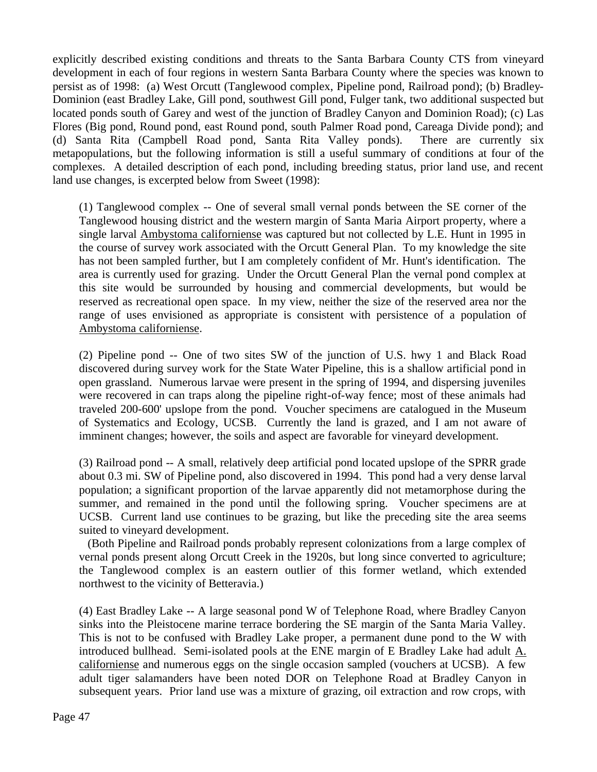explicitly described existing conditions and threats to the Santa Barbara County CTS from vineyard development in each of four regions in western Santa Barbara County where the species was known to persist as of 1998: (a) West Orcutt (Tanglewood complex, Pipeline pond, Railroad pond); (b) Bradley-Dominion (east Bradley Lake, Gill pond, southwest Gill pond, Fulger tank, two additional suspected but located ponds south of Garey and west of the junction of Bradley Canyon and Dominion Road); (c) Las Flores (Big pond, Round pond, east Round pond, south Palmer Road pond, Careaga Divide pond); and (d) Santa Rita (Campbell Road pond, Santa Rita Valley ponds). There are currently six metapopulations, but the following information is still a useful summary of conditions at four of the complexes. A detailed description of each pond, including breeding status, prior land use, and recent land use changes, is excerpted below from Sweet (1998):

> (1) Tanglewood complex -- One of several small vernal ponds between the SE corner of the Tanglewood housing district and the western margin of Santa Maria Airport property, where a single larval Ambystoma californiense was captured but not collected by L.E. Hunt in 1995 in the course of survey work associated with the Orcutt General Plan. To my knowledge the site has not been sampled further, but I am completely confident of Mr. Hunt's identification. The area is currently used for grazing. Under the Orcutt General Plan the vernal pond complex at this site would be surrounded by housing and commercial developments, but would be reserved as recreational open space. In my view, neither the size of the reserved area nor the range of uses envisioned as appropriate is consistent with persistence of a population of Ambystoma californiense.
>
> (2) Pipeline pond -- One of two sites SW of the junction of U.S. hwy 1 and Black Road discovered during survey work for the State Water Pipeline, this is a shallow artificial pond in open grassland. Numerous larvae were present in the spring of 1994, and dispersing juveniles were recovered in can traps along the pipeline right-of-way fence; most of these animals had traveled 200-600' upslope from the pond. Voucher specimens are catalogued in the Museum of Systematics and Ecology, UCSB. Currently the land is grazed, and I am not aware of imminent changes; however, the soils and aspect are favorable for vineyard development.
>
> (3) Railroad pond -- A small, relatively deep artificial pond located upslope of the SPRR grade about 0.3 mi. SW of Pipeline pond, also discovered in 1994. This pond had a very dense larval population; a significant proportion of the larvae apparently did not metamorphose during the summer, and remained in the pond until the following spring. Voucher specimens are at UCSB. Current land use continues to be grazing, but like the preceding site the area seems suited to vineyard development.
>
> (Both Pipeline and Railroad ponds probably represent colonizations from a large complex of vernal ponds present along Orcutt Creek in the 1920s, but long since converted to agriculture; the Tanglewood complex is an eastern outlier of this former wetland, which extended northwest to the vicinity of Betteravia.)
>
> (4) East Bradley Lake -- A large seasonal pond W of Telephone Road, where Bradley Canyon sinks into the Pleistocene marine terrace bordering the SE margin of the Santa Maria Valley. This is not to be confused with Bradley Lake proper, a permanent dune pond to the W with introduced bullhead. Semi-isolated pools at the ENE margin of E Bradley Lake had adult A. californiense and numerous eggs on the single occasion sampled (vouchers at UCSB). A few adult tiger salamanders have been noted DOR on Telephone Road at Bradley Canyon in subsequent years. Prior land use was a mixture of grazing, oil extraction and row crops, with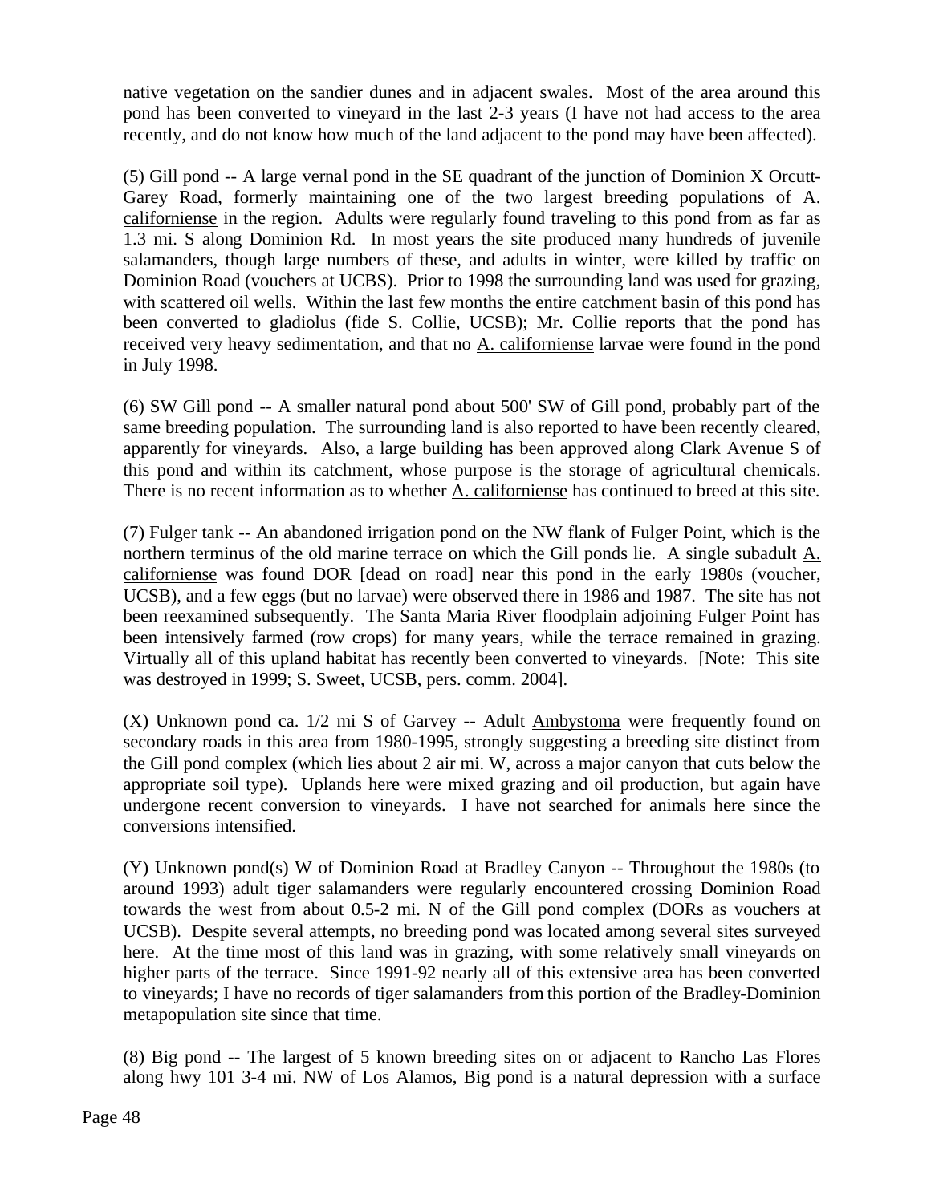native vegetation on the sandier dunes and in adjacent swales. Most of the area around this pond has been converted to vineyard in the last 2-3 years (I have not had access to the area recently, and do not know how much of the land adjacent to the pond may have been affected).

(5) Gill pond -- A large vernal pond in the SE quadrant of the junction of Dominion X Orcutt-Garey Road, formerly maintaining one of the two largest breeding populations of A. californiense in the region. Adults were regularly found traveling to this pond from as far as 1.3 mi. S along Dominion Rd. In most years the site produced many hundreds of juvenile salamanders, though large numbers of these, and adults in winter, were killed by traffic on Dominion Road (vouchers at UCBS). Prior to 1998 the surrounding land was used for grazing, with scattered oil wells. Within the last few months the entire catchment basin of this pond has been converted to gladiolus (fide S. Collie, UCSB); Mr. Collie reports that the pond has received very heavy sedimentation, and that no A. californiense larvae were found in the pond in July 1998.

(6) SW Gill pond -- A smaller natural pond about 500' SW of Gill pond, probably part of the same breeding population. The surrounding land is also reported to have been recently cleared, apparently for vineyards. Also, a large building has been approved along Clark Avenue S of this pond and within its catchment, whose purpose is the storage of agricultural chemicals. There is no recent information as to whether A. californiense has continued to breed at this site.

(7) Fulger tank -- An abandoned irrigation pond on the NW flank of Fulger Point, which is the northern terminus of the old marine terrace on which the Gill ponds lie. A single subadult A. californiense was found DOR [dead on road] near this pond in the early 1980s (voucher, UCSB), and a few eggs (but no larvae) were observed there in 1986 and 1987. The site has not been reexamined subsequently. The Santa Maria River floodplain adjoining Fulger Point has been intensively farmed (row crops) for many years, while the terrace remained in grazing. Virtually all of this upland habitat has recently been converted to vineyards. [Note: This site was destroyed in 1999; S. Sweet, UCSB, pers. comm. 2004].

(X) Unknown pond ca. 1/2 mi S of Garvey -- Adult Ambystoma were frequently found on secondary roads in this area from 1980-1995, strongly suggesting a breeding site distinct from the Gill pond complex (which lies about 2 air mi. W, across a major canyon that cuts below the appropriate soil type). Uplands here were mixed grazing and oil production, but again have undergone recent conversion to vineyards. I have not searched for animals here since the conversions intensified.

(Y) Unknown pond(s) W of Dominion Road at Bradley Canyon -- Throughout the 1980s (to around 1993) adult tiger salamanders were regularly encountered crossing Dominion Road towards the west from about 0.5-2 mi. N of the Gill pond complex (DORs as vouchers at UCSB). Despite several attempts, no breeding pond was located among several sites surveyed here. At the time most of this land was in grazing, with some relatively small vineyards on higher parts of the terrace. Since 1991-92 nearly all of this extensive area has been converted to vineyards; I have no records of tiger salamanders from this portion of the Bradley-Dominion metapopulation site since that time.

(8) Big pond -- The largest of 5 known breeding sites on or adjacent to Rancho Las Flores along hwy 101 3-4 mi. NW of Los Alamos, Big pond is a natural depression with a surface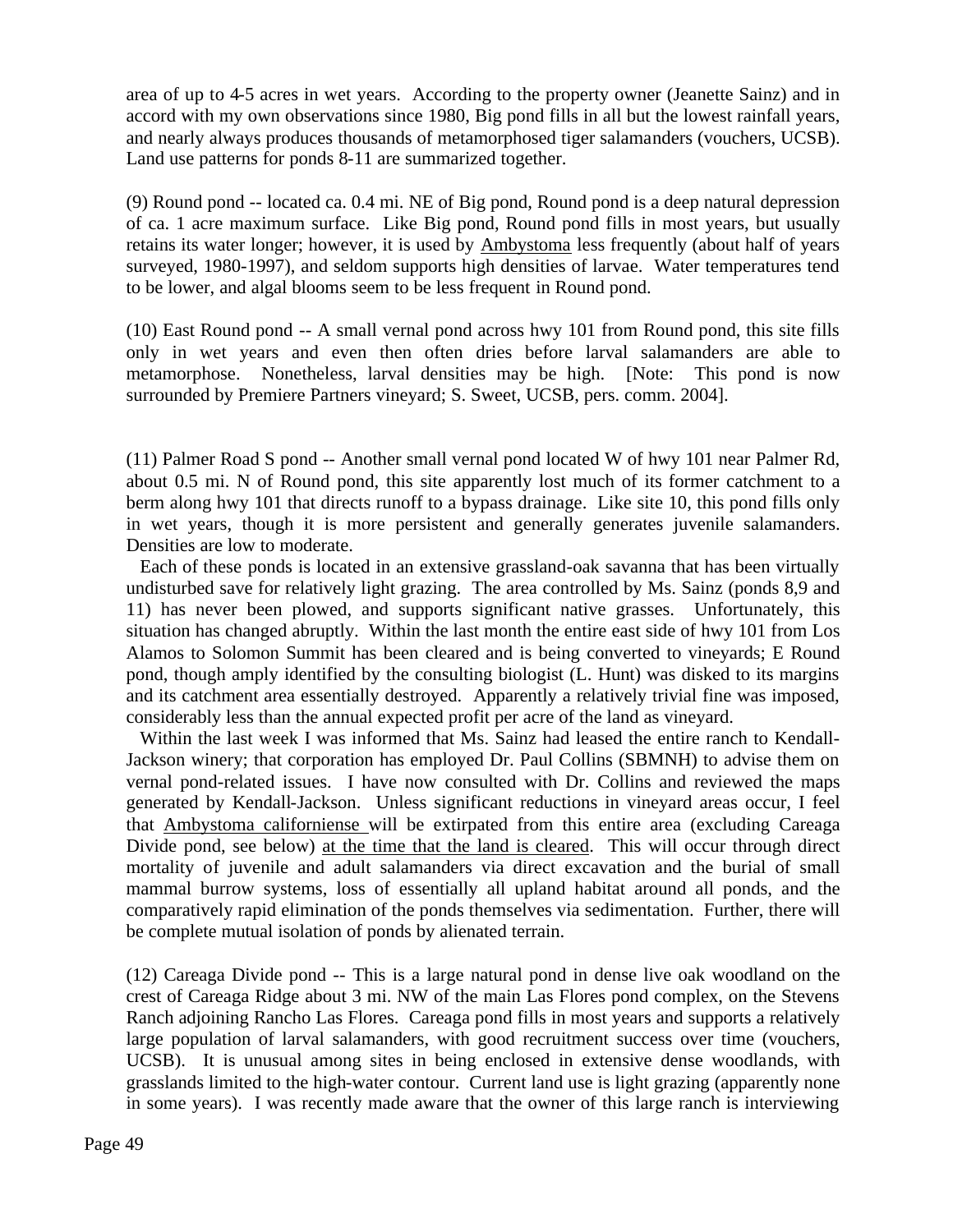area of up to 4-5 acres in wet years. According to the property owner (Jeanette Sainz) and in accord with my own observations since 1980, Big pond fills in all but the lowest rainfall years, and nearly always produces thousands of metamorphosed tiger salamanders (vouchers, UCSB). Land use patterns for ponds 8-11 are summarized together.

(9) Round pond -- located ca. 0.4 mi. NE of Big pond, Round pond is a deep natural depression of ca. 1 acre maximum surface. Like Big pond, Round pond fills in most years, but usually retains its water longer; however, it is used by <u>Ambystoma</u> less frequently (about half of years surveyed, 1980-1997), and seldom supports high densities of larvae. Water temperatures tend to be lower, and algal blooms seem to be less frequent in Round pond.

(10) East Round pond -- A small vernal pond across hwy 101 from Round pond, this site fills only in wet years and even then often dries before larval salamanders are able to metamorphose. Nonetheless, larval densities may be high. [Note: This pond is now surrounded by Premiere Partners vineyard; S. Sweet, UCSB, pers. comm. 2004].

(11) Palmer Road S pond -- Another small vernal pond located W of hwy 101 near Palmer Rd, about 0.5 mi. N of Round pond, this site apparently lost much of its former catchment to a berm along hwy 101 that directs runoff to a bypass drainage. Like site 10, this pond fills only in wet years, though it is more persistent and generally generates juvenile salamanders. Densities are low to moderate.

Each of these ponds is located in an extensive grassland-oak savanna that has been virtually undisturbed save for relatively light grazing. The area controlled by Ms. Sainz (ponds 8,9 and 11) has never been plowed, and supports significant native grasses. Unfortunately, this situation has changed abruptly. Within the last month the entire east side of hwy 101 from Los Alamos to Solomon Summit has been cleared and is being converted to vineyards; E Round pond, though amply identified by the consulting biologist (L. Hunt) was disked to its margins and its catchment area essentially destroyed. Apparently a relatively trivial fine was imposed, considerably less than the annual expected profit per acre of the land as vineyard.

Within the last week I was informed that Ms. Sainz had leased the entire ranch to Kendall-Jackson winery; that corporation has employed Dr. Paul Collins (SBMNH) to advise them on vernal pond-related issues. I have now consulted with Dr. Collins and reviewed the maps generated by Kendall-Jackson. Unless significant reductions in vineyard areas occur, I feel that <u>Ambystoma californiense</u> will be extirpated from this entire area (excluding Careaga Divide pond, see below) <u>at the time that the land is cleared</u>. This will occur through direct mortality of juvenile and adult salamanders via direct excavation and the burial of small mammal burrow systems, loss of essentially all upland habitat around all ponds, and the comparatively rapid elimination of the ponds themselves via sedimentation. Further, there will be complete mutual isolation of ponds by alienated terrain.

(12) Careaga Divide pond -- This is a large natural pond in dense live oak woodland on the crest of Careaga Ridge about 3 mi. NW of the main Las Flores pond complex, on the Stevens Ranch adjoining Rancho Las Flores. Careaga pond fills in most years and supports a relatively large population of larval salamanders, with good recruitment success over time (vouchers, UCSB). It is unusual among sites in being enclosed in extensive dense woodlands, with grasslands limited to the high-water contour. Current land use is light grazing (apparently none in some years). I was recently made aware that the owner of this large ranch is interviewing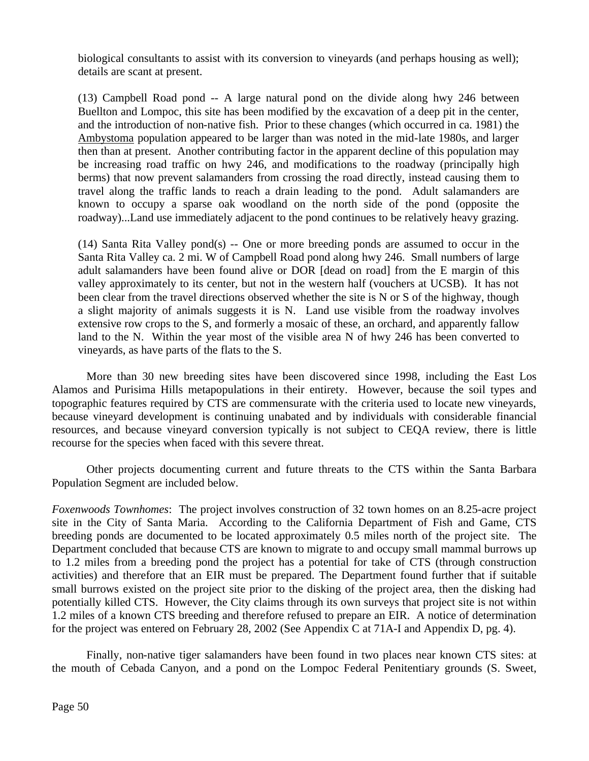biological consultants to assist with its conversion to vineyards (and perhaps housing as well); details are scant at present.

(13) Campbell Road pond -- A large natural pond on the divide along hwy 246 between Buellton and Lompoc, this site has been modified by the excavation of a deep pit in the center, and the introduction of non-native fish. Prior to these changes (which occurred in ca. 1981) the Ambystoma population appeared to be larger than was noted in the mid-late 1980s, and larger then than at present. Another contributing factor in the apparent decline of this population may be increasing road traffic on hwy 246, and modifications to the roadway (principally high berms) that now prevent salamanders from crossing the road directly, instead causing them to travel along the traffic lands to reach a drain leading to the pond. Adult salamanders are known to occupy a sparse oak woodland on the north side of the pond (opposite the roadway)...Land use immediately adjacent to the pond continues to be relatively heavy grazing.

(14) Santa Rita Valley pond(s) -- One or more breeding ponds are assumed to occur in the Santa Rita Valley ca. 2 mi. W of Campbell Road pond along hwy 246. Small numbers of large adult salamanders have been found alive or DOR [dead on road] from the E margin of this valley approximately to its center, but not in the western half (vouchers at UCSB). It has not been clear from the travel directions observed whether the site is N or S of the highway, though a slight majority of animals suggests it is N. Land use visible from the roadway involves extensive row crops to the S, and formerly a mosaic of these, an orchard, and apparently fallow land to the N. Within the year most of the visible area N of hwy 246 has been converted to vineyards, as have parts of the flats to the S.

More than 30 new breeding sites have been discovered since 1998, including the East Los Alamos and Purisima Hills metapopulations in their entirety. However, because the soil types and topographic features required by CTS are commensurate with the criteria used to locate new vineyards, because vineyard development is continuing unabated and by individuals with considerable financial resources, and because vineyard conversion typically is not subject to CEQA review, there is little recourse for the species when faced with this severe threat.

Other projects documenting current and future threats to the CTS within the Santa Barbara Population Segment are included below.

*Foxenwoods Townhomes*: The project involves construction of 32 town homes on an 8.25-acre project site in the City of Santa Maria. According to the California Department of Fish and Game, CTS breeding ponds are documented to be located approximately 0.5 miles north of the project site. The Department concluded that because CTS are known to migrate to and occupy small mammal burrows up to 1.2 miles from a breeding pond the project has a potential for take of CTS (through construction activities) and therefore that an EIR must be prepared. The Department found further that if suitable small burrows existed on the project site prior to the disking of the project area, then the disking had potentially killed CTS. However, the City claims through its own surveys that project site is not within 1.2 miles of a known CTS breeding and therefore refused to prepare an EIR. A notice of determination for the project was entered on February 28, 2002 (See Appendix C at 71A-I and Appendix D, pg. 4).

Finally, non-native tiger salamanders have been found in two places near known CTS sites: at the mouth of Cebada Canyon, and a pond on the Lompoc Federal Penitentiary grounds (S. Sweet,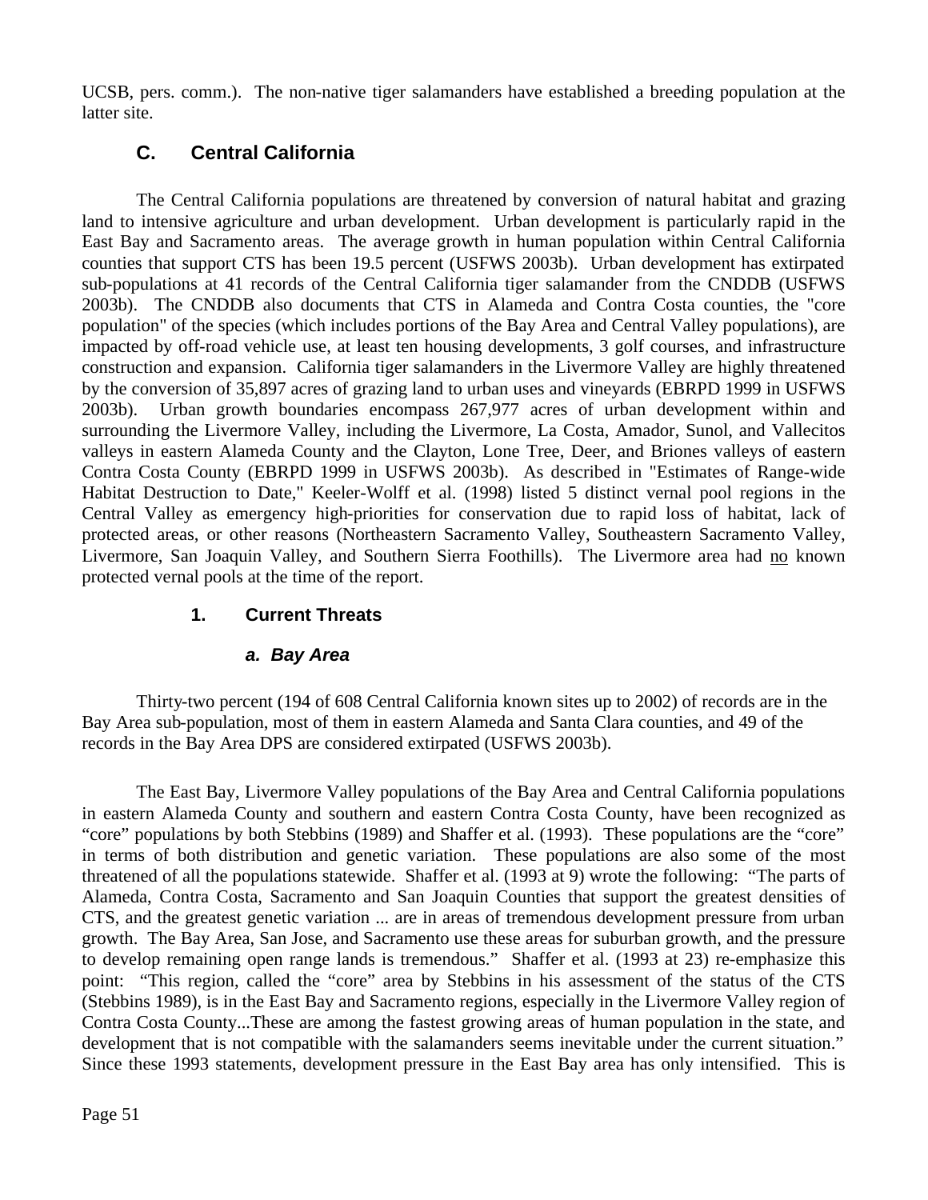UCSB, pers. comm.). The non-native tiger salamanders have established a breeding population at the latter site.

## C. Central California

The Central California populations are threatened by conversion of natural habitat and grazing land to intensive agriculture and urban development. Urban development is particularly rapid in the East Bay and Sacramento areas. The average growth in human population within Central California counties that support CTS has been 19.5 percent (USFWS 2003b). Urban development has extirpated sub-populations at 41 records of the Central California tiger salamander from the CNDDB (USFWS 2003b). The CNDDB also documents that CTS in Alameda and Contra Costa counties, the "core population" of the species (which includes portions of the Bay Area and Central Valley populations), are impacted by off-road vehicle use, at least ten housing developments, 3 golf courses, and infrastructure construction and expansion. California tiger salamanders in the Livermore Valley are highly threatened by the conversion of 35,897 acres of grazing land to urban uses and vineyards (EBRPD 1999 in USFWS 2003b). Urban growth boundaries encompass 267,977 acres of urban development within and surrounding the Livermore Valley, including the Livermore, La Costa, Amador, Sunol, and Vallecitos valleys in eastern Alameda County and the Clayton, Lone Tree, Deer, and Briones valleys of eastern Contra Costa County (EBRPD 1999 in USFWS 2003b). As described in "Estimates of Range-wide Habitat Destruction to Date," Keeler-Wolff et al. (1998) listed 5 distinct vernal pool regions in the Central Valley as emergency high-priorities for conservation due to rapid loss of habitat, lack of protected areas, or other reasons (Northeastern Sacramento Valley, Southeastern Sacramento Valley, Livermore, San Joaquin Valley, and Southern Sierra Foothills). The Livermore area had <u>no</u> known protected vernal pools at the time of the report.

### 1. Current Threats

#### *a. Bay Area*

Thirty-two percent (194 of 608 Central California known sites up to 2002) of records are in the Bay Area sub-population, most of them in eastern Alameda and Santa Clara counties, and 49 of the records in the Bay Area DPS are considered extirpated (USFWS 2003b).

The East Bay, Livermore Valley populations of the Bay Area and Central California populations in eastern Alameda County and southern and eastern Contra Costa County, have been recognized as "core" populations by both Stebbins (1989) and Shaffer et al. (1993). These populations are the "core" in terms of both distribution and genetic variation. These populations are also some of the most threatened of all the populations statewide. Shaffer et al. (1993 at 9) wrote the following: "The parts of Alameda, Contra Costa, Sacramento and San Joaquin Counties that support the greatest densities of CTS, and the greatest genetic variation ... are in areas of tremendous development pressure from urban growth. The Bay Area, San Jose, and Sacramento use these areas for suburban growth, and the pressure to develop remaining open range lands is tremendous." Shaffer et al. (1993 at 23) re-emphasize this point: "This region, called the "core" area by Stebbins in his assessment of the status of the CTS (Stebbins 1989), is in the East Bay and Sacramento regions, especially in the Livermore Valley region of Contra Costa County...These are among the fastest growing areas of human population in the state, and development that is not compatible with the salamanders seems inevitable under the current situation." Since these 1993 statements, development pressure in the East Bay area has only intensified. This is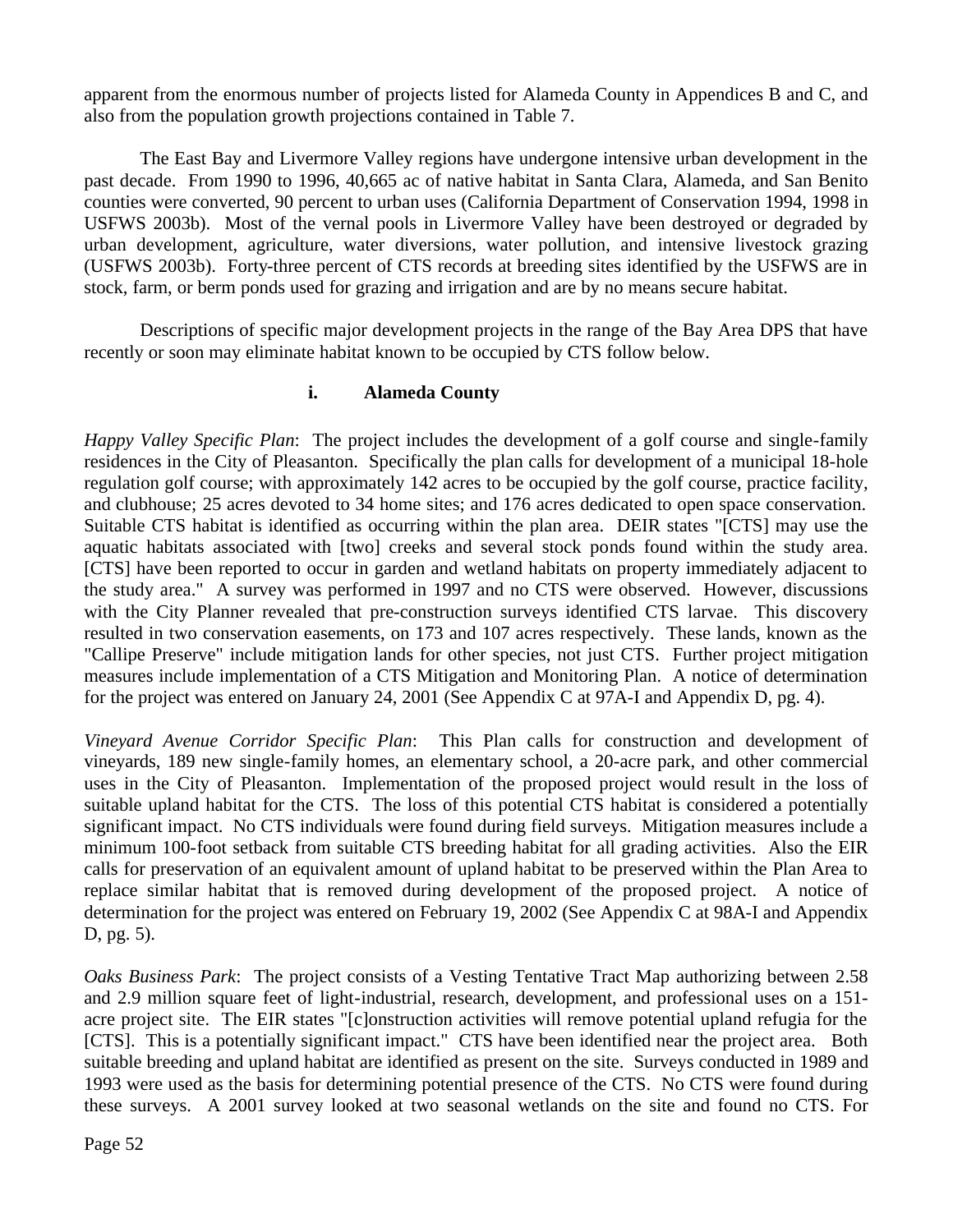apparent from the enormous number of projects listed for Alameda County in Appendices B and C, and also from the population growth projections contained in Table 7.

The East Bay and Livermore Valley regions have undergone intensive urban development in the past decade. From 1990 to 1996, 40,665 ac of native habitat in Santa Clara, Alameda, and San Benito counties were converted, 90 percent to urban uses (California Department of Conservation 1994, 1998 in USFWS 2003b). Most of the vernal pools in Livermore Valley have been destroyed or degraded by urban development, agriculture, water diversions, water pollution, and intensive livestock grazing (USFWS 2003b). Forty-three percent of CTS records at breeding sites identified by the USFWS are in stock, farm, or berm ponds used for grazing and irrigation and are by no means secure habitat.

Descriptions of specific major development projects in the range of the Bay Area DPS that have recently or soon may eliminate habitat known to be occupied by CTS follow below.

#### i. Alameda County

*Happy Valley Specific Plan*: The project includes the development of a golf course and single-family residences in the City of Pleasanton. Specifically the plan calls for development of a municipal 18-hole regulation golf course; with approximately 142 acres to be occupied by the golf course, practice facility, and clubhouse; 25 acres devoted to 34 home sites; and 176 acres dedicated to open space conservation. Suitable CTS habitat is identified as occurring within the plan area. DEIR states "[CTS] may use the aquatic habitats associated with [two] creeks and several stock ponds found within the study area. [CTS] have been reported to occur in garden and wetland habitats on property immediately adjacent to the study area." A survey was performed in 1997 and no CTS were observed. However, discussions with the City Planner revealed that pre-construction surveys identified CTS larvae. This discovery resulted in two conservation easements, on 173 and 107 acres respectively. These lands, known as the "Callipe Preserve" include mitigation lands for other species, not just CTS. Further project mitigation measures include implementation of a CTS Mitigation and Monitoring Plan. A notice of determination for the project was entered on January 24, 2001 (See Appendix C at 97A-I and Appendix D, pg. 4).

*Vineyard Avenue Corridor Specific Plan*: This Plan calls for construction and development of vineyards, 189 new single-family homes, an elementary school, a 20-acre park, and other commercial uses in the City of Pleasanton. Implementation of the proposed project would result in the loss of suitable upland habitat for the CTS. The loss of this potential CTS habitat is considered a potentially significant impact. No CTS individuals were found during field surveys. Mitigation measures include a minimum 100-foot setback from suitable CTS breeding habitat for all grading activities. Also the EIR calls for preservation of an equivalent amount of upland habitat to be preserved within the Plan Area to replace similar habitat that is removed during development of the proposed project. A notice of determination for the project was entered on February 19, 2002 (See Appendix C at 98A-I and Appendix D, pg. 5).

*Oaks Business Park*: The project consists of a Vesting Tentative Tract Map authorizing between 2.58 and 2.9 million square feet of light-industrial, research, development, and professional uses on a 151-acre project site. The EIR states "[c]onstruction activities will remove potential upland refugia for the [CTS]. This is a potentially significant impact." CTS have been identified near the project area. Both suitable breeding and upland habitat are identified as present on the site. Surveys conducted in 1989 and 1993 were used as the basis for determining potential presence of the CTS. No CTS were found during these surveys. A 2001 survey looked at two seasonal wetlands on the site and found no CTS. For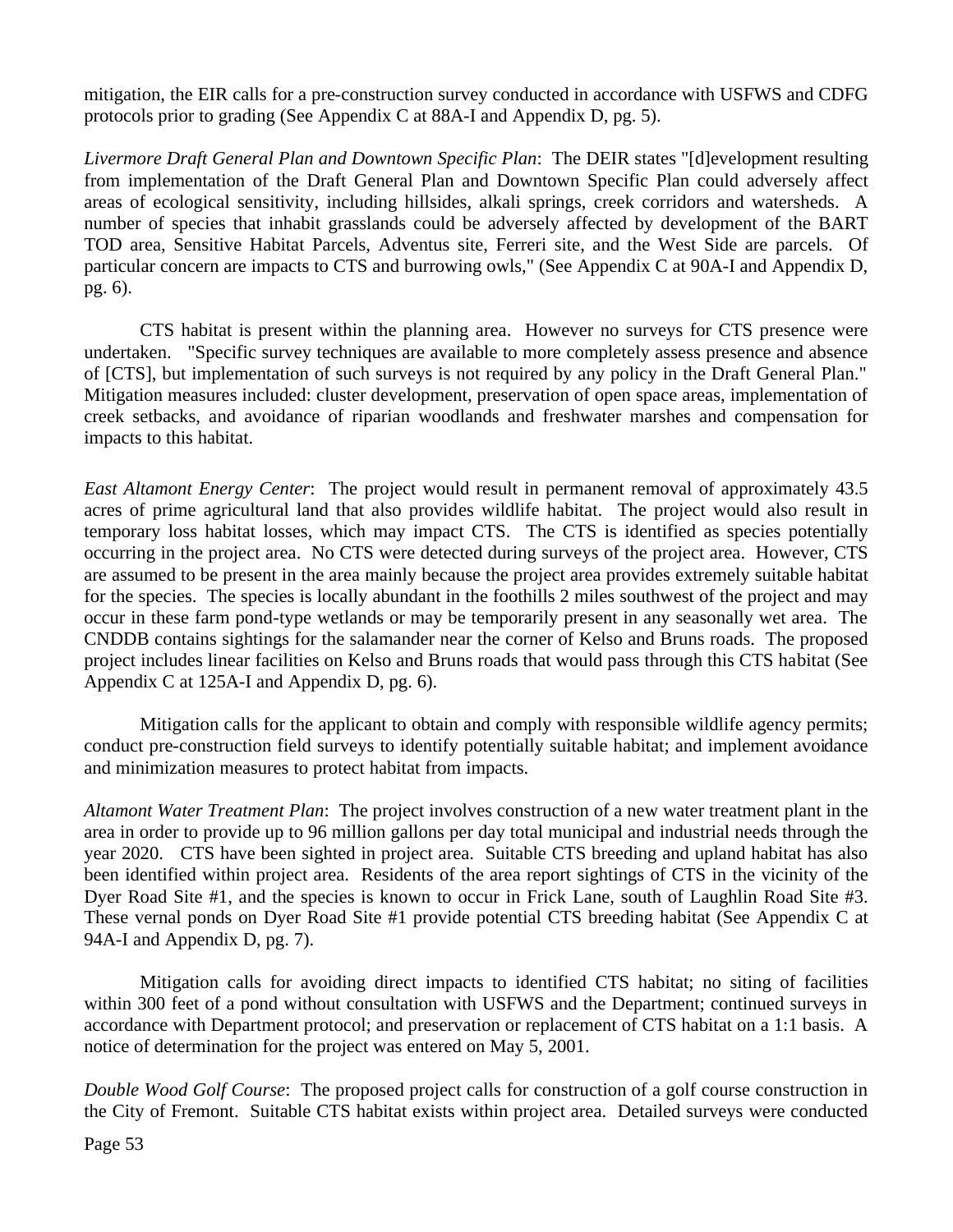mitigation, the EIR calls for a pre-construction survey conducted in accordance with USFWS and CDFG protocols prior to grading (See Appendix C at 88A-I and Appendix D, pg. 5).

*Livermore Draft General Plan and Downtown Specific Plan*: The DEIR states "[d]evelopment resulting from implementation of the Draft General Plan and Downtown Specific Plan could adversely affect areas of ecological sensitivity, including hillsides, alkali springs, creek corridors and watersheds. A number of species that inhabit grasslands could be adversely affected by development of the BART TOD area, Sensitive Habitat Parcels, Adventus site, Ferreri site, and the West Side are parcels. Of particular concern are impacts to CTS and burrowing owls," (See Appendix C at 90A-I and Appendix D, pg. 6).

CTS habitat is present within the planning area. However no surveys for CTS presence were undertaken. "Specific survey techniques are available to more completely assess presence and absence of [CTS], but implementation of such surveys is not required by any policy in the Draft General Plan." Mitigation measures included: cluster development, preservation of open space areas, implementation of creek setbacks, and avoidance of riparian woodlands and freshwater marshes and compensation for impacts to this habitat.

*East Altamont Energy Center*: The project would result in permanent removal of approximately 43.5 acres of prime agricultural land that also provides wildlife habitat. The project would also result in temporary loss habitat losses, which may impact CTS. The CTS is identified as species potentially occurring in the project area. No CTS were detected during surveys of the project area. However, CTS are assumed to be present in the area mainly because the project area provides extremely suitable habitat for the species. The species is locally abundant in the foothills 2 miles southwest of the project and may occur in these farm pond-type wetlands or may be temporarily present in any seasonally wet area. The CNDDB contains sightings for the salamander near the corner of Kelso and Bruns roads. The proposed project includes linear facilities on Kelso and Bruns roads that would pass through this CTS habitat (See Appendix C at 125A-I and Appendix D, pg. 6).

Mitigation calls for the applicant to obtain and comply with responsible wildlife agency permits; conduct pre-construction field surveys to identify potentially suitable habitat; and implement avoidance and minimization measures to protect habitat from impacts.

*Altamont Water Treatment Plan*: The project involves construction of a new water treatment plant in the area in order to provide up to 96 million gallons per day total municipal and industrial needs through the year 2020. CTS have been sighted in project area. Suitable CTS breeding and upland habitat has also been identified within project area. Residents of the area report sightings of CTS in the vicinity of the Dyer Road Site #1, and the species is known to occur in Frick Lane, south of Laughlin Road Site #3. These vernal ponds on Dyer Road Site #1 provide potential CTS breeding habitat (See Appendix C at 94A-I and Appendix D, pg. 7).

Mitigation calls for avoiding direct impacts to identified CTS habitat; no siting of facilities within 300 feet of a pond without consultation with USFWS and the Department; continued surveys in accordance with Department protocol; and preservation or replacement of CTS habitat on a 1:1 basis. A notice of determination for the project was entered on May 5, 2001.

*Double Wood Golf Course*: The proposed project calls for construction of a golf course construction in the City of Fremont. Suitable CTS habitat exists within project area. Detailed surveys were conducted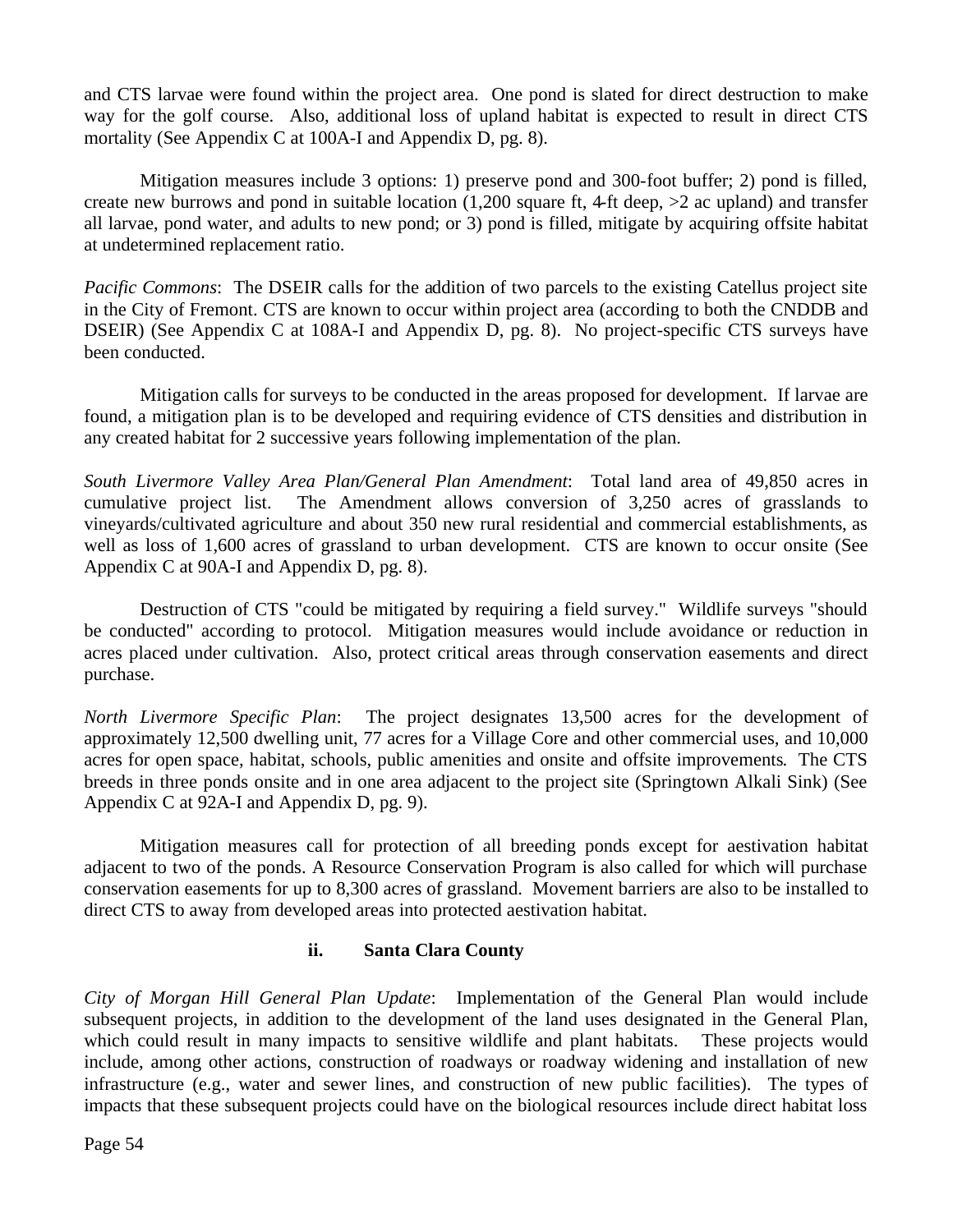and CTS larvae were found within the project area. One pond is slated for direct destruction to make way for the golf course. Also, additional loss of upland habitat is expected to result in direct CTS mortality (See Appendix C at 100A-I and Appendix D, pg. 8).

Mitigation measures include 3 options: 1) preserve pond and 300-foot buffer; 2) pond is filled, create new burrows and pond in suitable location (1,200 square ft, 4-ft deep, >2 ac upland) and transfer all larvae, pond water, and adults to new pond; or 3) pond is filled, mitigate by acquiring offsite habitat at undetermined replacement ratio.

*Pacific Commons*: The DSEIR calls for the addition of two parcels to the existing Catellus project site in the City of Fremont. CTS are known to occur within project area (according to both the CNDDB and DSEIR) (See Appendix C at 108A-I and Appendix D, pg. 8). No project-specific CTS surveys have been conducted.

Mitigation calls for surveys to be conducted in the areas proposed for development. If larvae are found, a mitigation plan is to be developed and requiring evidence of CTS densities and distribution in any created habitat for 2 successive years following implementation of the plan.

*South Livermore Valley Area Plan/General Plan Amendment*: Total land area of 49,850 acres in cumulative project list. The Amendment allows conversion of 3,250 acres of grasslands to vineyards/cultivated agriculture and about 350 new rural residential and commercial establishments, as well as loss of 1,600 acres of grassland to urban development. CTS are known to occur onsite (See Appendix C at 90A-I and Appendix D, pg. 8).

Destruction of CTS "could be mitigated by requiring a field survey." Wildlife surveys "should be conducted" according to protocol. Mitigation measures would include avoidance or reduction in acres placed under cultivation. Also, protect critical areas through conservation easements and direct purchase.

*North Livermore Specific Plan*: The project designates 13,500 acres for the development of approximately 12,500 dwelling unit, 77 acres for a Village Core and other commercial uses, and 10,000 acres for open space, habitat, schools, public amenities and onsite and offsite improvements. The CTS breeds in three ponds onsite and in one area adjacent to the project site (Springtown Alkali Sink) (See Appendix C at 92A-I and Appendix D, pg. 9).

Mitigation measures call for protection of all breeding ponds except for aestivation habitat adjacent to two of the ponds. A Resource Conservation Program is also called for which will purchase conservation easements for up to 8,300 acres of grassland. Movement barriers are also to be installed to direct CTS to away from developed areas into protected aestivation habitat.

### ii. Santa Clara County

*City of Morgan Hill General Plan Update*: Implementation of the General Plan would include subsequent projects, in addition to the development of the land uses designated in the General Plan, which could result in many impacts to sensitive wildlife and plant habitats. These projects would include, among other actions, construction of roadways or roadway widening and installation of new infrastructure (e.g., water and sewer lines, and construction of new public facilities). The types of impacts that these subsequent projects could have on the biological resources include direct habitat loss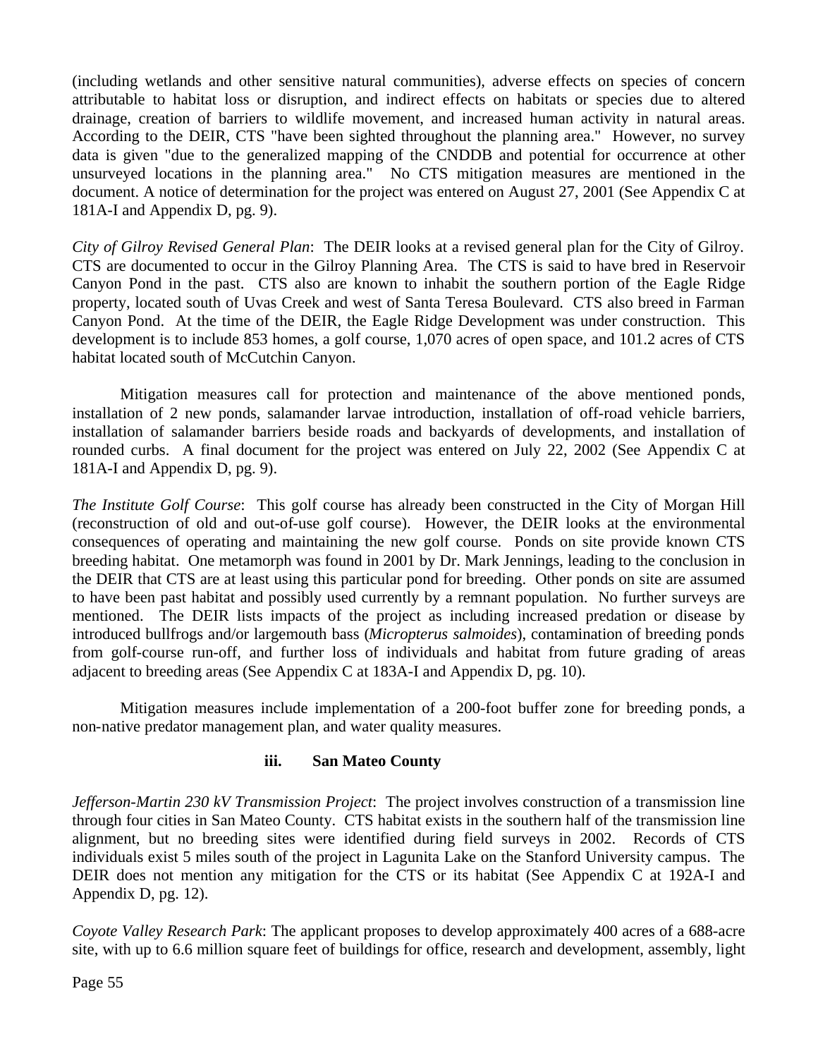(including wetlands and other sensitive natural communities), adverse effects on species of concern attributable to habitat loss or disruption, and indirect effects on habitats or species due to altered drainage, creation of barriers to wildlife movement, and increased human activity in natural areas. According to the DEIR, CTS "have been sighted throughout the planning area." However, no survey data is given "due to the generalized mapping of the CNDDB and potential for occurrence at other unsurveyed locations in the planning area." No CTS mitigation measures are mentioned in the document. A notice of determination for the project was entered on August 27, 2001 (See Appendix C at 181A-I and Appendix D, pg. 9).

*City of Gilroy Revised General Plan*: The DEIR looks at a revised general plan for the City of Gilroy. CTS are documented to occur in the Gilroy Planning Area. The CTS is said to have bred in Reservoir Canyon Pond in the past. CTS also are known to inhabit the southern portion of the Eagle Ridge property, located south of Uvas Creek and west of Santa Teresa Boulevard. CTS also breed in Farman Canyon Pond. At the time of the DEIR, the Eagle Ridge Development was under construction. This development is to include 853 homes, a golf course, 1,070 acres of open space, and 101.2 acres of CTS habitat located south of McCutchin Canyon.

Mitigation measures call for protection and maintenance of the above mentioned ponds, installation of 2 new ponds, salamander larvae introduction, installation of off-road vehicle barriers, installation of salamander barriers beside roads and backyards of developments, and installation of rounded curbs. A final document for the project was entered on July 22, 2002 (See Appendix C at 181A-I and Appendix D, pg. 9).

*The Institute Golf Course*: This golf course has already been constructed in the City of Morgan Hill (reconstruction of old and out-of-use golf course). However, the DEIR looks at the environmental consequences of operating and maintaining the new golf course. Ponds on site provide known CTS breeding habitat. One metamorph was found in 2001 by Dr. Mark Jennings, leading to the conclusion in the DEIR that CTS are at least using this particular pond for breeding. Other ponds on site are assumed to have been past habitat and possibly used currently by a remnant population. No further surveys are mentioned. The DEIR lists impacts of the project as including increased predation or disease by introduced bullfrogs and/or largemouth bass (*Micropterus salmoides*), contamination of breeding ponds from golf-course run-off, and further loss of individuals and habitat from future grading of areas adjacent to breeding areas (See Appendix C at 183A-I and Appendix D, pg. 10).

Mitigation measures include implementation of a 200-foot buffer zone for breeding ponds, a non-native predator management plan, and water quality measures.

### iii. San Mateo County

*Jefferson-Martin 230 kV Transmission Project*: The project involves construction of a transmission line through four cities in San Mateo County. CTS habitat exists in the southern half of the transmission line alignment, but no breeding sites were identified during field surveys in 2002. Records of CTS individuals exist 5 miles south of the project in Lagunita Lake on the Stanford University campus. The DEIR does not mention any mitigation for the CTS or its habitat (See Appendix C at 192A-I and Appendix D, pg. 12).

*Coyote Valley Research Park*: The applicant proposes to develop approximately 400 acres of a 688-acre site, with up to 6.6 million square feet of buildings for office, research and development, assembly, light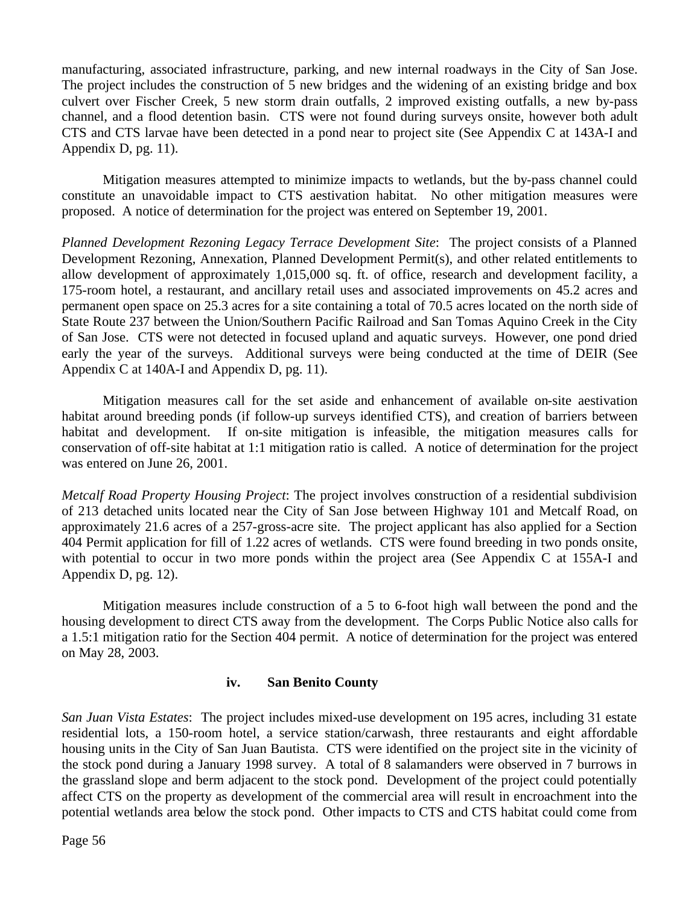manufacturing, associated infrastructure, parking, and new internal roadways in the City of San Jose. The project includes the construction of 5 new bridges and the widening of an existing bridge and box culvert over Fischer Creek, 5 new storm drain outfalls, 2 improved existing outfalls, a new by-pass channel, and a flood detention basin. CTS were not found during surveys onsite, however both adult CTS and CTS larvae have been detected in a pond near to project site (See Appendix C at 143A-I and Appendix D, pg. 11).

Mitigation measures attempted to minimize impacts to wetlands, but the by-pass channel could constitute an unavoidable impact to CTS aestivation habitat. No other mitigation measures were proposed. A notice of determination for the project was entered on September 19, 2001.

*Planned Development Rezoning Legacy Terrace Development Site*: The project consists of a Planned Development Rezoning, Annexation, Planned Development Permit(s), and other related entitlements to allow development of approximately 1,015,000 sq. ft. of office, research and development facility, a 175-room hotel, a restaurant, and ancillary retail uses and associated improvements on 45.2 acres and permanent open space on 25.3 acres for a site containing a total of 70.5 acres located on the north side of State Route 237 between the Union/Southern Pacific Railroad and San Tomas Aquino Creek in the City of San Jose. CTS were not detected in focused upland and aquatic surveys. However, one pond dried early the year of the surveys. Additional surveys were being conducted at the time of DEIR (See Appendix C at 140A-I and Appendix D, pg. 11).

Mitigation measures call for the set aside and enhancement of available on-site aestivation habitat around breeding ponds (if follow-up surveys identified CTS), and creation of barriers between habitat and development. If on-site mitigation is infeasible, the mitigation measures calls for conservation of off-site habitat at 1:1 mitigation ratio is called. A notice of determination for the project was entered on June 26, 2001.

*Metcalf Road Property Housing Project*: The project involves construction of a residential subdivision of 213 detached units located near the City of San Jose between Highway 101 and Metcalf Road, on approximately 21.6 acres of a 257-gross-acre site. The project applicant has also applied for a Section 404 Permit application for fill of 1.22 acres of wetlands. CTS were found breeding in two ponds onsite, with potential to occur in two more ponds within the project area (See Appendix C at 155A-I and Appendix D, pg. 12).

Mitigation measures include construction of a 5 to 6-foot high wall between the pond and the housing development to direct CTS away from the development. The Corps Public Notice also calls for a 1.5:1 mitigation ratio for the Section 404 permit. A notice of determination for the project was entered on May 28, 2003.

#### iv. San Benito County

*San Juan Vista Estates*: The project includes mixed-use development on 195 acres, including 31 estate residential lots, a 150-room hotel, a service station/carwash, three restaurants and eight affordable housing units in the City of San Juan Bautista. CTS were identified on the project site in the vicinity of the stock pond during a January 1998 survey. A total of 8 salamanders were observed in 7 burrows in the grassland slope and berm adjacent to the stock pond. Development of the project could potentially affect CTS on the property as development of the commercial area will result in encroachment into the potential wetlands area below the stock pond. Other impacts to CTS and CTS habitat could come from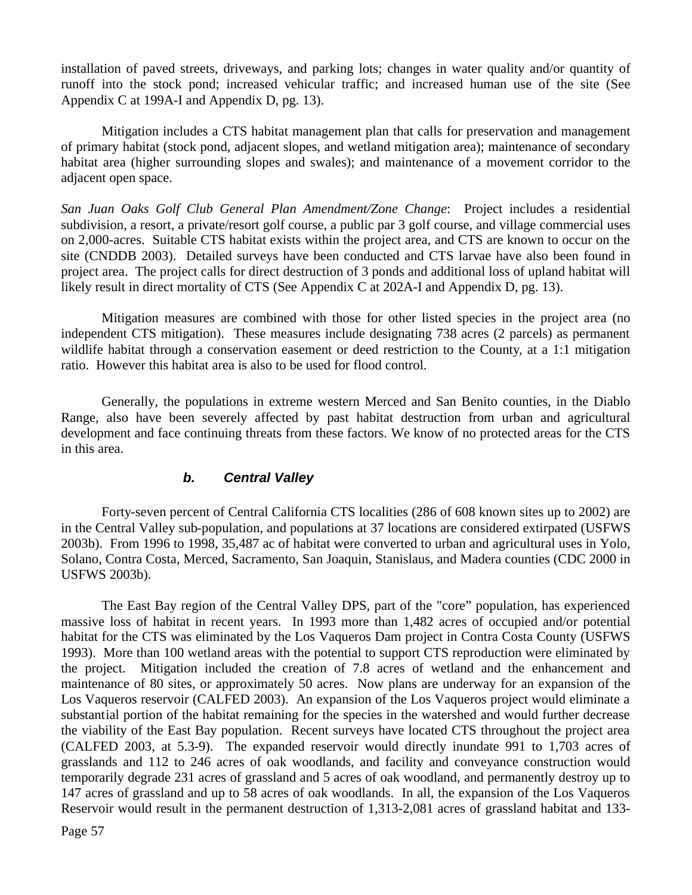installation of paved streets, driveways, and parking lots; changes in water quality and/or quantity of runoff into the stock pond; increased vehicular traffic; and increased human use of the site (See Appendix C at 199A-I and Appendix D, pg. 13).

Mitigation includes a CTS habitat management plan that calls for preservation and management of primary habitat (stock pond, adjacent slopes, and wetland mitigation area); maintenance of secondary habitat area (higher surrounding slopes and swales); and maintenance of a movement corridor to the adjacent open space.

*San Juan Oaks Golf Club General Plan Amendment/Zone Change*: Project includes a residential subdivision, a resort, a private/resort golf course, a public par 3 golf course, and village commercial uses on 2,000-acres. Suitable CTS habitat exists within the project area, and CTS are known to occur on the site (CNDDB 2003). Detailed surveys have been conducted and CTS larvae have also been found in project area. The project calls for direct destruction of 3 ponds and additional loss of upland habitat will likely result in direct mortality of CTS (See Appendix C at 202A-I and Appendix D, pg. 13).

Mitigation measures are combined with those for other listed species in the project area (no independent CTS mitigation). These measures include designating 738 acres (2 parcels) as permanent wildlife habitat through a conservation easement or deed restriction to the County, at a 1:1 mitigation ratio. However this habitat area is also to be used for flood control.

Generally, the populations in extreme western Merced and San Benito counties, in the Diablo Range, also have been severely affected by past habitat destruction from urban and agricultural development and face continuing threats from these factors. We know of no protected areas for the CTS in this area.

### *b. Central Valley*

Forty-seven percent of Central California CTS localities (286 of 608 known sites up to 2002) are in the Central Valley sub-population, and populations at 37 locations are considered extirpated (USFWS 2003b). From 1996 to 1998, 35,487 ac of habitat were converted to urban and agricultural uses in Yolo, Solano, Contra Costa, Merced, Sacramento, San Joaquin, Stanislaus, and Madera counties (CDC 2000 in USFWS 2003b).

The East Bay region of the Central Valley DPS, part of the "core" population, has experienced massive loss of habitat in recent years. In 1993 more than 1,482 acres of occupied and/or potential habitat for the CTS was eliminated by the Los Vaqueros Dam project in Contra Costa County (USFWS 1993). More than 100 wetland areas with the potential to support CTS reproduction were eliminated by the project. Mitigation included the creation of 7.8 acres of wetland and the enhancement and maintenance of 80 sites, or approximately 50 acres. Now plans are underway for an expansion of the Los Vaqueros reservoir (CALFED 2003). An expansion of the Los Vaqueros project would eliminate a substantial portion of the habitat remaining for the species in the watershed and would further decrease the viability of the East Bay population. Recent surveys have located CTS throughout the project area (CALFED 2003, at 5.3-9). The expanded reservoir would directly inundate 991 to 1,703 acres of grasslands and 112 to 246 acres of oak woodlands, and facility and conveyance construction would temporarily degrade 231 acres of grassland and 5 acres of oak woodland, and permanently destroy up to 147 acres of grassland and up to 58 acres of oak woodlands. In all, the expansion of the Los Vaqueros Reservoir would result in the permanent destruction of 1,313-2,081 acres of grassland habitat and 133-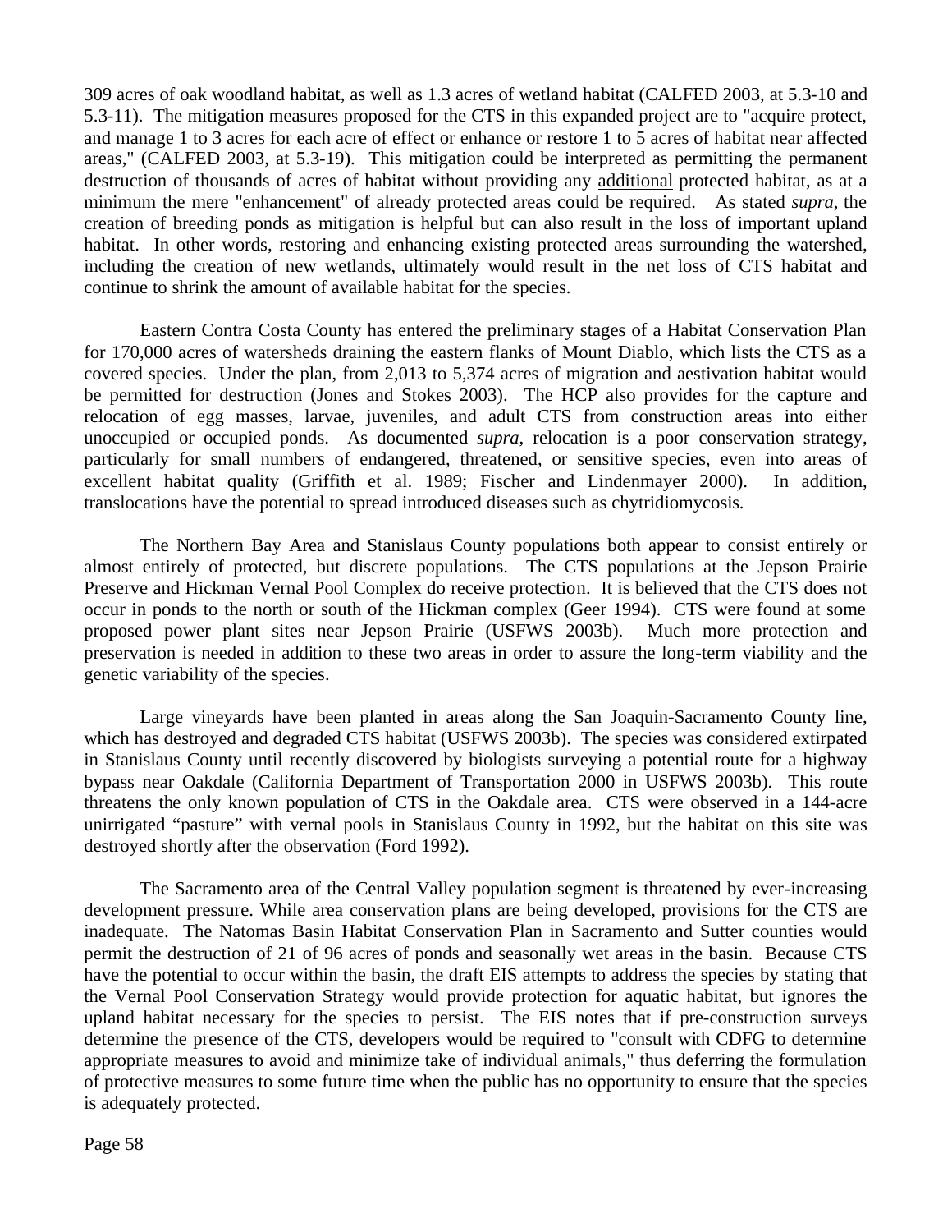309 acres of oak woodland habitat, as well as 1.3 acres of wetland habitat (CALFED 2003, at 5.3-10 and 5.3-11). The mitigation measures proposed for the CTS in this expanded project are to "acquire protect, and manage 1 to 3 acres for each acre of effect or enhance or restore 1 to 5 acres of habitat near affected areas," (CALFED 2003, at 5.3-19). This mitigation could be interpreted as permitting the permanent destruction of thousands of acres of habitat without providing any additional protected habitat, as at a minimum the mere "enhancement" of already protected areas could be required. As stated *supra*, the creation of breeding ponds as mitigation is helpful but can also result in the loss of important upland habitat. In other words, restoring and enhancing existing protected areas surrounding the watershed, including the creation of new wetlands, ultimately would result in the net loss of CTS habitat and continue to shrink the amount of available habitat for the species.

Eastern Contra Costa County has entered the preliminary stages of a Habitat Conservation Plan for 170,000 acres of watersheds draining the eastern flanks of Mount Diablo, which lists the CTS as a covered species. Under the plan, from 2,013 to 5,374 acres of migration and aestivation habitat would be permitted for destruction (Jones and Stokes 2003). The HCP also provides for the capture and relocation of egg masses, larvae, juveniles, and adult CTS from construction areas into either unoccupied or occupied ponds. As documented *supra*, relocation is a poor conservation strategy, particularly for small numbers of endangered, threatened, or sensitive species, even into areas of excellent habitat quality (Griffith et al. 1989; Fischer and Lindenmayer 2000). In addition, translocations have the potential to spread introduced diseases such as chytridiomycosis.

The Northern Bay Area and Stanislaus County populations both appear to consist entirely or almost entirely of protected, but discrete populations. The CTS populations at the Jepson Prairie Preserve and Hickman Vernal Pool Complex do receive protection. It is believed that the CTS does not occur in ponds to the north or south of the Hickman complex (Geer 1994). CTS were found at some proposed power plant sites near Jepson Prairie (USFWS 2003b). Much more protection and preservation is needed in addition to these two areas in order to assure the long-term viability and the genetic variability of the species.

Large vineyards have been planted in areas along the San Joaquin-Sacramento County line, which has destroyed and degraded CTS habitat (USFWS 2003b). The species was considered extirpated in Stanislaus County until recently discovered by biologists surveying a potential route for a highway bypass near Oakdale (California Department of Transportation 2000 in USFWS 2003b). This route threatens the only known population of CTS in the Oakdale area. CTS were observed in a 144-acre unirrigated "pasture" with vernal pools in Stanislaus County in 1992, but the habitat on this site was destroyed shortly after the observation (Ford 1992).

The Sacramento area of the Central Valley population segment is threatened by ever-increasing development pressure. While area conservation plans are being developed, provisions for the CTS are inadequate. The Natomas Basin Habitat Conservation Plan in Sacramento and Sutter counties would permit the destruction of 21 of 96 acres of ponds and seasonally wet areas in the basin. Because CTS have the potential to occur within the basin, the draft EIS attempts to address the species by stating that the Vernal Pool Conservation Strategy would provide protection for aquatic habitat, but ignores the upland habitat necessary for the species to persist. The EIS notes that if pre-construction surveys determine the presence of the CTS, developers would be required to "consult with CDFG to determine appropriate measures to avoid and minimize take of individual animals," thus deferring the formulation of protective measures to some future time when the public has no opportunity to ensure that the species is adequately protected.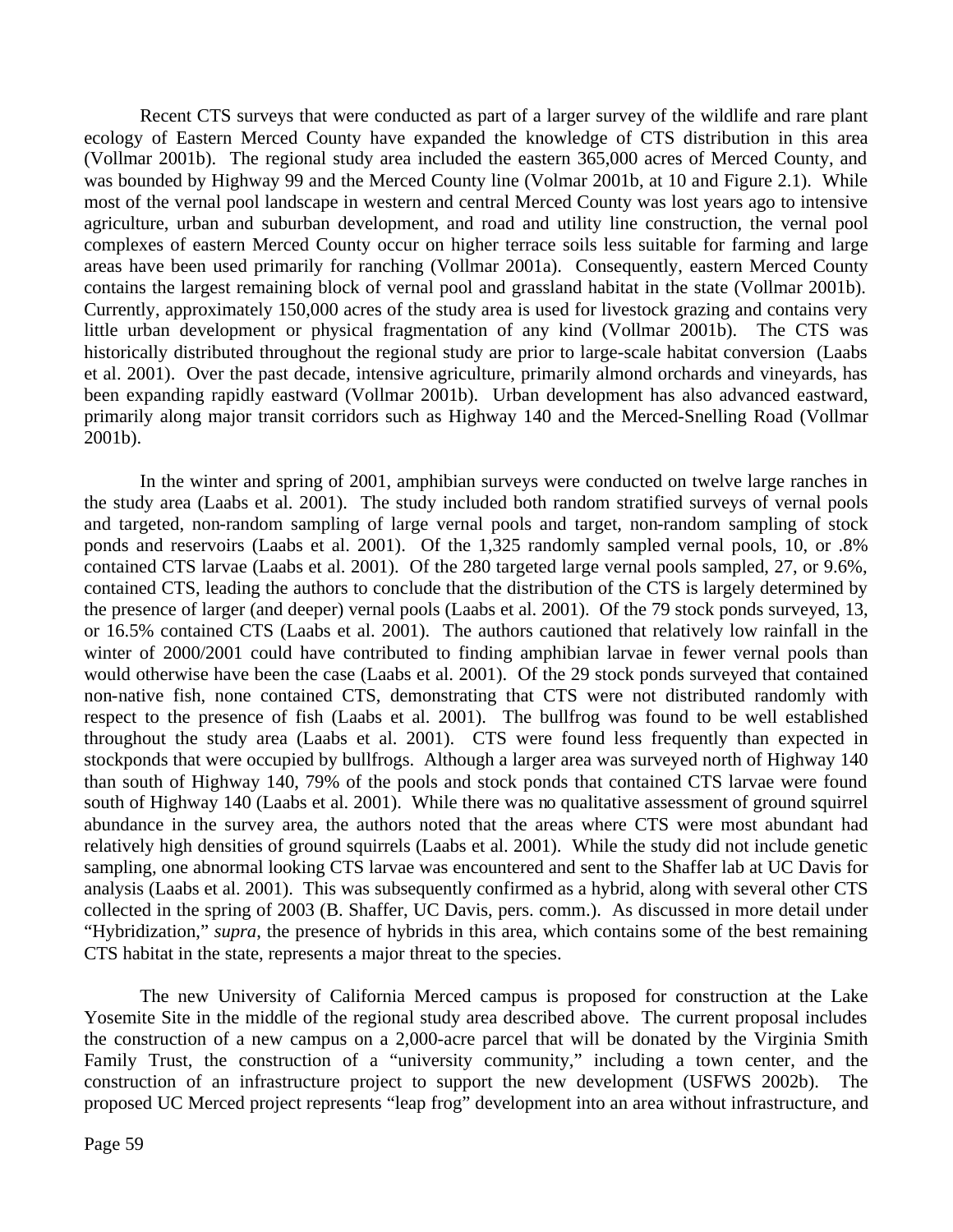Recent CTS surveys that were conducted as part of a larger survey of the wildlife and rare plant ecology of Eastern Merced County have expanded the knowledge of CTS distribution in this area (Vollmar 2001b). The regional study area included the eastern 365,000 acres of Merced County, and was bounded by Highway 99 and the Merced County line (Volmar 2001b, at 10 and Figure 2.1). While most of the vernal pool landscape in western and central Merced County was lost years ago to intensive agriculture, urban and suburban development, and road and utility line construction, the vernal pool complexes of eastern Merced County occur on higher terrace soils less suitable for farming and large areas have been used primarily for ranching (Vollmar 2001a). Consequently, eastern Merced County contains the largest remaining block of vernal pool and grassland habitat in the state (Vollmar 2001b). Currently, approximately 150,000 acres of the study area is used for livestock grazing and contains very little urban development or physical fragmentation of any kind (Vollmar 2001b). The CTS was historically distributed throughout the regional study are prior to large-scale habitat conversion (Laabs et al. 2001). Over the past decade, intensive agriculture, primarily almond orchards and vineyards, has been expanding rapidly eastward (Vollmar 2001b). Urban development has also advanced eastward, primarily along major transit corridors such as Highway 140 and the Merced-Snelling Road (Vollmar 2001b).

In the winter and spring of 2001, amphibian surveys were conducted on twelve large ranches in the study area (Laabs et al. 2001). The study included both random stratified surveys of vernal pools and targeted, non-random sampling of large vernal pools and target, non-random sampling of stock ponds and reservoirs (Laabs et al. 2001). Of the 1,325 randomly sampled vernal pools, 10, or .8% contained CTS larvae (Laabs et al. 2001). Of the 280 targeted large vernal pools sampled, 27, or 9.6%, contained CTS, leading the authors to conclude that the distribution of the CTS is largely determined by the presence of larger (and deeper) vernal pools (Laabs et al. 2001). Of the 79 stock ponds surveyed, 13, or 16.5% contained CTS (Laabs et al. 2001). The authors cautioned that relatively low rainfall in the winter of 2000/2001 could have contributed to finding amphibian larvae in fewer vernal pools than would otherwise have been the case (Laabs et al. 2001). Of the 29 stock ponds surveyed that contained non-native fish, none contained CTS, demonstrating that CTS were not distributed randomly with respect to the presence of fish (Laabs et al. 2001). The bullfrog was found to be well established throughout the study area (Laabs et al. 2001). CTS were found less frequently than expected in stockponds that were occupied by bullfrogs. Although a larger area was surveyed north of Highway 140 than south of Highway 140, 79% of the pools and stock ponds that contained CTS larvae were found south of Highway 140 (Laabs et al. 2001). While there was no qualitative assessment of ground squirrel abundance in the survey area, the authors noted that the areas where CTS were most abundant had relatively high densities of ground squirrels (Laabs et al. 2001). While the study did not include genetic sampling, one abnormal looking CTS larvae was encountered and sent to the Shaffer lab at UC Davis for analysis (Laabs et al. 2001). This was subsequently confirmed as a hybrid, along with several other CTS collected in the spring of 2003 (B. Shaffer, UC Davis, pers. comm.). As discussed in more detail under "Hybridization," *supra*, the presence of hybrids in this area, which contains some of the best remaining CTS habitat in the state, represents a major threat to the species.

The new University of California Merced campus is proposed for construction at the Lake Yosemite Site in the middle of the regional study area described above. The current proposal includes the construction of a new campus on a 2,000-acre parcel that will be donated by the Virginia Smith Family Trust, the construction of a "university community," including a town center, and the construction of an infrastructure project to support the new development (USFWS 2002b). The proposed UC Merced project represents "leap frog" development into an area without infrastructure, and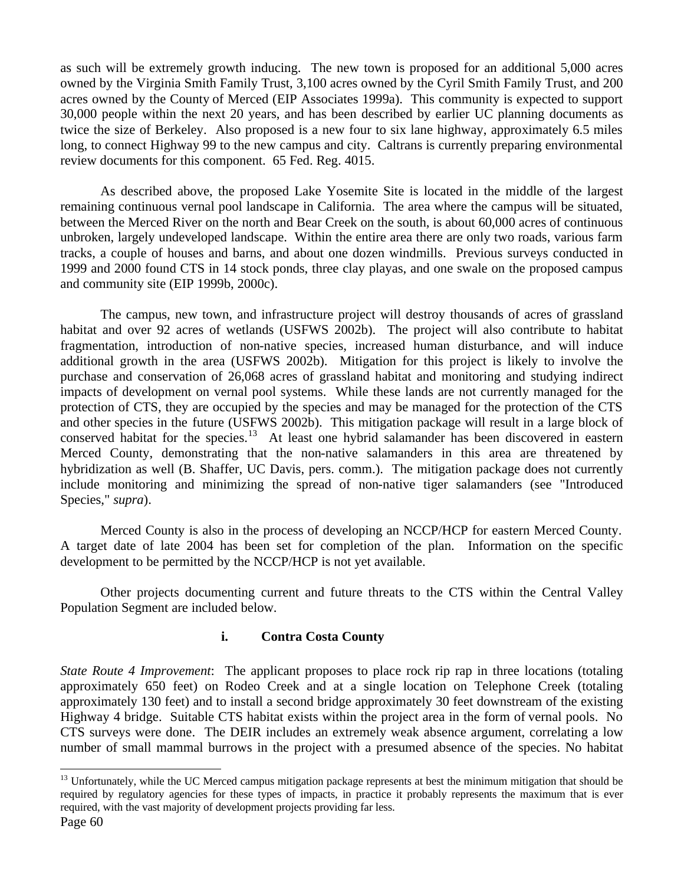as such will be extremely growth inducing. The new town is proposed for an additional 5,000 acres owned by the Virginia Smith Family Trust, 3,100 acres owned by the Cyril Smith Family Trust, and 200 acres owned by the County of Merced (EIP Associates 1999a). This community is expected to support 30,000 people within the next 20 years, and has been described by earlier UC planning documents as twice the size of Berkeley. Also proposed is a new four to six lane highway, approximately 6.5 miles long, to connect Highway 99 to the new campus and city. Caltrans is currently preparing environmental review documents for this component. 65 Fed. Reg. 4015.

As described above, the proposed Lake Yosemite Site is located in the middle of the largest remaining continuous vernal pool landscape in California. The area where the campus will be situated, between the Merced River on the north and Bear Creek on the south, is about 60,000 acres of continuous unbroken, largely undeveloped landscape. Within the entire area there are only two roads, various farm tracks, a couple of houses and barns, and about one dozen windmills. Previous surveys conducted in 1999 and 2000 found CTS in 14 stock ponds, three clay playas, and one swale on the proposed campus and community site (EIP 1999b, 2000c).

The campus, new town, and infrastructure project will destroy thousands of acres of grassland habitat and over 92 acres of wetlands (USFWS 2002b). The project will also contribute to habitat fragmentation, introduction of non-native species, increased human disturbance, and will induce additional growth in the area (USFWS 2002b). Mitigation for this project is likely to involve the purchase and conservation of 26,068 acres of grassland habitat and monitoring and studying indirect impacts of development on vernal pool systems. While these lands are not currently managed for the protection of CTS, they are occupied by the species and may be managed for the protection of the CTS and other species in the future (USFWS 2002b). This mitigation package will result in a large block of conserved habitat for the species.[13] At least one hybrid salamander has been discovered in eastern Merced County, demonstrating that the non-native salamanders in this area are threatened by hybridization as well (B. Shaffer, UC Davis, pers. comm.). The mitigation package does not currently include monitoring and minimizing the spread of non-native tiger salamanders (see "Introduced Species," *supra*).

Merced County is also in the process of developing an NCCP/HCP for eastern Merced County. A target date of late 2004 has been set for completion of the plan. Information on the specific development to be permitted by the NCCP/HCP is not yet available.

Other projects documenting current and future threats to the CTS within the Central Valley Population Segment are included below.

#### i. Contra Costa County

*State Route 4 Improvement*: The applicant proposes to place rock rip rap in three locations (totaling approximately 650 feet) on Rodeo Creek and at a single location on Telephone Creek (totaling approximately 130 feet) and to install a second bridge approximately 30 feet downstream of the existing Highway 4 bridge. Suitable CTS habitat exists within the project area in the form of vernal pools. No CTS surveys were done. The DEIR includes an extremely weak absence argument, correlating a low number of small mammal burrows in the project with a presumed absence of the species. No habitat

---

[13] Unfortunately, while the UC Merced campus mitigation package represents at best the minimum mitigation that should be required by regulatory agencies for these types of impacts, in practice it probably represents the maximum that is ever required, with the vast majority of development projects providing far less.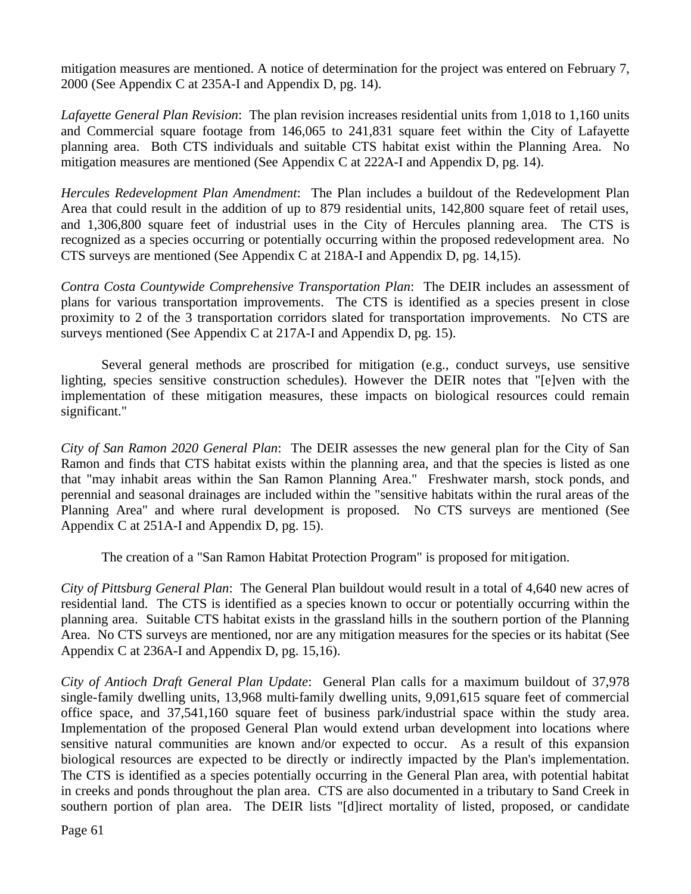mitigation measures are mentioned. A notice of determination for the project was entered on February 7, 2000 (See Appendix C at 235A-I and Appendix D, pg. 14).

*Lafayette General Plan Revision*: The plan revision increases residential units from 1,018 to 1,160 units and Commercial square footage from 146,065 to 241,831 square feet within the City of Lafayette planning area. Both CTS individuals and suitable CTS habitat exist within the Planning Area. No mitigation measures are mentioned (See Appendix C at 222A-I and Appendix D, pg. 14).

*Hercules Redevelopment Plan Amendment*: The Plan includes a buildout of the Redevelopment Plan Area that could result in the addition of up to 879 residential units, 142,800 square feet of retail uses, and 1,306,800 square feet of industrial uses in the City of Hercules planning area. The CTS is recognized as a species occurring or potentially occurring within the proposed redevelopment area. No CTS surveys are mentioned (See Appendix C at 218A-I and Appendix D, pg. 14,15).

*Contra Costa Countywide Comprehensive Transportation Plan*: The DEIR includes an assessment of plans for various transportation improvements. The CTS is identified as a species present in close proximity to 2 of the 3 transportation corridors slated for transportation improvements. No CTS are surveys mentioned (See Appendix C at 217A-I and Appendix D, pg. 15).

Several general methods are proscribed for mitigation (e.g., conduct surveys, use sensitive lighting, species sensitive construction schedules). However the DEIR notes that "[e]ven with the implementation of these mitigation measures, these impacts on biological resources could remain significant."

*City of San Ramon 2020 General Plan*: The DEIR assesses the new general plan for the City of San Ramon and finds that CTS habitat exists within the planning area, and that the species is listed as one that "may inhabit areas within the San Ramon Planning Area." Freshwater marsh, stock ponds, and perennial and seasonal drainages are included within the "sensitive habitats within the rural areas of the Planning Area" and where rural development is proposed. No CTS surveys are mentioned (See Appendix C at 251A-I and Appendix D, pg. 15).

The creation of a "San Ramon Habitat Protection Program" is proposed for mitigation.

*City of Pittsburg General Plan*: The General Plan buildout would result in a total of 4,640 new acres of residential land. The CTS is identified as a species known to occur or potentially occurring within the planning area. Suitable CTS habitat exists in the grassland hills in the southern portion of the Planning Area. No CTS surveys are mentioned, nor are any mitigation measures for the species or its habitat (See Appendix C at 236A-I and Appendix D, pg. 15,16).

*City of Antioch Draft General Plan Update*: General Plan calls for a maximum buildout of 37,978 single-family dwelling units, 13,968 multi-family dwelling units, 9,091,615 square feet of commercial office space, and 37,541,160 square feet of business park/industrial space within the study area. Implementation of the proposed General Plan would extend urban development into locations where sensitive natural communities are known and/or expected to occur. As a result of this expansion biological resources are expected to be directly or indirectly impacted by the Plan's implementation. The CTS is identified as a species potentially occurring in the General Plan area, with potential habitat in creeks and ponds throughout the plan area. CTS are also documented in a tributary to Sand Creek in southern portion of plan area. The DEIR lists "[d]irect mortality of listed, proposed, or candidate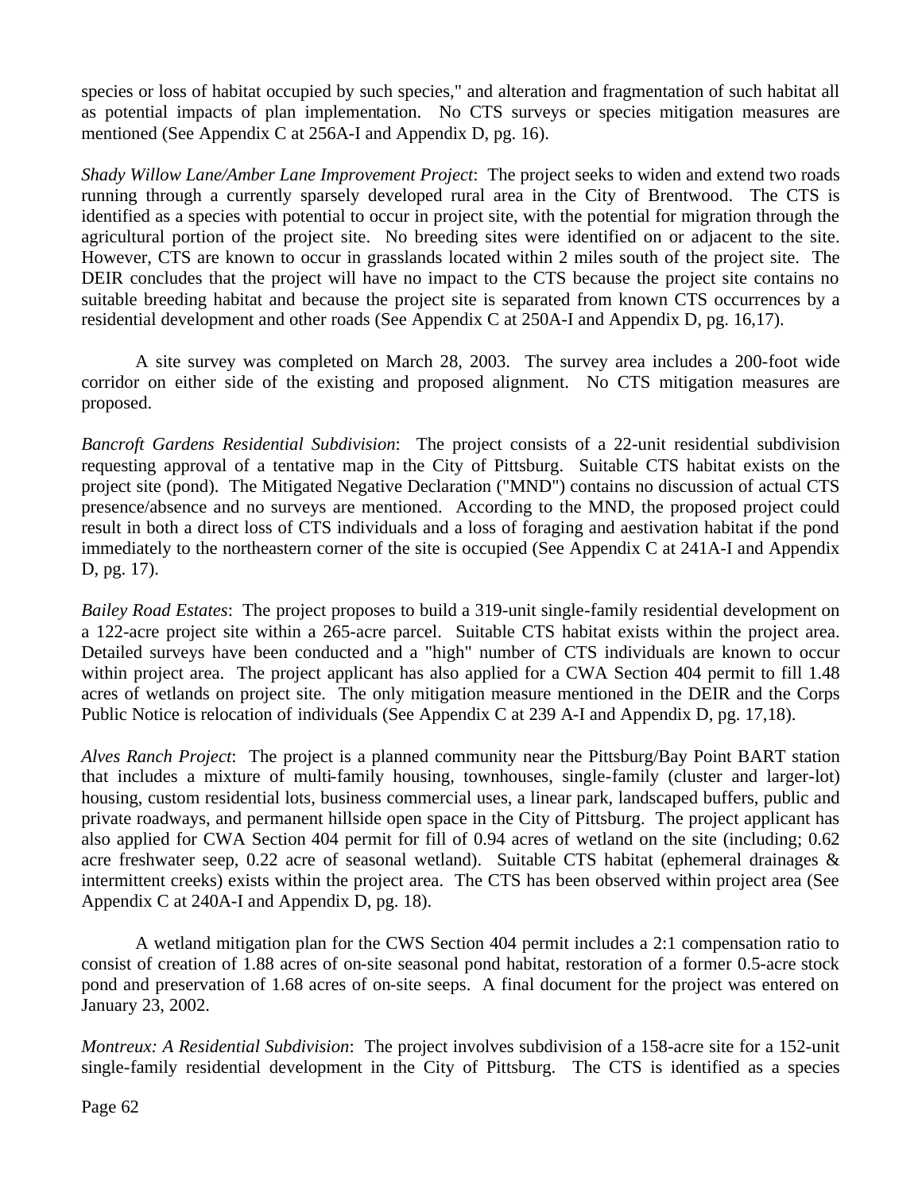species or loss of habitat occupied by such species," and alteration and fragmentation of such habitat all as potential impacts of plan implementation. No CTS surveys or species mitigation measures are mentioned (See Appendix C at 256A-I and Appendix D, pg. 16).

*Shady Willow Lane/Amber Lane Improvement Project*: The project seeks to widen and extend two roads running through a currently sparsely developed rural area in the City of Brentwood. The CTS is identified as a species with potential to occur in project site, with the potential for migration through the agricultural portion of the project site. No breeding sites were identified on or adjacent to the site. However, CTS are known to occur in grasslands located within 2 miles south of the project site. The DEIR concludes that the project will have no impact to the CTS because the project site contains no suitable breeding habitat and because the project site is separated from known CTS occurrences by a residential development and other roads (See Appendix C at 250A-I and Appendix D, pg. 16,17).

A site survey was completed on March 28, 2003. The survey area includes a 200-foot wide corridor on either side of the existing and proposed alignment. No CTS mitigation measures are proposed.

*Bancroft Gardens Residential Subdivision*: The project consists of a 22-unit residential subdivision requesting approval of a tentative map in the City of Pittsburg. Suitable CTS habitat exists on the project site (pond). The Mitigated Negative Declaration ("MND") contains no discussion of actual CTS presence/absence and no surveys are mentioned. According to the MND, the proposed project could result in both a direct loss of CTS individuals and a loss of foraging and aestivation habitat if the pond immediately to the northeastern corner of the site is occupied (See Appendix C at 241A-I and Appendix D, pg. 17).

*Bailey Road Estates*: The project proposes to build a 319-unit single-family residential development on a 122-acre project site within a 265-acre parcel. Suitable CTS habitat exists within the project area. Detailed surveys have been conducted and a "high" number of CTS individuals are known to occur within project area. The project applicant has also applied for a CWA Section 404 permit to fill 1.48 acres of wetlands on project site. The only mitigation measure mentioned in the DEIR and the Corps Public Notice is relocation of individuals (See Appendix C at 239 A-I and Appendix D, pg. 17,18).

*Alves Ranch Project*: The project is a planned community near the Pittsburg/Bay Point BART station that includes a mixture of multi-family housing, townhouses, single-family (cluster and larger-lot) housing, custom residential lots, business commercial uses, a linear park, landscaped buffers, public and private roadways, and permanent hillside open space in the City of Pittsburg. The project applicant has also applied for CWA Section 404 permit for fill of 0.94 acres of wetland on the site (including; 0.62 acre freshwater seep, 0.22 acre of seasonal wetland). Suitable CTS habitat (ephemeral drainages & intermittent creeks) exists within the project area. The CTS has been observed within project area (See Appendix C at 240A-I and Appendix D, pg. 18).

A wetland mitigation plan for the CWS Section 404 permit includes a 2:1 compensation ratio to consist of creation of 1.88 acres of on-site seasonal pond habitat, restoration of a former 0.5-acre stock pond and preservation of 1.68 acres of on-site seeps. A final document for the project was entered on January 23, 2002.

*Montreux: A Residential Subdivision*: The project involves subdivision of a 158-acre site for a 152-unit single-family residential development in the City of Pittsburg. The CTS is identified as a species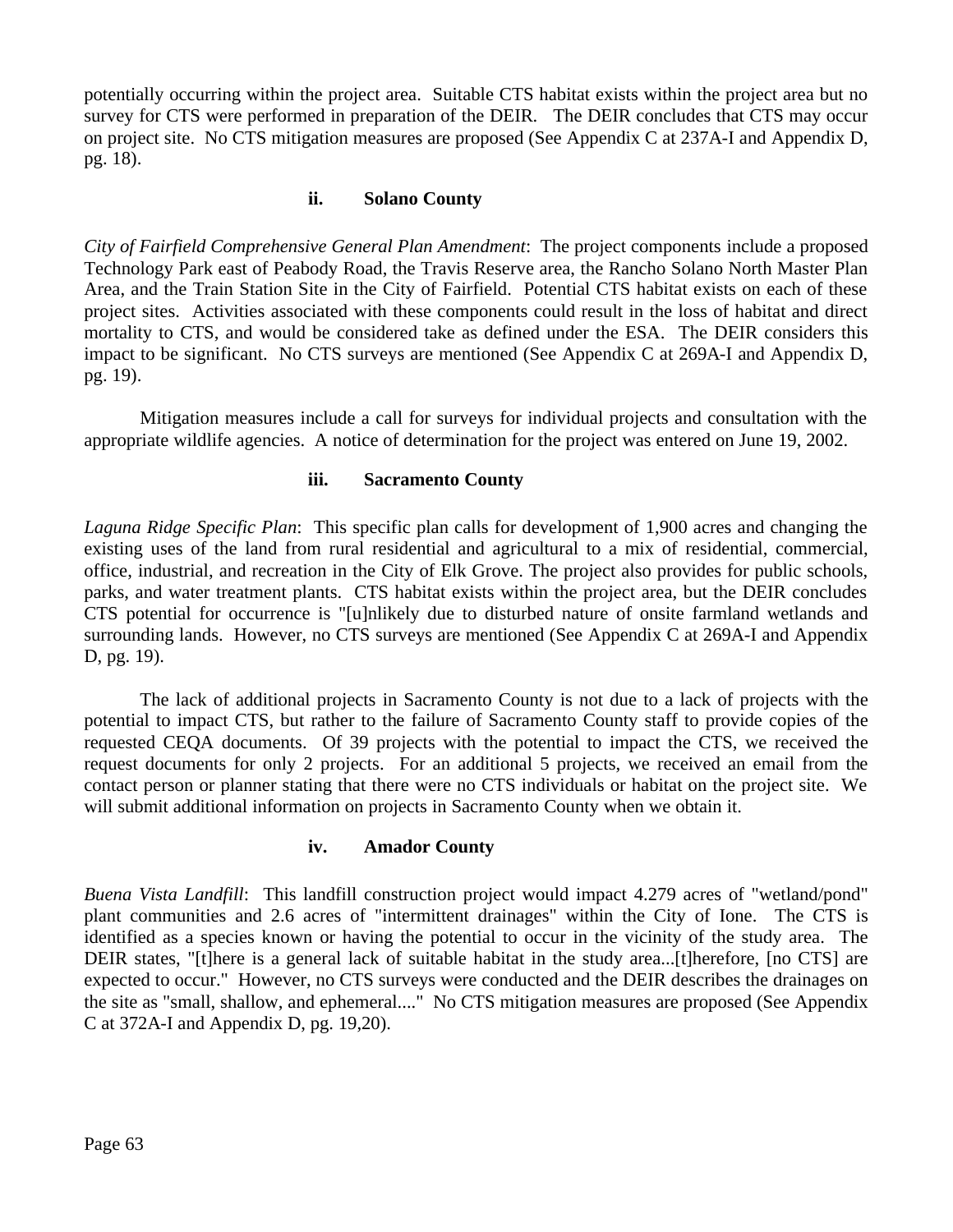potentially occurring within the project area. Suitable CTS habitat exists within the project area but no survey for CTS were performed in preparation of the DEIR. The DEIR concludes that CTS may occur on project site. No CTS mitigation measures are proposed (See Appendix C at 237A-I and Appendix D, pg. 18).

#### ii. Solano County

*City of Fairfield Comprehensive General Plan Amendment*: The project components include a proposed Technology Park east of Peabody Road, the Travis Reserve area, the Rancho Solano North Master Plan Area, and the Train Station Site in the City of Fairfield. Potential CTS habitat exists on each of these project sites. Activities associated with these components could result in the loss of habitat and direct mortality to CTS, and would be considered take as defined under the ESA. The DEIR considers this impact to be significant. No CTS surveys are mentioned (See Appendix C at 269A-I and Appendix D, pg. 19).

Mitigation measures include a call for surveys for individual projects and consultation with the appropriate wildlife agencies. A notice of determination for the project was entered on June 19, 2002.

#### iii. Sacramento County

*Laguna Ridge Specific Plan*: This specific plan calls for development of 1,900 acres and changing the existing uses of the land from rural residential and agricultural to a mix of residential, commercial, office, industrial, and recreation in the City of Elk Grove. The project also provides for public schools, parks, and water treatment plants. CTS habitat exists within the project area, but the DEIR concludes CTS potential for occurrence is "[u]nlikely due to disturbed nature of onsite farmland wetlands and surrounding lands. However, no CTS surveys are mentioned (See Appendix C at 269A-I and Appendix D, pg. 19).

The lack of additional projects in Sacramento County is not due to a lack of projects with the potential to impact CTS, but rather to the failure of Sacramento County staff to provide copies of the requested CEQA documents. Of 39 projects with the potential to impact the CTS, we received the request documents for only 2 projects. For an additional 5 projects, we received an email from the contact person or planner stating that there were no CTS individuals or habitat on the project site. We will submit additional information on projects in Sacramento County when we obtain it.

#### iv. Amador County

*Buena Vista Landfill*: This landfill construction project would impact 4.279 acres of "wetland/pond" plant communities and 2.6 acres of "intermittent drainages" within the City of Ione. The CTS is identified as a species known or having the potential to occur in the vicinity of the study area. The DEIR states, "[t]here is a general lack of suitable habitat in the study area...[t]herefore, [no CTS] are expected to occur." However, no CTS surveys were conducted and the DEIR describes the drainages on the site as "small, shallow, and ephemeral...." No CTS mitigation measures are proposed (See Appendix C at 372A-I and Appendix D, pg. 19,20).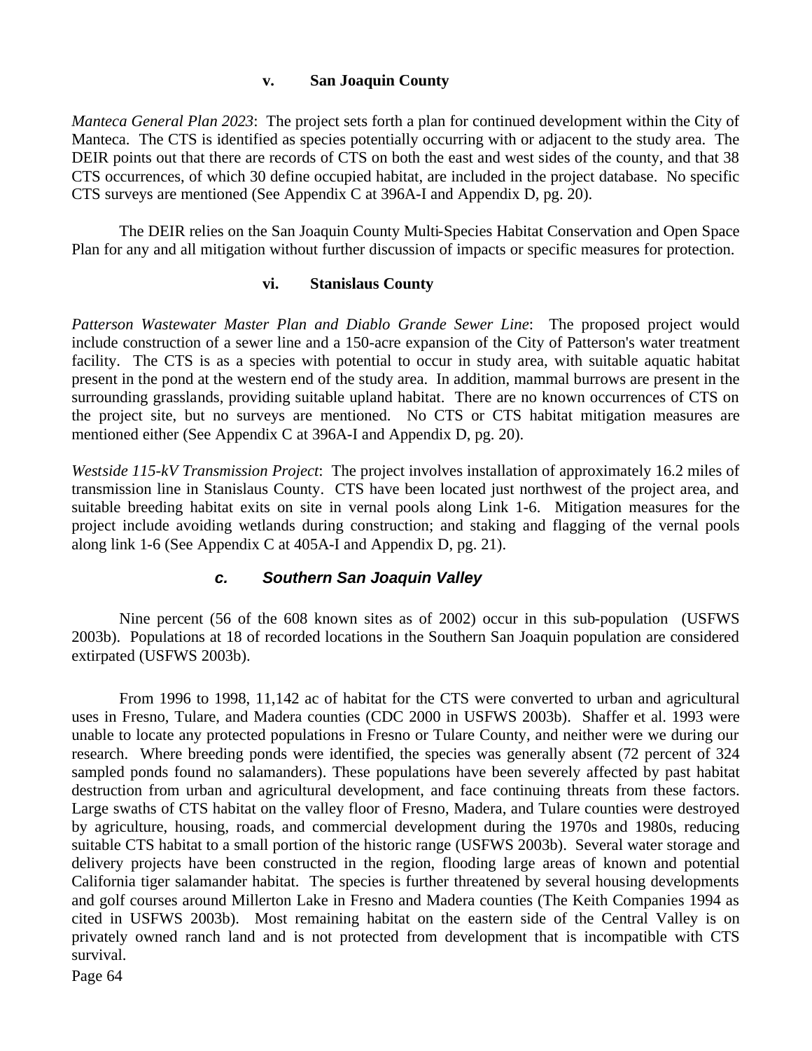#### v. San Joaquin County

*Manteca General Plan 2023*: The project sets forth a plan for continued development within the City of Manteca. The CTS is identified as species potentially occurring with or adjacent to the study area. The DEIR points out that there are records of CTS on both the east and west sides of the county, and that 38 CTS occurrences, of which 30 define occupied habitat, are included in the project database. No specific CTS surveys are mentioned (See Appendix C at 396A-I and Appendix D, pg. 20).

The DEIR relies on the San Joaquin County Multi-Species Habitat Conservation and Open Space Plan for any and all mitigation without further discussion of impacts or specific measures for protection.

#### vi. Stanislaus County

*Patterson Wastewater Master Plan and Diablo Grande Sewer Line*: The proposed project would include construction of a sewer line and a 150-acre expansion of the City of Patterson's water treatment facility. The CTS is as a species with potential to occur in study area, with suitable aquatic habitat present in the pond at the western end of the study area. In addition, mammal burrows are present in the surrounding grasslands, providing suitable upland habitat. There are no known occurrences of CTS on the project site, but no surveys are mentioned. No CTS or CTS habitat mitigation measures are mentioned either (See Appendix C at 396A-I and Appendix D, pg. 20).

*Westside 115-kV Transmission Project*: The project involves installation of approximately 16.2 miles of transmission line in Stanislaus County. CTS have been located just northwest of the project area, and suitable breeding habitat exits on site in vernal pools along Link 1-6. Mitigation measures for the project include avoiding wetlands during construction; and staking and flagging of the vernal pools along link 1-6 (See Appendix C at 405A-I and Appendix D, pg. 21).

### *c. Southern San Joaquin Valley*

Nine percent (56 of the 608 known sites as of 2002) occur in this sub-population (USFWS 2003b). Populations at 18 of recorded locations in the Southern San Joaquin population are considered extirpated (USFWS 2003b).

From 1996 to 1998, 11,142 ac of habitat for the CTS were converted to urban and agricultural uses in Fresno, Tulare, and Madera counties (CDC 2000 in USFWS 2003b). Shaffer et al. 1993 were unable to locate any protected populations in Fresno or Tulare County, and neither were we during our research. Where breeding ponds were identified, the species was generally absent (72 percent of 324 sampled ponds found no salamanders). These populations have been severely affected by past habitat destruction from urban and agricultural development, and face continuing threats from these factors. Large swaths of CTS habitat on the valley floor of Fresno, Madera, and Tulare counties were destroyed by agriculture, housing, roads, and commercial development during the 1970s and 1980s, reducing suitable CTS habitat to a small portion of the historic range (USFWS 2003b). Several water storage and delivery projects have been constructed in the region, flooding large areas of known and potential California tiger salamander habitat. The species is further threatened by several housing developments and golf courses around Millerton Lake in Fresno and Madera counties (The Keith Companies 1994 as cited in USFWS 2003b). Most remaining habitat on the eastern side of the Central Valley is on privately owned ranch land and is not protected from development that is incompatible with CTS survival.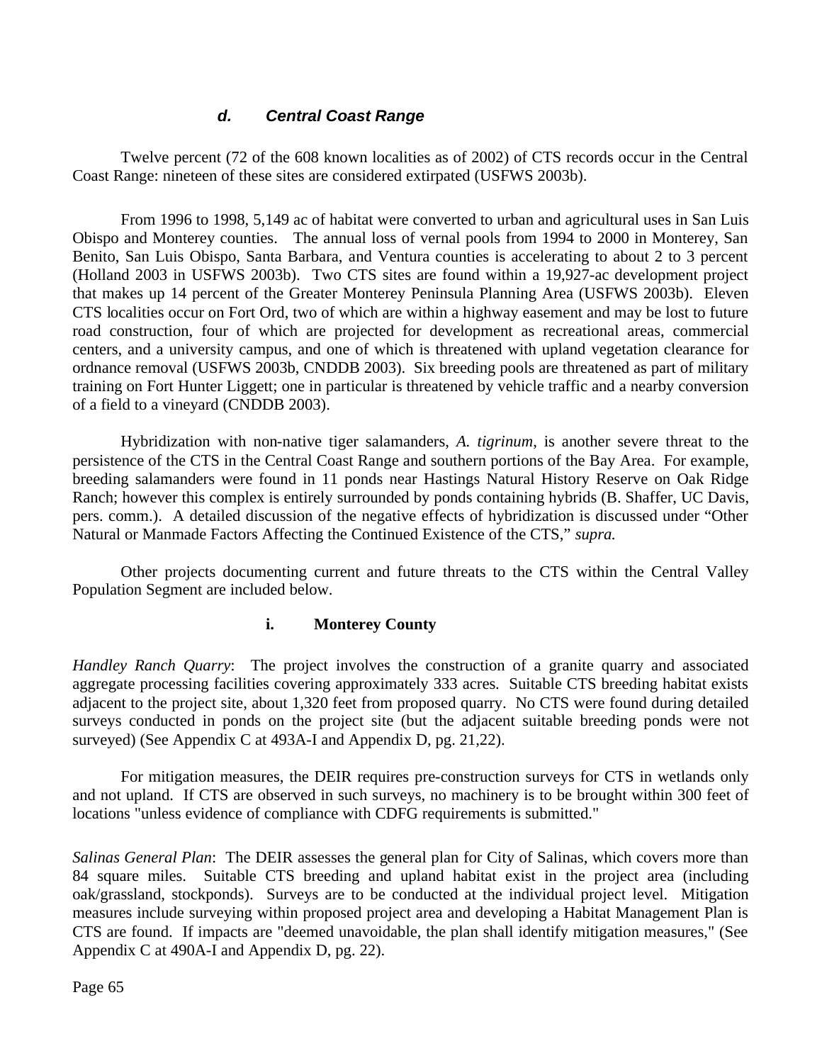### *d. Central Coast Range*

Twelve percent (72 of the 608 known localities as of 2002) of CTS records occur in the Central Coast Range: nineteen of these sites are considered extirpated (USFWS 2003b).

From 1996 to 1998, 5,149 ac of habitat were converted to urban and agricultural uses in San Luis Obispo and Monterey counties. The annual loss of vernal pools from 1994 to 2000 in Monterey, San Benito, San Luis Obispo, Santa Barbara, and Ventura counties is accelerating to about 2 to 3 percent (Holland 2003 in USFWS 2003b). Two CTS sites are found within a 19,927-ac development project that makes up 14 percent of the Greater Monterey Peninsula Planning Area (USFWS 2003b). Eleven CTS localities occur on Fort Ord, two of which are within a highway easement and may be lost to future road construction, four of which are projected for development as recreational areas, commercial centers, and a university campus, and one of which is threatened with upland vegetation clearance for ordnance removal (USFWS 2003b, CNDDB 2003). Six breeding pools are threatened as part of military training on Fort Hunter Liggett; one in particular is threatened by vehicle traffic and a nearby conversion of a field to a vineyard (CNDDB 2003).

Hybridization with non-native tiger salamanders, *A. tigrinum*, is another severe threat to the persistence of the CTS in the Central Coast Range and southern portions of the Bay Area. For example, breeding salamanders were found in 11 ponds near Hastings Natural History Reserve on Oak Ridge Ranch; however this complex is entirely surrounded by ponds containing hybrids (B. Shaffer, UC Davis, pers. comm.). A detailed discussion of the negative effects of hybridization is discussed under "Other Natural or Manmade Factors Affecting the Continued Existence of the CTS," *supra.*

Other projects documenting current and future threats to the CTS within the Central Valley Population Segment are included below.

#### i. Monterey County

*Handley Ranch Quarry*: The project involves the construction of a granite quarry and associated aggregate processing facilities covering approximately 333 acres. Suitable CTS breeding habitat exists adjacent to the project site, about 1,320 feet from proposed quarry. No CTS were found during detailed surveys conducted in ponds on the project site (but the adjacent suitable breeding ponds were not surveyed) (See Appendix C at 493A-I and Appendix D, pg. 21,22).

For mitigation measures, the DEIR requires pre-construction surveys for CTS in wetlands only and not upland. If CTS are observed in such surveys, no machinery is to be brought within 300 feet of locations "unless evidence of compliance with CDFG requirements is submitted."

*Salinas General Plan*: The DEIR assesses the general plan for City of Salinas, which covers more than 84 square miles. Suitable CTS breeding and upland habitat exist in the project area (including oak/grassland, stockponds). Surveys are to be conducted at the individual project level. Mitigation measures include surveying within proposed project area and developing a Habitat Management Plan is CTS are found. If impacts are "deemed unavoidable, the plan shall identify mitigation measures," (See Appendix C at 490A-I and Appendix D, pg. 22).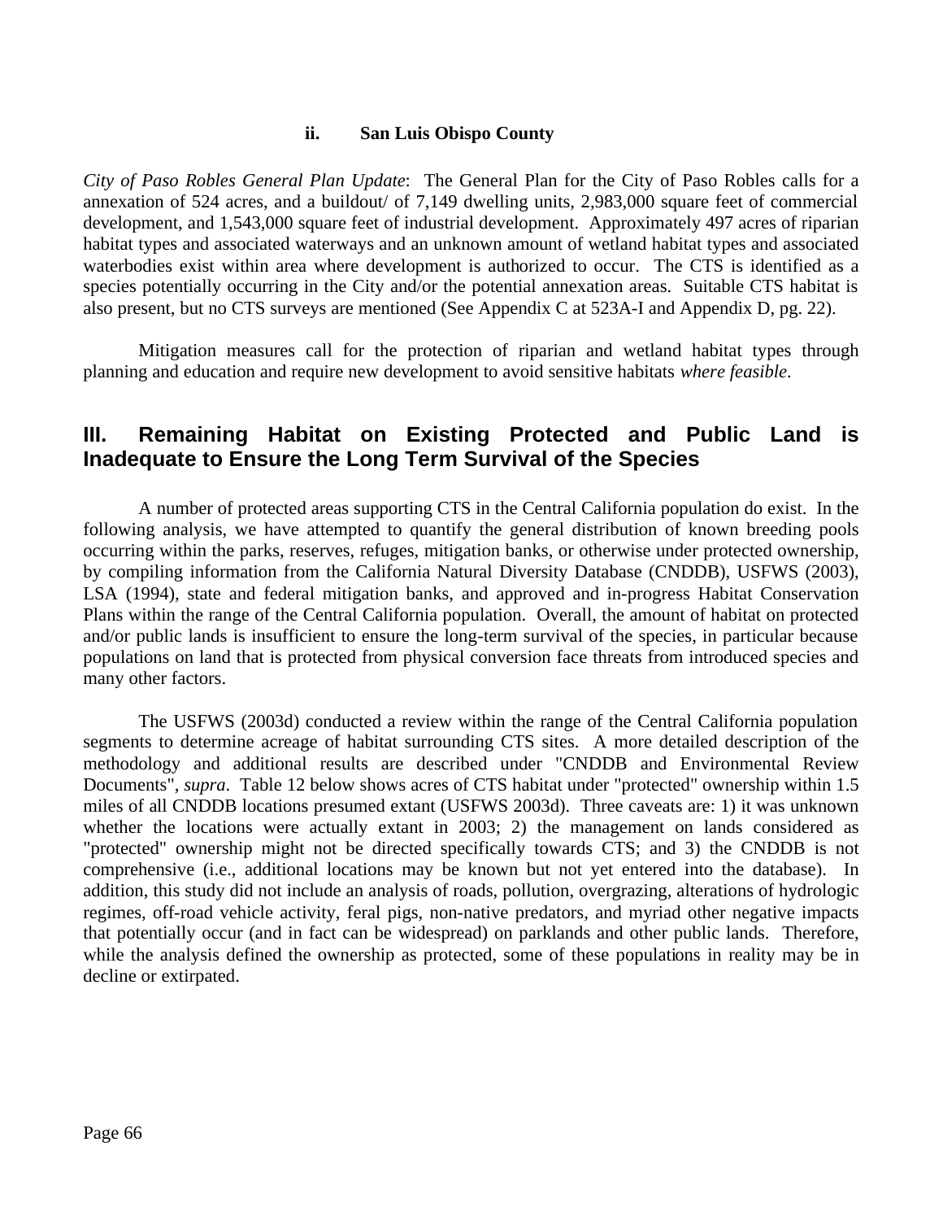### ii. San Luis Obispo County

*City of Paso Robles General Plan Update*: The General Plan for the City of Paso Robles calls for a annexation of 524 acres, and a buildout/ of 7,149 dwelling units, 2,983,000 square feet of commercial development, and 1,543,000 square feet of industrial development. Approximately 497 acres of riparian habitat types and associated waterways and an unknown amount of wetland habitat types and associated waterbodies exist within area where development is authorized to occur. The CTS is identified as a species potentially occurring in the City and/or the potential annexation areas. Suitable CTS habitat is also present, but no CTS surveys are mentioned (See Appendix C at 523A-I and Appendix D, pg. 22).

Mitigation measures call for the protection of riparian and wetland habitat types through planning and education and require new development to avoid sensitive habitats *where feasible*.

## III. Remaining Habitat on Existing Protected and Public Land is Inadequate to Ensure the Long Term Survival of the Species

A number of protected areas supporting CTS in the Central California population do exist. In the following analysis, we have attempted to quantify the general distribution of known breeding pools occurring within the parks, reserves, refuges, mitigation banks, or otherwise under protected ownership, by compiling information from the California Natural Diversity Database (CNDDB), USFWS (2003), LSA (1994), state and federal mitigation banks, and approved and in-progress Habitat Conservation Plans within the range of the Central California population. Overall, the amount of habitat on protected and/or public lands is insufficient to ensure the long-term survival of the species, in particular because populations on land that is protected from physical conversion face threats from introduced species and many other factors.

The USFWS (2003d) conducted a review within the range of the Central California population segments to determine acreage of habitat surrounding CTS sites. A more detailed description of the methodology and additional results are described under "CNDDB and Environmental Review Documents", *supra*. Table 12 below shows acres of CTS habitat under "protected" ownership within 1.5 miles of all CNDDB locations presumed extant (USFWS 2003d). Three caveats are: 1) it was unknown whether the locations were actually extant in 2003; 2) the management on lands considered as "protected" ownership might not be directed specifically towards CTS; and 3) the CNDDB is not comprehensive (i.e., additional locations may be known but not yet entered into the database). In addition, this study did not include an analysis of roads, pollution, overgrazing, alterations of hydrologic regimes, off-road vehicle activity, feral pigs, non-native predators, and myriad other negative impacts that potentially occur (and in fact can be widespread) on parklands and other public lands. Therefore, while the analysis defined the ownership as protected, some of these populations in reality may be in decline or extirpated.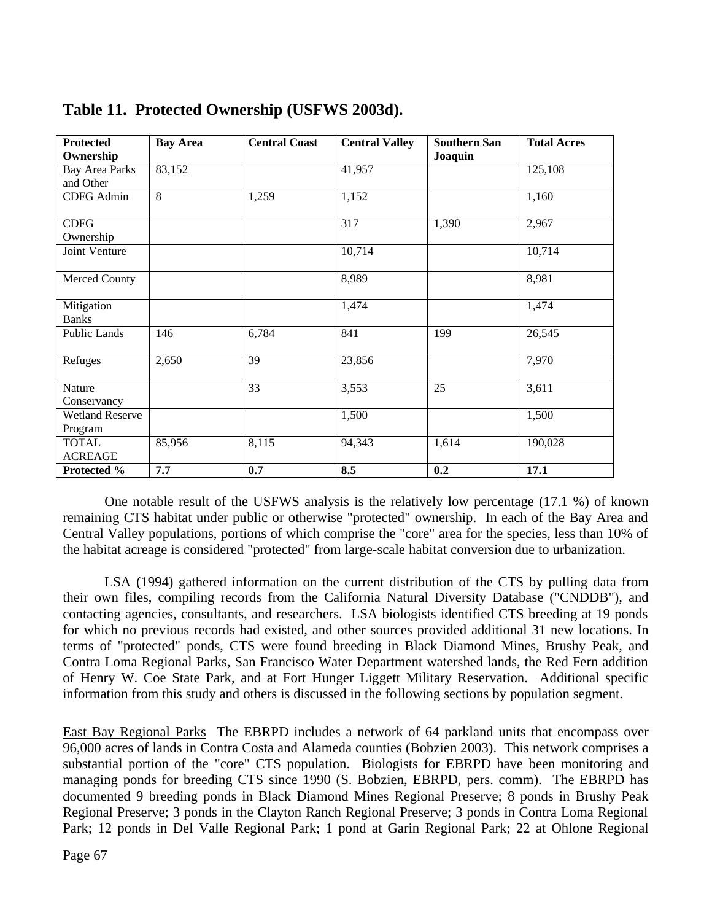## Table 11. Protected Ownership (USFWS 2003d).

| Protected Ownership | Bay Area | Central Coast | Central Valley | Southern San Joaquin | Total Acres |
|---|---|---|---|---|---|
| Bay Area Parks and Other | 83,152 | | 41,957 | | 125,108 |
| CDFG Admin | 8 | 1,259 | 1,152 | | 1,160 |
| CDFG Ownership | | | 317 | 1,390 | 2,967 |
| Joint Venture | | | 10,714 | | 10,714 |
| Merced County | | | 8,989 | | 8,981 |
| Mitigation Banks | | | 1,474 | | 1,474 |
| Public Lands | 146 | 6,784 | 841 | 199 | 26,545 |
| Refuges | 2,650 | 39 | 23,856 | | 7,970 |
| Nature Conservancy | | 33 | 3,553 | 25 | 3,611 |
| Wetland Reserve Program | | | 1,500 | | 1,500 |
| TOTAL ACREAGE | 85,956 | 8,115 | 94,343 | 1,614 | 190,028 |
| **Protected %** | **7.7** | **0.7** | **8.5** | **0.2** | **17.1** |

One notable result of the USFWS analysis is the relatively low percentage (17.1 %) of known remaining CTS habitat under public or otherwise "protected" ownership. In each of the Bay Area and Central Valley populations, portions of which comprise the "core" area for the species, less than 10% of the habitat acreage is considered "protected" from large-scale habitat conversion due to urbanization.

LSA (1994) gathered information on the current distribution of the CTS by pulling data from their own files, compiling records from the California Natural Diversity Database ("CNDDB"), and contacting agencies, consultants, and researchers. LSA biologists identified CTS breeding at 19 ponds for which no previous records had existed, and other sources provided additional 31 new locations. In terms of "protected" ponds, CTS were found breeding in Black Diamond Mines, Brushy Peak, and Contra Loma Regional Parks, San Francisco Water Department watershed lands, the Red Fern addition of Henry W. Coe State Park, and at Fort Hunger Liggett Military Reservation. Additional specific information from this study and others is discussed in the following sections by population segment.

East Bay Regional Parks The EBRPD includes a network of 64 parkland units that encompass over 96,000 acres of lands in Contra Costa and Alameda counties (Bobzien 2003). This network comprises a substantial portion of the "core" CTS population. Biologists for EBRPD have been monitoring and managing ponds for breeding CTS since 1990 (S. Bobzien, EBRPD, pers. comm). The EBRPD has documented 9 breeding ponds in Black Diamond Mines Regional Preserve; 8 ponds in Brushy Peak Regional Preserve; 3 ponds in the Clayton Ranch Regional Preserve; 3 ponds in Contra Loma Regional Park; 12 ponds in Del Valle Regional Park; 1 pond at Garin Regional Park; 22 at Ohlone Regional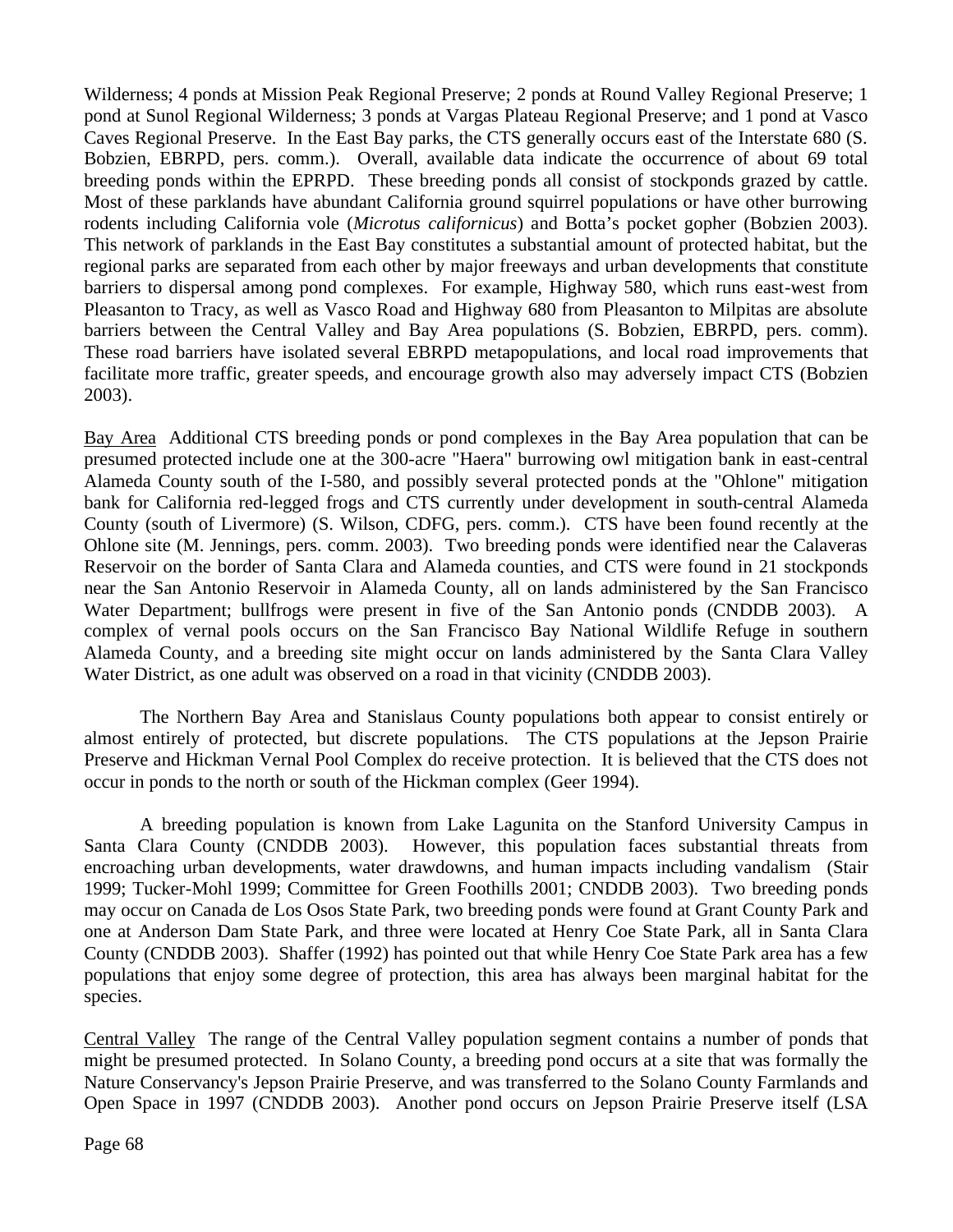Wilderness; 4 ponds at Mission Peak Regional Preserve; 2 ponds at Round Valley Regional Preserve; 1 pond at Sunol Regional Wilderness; 3 ponds at Vargas Plateau Regional Preserve; and 1 pond at Vasco Caves Regional Preserve. In the East Bay parks, the CTS generally occurs east of the Interstate 680 (S. Bobzien, EBRPD, pers. comm.). Overall, available data indicate the occurrence of about 69 total breeding ponds within the EPRPD. These breeding ponds all consist of stockponds grazed by cattle. Most of these parklands have abundant California ground squirrel populations or have other burrowing rodents including California vole (*Microtus californicus*) and Botta's pocket gopher (Bobzien 2003). This network of parklands in the East Bay constitutes a substantial amount of protected habitat, but the regional parks are separated from each other by major freeways and urban developments that constitute barriers to dispersal among pond complexes. For example, Highway 580, which runs east-west from Pleasanton to Tracy, as well as Vasco Road and Highway 680 from Pleasanton to Milpitas are absolute barriers between the Central Valley and Bay Area populations (S. Bobzien, EBRPD, pers. comm). These road barriers have isolated several EBRPD metapopulations, and local road improvements that facilitate more traffic, greater speeds, and encourage growth also may adversely impact CTS (Bobzien 2003).

<u>Bay Area</u> Additional CTS breeding ponds or pond complexes in the Bay Area population that can be presumed protected include one at the 300-acre "Haera" burrowing owl mitigation bank in east-central Alameda County south of the I-580, and possibly several protected ponds at the "Ohlone" mitigation bank for California red-legged frogs and CTS currently under development in south-central Alameda County (south of Livermore) (S. Wilson, CDFG, pers. comm.). CTS have been found recently at the Ohlone site (M. Jennings, pers. comm. 2003). Two breeding ponds were identified near the Calaveras Reservoir on the border of Santa Clara and Alameda counties, and CTS were found in 21 stockponds near the San Antonio Reservoir in Alameda County, all on lands administered by the San Francisco Water Department; bullfrogs were present in five of the San Antonio ponds (CNDDB 2003). A complex of vernal pools occurs on the San Francisco Bay National Wildlife Refuge in southern Alameda County, and a breeding site might occur on lands administered by the Santa Clara Valley Water District, as one adult was observed on a road in that vicinity (CNDDB 2003).

The Northern Bay Area and Stanislaus County populations both appear to consist entirely or almost entirely of protected, but discrete populations. The CTS populations at the Jepson Prairie Preserve and Hickman Vernal Pool Complex do receive protection. It is believed that the CTS does not occur in ponds to the north or south of the Hickman complex (Geer 1994).

A breeding population is known from Lake Lagunita on the Stanford University Campus in Santa Clara County (CNDDB 2003). However, this population faces substantial threats from encroaching urban developments, water drawdowns, and human impacts including vandalism (Stair 1999; Tucker-Mohl 1999; Committee for Green Foothills 2001; CNDDB 2003). Two breeding ponds may occur on Canada de Los Osos State Park, two breeding ponds were found at Grant County Park and one at Anderson Dam State Park, and three were located at Henry Coe State Park, all in Santa Clara County (CNDDB 2003). Shaffer (1992) has pointed out that while Henry Coe State Park area has a few populations that enjoy some degree of protection, this area has always been marginal habitat for the species.

<u>Central Valley</u> The range of the Central Valley population segment contains a number of ponds that might be presumed protected. In Solano County, a breeding pond occurs at a site that was formally the Nature Conservancy's Jepson Prairie Preserve, and was transferred to the Solano County Farmlands and Open Space in 1997 (CNDDB 2003). Another pond occurs on Jepson Prairie Preserve itself (LSA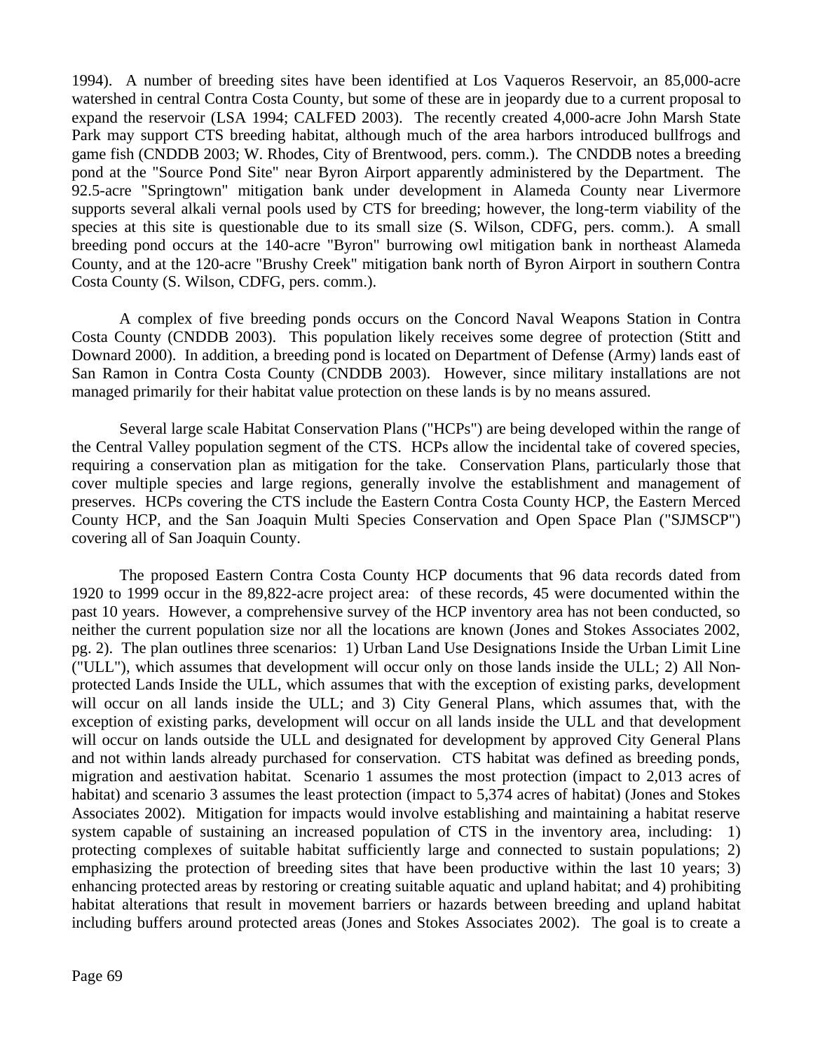1994). A number of breeding sites have been identified at Los Vaqueros Reservoir, an 85,000-acre watershed in central Contra Costa County, but some of these are in jeopardy due to a current proposal to expand the reservoir (LSA 1994; CALFED 2003). The recently created 4,000-acre John Marsh State Park may support CTS breeding habitat, although much of the area harbors introduced bullfrogs and game fish (CNDDB 2003; W. Rhodes, City of Brentwood, pers. comm.). The CNDDB notes a breeding pond at the "Source Pond Site" near Byron Airport apparently administered by the Department. The 92.5-acre "Springtown" mitigation bank under development in Alameda County near Livermore supports several alkali vernal pools used by CTS for breeding; however, the long-term viability of the species at this site is questionable due to its small size (S. Wilson, CDFG, pers. comm.). A small breeding pond occurs at the 140-acre "Byron" burrowing owl mitigation bank in northeast Alameda County, and at the 120-acre "Brushy Creek" mitigation bank north of Byron Airport in southern Contra Costa County (S. Wilson, CDFG, pers. comm.).

A complex of five breeding ponds occurs on the Concord Naval Weapons Station in Contra Costa County (CNDDB 2003). This population likely receives some degree of protection (Stitt and Downard 2000). In addition, a breeding pond is located on Department of Defense (Army) lands east of San Ramon in Contra Costa County (CNDDB 2003). However, since military installations are not managed primarily for their habitat value protection on these lands is by no means assured.

Several large scale Habitat Conservation Plans ("HCPs") are being developed within the range of the Central Valley population segment of the CTS. HCPs allow the incidental take of covered species, requiring a conservation plan as mitigation for the take. Conservation Plans, particularly those that cover multiple species and large regions, generally involve the establishment and management of preserves. HCPs covering the CTS include the Eastern Contra Costa County HCP, the Eastern Merced County HCP, and the San Joaquin Multi Species Conservation and Open Space Plan ("SJMSCP") covering all of San Joaquin County.

The proposed Eastern Contra Costa County HCP documents that 96 data records dated from 1920 to 1999 occur in the 89,822-acre project area: of these records, 45 were documented within the past 10 years. However, a comprehensive survey of the HCP inventory area has not been conducted, so neither the current population size nor all the locations are known (Jones and Stokes Associates 2002, pg. 2). The plan outlines three scenarios: 1) Urban Land Use Designations Inside the Urban Limit Line ("ULL"), which assumes that development will occur only on those lands inside the ULL; 2) All Non-protected Lands Inside the ULL, which assumes that with the exception of existing parks, development will occur on all lands inside the ULL; and 3) City General Plans, which assumes that, with the exception of existing parks, development will occur on all lands inside the ULL and that development will occur on lands outside the ULL and designated for development by approved City General Plans and not within lands already purchased for conservation. CTS habitat was defined as breeding ponds, migration and aestivation habitat. Scenario 1 assumes the most protection (impact to 2,013 acres of habitat) and scenario 3 assumes the least protection (impact to 5,374 acres of habitat) (Jones and Stokes Associates 2002). Mitigation for impacts would involve establishing and maintaining a habitat reserve system capable of sustaining an increased population of CTS in the inventory area, including: 1) protecting complexes of suitable habitat sufficiently large and connected to sustain populations; 2) emphasizing the protection of breeding sites that have been productive within the last 10 years; 3) enhancing protected areas by restoring or creating suitable aquatic and upland habitat; and 4) prohibiting habitat alterations that result in movement barriers or hazards between breeding and upland habitat including buffers around protected areas (Jones and Stokes Associates 2002). The goal is to create a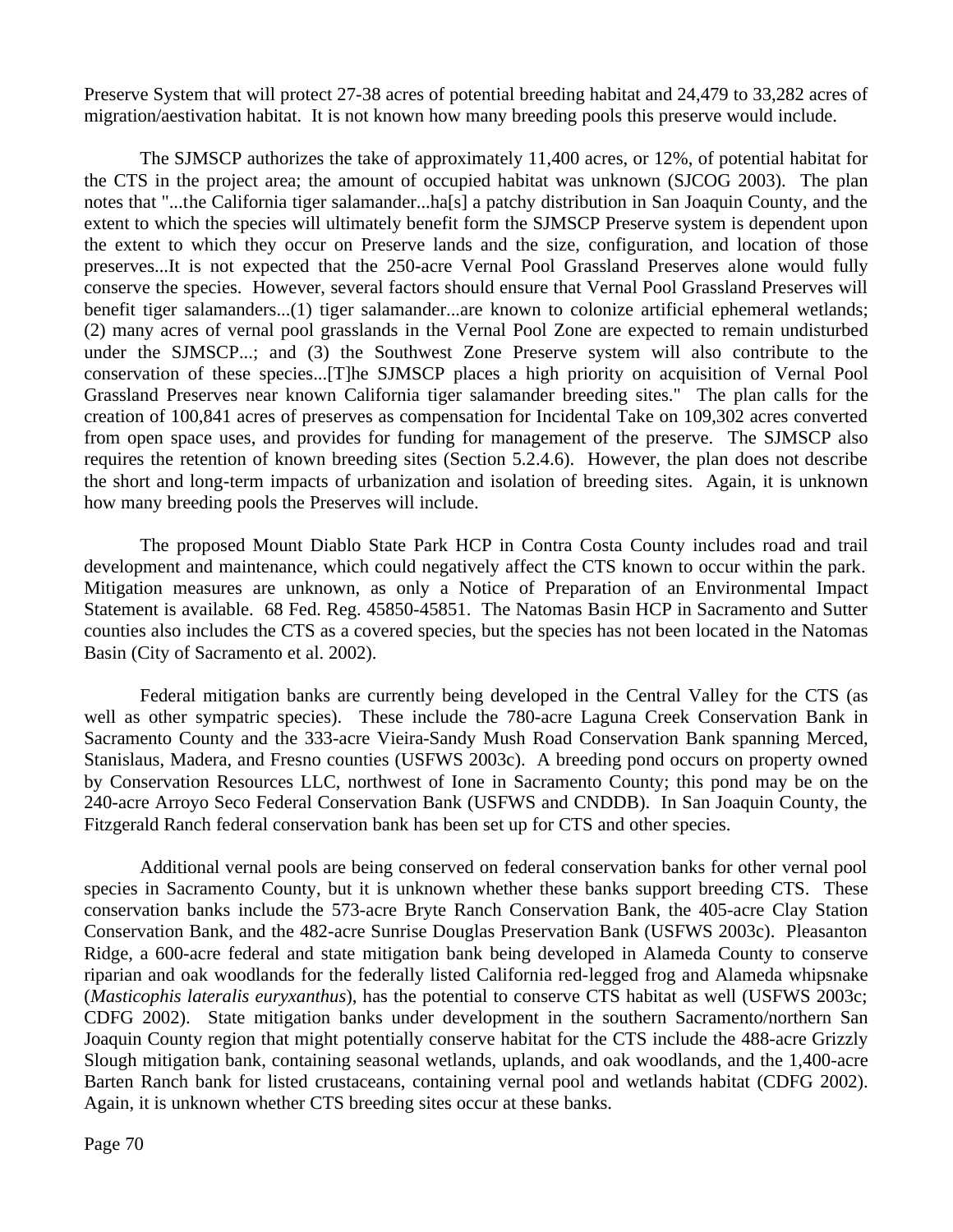Preserve System that will protect 27-38 acres of potential breeding habitat and 24,479 to 33,282 acres of migration/aestivation habitat. It is not known how many breeding pools this preserve would include.

The SJMSCP authorizes the take of approximately 11,400 acres, or 12%, of potential habitat for the CTS in the project area; the amount of occupied habitat was unknown (SJCOG 2003). The plan notes that "...the California tiger salamander...ha[s] a patchy distribution in San Joaquin County, and the extent to which the species will ultimately benefit form the SJMSCP Preserve system is dependent upon the extent to which they occur on Preserve lands and the size, configuration, and location of those preserves...It is not expected that the 250-acre Vernal Pool Grassland Preserves alone would fully conserve the species. However, several factors should ensure that Vernal Pool Grassland Preserves will benefit tiger salamanders...(1) tiger salamander...are known to colonize artificial ephemeral wetlands; (2) many acres of vernal pool grasslands in the Vernal Pool Zone are expected to remain undisturbed under the SJMSCP...; and (3) the Southwest Zone Preserve system will also contribute to the conservation of these species...[T]he SJMSCP places a high priority on acquisition of Vernal Pool Grassland Preserves near known California tiger salamander breeding sites." The plan calls for the creation of 100,841 acres of preserves as compensation for Incidental Take on 109,302 acres converted from open space uses, and provides for funding for management of the preserve. The SJMSCP also requires the retention of known breeding sites (Section 5.2.4.6). However, the plan does not describe the short and long-term impacts of urbanization and isolation of breeding sites. Again, it is unknown how many breeding pools the Preserves will include.

The proposed Mount Diablo State Park HCP in Contra Costa County includes road and trail development and maintenance, which could negatively affect the CTS known to occur within the park. Mitigation measures are unknown, as only a Notice of Preparation of an Environmental Impact Statement is available. 68 Fed. Reg. 45850-45851. The Natomas Basin HCP in Sacramento and Sutter counties also includes the CTS as a covered species, but the species has not been located in the Natomas Basin (City of Sacramento et al. 2002).

Federal mitigation banks are currently being developed in the Central Valley for the CTS (as well as other sympatric species). These include the 780-acre Laguna Creek Conservation Bank in Sacramento County and the 333-acre Vieira-Sandy Mush Road Conservation Bank spanning Merced, Stanislaus, Madera, and Fresno counties (USFWS 2003c). A breeding pond occurs on property owned by Conservation Resources LLC, northwest of Ione in Sacramento County; this pond may be on the 240-acre Arroyo Seco Federal Conservation Bank (USFWS and CNDDB). In San Joaquin County, the Fitzgerald Ranch federal conservation bank has been set up for CTS and other species.

Additional vernal pools are being conserved on federal conservation banks for other vernal pool species in Sacramento County, but it is unknown whether these banks support breeding CTS. These conservation banks include the 573-acre Bryte Ranch Conservation Bank, the 405-acre Clay Station Conservation Bank, and the 482-acre Sunrise Douglas Preservation Bank (USFWS 2003c). Pleasanton Ridge, a 600-acre federal and state mitigation bank being developed in Alameda County to conserve riparian and oak woodlands for the federally listed California red-legged frog and Alameda whipsnake (*Masticophis lateralis euryxanthus*), has the potential to conserve CTS habitat as well (USFWS 2003c; CDFG 2002). State mitigation banks under development in the southern Sacramento/northern San Joaquin County region that might potentially conserve habitat for the CTS include the 488-acre Grizzly Slough mitigation bank, containing seasonal wetlands, uplands, and oak woodlands, and the 1,400-acre Barten Ranch bank for listed crustaceans, containing vernal pool and wetlands habitat (CDFG 2002). Again, it is unknown whether CTS breeding sites occur at these banks.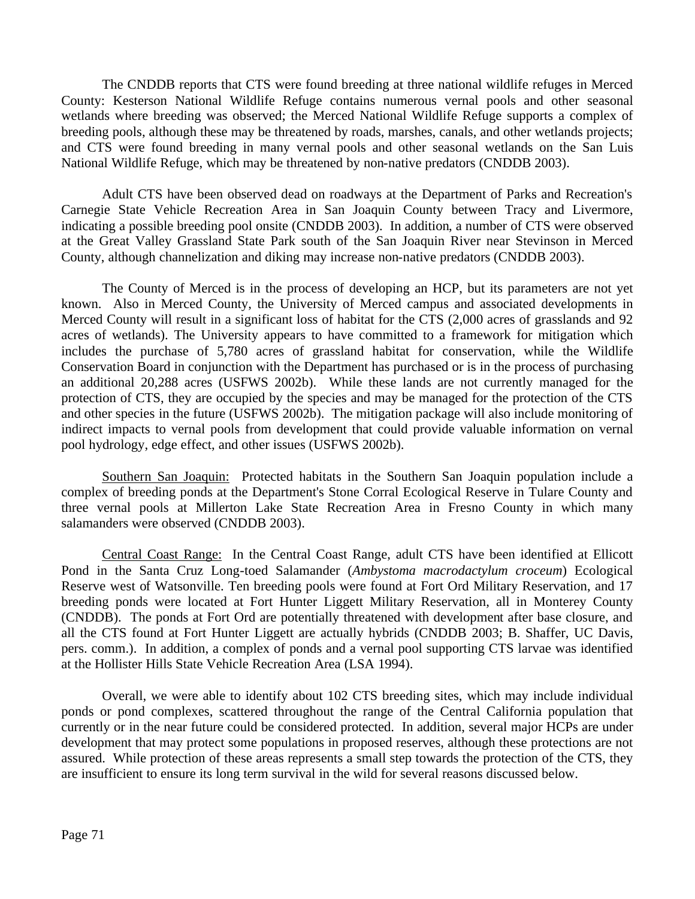The CNDDB reports that CTS were found breeding at three national wildlife refuges in Merced County: Kesterson National Wildlife Refuge contains numerous vernal pools and other seasonal wetlands where breeding was observed; the Merced National Wildlife Refuge supports a complex of breeding pools, although these may be threatened by roads, marshes, canals, and other wetlands projects; and CTS were found breeding in many vernal pools and other seasonal wetlands on the San Luis National Wildlife Refuge, which may be threatened by non-native predators (CNDDB 2003).

Adult CTS have been observed dead on roadways at the Department of Parks and Recreation's Carnegie State Vehicle Recreation Area in San Joaquin County between Tracy and Livermore, indicating a possible breeding pool onsite (CNDDB 2003). In addition, a number of CTS were observed at the Great Valley Grassland State Park south of the San Joaquin River near Stevinson in Merced County, although channelization and diking may increase non-native predators (CNDDB 2003).

The County of Merced is in the process of developing an HCP, but its parameters are not yet known. Also in Merced County, the University of Merced campus and associated developments in Merced County will result in a significant loss of habitat for the CTS (2,000 acres of grasslands and 92 acres of wetlands). The University appears to have committed to a framework for mitigation which includes the purchase of 5,780 acres of grassland habitat for conservation, while the Wildlife Conservation Board in conjunction with the Department has purchased or is in the process of purchasing an additional 20,288 acres (USFWS 2002b). While these lands are not currently managed for the protection of CTS, they are occupied by the species and may be managed for the protection of the CTS and other species in the future (USFWS 2002b). The mitigation package will also include monitoring of indirect impacts to vernal pools from development that could provide valuable information on vernal pool hydrology, edge effect, and other issues (USFWS 2002b).

<u>Southern San Joaquin:</u> Protected habitats in the Southern San Joaquin population include a complex of breeding ponds at the Department's Stone Corral Ecological Reserve in Tulare County and three vernal pools at Millerton Lake State Recreation Area in Fresno County in which many salamanders were observed (CNDDB 2003).

<u>Central Coast Range:</u> In the Central Coast Range, adult CTS have been identified at Ellicott Pond in the Santa Cruz Long-toed Salamander (*Ambystoma macrodactylum croceum*) Ecological Reserve west of Watsonville. Ten breeding pools were found at Fort Ord Military Reservation, and 17 breeding ponds were located at Fort Hunter Liggett Military Reservation, all in Monterey County (CNDDB). The ponds at Fort Ord are potentially threatened with development after base closure, and all the CTS found at Fort Hunter Liggett are actually hybrids (CNDDB 2003; B. Shaffer, UC Davis, pers. comm.). In addition, a complex of ponds and a vernal pool supporting CTS larvae was identified at the Hollister Hills State Vehicle Recreation Area (LSA 1994).

Overall, we were able to identify about 102 CTS breeding sites, which may include individual ponds or pond complexes, scattered throughout the range of the Central California population that currently or in the near future could be considered protected. In addition, several major HCPs are under development that may protect some populations in proposed reserves, although these protections are not assured. While protection of these areas represents a small step towards the protection of the CTS, they are insufficient to ensure its long term survival in the wild for several reasons discussed below.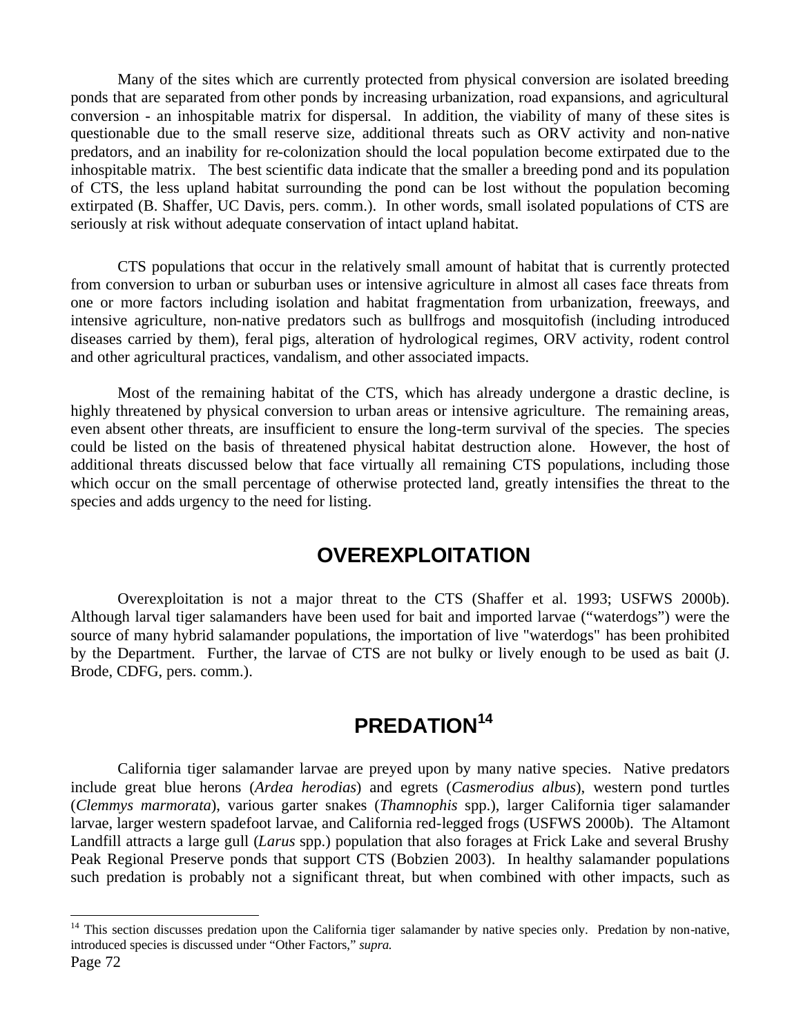Many of the sites which are currently protected from physical conversion are isolated breeding ponds that are separated from other ponds by increasing urbanization, road expansions, and agricultural conversion - an inhospitable matrix for dispersal. In addition, the viability of many of these sites is questionable due to the small reserve size, additional threats such as ORV activity and non-native predators, and an inability for re-colonization should the local population become extirpated due to the inhospitable matrix. The best scientific data indicate that the smaller a breeding pond and its population of CTS, the less upland habitat surrounding the pond can be lost without the population becoming extirpated (B. Shaffer, UC Davis, pers. comm.). In other words, small isolated populations of CTS are seriously at risk without adequate conservation of intact upland habitat.

CTS populations that occur in the relatively small amount of habitat that is currently protected from conversion to urban or suburban uses or intensive agriculture in almost all cases face threats from one or more factors including isolation and habitat fragmentation from urbanization, freeways, and intensive agriculture, non-native predators such as bullfrogs and mosquitofish (including introduced diseases carried by them), feral pigs, alteration of hydrological regimes, ORV activity, rodent control and other agricultural practices, vandalism, and other associated impacts.

Most of the remaining habitat of the CTS, which has already undergone a drastic decline, is highly threatened by physical conversion to urban areas or intensive agriculture. The remaining areas, even absent other threats, are insufficient to ensure the long-term survival of the species. The species could be listed on the basis of threatened physical habitat destruction alone. However, the host of additional threats discussed below that face virtually all remaining CTS populations, including those which occur on the small percentage of otherwise protected land, greatly intensifies the threat to the species and adds urgency to the need for listing.

## OVEREXPLOITATION

Overexploitation is not a major threat to the CTS (Shaffer et al. 1993; USFWS 2000b). Although larval tiger salamanders have been used for bait and imported larvae ("waterdogs") were the source of many hybrid salamander populations, the importation of live "waterdogs" has been prohibited by the Department. Further, the larvae of CTS are not bulky or lively enough to be used as bait (J. Brode, CDFG, pers. comm.).

## PREDATION[14]

California tiger salamander larvae are preyed upon by many native species. Native predators include great blue herons (*Ardea herodias*) and egrets (*Casmerodius albus*), western pond turtles (*Clemmys marmorata*), various garter snakes (*Thamnophis* spp.), larger California tiger salamander larvae, larger western spadefoot larvae, and California red-legged frogs (USFWS 2000b). The Altamont Landfill attracts a large gull (*Larus* spp.) population that also forages at Frick Lake and several Brushy Peak Regional Preserve ponds that support CTS (Bobzien 2003). In healthy salamander populations such predation is probably not a significant threat, but when combined with other impacts, such as

---

[14] This section discusses predation upon the California tiger salamander by native species only. Predation by non-native, introduced species is discussed under "Other Factors," *supra.*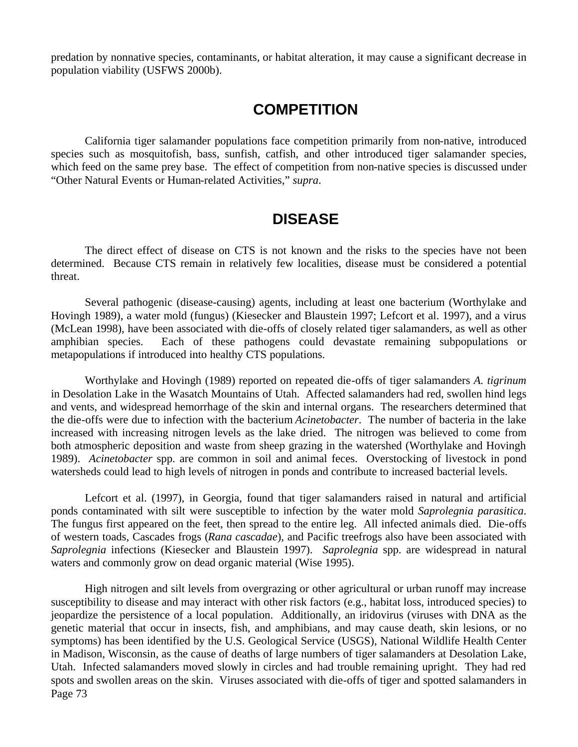predation by nonnative species, contaminants, or habitat alteration, it may cause a significant decrease in population viability (USFWS 2000b).

## COMPETITION

California tiger salamander populations face competition primarily from non-native, introduced species such as mosquitofish, bass, sunfish, catfish, and other introduced tiger salamander species, which feed on the same prey base. The effect of competition from non-native species is discussed under "Other Natural Events or Human-related Activities," *supra*.

## DISEASE

The direct effect of disease on CTS is not known and the risks to the species have not been determined. Because CTS remain in relatively few localities, disease must be considered a potential threat.

Several pathogenic (disease-causing) agents, including at least one bacterium (Worthylake and Hovingh 1989), a water mold (fungus) (Kiesecker and Blaustein 1997; Lefcort et al. 1997), and a virus (McLean 1998), have been associated with die-offs of closely related tiger salamanders, as well as other amphibian species. Each of these pathogens could devastate remaining subpopulations or metapopulations if introduced into healthy CTS populations.

Worthylake and Hovingh (1989) reported on repeated die-offs of tiger salamanders *A. tigrinum* in Desolation Lake in the Wasatch Mountains of Utah. Affected salamanders had red, swollen hind legs and vents, and widespread hemorrhage of the skin and internal organs. The researchers determined that the die-offs were due to infection with the bacterium *Acinetobacter*. The number of bacteria in the lake increased with increasing nitrogen levels as the lake dried. The nitrogen was believed to come from both atmospheric deposition and waste from sheep grazing in the watershed (Worthylake and Hovingh 1989). *Acinetobacter* spp. are common in soil and animal feces. Overstocking of livestock in pond watersheds could lead to high levels of nitrogen in ponds and contribute to increased bacterial levels.

Lefcort et al. (1997), in Georgia, found that tiger salamanders raised in natural and artificial ponds contaminated with silt were susceptible to infection by the water mold *Saprolegnia parasitica*. The fungus first appeared on the feet, then spread to the entire leg. All infected animals died. Die-offs of western toads, Cascades frogs (*Rana cascadae*), and Pacific treefrogs also have been associated with *Saprolegnia* infections (Kiesecker and Blaustein 1997). *Saprolegnia* spp. are widespread in natural waters and commonly grow on dead organic material (Wise 1995).

High nitrogen and silt levels from overgrazing or other agricultural or urban runoff may increase susceptibility to disease and may interact with other risk factors (e.g., habitat loss, introduced species) to jeopardize the persistence of a local population. Additionally, an iridovirus (viruses with DNA as the genetic material that occur in insects, fish, and amphibians, and may cause death, skin lesions, or no symptoms) has been identified by the U.S. Geological Service (USGS), National Wildlife Health Center in Madison, Wisconsin, as the cause of deaths of large numbers of tiger salamanders at Desolation Lake, Utah. Infected salamanders moved slowly in circles and had trouble remaining upright. They had red spots and swollen areas on the skin. Viruses associated with die-offs of tiger and spotted salamanders in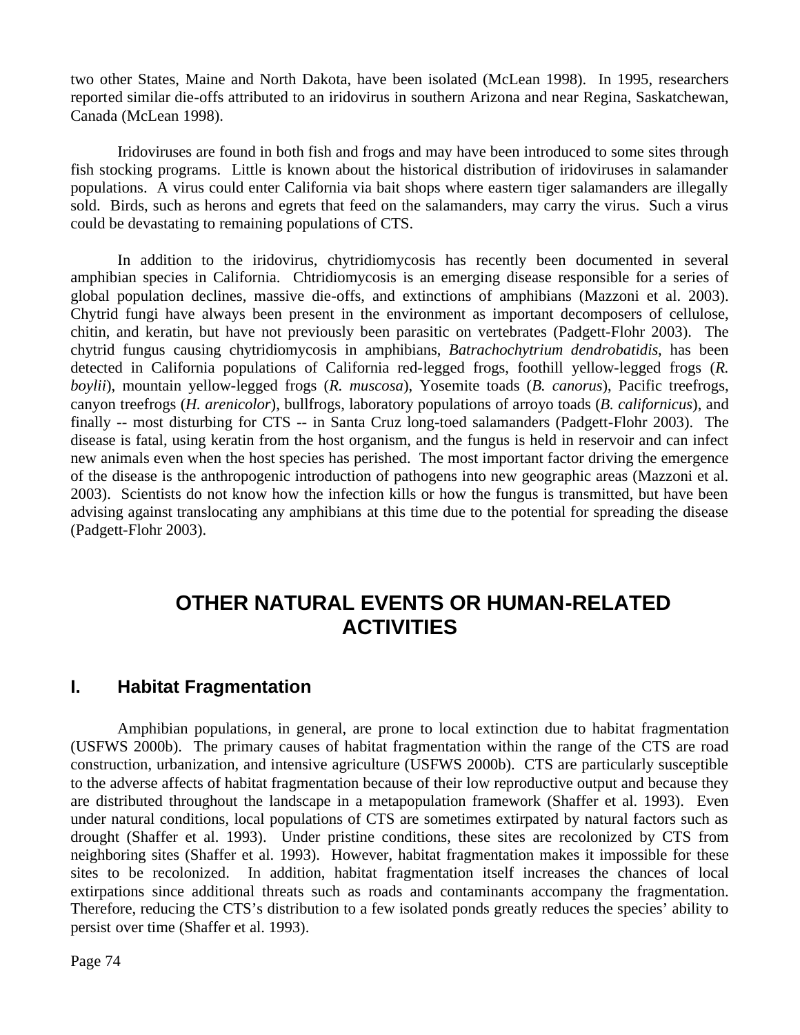two other States, Maine and North Dakota, have been isolated (McLean 1998). In 1995, researchers reported similar die-offs attributed to an iridovirus in southern Arizona and near Regina, Saskatchewan, Canada (McLean 1998).

Iridoviruses are found in both fish and frogs and may have been introduced to some sites through fish stocking programs. Little is known about the historical distribution of iridoviruses in salamander populations. A virus could enter California via bait shops where eastern tiger salamanders are illegally sold. Birds, such as herons and egrets that feed on the salamanders, may carry the virus. Such a virus could be devastating to remaining populations of CTS.

In addition to the iridovirus, chytridiomycosis has recently been documented in several amphibian species in California. Chtridiomycosis is an emerging disease responsible for a series of global population declines, massive die-offs, and extinctions of amphibians (Mazzoni et al. 2003). Chytrid fungi have always been present in the environment as important decomposers of cellulose, chitin, and keratin, but have not previously been parasitic on vertebrates (Padgett-Flohr 2003). The chytrid fungus causing chytridiomycosis in amphibians, *Batrachochytrium dendrobatidis*, has been detected in California populations of California red-legged frogs, foothill yellow-legged frogs (*R. boylii*), mountain yellow-legged frogs (*R. muscosa*), Yosemite toads (*B. canorus*), Pacific treefrogs, canyon treefrogs (*H. arenicolor*), bullfrogs, laboratory populations of arroyo toads (*B. californicus*), and finally -- most disturbing for CTS -- in Santa Cruz long-toed salamanders (Padgett-Flohr 2003). The disease is fatal, using keratin from the host organism, and the fungus is held in reservoir and can infect new animals even when the host species has perished. The most important factor driving the emergence of the disease is the anthropogenic introduction of pathogens into new geographic areas (Mazzoni et al. 2003). Scientists do not know how the infection kills or how the fungus is transmitted, but have been advising against translocating any amphibians at this time due to the potential for spreading the disease (Padgett-Flohr 2003).

# OTHER NATURAL EVENTS OR HUMAN-RELATED ACTIVITIES

## I. Habitat Fragmentation

Amphibian populations, in general, are prone to local extinction due to habitat fragmentation (USFWS 2000b). The primary causes of habitat fragmentation within the range of the CTS are road construction, urbanization, and intensive agriculture (USFWS 2000b). CTS are particularly susceptible to the adverse affects of habitat fragmentation because of their low reproductive output and because they are distributed throughout the landscape in a metapopulation framework (Shaffer et al. 1993). Even under natural conditions, local populations of CTS are sometimes extirpated by natural factors such as drought (Shaffer et al. 1993). Under pristine conditions, these sites are recolonized by CTS from neighboring sites (Shaffer et al. 1993). However, habitat fragmentation makes it impossible for these sites to be recolonized. In addition, habitat fragmentation itself increases the chances of local extirpations since additional threats such as roads and contaminants accompany the fragmentation. Therefore, reducing the CTS's distribution to a few isolated ponds greatly reduces the species' ability to persist over time (Shaffer et al. 1993).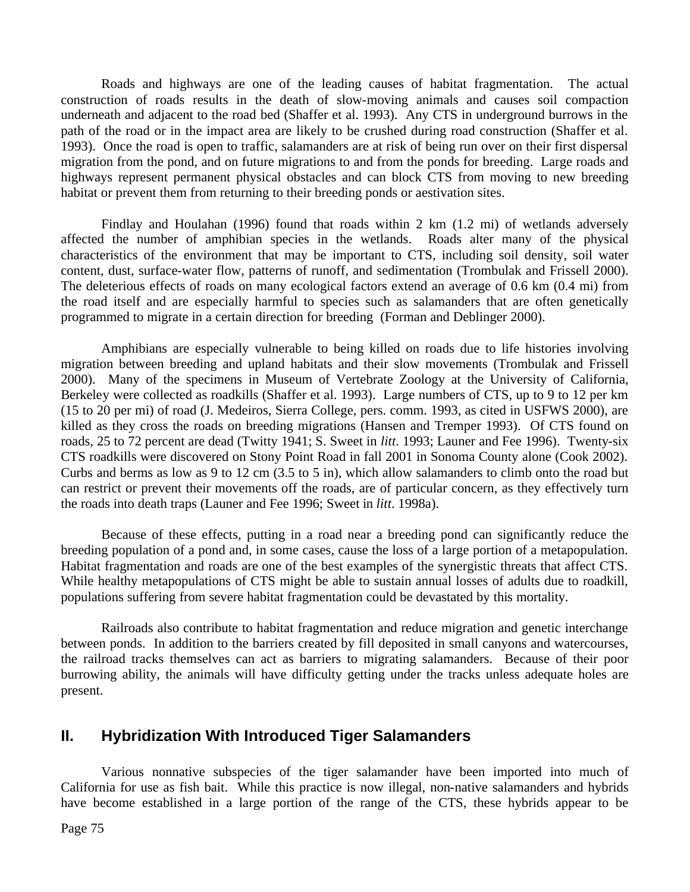Roads and highways are one of the leading causes of habitat fragmentation. The actual construction of roads results in the death of slow-moving animals and causes soil compaction underneath and adjacent to the road bed (Shaffer et al. 1993). Any CTS in underground burrows in the path of the road or in the impact area are likely to be crushed during road construction (Shaffer et al. 1993). Once the road is open to traffic, salamanders are at risk of being run over on their first dispersal migration from the pond, and on future migrations to and from the ponds for breeding. Large roads and highways represent permanent physical obstacles and can block CTS from moving to new breeding habitat or prevent them from returning to their breeding ponds or aestivation sites.

Findlay and Houlahan (1996) found that roads within 2 km (1.2 mi) of wetlands adversely affected the number of amphibian species in the wetlands. Roads alter many of the physical characteristics of the environment that may be important to CTS, including soil density, soil water content, dust, surface-water flow, patterns of runoff, and sedimentation (Trombulak and Frissell 2000). The deleterious effects of roads on many ecological factors extend an average of 0.6 km (0.4 mi) from the road itself and are especially harmful to species such as salamanders that are often genetically programmed to migrate in a certain direction for breeding (Forman and Deblinger 2000).

Amphibians are especially vulnerable to being killed on roads due to life histories involving migration between breeding and upland habitats and their slow movements (Trombulak and Frissell 2000). Many of the specimens in Museum of Vertebrate Zoology at the University of California, Berkeley were collected as roadkills (Shaffer et al. 1993). Large numbers of CTS, up to 9 to 12 per km (15 to 20 per mi) of road (J. Medeiros, Sierra College, pers. comm. 1993, as cited in USFWS 2000), are killed as they cross the roads on breeding migrations (Hansen and Tremper 1993). Of CTS found on roads, 25 to 72 percent are dead (Twitty 1941; S. Sweet in *litt*. 1993; Launer and Fee 1996). Twenty-six CTS roadkills were discovered on Stony Point Road in fall 2001 in Sonoma County alone (Cook 2002). Curbs and berms as low as 9 to 12 cm (3.5 to 5 in), which allow salamanders to climb onto the road but can restrict or prevent their movements off the roads, are of particular concern, as they effectively turn the roads into death traps (Launer and Fee 1996; Sweet in *litt*. 1998a).

Because of these effects, putting in a road near a breeding pond can significantly reduce the breeding population of a pond and, in some cases, cause the loss of a large portion of a metapopulation. Habitat fragmentation and roads are one of the best examples of the synergistic threats that affect CTS. While healthy metapopulations of CTS might be able to sustain annual losses of adults due to roadkill, populations suffering from severe habitat fragmentation could be devastated by this mortality.

Railroads also contribute to habitat fragmentation and reduce migration and genetic interchange between ponds. In addition to the barriers created by fill deposited in small canyons and watercourses, the railroad tracks themselves can act as barriers to migrating salamanders. Because of their poor burrowing ability, the animals will have difficulty getting under the tracks unless adequate holes are present.

## II. Hybridization With Introduced Tiger Salamanders

Various nonnative subspecies of the tiger salamander have been imported into much of California for use as fish bait. While this practice is now illegal, non-native salamanders and hybrids have become established in a large portion of the range of the CTS, these hybrids appear to be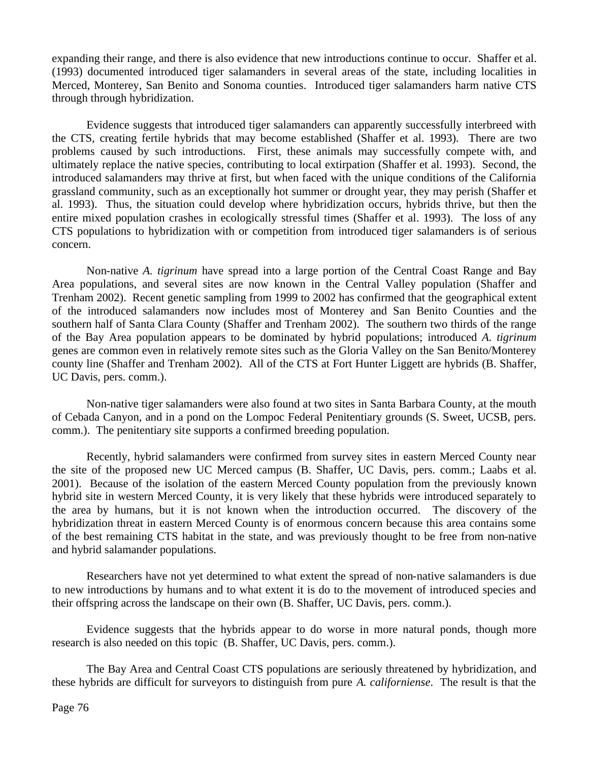expanding their range, and there is also evidence that new introductions continue to occur. Shaffer et al. (1993) documented introduced tiger salamanders in several areas of the state, including localities in Merced, Monterey, San Benito and Sonoma counties. Introduced tiger salamanders harm native CTS through through hybridization.

Evidence suggests that introduced tiger salamanders can apparently successfully interbreed with the CTS, creating fertile hybrids that may become established (Shaffer et al. 1993). There are two problems caused by such introductions. First, these animals may successfully compete with, and ultimately replace the native species, contributing to local extirpation (Shaffer et al. 1993). Second, the introduced salamanders may thrive at first, but when faced with the unique conditions of the California grassland community, such as an exceptionally hot summer or drought year, they may perish (Shaffer et al. 1993). Thus, the situation could develop where hybridization occurs, hybrids thrive, but then the entire mixed population crashes in ecologically stressful times (Shaffer et al. 1993). The loss of any CTS populations to hybridization with or competition from introduced tiger salamanders is of serious concern.

Non-native *A. tigrinum* have spread into a large portion of the Central Coast Range and Bay Area populations, and several sites are now known in the Central Valley population (Shaffer and Trenham 2002). Recent genetic sampling from 1999 to 2002 has confirmed that the geographical extent of the introduced salamanders now includes most of Monterey and San Benito Counties and the southern half of Santa Clara County (Shaffer and Trenham 2002). The southern two thirds of the range of the Bay Area population appears to be dominated by hybrid populations; introduced *A. tigrinum* genes are common even in relatively remote sites such as the Gloria Valley on the San Benito/Monterey county line (Shaffer and Trenham 2002). All of the CTS at Fort Hunter Liggett are hybrids (B. Shaffer, UC Davis, pers. comm.).

Non-native tiger salamanders were also found at two sites in Santa Barbara County, at the mouth of Cebada Canyon, and in a pond on the Lompoc Federal Penitentiary grounds (S. Sweet, UCSB, pers. comm.). The penitentiary site supports a confirmed breeding population.

Recently, hybrid salamanders were confirmed from survey sites in eastern Merced County near the site of the proposed new UC Merced campus (B. Shaffer, UC Davis, pers. comm.; Laabs et al. 2001). Because of the isolation of the eastern Merced County population from the previously known hybrid site in western Merced County, it is very likely that these hybrids were introduced separately to the area by humans, but it is not known when the introduction occurred. The discovery of the hybridization threat in eastern Merced County is of enormous concern because this area contains some of the best remaining CTS habitat in the state, and was previously thought to be free from non-native and hybrid salamander populations.

Researchers have not yet determined to what extent the spread of non-native salamanders is due to new introductions by humans and to what extent it is do to the movement of introduced species and their offspring across the landscape on their own (B. Shaffer, UC Davis, pers. comm.).

Evidence suggests that the hybrids appear to do worse in more natural ponds, though more research is also needed on this topic (B. Shaffer, UC Davis, pers. comm.).

The Bay Area and Central Coast CTS populations are seriously threatened by hybridization, and these hybrids are difficult for surveyors to distinguish from pure *A. californiense*. The result is that the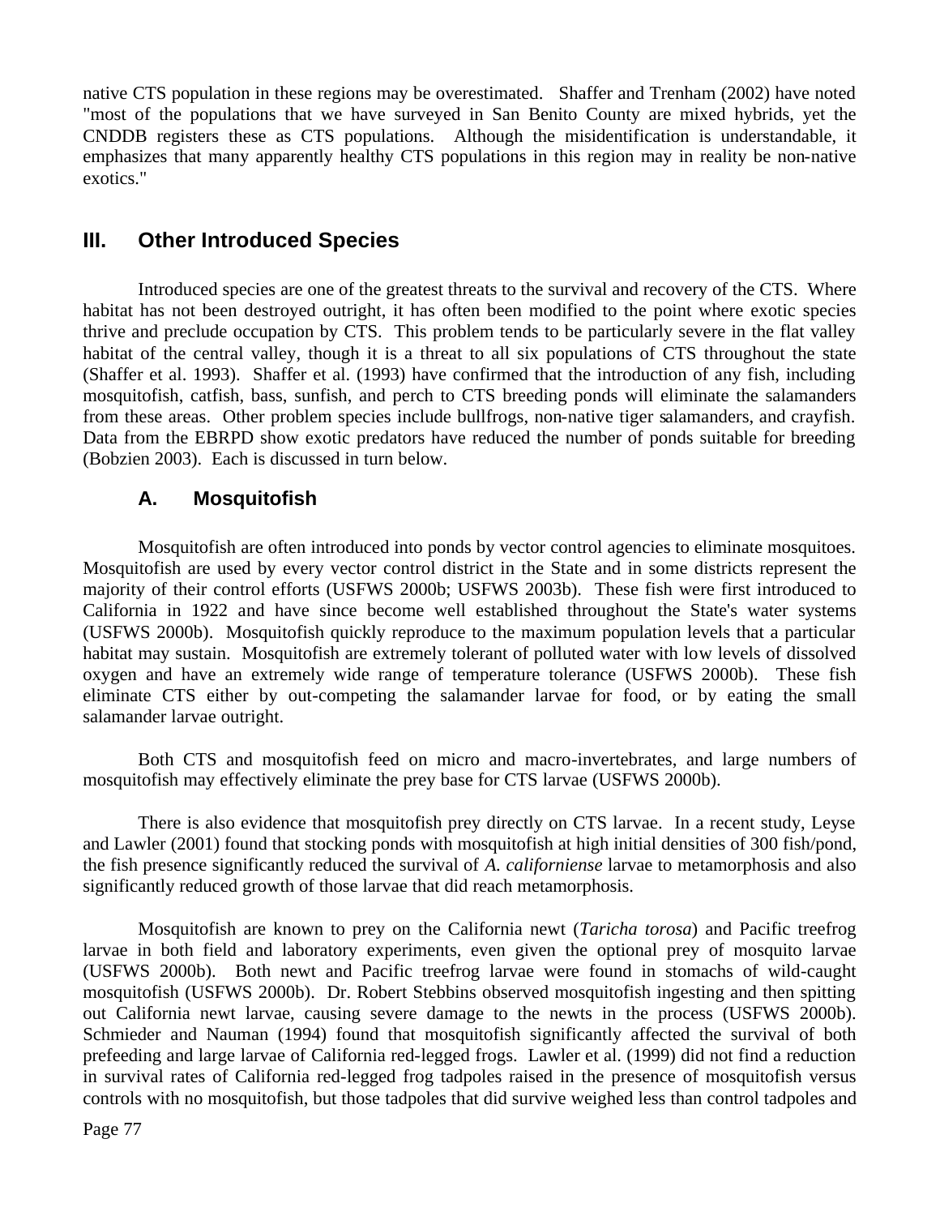native CTS population in these regions may be overestimated. Shaffer and Trenham (2002) have noted "most of the populations that we have surveyed in San Benito County are mixed hybrids, yet the CNDDB registers these as CTS populations. Although the misidentification is understandable, it emphasizes that many apparently healthy CTS populations in this region may in reality be non-native exotics."

## III. Other Introduced Species

Introduced species are one of the greatest threats to the survival and recovery of the CTS. Where habitat has not been destroyed outright, it has often been modified to the point where exotic species thrive and preclude occupation by CTS. This problem tends to be particularly severe in the flat valley habitat of the central valley, though it is a threat to all six populations of CTS throughout the state (Shaffer et al. 1993). Shaffer et al. (1993) have confirmed that the introduction of any fish, including mosquitofish, catfish, bass, sunfish, and perch to CTS breeding ponds will eliminate the salamanders from these areas. Other problem species include bullfrogs, non-native tiger salamanders, and crayfish. Data from the EBRPD show exotic predators have reduced the number of ponds suitable for breeding (Bobzien 2003). Each is discussed in turn below.

### A. Mosquitofish

Mosquitofish are often introduced into ponds by vector control agencies to eliminate mosquitoes. Mosquitofish are used by every vector control district in the State and in some districts represent the majority of their control efforts (USFWS 2000b; USFWS 2003b). These fish were first introduced to California in 1922 and have since become well established throughout the State's water systems (USFWS 2000b). Mosquitofish quickly reproduce to the maximum population levels that a particular habitat may sustain. Mosquitofish are extremely tolerant of polluted water with low levels of dissolved oxygen and have an extremely wide range of temperature tolerance (USFWS 2000b). These fish eliminate CTS either by out-competing the salamander larvae for food, or by eating the small salamander larvae outright.

Both CTS and mosquitofish feed on micro and macro-invertebrates, and large numbers of mosquitofish may effectively eliminate the prey base for CTS larvae (USFWS 2000b).

There is also evidence that mosquitofish prey directly on CTS larvae. In a recent study, Leyse and Lawler (2001) found that stocking ponds with mosquitofish at high initial densities of 300 fish/pond, the fish presence significantly reduced the survival of *A. californiense* larvae to metamorphosis and also significantly reduced growth of those larvae that did reach metamorphosis.

Mosquitofish are known to prey on the California newt (*Taricha torosa*) and Pacific treefrog larvae in both field and laboratory experiments, even given the optional prey of mosquito larvae (USFWS 2000b). Both newt and Pacific treefrog larvae were found in stomachs of wild-caught mosquitofish (USFWS 2000b). Dr. Robert Stebbins observed mosquitofish ingesting and then spitting out California newt larvae, causing severe damage to the newts in the process (USFWS 2000b). Schmieder and Nauman (1994) found that mosquitofish significantly affected the survival of both prefeeding and large larvae of California red-legged frogs. Lawler et al. (1999) did not find a reduction in survival rates of California red-legged frog tadpoles raised in the presence of mosquitofish versus controls with no mosquitofish, but those tadpoles that did survive weighed less than control tadpoles and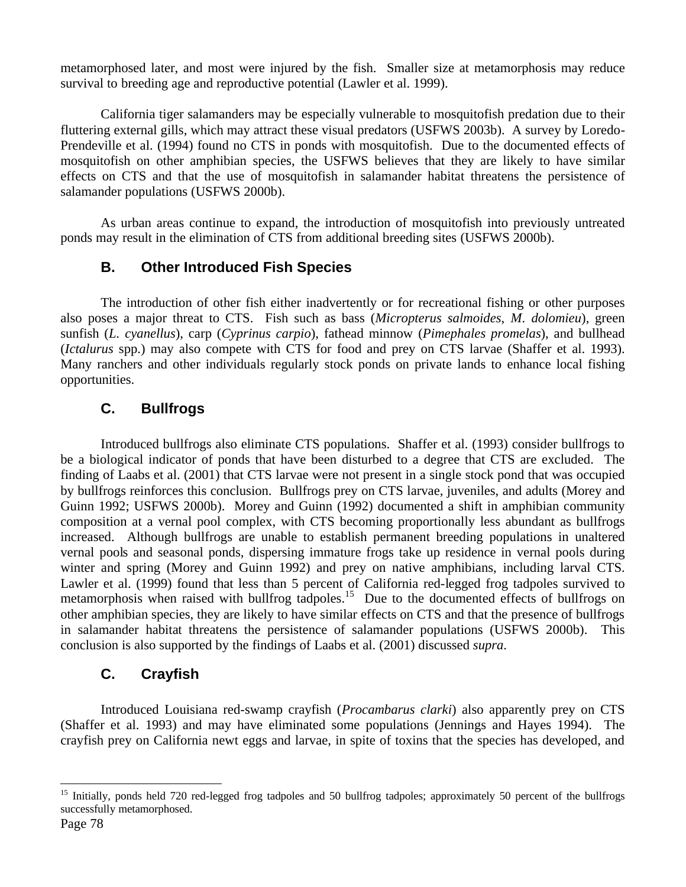metamorphosed later, and most were injured by the fish. Smaller size at metamorphosis may reduce survival to breeding age and reproductive potential (Lawler et al. 1999).

California tiger salamanders may be especially vulnerable to mosquitofish predation due to their fluttering external gills, which may attract these visual predators (USFWS 2003b). A survey by Loredo-Prendeville et al. (1994) found no CTS in ponds with mosquitofish. Due to the documented effects of mosquitofish on other amphibian species, the USFWS believes that they are likely to have similar effects on CTS and that the use of mosquitofish in salamander habitat threatens the persistence of salamander populations (USFWS 2000b).

As urban areas continue to expand, the introduction of mosquitofish into previously untreated ponds may result in the elimination of CTS from additional breeding sites (USFWS 2000b).

### B. Other Introduced Fish Species

The introduction of other fish either inadvertently or for recreational fishing or other purposes also poses a major threat to CTS. Fish such as bass (*Micropterus salmoides*, *M. dolomieu*), green sunfish (*L. cyanellus*), carp (*Cyprinus carpio*), fathead minnow (*Pimephales promelas*), and bullhead (*Ictalurus* spp.) may also compete with CTS for food and prey on CTS larvae (Shaffer et al. 1993). Many ranchers and other individuals regularly stock ponds on private lands to enhance local fishing opportunities.

### C. Bullfrogs

Introduced bullfrogs also eliminate CTS populations. Shaffer et al. (1993) consider bullfrogs to be a biological indicator of ponds that have been disturbed to a degree that CTS are excluded. The finding of Laabs et al. (2001) that CTS larvae were not present in a single stock pond that was occupied by bullfrogs reinforces this conclusion. Bullfrogs prey on CTS larvae, juveniles, and adults (Morey and Guinn 1992; USFWS 2000b). Morey and Guinn (1992) documented a shift in amphibian community composition at a vernal pool complex, with CTS becoming proportionally less abundant as bullfrogs increased. Although bullfrogs are unable to establish permanent breeding populations in unaltered vernal pools and seasonal ponds, dispersing immature frogs take up residence in vernal pools during winter and spring (Morey and Guinn 1992) and prey on native amphibians, including larval CTS. Lawler et al. (1999) found that less than 5 percent of California red-legged frog tadpoles survived to metamorphosis when raised with bullfrog tadpoles.[15] Due to the documented effects of bullfrogs on other amphibian species, they are likely to have similar effects on CTS and that the presence of bullfrogs in salamander habitat threatens the persistence of salamander populations (USFWS 2000b). This conclusion is also supported by the findings of Laabs et al. (2001) discussed *supra*.

### C. Crayfish

Introduced Louisiana red-swamp crayfish (*Procambarus clarki*) also apparently prey on CTS (Shaffer et al. 1993) and may have eliminated some populations (Jennings and Hayes 1994). The crayfish prey on California newt eggs and larvae, in spite of toxins that the species has developed, and

[15] Initially, ponds held 720 red-legged frog tadpoles and 50 bullfrog tadpoles; approximately 50 percent of the bullfrogs successfully metamorphosed.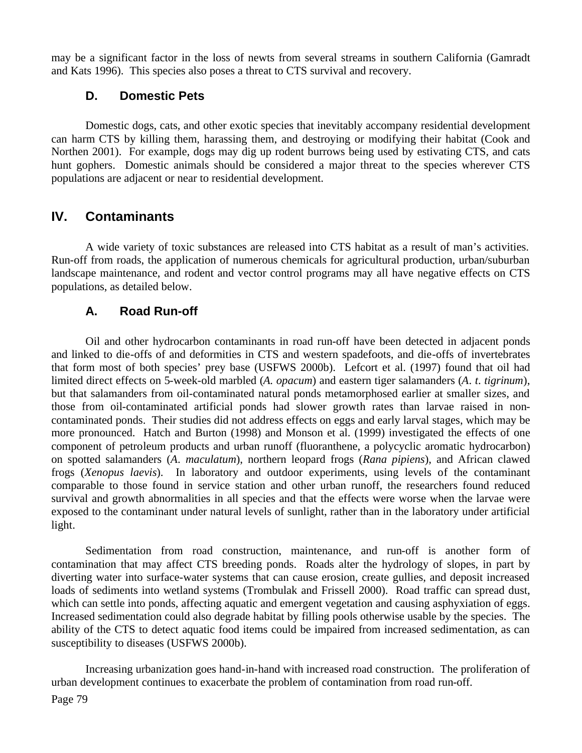may be a significant factor in the loss of newts from several streams in southern California (Gamradt and Kats 1996). This species also poses a threat to CTS survival and recovery.

### D. Domestic Pets

Domestic dogs, cats, and other exotic species that inevitably accompany residential development can harm CTS by killing them, harassing them, and destroying or modifying their habitat (Cook and Northen 2001). For example, dogs may dig up rodent burrows being used by estivating CTS, and cats hunt gophers. Domestic animals should be considered a major threat to the species wherever CTS populations are adjacent or near to residential development.

## IV. Contaminants

A wide variety of toxic substances are released into CTS habitat as a result of man's activities. Run-off from roads, the application of numerous chemicals for agricultural production, urban/suburban landscape maintenance, and rodent and vector control programs may all have negative effects on CTS populations, as detailed below.

### A. Road Run-off

Oil and other hydrocarbon contaminants in road run-off have been detected in adjacent ponds and linked to die-offs of and deformities in CTS and western spadefoots, and die-offs of invertebrates that form most of both species' prey base (USFWS 2000b). Lefcort et al. (1997) found that oil had limited direct effects on 5-week-old marbled (*A. opacum*) and eastern tiger salamanders (*A. t. tigrinum*), but that salamanders from oil-contaminated natural ponds metamorphosed earlier at smaller sizes, and those from oil-contaminated artificial ponds had slower growth rates than larvae raised in non-contaminated ponds. Their studies did not address effects on eggs and early larval stages, which may be more pronounced. Hatch and Burton (1998) and Monson et al. (1999) investigated the effects of one component of petroleum products and urban runoff (fluoranthene, a polycyclic aromatic hydrocarbon) on spotted salamanders (*A. maculatum*), northern leopard frogs (*Rana pipiens*), and African clawed frogs (*Xenopus laevis*). In laboratory and outdoor experiments, using levels of the contaminant comparable to those found in service station and other urban runoff, the researchers found reduced survival and growth abnormalities in all species and that the effects were worse when the larvae were exposed to the contaminant under natural levels of sunlight, rather than in the laboratory under artificial light.

Sedimentation from road construction, maintenance, and run-off is another form of contamination that may affect CTS breeding ponds. Roads alter the hydrology of slopes, in part by diverting water into surface-water systems that can cause erosion, create gullies, and deposit increased loads of sediments into wetland systems (Trombulak and Frissell 2000). Road traffic can spread dust, which can settle into ponds, affecting aquatic and emergent vegetation and causing asphyxiation of eggs. Increased sedimentation could also degrade habitat by filling pools otherwise usable by the species. The ability of the CTS to detect aquatic food items could be impaired from increased sedimentation, as can susceptibility to diseases (USFWS 2000b).

Increasing urbanization goes hand-in-hand with increased road construction. The proliferation of urban development continues to exacerbate the problem of contamination from road run-off.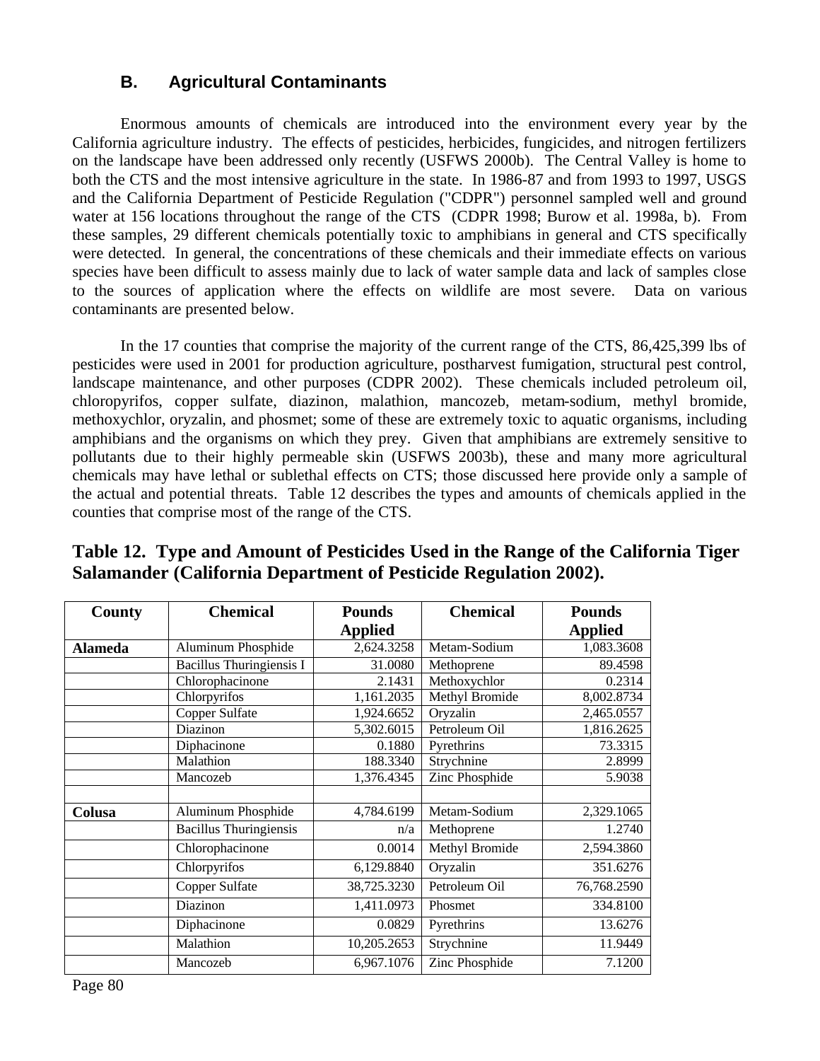### B. Agricultural Contaminants

Enormous amounts of chemicals are introduced into the environment every year by the California agriculture industry. The effects of pesticides, herbicides, fungicides, and nitrogen fertilizers on the landscape have been addressed only recently (USFWS 2000b). The Central Valley is home to both the CTS and the most intensive agriculture in the state. In 1986-87 and from 1993 to 1997, USGS and the California Department of Pesticide Regulation ("CDPR") personnel sampled well and ground water at 156 locations throughout the range of the CTS (CDPR 1998; Burow et al. 1998a, b). From these samples, 29 different chemicals potentially toxic to amphibians in general and CTS specifically were detected. In general, the concentrations of these chemicals and their immediate effects on various species have been difficult to assess mainly due to lack of water sample data and lack of samples close to the sources of application where the effects on wildlife are most severe. Data on various contaminants are presented below.

In the 17 counties that comprise the majority of the current range of the CTS, 86,425,399 lbs of pesticides were used in 2001 for production agriculture, postharvest fumigation, structural pest control, landscape maintenance, and other purposes (CDPR 2002). These chemicals included petroleum oil, chloropyrifos, copper sulfate, diazinon, malathion, mancozeb, metam-sodium, methyl bromide, methoxychlor, oryzalin, and phosmet; some of these are extremely toxic to aquatic organisms, including amphibians and the organisms on which they prey. Given that amphibians are extremely sensitive to pollutants due to their highly permeable skin (USFWS 2003b), these and many more agricultural chemicals may have lethal or sublethal effects on CTS; those discussed here provide only a sample of the actual and potential threats. Table 12 describes the types and amounts of chemicals applied in the counties that comprise most of the range of the CTS.

**Table 12. Type and Amount of Pesticides Used in the Range of the California Tiger Salamander (California Department of Pesticide Regulation 2002).**

| County | Chemical | Pounds Applied | Chemical | Pounds Applied |
|---|---|---|---|---|
| **Alameda** | Aluminum Phosphide | 2,624.3258 | Metam-Sodium | 1,083.3608 |
| | Bacillus Thuringiensis I | 31.0080 | Methoprene | 89.4598 |
| | Chlorophacinone | 2.1431 | Methoxychlor | 0.2314 |
| | Chlorpyrifos | 1,161.2035 | Methyl Bromide | 8,002.8734 |
| | Copper Sulfate | 1,924.6652 | Oryzalin | 2,465.0557 |
| | Diazinon | 5,302.6015 | Petroleum Oil | 1,816.2625 |
| | Diphacinone | 0.1880 | Pyrethrins | 73.3315 |
| | Malathion | 188.3340 | Strychnine | 2.8999 |
| | Mancozeb | 1,376.4345 | Zinc Phosphide | 5.9038 |
| | | | | |
| **Colusa** | Aluminum Phosphide | 4,784.6199 | Metam-Sodium | 2,329.1065 |
| | Bacillus Thuringiensis | n/a | Methoprene | 1.2740 |
| | Chlorophacinone | 0.0014 | Methyl Bromide | 2,594.3860 |
| | Chlorpyrifos | 6,129.8840 | Oryzalin | 351.6276 |
| | Copper Sulfate | 38,725.3230 | Petroleum Oil | 76,768.2590 |
| | Diazinon | 1,411.0973 | Phosmet | 334.8100 |
| | Diphacinone | 0.0829 | Pyrethrins | 13.6276 |
| | Malathion | 10,205.2653 | Strychnine | 11.9449 |
| | Mancozeb | 6,967.1076 | Zinc Phosphide | 7.1200 |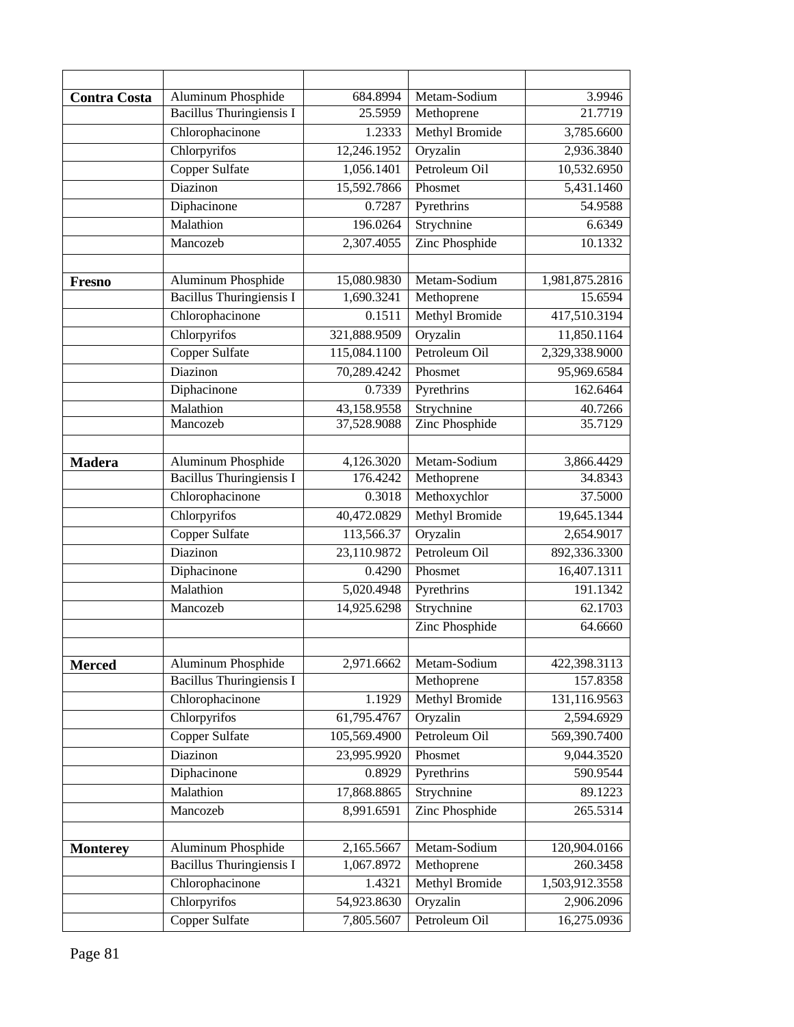| | | | | |
|---|---|---|---|---|
| **Contra Costa** | Aluminum Phosphide | 684.8994 | Metam-Sodium | 3.9946 |
| | Bacillus Thuringiensis I | 25.5959 | Methoprene | 21.7719 |
| | Chlorophacinone | 1.2333 | Methyl Bromide | 3,785.6600 |
| | Chlorpyrifos | 12,246.1952 | Oryzalin | 2,936.3840 |
| | Copper Sulfate | 1,056.1401 | Petroleum Oil | 10,532.6950 |
| | Diazinon | 15,592.7866 | Phosmet | 5,431.1460 |
| | Diphacinone | 0.7287 | Pyrethrins | 54.9588 |
| | Malathion | 196.0264 | Strychnine | 6.6349 |
| | Mancozeb | 2,307.4055 | Zinc Phosphide | 10.1332 |
| | | | | |
| **Fresno** | Aluminum Phosphide | 15,080.9830 | Metam-Sodium | 1,981,875.2816 |
| | Bacillus Thuringiensis I | 1,690.3241 | Methoprene | 15.6594 |
| | Chlorophacinone | 0.1511 | Methyl Bromide | 417,510.3194 |
| | Chlorpyrifos | 321,888.9509 | Oryzalin | 11,850.1164 |
| | Copper Sulfate | 115,084.1100 | Petroleum Oil | 2,329,338.9000 |
| | Diazinon | 70,289.4242 | Phosmet | 95,969.6584 |
| | Diphacinone | 0.7339 | Pyrethrins | 162.6464 |
| | Malathion | 43,158.9558 | Strychnine | 40.7266 |
| | Mancozeb | 37,528.9088 | Zinc Phosphide | 35.7129 |
| | | | | |
| **Madera** | Aluminum Phosphide | 4,126.3020 | Metam-Sodium | 3,866.4429 |
| | Bacillus Thuringiensis I | 176.4242 | Methoprene | 34.8343 |
| | Chlorophacinone | 0.3018 | Methoxychlor | 37.5000 |
| | Chlorpyrifos | 40,472.0829 | Methyl Bromide | 19,645.1344 |
| | Copper Sulfate | 113,566.37 | Oryzalin | 2,654.9017 |
| | Diazinon | 23,110.9872 | Petroleum Oil | 892,336.3300 |
| | Diphacinone | 0.4290 | Phosmet | 16,407.1311 |
| | Malathion | 5,020.4948 | Pyrethrins | 191.1342 |
| | Mancozeb | 14,925.6298 | Strychnine | 62.1703 |
| | | | Zinc Phosphide | 64.6660 |
| | | | | |
| **Merced** | Aluminum Phosphide | 2,971.6662 | Metam-Sodium | 422,398.3113 |
| | Bacillus Thuringiensis I | | Methoprene | 157.8358 |
| | Chlorophacinone | 1.1929 | Methyl Bromide | 131,116.9563 |
| | Chlorpyrifos | 61,795.4767 | Oryzalin | 2,594.6929 |
| | Copper Sulfate | 105,569.4900 | Petroleum Oil | 569,390.7400 |
| | Diazinon | 23,995.9920 | Phosmet | 9,044.3520 |
| | Diphacinone | 0.8929 | Pyrethrins | 590.9544 |
| | Malathion | 17,868.8865 | Strychnine | 89.1223 |
| | Mancozeb | 8,991.6591 | Zinc Phosphide | 265.5314 |
| | | | | |
| **Monterey** | Aluminum Phosphide | 2,165.5667 | Metam-Sodium | 120,904.0166 |
| | Bacillus Thuringiensis I | 1,067.8972 | Methoprene | 260.3458 |
| | Chlorophacinone | 1.4321 | Methyl Bromide | 1,503,912.3558 |
| | Chlorpyrifos | 54,923.8630 | Oryzalin | 2,906.2096 |
| | Copper Sulfate | 7,805.5607 | Petroleum Oil | 16,275.0936 |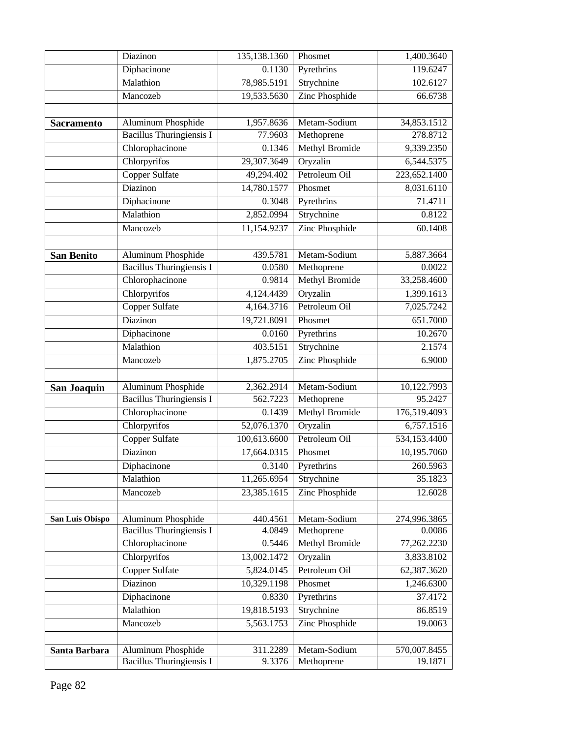| | | | | |
|---|---|---|---|---|
| | Diazinon | 135,138.1360 | Phosmet | 1,400.3640 |
| | Diphacinone | 0.1130 | Pyrethrins | 119.6247 |
| | Malathion | 78,985.5191 | Strychnine | 102.6127 |
| | Mancozeb | 19,533.5630 | Zinc Phosphide | 66.6738 |
| | | | | |
| **Sacramento** | Aluminum Phosphide | 1,957.8636 | Metam-Sodium | 34,853.1512 |
| | Bacillus Thuringiensis I | 77.9603 | Methoprene | 278.8712 |
| | Chlorophacinone | 0.1346 | Methyl Bromide | 9,339.2350 |
| | Chlorpyrifos | 29,307.3649 | Oryzalin | 6,544.5375 |
| | Copper Sulfate | 49,294.402 | Petroleum Oil | 223,652.1400 |
| | Diazinon | 14,780.1577 | Phosmet | 8,031.6110 |
| | Diphacinone | 0.3048 | Pyrethrins | 71.4711 |
| | Malathion | 2,852.0994 | Strychnine | 0.8122 |
| | Mancozeb | 11,154.9237 | Zinc Phosphide | 60.1408 |
| | | | | |
| **San Benito** | Aluminum Phosphide | 439.5781 | Metam-Sodium | 5,887.3664 |
| | Bacillus Thuringiensis I | 0.0580 | Methoprene | 0.0022 |
| | Chlorophacinone | 0.9814 | Methyl Bromide | 33,258.4600 |
| | Chlorpyrifos | 4,124.4439 | Oryzalin | 1,399.1613 |
| | Copper Sulfate | 4,164.3716 | Petroleum Oil | 7,025.7242 |
| | Diazinon | 19,721.8091 | Phosmet | 651.7000 |
| | Diphacinone | 0.0160 | Pyrethrins | 10.2670 |
| | Malathion | 403.5151 | Strychnine | 2.1574 |
| | Mancozeb | 1,875.2705 | Zinc Phosphide | 6.9000 |
| | | | | |
| **San Joaquin** | Aluminum Phosphide | 2,362.2914 | Metam-Sodium | 10,122.7993 |
| | Bacillus Thuringiensis I | 562.7223 | Methoprene | 95.2427 |
| | Chlorophacinone | 0.1439 | Methyl Bromide | 176,519.4093 |
| | Chlorpyrifos | 52,076.1370 | Oryzalin | 6,757.1516 |
| | Copper Sulfate | 100,613.6600 | Petroleum Oil | 534,153.4400 |
| | Diazinon | 17,664.0315 | Phosmet | 10,195.7060 |
| | Diphacinone | 0.3140 | Pyrethrins | 260.5963 |
| | Malathion | 11,265.6954 | Strychnine | 35.1823 |
| | Mancozeb | 23,385.1615 | Zinc Phosphide | 12.6028 |
| | | | | |
| **San Luis Obispo** | Aluminum Phosphide | 440.4561 | Metam-Sodium | 274,996.3865 |
| | Bacillus Thuringiensis I | 4.0849 | Methoprene | 0.0086 |
| | Chlorophacinone | 0.5446 | Methyl Bromide | 77,262.2230 |
| | Chlorpyrifos | 13,002.1472 | Oryzalin | 3,833.8102 |
| | Copper Sulfate | 5,824.0145 | Petroleum Oil | 62,387.3620 |
| | Diazinon | 10,329.1198 | Phosmet | 1,246.6300 |
| | Diphacinone | 0.8330 | Pyrethrins | 37.4172 |
| | Malathion | 19,818.5193 | Strychnine | 86.8519 |
| | Mancozeb | 5,563.1753 | Zinc Phosphide | 19.0063 |
| | | | | |
| **Santa Barbara** | Aluminum Phosphide | 311.2289 | Metam-Sodium | 570,007.8455 |
| | Bacillus Thuringiensis I | 9.3376 | Methoprene | 19.1871 |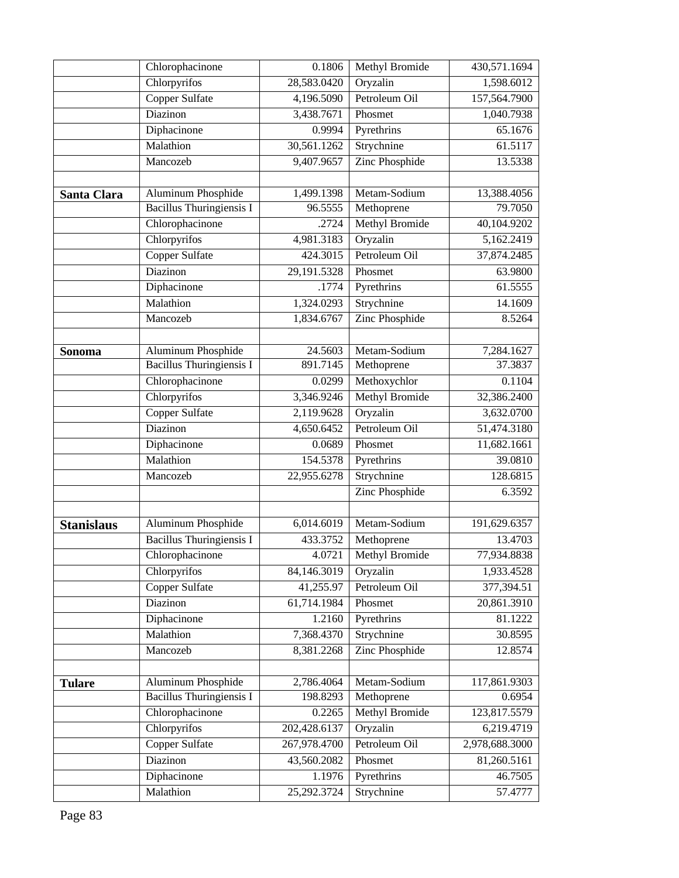| | | | | |
|---|---|---|---|---|
| | Chlorophacinone | 0.1806 | Methyl Bromide | 430,571.1694 |
| | Chlorpyrifos | 28,583.0420 | Oryzalin | 1,598.6012 |
| | Copper Sulfate | 4,196.5090 | Petroleum Oil | 157,564.7900 |
| | Diazinon | 3,438.7671 | Phosmet | 1,040.7938 |
| | Diphacinone | 0.9994 | Pyrethrins | 65.1676 |
| | Malathion | 30,561.1262 | Strychnine | 61.5117 |
| | Mancozeb | 9,407.9657 | Zinc Phosphide | 13.5338 |
| | | | | |
| **Santa Clara** | Aluminum Phosphide | 1,499.1398 | Metam-Sodium | 13,388.4056 |
| | Bacillus Thuringiensis I | 96.5555 | Methoprene | 79.7050 |
| | Chlorophacinone | .2724 | Methyl Bromide | 40,104.9202 |
| | Chlorpyrifos | 4,981.3183 | Oryzalin | 5,162.2419 |
| | Copper Sulfate | 424.3015 | Petroleum Oil | 37,874.2485 |
| | Diazinon | 29,191.5328 | Phosmet | 63.9800 |
| | Diphacinone | .1774 | Pyrethrins | 61.5555 |
| | Malathion | 1,324.0293 | Strychnine | 14.1609 |
| | Mancozeb | 1,834.6767 | Zinc Phosphide | 8.5264 |
| | | | | |
| **Sonoma** | Aluminum Phosphide | 24.5603 | Metam-Sodium | 7,284.1627 |
| | Bacillus Thuringiensis I | 891.7145 | Methoprene | 37.3837 |
| | Chlorophacinone | 0.0299 | Methoxychlor | 0.1104 |
| | Chlorpyrifos | 3,346.9246 | Methyl Bromide | 32,386.2400 |
| | Copper Sulfate | 2,119.9628 | Oryzalin | 3,632.0700 |
| | Diazinon | 4,650.6452 | Petroleum Oil | 51,474.3180 |
| | Diphacinone | 0.0689 | Phosmet | 11,682.1661 |
| | Malathion | 154.5378 | Pyrethrins | 39.0810 |
| | Mancozeb | 22,955.6278 | Strychnine | 128.6815 |
| | | | Zinc Phosphide | 6.3592 |
| | | | | |
| **Stanislaus** | Aluminum Phosphide | 6,014.6019 | Metam-Sodium | 191,629.6357 |
| | Bacillus Thuringiensis I | 433.3752 | Methoprene | 13.4703 |
| | Chlorophacinone | 4.0721 | Methyl Bromide | 77,934.8838 |
| | Chlorpyrifos | 84,146.3019 | Oryzalin | 1,933.4528 |
| | Copper Sulfate | 41,255.97 | Petroleum Oil | 377,394.51 |
| | Diazinon | 61,714.1984 | Phosmet | 20,861.3910 |
| | Diphacinone | 1.2160 | Pyrethrins | 81.1222 |
| | Malathion | 7,368.4370 | Strychnine | 30.8595 |
| | Mancozeb | 8,381.2268 | Zinc Phosphide | 12.8574 |
| | | | | |
| **Tulare** | Aluminum Phosphide | 2,786.4064 | Metam-Sodium | 117,861.9303 |
| | Bacillus Thuringiensis I | 198.8293 | Methoprene | 0.6954 |
| | Chlorophacinone | 0.2265 | Methyl Bromide | 123,817.5579 |
| | Chlorpyrifos | 202,428.6137 | Oryzalin | 6,219.4719 |
| | Copper Sulfate | 267,978.4700 | Petroleum Oil | 2,978,688.3000 |
| | Diazinon | 43,560.2082 | Phosmet | 81,260.5161 |
| | Diphacinone | 1.1976 | Pyrethrins | 46.7505 |
| | Malathion | 25,292.3724 | Strychnine | 57.4777 |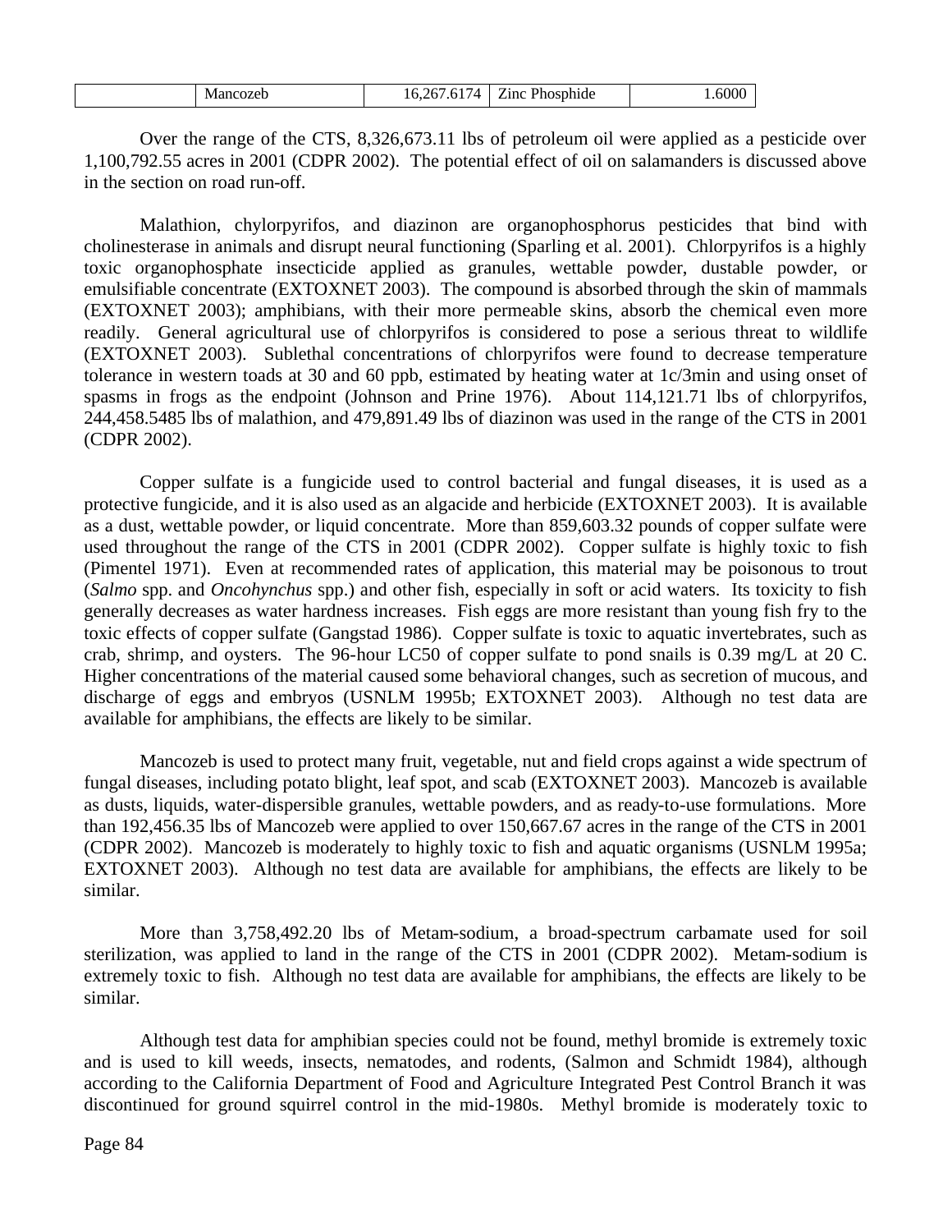| | Mancozeb | 16,267.6174 | Zinc Phosphide | 1.6000 |
|---|---|---|---|---|

Over the range of the CTS, 8,326,673.11 lbs of petroleum oil were applied as a pesticide over 1,100,792.55 acres in 2001 (CDPR 2002). The potential effect of oil on salamanders is discussed above in the section on road run-off.

Malathion, chylorpyrifos, and diazinon are organophosphorus pesticides that bind with cholinesterase in animals and disrupt neural functioning (Sparling et al. 2001). Chlorpyrifos is a highly toxic organophosphate insecticide applied as granules, wettable powder, dustable powder, or emulsifiable concentrate (EXTOXNET 2003). The compound is absorbed through the skin of mammals (EXTOXNET 2003); amphibians, with their more permeable skins, absorb the chemical even more readily. General agricultural use of chlorpyrifos is considered to pose a serious threat to wildlife (EXTOXNET 2003). Sublethal concentrations of chlorpyrifos were found to decrease temperature tolerance in western toads at 30 and 60 ppb, estimated by heating water at 1c/3min and using onset of spasms in frogs as the endpoint (Johnson and Prine 1976). About 114,121.71 lbs of chlorpyrifos, 244,458.5485 lbs of malathion, and 479,891.49 lbs of diazinon was used in the range of the CTS in 2001 (CDPR 2002).

Copper sulfate is a fungicide used to control bacterial and fungal diseases, it is used as a protective fungicide, and it is also used as an algacide and herbicide (EXTOXNET 2003). It is available as a dust, wettable powder, or liquid concentrate. More than 859,603.32 pounds of copper sulfate were used throughout the range of the CTS in 2001 (CDPR 2002). Copper sulfate is highly toxic to fish (Pimentel 1971). Even at recommended rates of application, this material may be poisonous to trout (*Salmo* spp. and *Oncohynchus* spp.) and other fish, especially in soft or acid waters. Its toxicity to fish generally decreases as water hardness increases. Fish eggs are more resistant than young fish fry to the toxic effects of copper sulfate (Gangstad 1986). Copper sulfate is toxic to aquatic invertebrates, such as crab, shrimp, and oysters. The 96-hour LC50 of copper sulfate to pond snails is 0.39 mg/L at 20 C. Higher concentrations of the material caused some behavioral changes, such as secretion of mucous, and discharge of eggs and embryos (USNLM 1995b; EXTOXNET 2003). Although no test data are available for amphibians, the effects are likely to be similar.

Mancozeb is used to protect many fruit, vegetable, nut and field crops against a wide spectrum of fungal diseases, including potato blight, leaf spot, and scab (EXTOXNET 2003). Mancozeb is available as dusts, liquids, water-dispersible granules, wettable powders, and as ready-to-use formulations. More than 192,456.35 lbs of Mancozeb were applied to over 150,667.67 acres in the range of the CTS in 2001 (CDPR 2002). Mancozeb is moderately to highly toxic to fish and aquatic organisms (USNLM 1995a; EXTOXNET 2003). Although no test data are available for amphibians, the effects are likely to be similar.

More than 3,758,492.20 lbs of Metam-sodium, a broad-spectrum carbamate used for soil sterilization, was applied to land in the range of the CTS in 2001 (CDPR 2002). Metam-sodium is extremely toxic to fish. Although no test data are available for amphibians, the effects are likely to be similar.

Although test data for amphibian species could not be found, methyl bromide is extremely toxic and is used to kill weeds, insects, nematodes, and rodents, (Salmon and Schmidt 1984), although according to the California Department of Food and Agriculture Integrated Pest Control Branch it was discontinued for ground squirrel control in the mid-1980s. Methyl bromide is moderately toxic to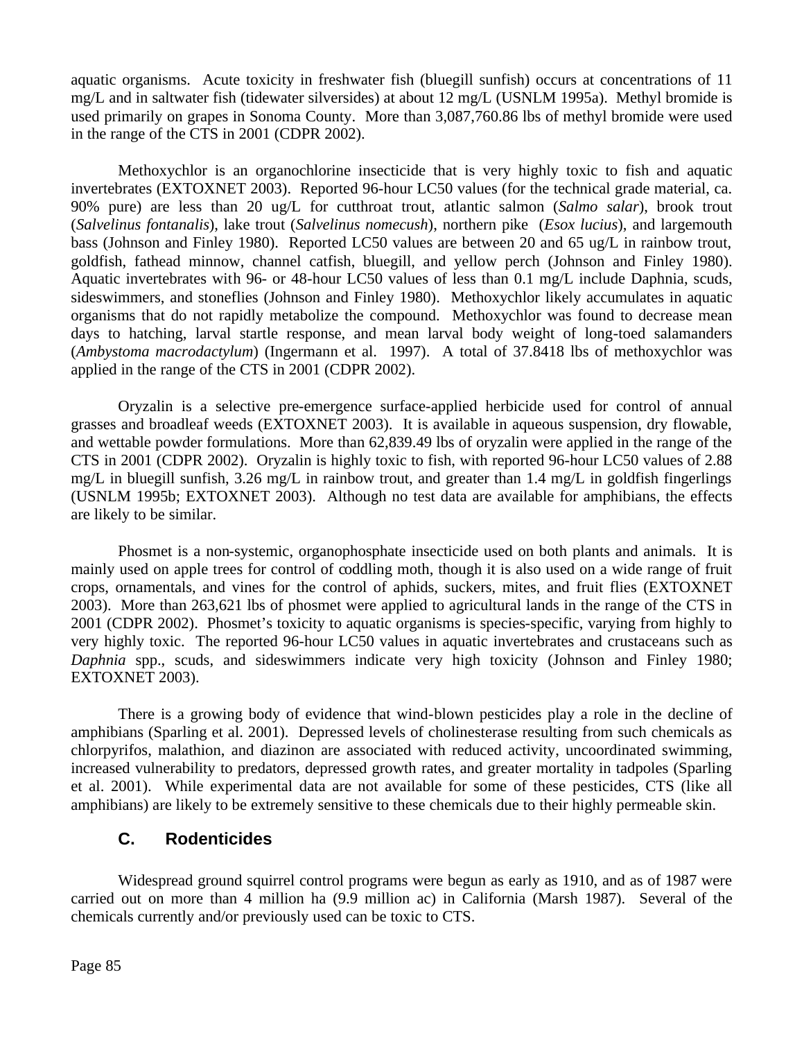aquatic organisms. Acute toxicity in freshwater fish (bluegill sunfish) occurs at concentrations of 11 mg/L and in saltwater fish (tidewater silversides) at about 12 mg/L (USNLM 1995a). Methyl bromide is used primarily on grapes in Sonoma County. More than 3,087,760.86 lbs of methyl bromide were used in the range of the CTS in 2001 (CDPR 2002).

Methoxychlor is an organochlorine insecticide that is very highly toxic to fish and aquatic invertebrates (EXTOXNET 2003). Reported 96-hour LC50 values (for the technical grade material, ca. 90% pure) are less than 20 ug/L for cutthroat trout, atlantic salmon (*Salmo salar*), brook trout (*Salvelinus fontanalis*), lake trout (*Salvelinus nomecush*), northern pike (*Esox lucius*), and largemouth bass (Johnson and Finley 1980). Reported LC50 values are between 20 and 65 ug/L in rainbow trout, goldfish, fathead minnow, channel catfish, bluegill, and yellow perch (Johnson and Finley 1980). Aquatic invertebrates with 96- or 48-hour LC50 values of less than 0.1 mg/L include Daphnia, scuds, sideswimmers, and stoneflies (Johnson and Finley 1980). Methoxychlor likely accumulates in aquatic organisms that do not rapidly metabolize the compound. Methoxychlor was found to decrease mean days to hatching, larval startle response, and mean larval body weight of long-toed salamanders (*Ambystoma macrodactylum*) (Ingermann et al. 1997). A total of 37.8418 lbs of methoxychlor was applied in the range of the CTS in 2001 (CDPR 2002).

Oryzalin is a selective pre-emergence surface-applied herbicide used for control of annual grasses and broadleaf weeds (EXTOXNET 2003). It is available in aqueous suspension, dry flowable, and wettable powder formulations. More than 62,839.49 lbs of oryzalin were applied in the range of the CTS in 2001 (CDPR 2002). Oryzalin is highly toxic to fish, with reported 96-hour LC50 values of 2.88 mg/L in bluegill sunfish, 3.26 mg/L in rainbow trout, and greater than 1.4 mg/L in goldfish fingerlings (USNLM 1995b; EXTOXNET 2003). Although no test data are available for amphibians, the effects are likely to be similar.

Phosmet is a non-systemic, organophosphate insecticide used on both plants and animals. It is mainly used on apple trees for control of coddling moth, though it is also used on a wide range of fruit crops, ornamentals, and vines for the control of aphids, suckers, mites, and fruit flies (EXTOXNET 2003). More than 263,621 lbs of phosmet were applied to agricultural lands in the range of the CTS in 2001 (CDPR 2002). Phosmet's toxicity to aquatic organisms is species-specific, varying from highly to very highly toxic. The reported 96-hour LC50 values in aquatic invertebrates and crustaceans such as *Daphnia* spp., scuds, and sideswimmers indicate very high toxicity (Johnson and Finley 1980; EXTOXNET 2003).

There is a growing body of evidence that wind-blown pesticides play a role in the decline of amphibians (Sparling et al. 2001). Depressed levels of cholinesterase resulting from such chemicals as chlorpyrifos, malathion, and diazinon are associated with reduced activity, uncoordinated swimming, increased vulnerability to predators, depressed growth rates, and greater mortality in tadpoles (Sparling et al. 2001). While experimental data are not available for some of these pesticides, CTS (like all amphibians) are likely to be extremely sensitive to these chemicals due to their highly permeable skin.

### C. Rodenticides

Widespread ground squirrel control programs were begun as early as 1910, and as of 1987 were carried out on more than 4 million ha (9.9 million ac) in California (Marsh 1987). Several of the chemicals currently and/or previously used can be toxic to CTS.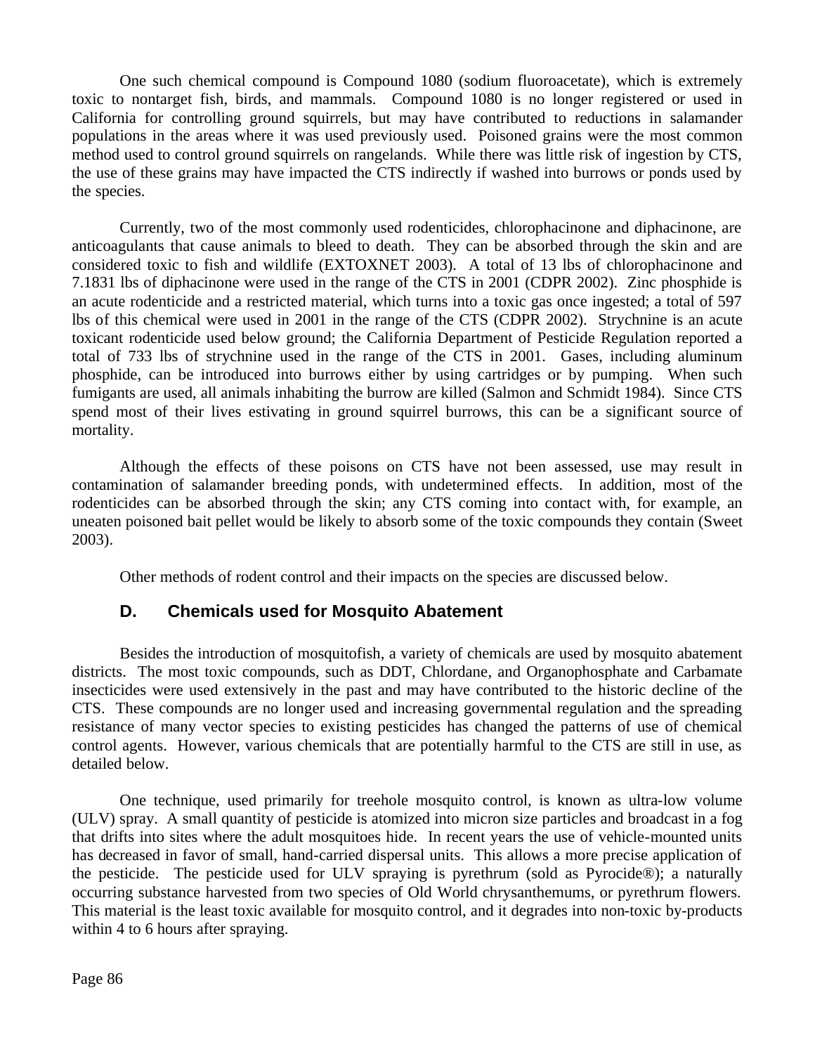One such chemical compound is Compound 1080 (sodium fluoroacetate), which is extremely toxic to nontarget fish, birds, and mammals. Compound 1080 is no longer registered or used in California for controlling ground squirrels, but may have contributed to reductions in salamander populations in the areas where it was used previously used. Poisoned grains were the most common method used to control ground squirrels on rangelands. While there was little risk of ingestion by CTS, the use of these grains may have impacted the CTS indirectly if washed into burrows or ponds used by the species.

Currently, two of the most commonly used rodenticides, chlorophacinone and diphacinone, are anticoagulants that cause animals to bleed to death. They can be absorbed through the skin and are considered toxic to fish and wildlife (EXTOXNET 2003). A total of 13 lbs of chlorophacinone and 7.1831 lbs of diphacinone were used in the range of the CTS in 2001 (CDPR 2002). Zinc phosphide is an acute rodenticide and a restricted material, which turns into a toxic gas once ingested; a total of 597 lbs of this chemical were used in 2001 in the range of the CTS (CDPR 2002). Strychnine is an acute toxicant rodenticide used below ground; the California Department of Pesticide Regulation reported a total of 733 lbs of strychnine used in the range of the CTS in 2001. Gases, including aluminum phosphide, can be introduced into burrows either by using cartridges or by pumping. When such fumigants are used, all animals inhabiting the burrow are killed (Salmon and Schmidt 1984). Since CTS spend most of their lives estivating in ground squirrel burrows, this can be a significant source of mortality.

Although the effects of these poisons on CTS have not been assessed, use may result in contamination of salamander breeding ponds, with undetermined effects. In addition, most of the rodenticides can be absorbed through the skin; any CTS coming into contact with, for example, an uneaten poisoned bait pellet would be likely to absorb some of the toxic compounds they contain (Sweet 2003).

Other methods of rodent control and their impacts on the species are discussed below.

### D. Chemicals used for Mosquito Abatement

Besides the introduction of mosquitofish, a variety of chemicals are used by mosquito abatement districts. The most toxic compounds, such as DDT, Chlordane, and Organophosphate and Carbamate insecticides were used extensively in the past and may have contributed to the historic decline of the CTS. These compounds are no longer used and increasing governmental regulation and the spreading resistance of many vector species to existing pesticides has changed the patterns of use of chemical control agents. However, various chemicals that are potentially harmful to the CTS are still in use, as detailed below.

One technique, used primarily for treehole mosquito control, is known as ultra-low volume (ULV) spray. A small quantity of pesticide is atomized into micron size particles and broadcast in a fog that drifts into sites where the adult mosquitoes hide. In recent years the use of vehicle-mounted units has decreased in favor of small, hand-carried dispersal units. This allows a more precise application of the pesticide. The pesticide used for ULV spraying is pyrethrum (sold as Pyrocide®); a naturally occurring substance harvested from two species of Old World chrysanthemums, or pyrethrum flowers. This material is the least toxic available for mosquito control, and it degrades into non-toxic by-products within 4 to 6 hours after spraying.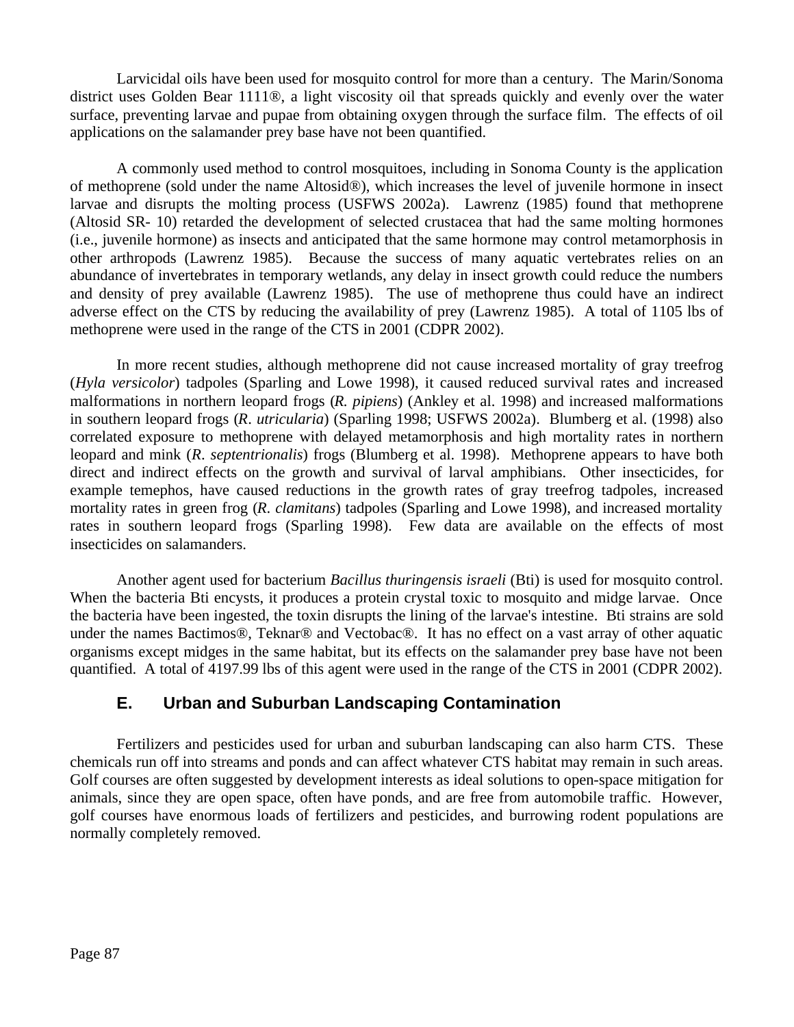Larvicidal oils have been used for mosquito control for more than a century. The Marin/Sonoma district uses Golden Bear 1111®, a light viscosity oil that spreads quickly and evenly over the water surface, preventing larvae and pupae from obtaining oxygen through the surface film. The effects of oil applications on the salamander prey base have not been quantified.

A commonly used method to control mosquitoes, including in Sonoma County is the application of methoprene (sold under the name Altosid®), which increases the level of juvenile hormone in insect larvae and disrupts the molting process (USFWS 2002a). Lawrenz (1985) found that methoprene (Altosid SR- 10) retarded the development of selected crustacea that had the same molting hormones (i.e., juvenile hormone) as insects and anticipated that the same hormone may control metamorphosis in other arthropods (Lawrenz 1985). Because the success of many aquatic vertebrates relies on an abundance of invertebrates in temporary wetlands, any delay in insect growth could reduce the numbers and density of prey available (Lawrenz 1985). The use of methoprene thus could have an indirect adverse effect on the CTS by reducing the availability of prey (Lawrenz 1985). A total of 1105 lbs of methoprene were used in the range of the CTS in 2001 (CDPR 2002).

In more recent studies, although methoprene did not cause increased mortality of gray treefrog (*Hyla versicolor*) tadpoles (Sparling and Lowe 1998), it caused reduced survival rates and increased malformations in northern leopard frogs (*R. pipiens*) (Ankley et al. 1998) and increased malformations in southern leopard frogs (*R. utricularia*) (Sparling 1998; USFWS 2002a). Blumberg et al. (1998) also correlated exposure to methoprene with delayed metamorphosis and high mortality rates in northern leopard and mink (*R. septentrionalis*) frogs (Blumberg et al. 1998). Methoprene appears to have both direct and indirect effects on the growth and survival of larval amphibians. Other insecticides, for example temephos, have caused reductions in the growth rates of gray treefrog tadpoles, increased mortality rates in green frog (*R. clamitans*) tadpoles (Sparling and Lowe 1998), and increased mortality rates in southern leopard frogs (Sparling 1998). Few data are available on the effects of most insecticides on salamanders.

Another agent used for bacterium *Bacillus thuringensis israeli* (Bti) is used for mosquito control. When the bacteria Bti encysts, it produces a protein crystal toxic to mosquito and midge larvae. Once the bacteria have been ingested, the toxin disrupts the lining of the larvae's intestine. Bti strains are sold under the names Bactimos®, Teknar® and Vectobac®. It has no effect on a vast array of other aquatic organisms except midges in the same habitat, but its effects on the salamander prey base have not been quantified. A total of 4197.99 lbs of this agent were used in the range of the CTS in 2001 (CDPR 2002).

## E. Urban and Suburban Landscaping Contamination

Fertilizers and pesticides used for urban and suburban landscaping can also harm CTS. These chemicals run off into streams and ponds and can affect whatever CTS habitat may remain in such areas. Golf courses are often suggested by development interests as ideal solutions to open-space mitigation for animals, since they are open space, often have ponds, and are free from automobile traffic. However, golf courses have enormous loads of fertilizers and pesticides, and burrowing rodent populations are normally completely removed.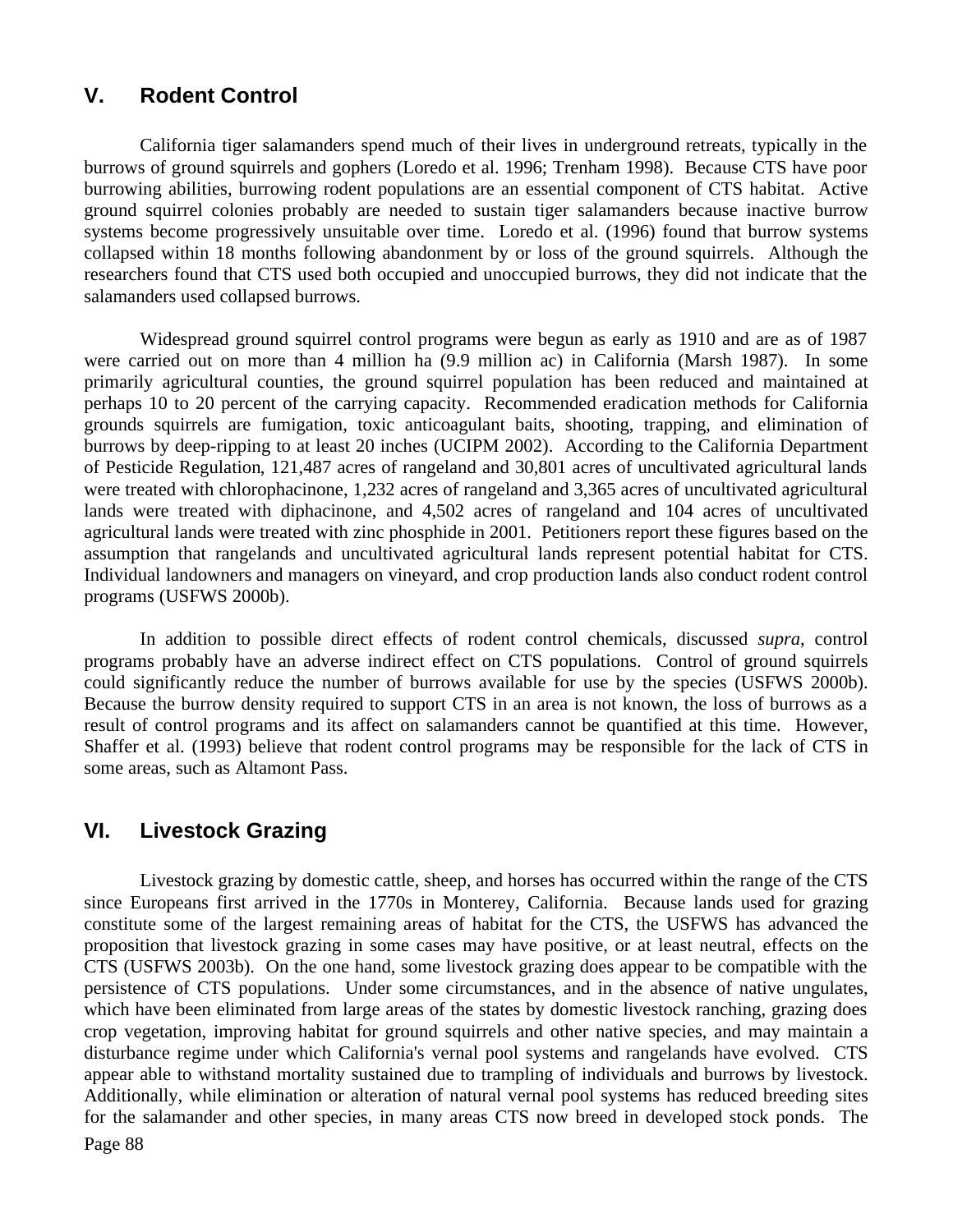## V. Rodent Control

California tiger salamanders spend much of their lives in underground retreats, typically in the burrows of ground squirrels and gophers (Loredo et al. 1996; Trenham 1998). Because CTS have poor burrowing abilities, burrowing rodent populations are an essential component of CTS habitat. Active ground squirrel colonies probably are needed to sustain tiger salamanders because inactive burrow systems become progressively unsuitable over time. Loredo et al. (1996) found that burrow systems collapsed within 18 months following abandonment by or loss of the ground squirrels. Although the researchers found that CTS used both occupied and unoccupied burrows, they did not indicate that the salamanders used collapsed burrows.

Widespread ground squirrel control programs were begun as early as 1910 and are as of 1987 were carried out on more than 4 million ha (9.9 million ac) in California (Marsh 1987). In some primarily agricultural counties, the ground squirrel population has been reduced and maintained at perhaps 10 to 20 percent of the carrying capacity. Recommended eradication methods for California grounds squirrels are fumigation, toxic anticoagulant baits, shooting, trapping, and elimination of burrows by deep-ripping to at least 20 inches (UCIPM 2002). According to the California Department of Pesticide Regulation, 121,487 acres of rangeland and 30,801 acres of uncultivated agricultural lands were treated with chlorophacinone, 1,232 acres of rangeland and 3,365 acres of uncultivated agricultural lands were treated with diphacinone, and 4,502 acres of rangeland and 104 acres of uncultivated agricultural lands were treated with zinc phosphide in 2001. Petitioners report these figures based on the assumption that rangelands and uncultivated agricultural lands represent potential habitat for CTS. Individual landowners and managers on vineyard, and crop production lands also conduct rodent control programs (USFWS 2000b).

In addition to possible direct effects of rodent control chemicals, discussed *supra*, control programs probably have an adverse indirect effect on CTS populations. Control of ground squirrels could significantly reduce the number of burrows available for use by the species (USFWS 2000b). Because the burrow density required to support CTS in an area is not known, the loss of burrows as a result of control programs and its affect on salamanders cannot be quantified at this time. However, Shaffer et al. (1993) believe that rodent control programs may be responsible for the lack of CTS in some areas, such as Altamont Pass.

## VI. Livestock Grazing

Livestock grazing by domestic cattle, sheep, and horses has occurred within the range of the CTS since Europeans first arrived in the 1770s in Monterey, California. Because lands used for grazing constitute some of the largest remaining areas of habitat for the CTS, the USFWS has advanced the proposition that livestock grazing in some cases may have positive, or at least neutral, effects on the CTS (USFWS 2003b). On the one hand, some livestock grazing does appear to be compatible with the persistence of CTS populations. Under some circumstances, and in the absence of native ungulates, which have been eliminated from large areas of the states by domestic livestock ranching, grazing does crop vegetation, improving habitat for ground squirrels and other native species, and may maintain a disturbance regime under which California's vernal pool systems and rangelands have evolved. CTS appear able to withstand mortality sustained due to trampling of individuals and burrows by livestock. Additionally, while elimination or alteration of natural vernal pool systems has reduced breeding sites for the salamander and other species, in many areas CTS now breed in developed stock ponds. The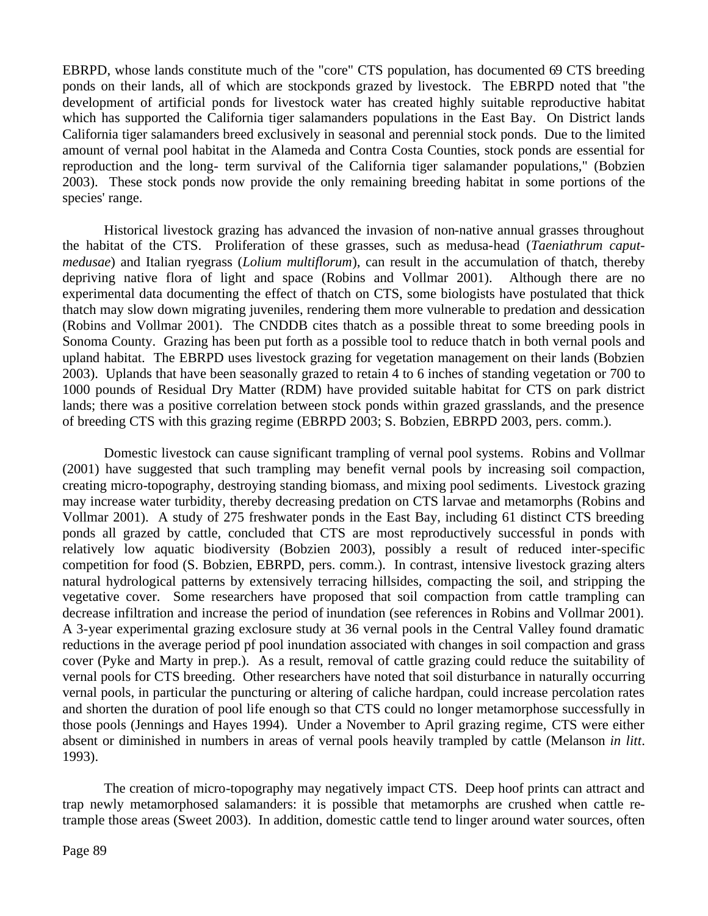EBRPD, whose lands constitute much of the "core" CTS population, has documented 69 CTS breeding ponds on their lands, all of which are stockponds grazed by livestock. The EBRPD noted that "the development of artificial ponds for livestock water has created highly suitable reproductive habitat which has supported the California tiger salamanders populations in the East Bay. On District lands California tiger salamanders breed exclusively in seasonal and perennial stock ponds. Due to the limited amount of vernal pool habitat in the Alameda and Contra Costa Counties, stock ponds are essential for reproduction and the long- term survival of the California tiger salamander populations," (Bobzien 2003). These stock ponds now provide the only remaining breeding habitat in some portions of the species' range.

Historical livestock grazing has advanced the invasion of non-native annual grasses throughout the habitat of the CTS. Proliferation of these grasses, such as medusa-head (*Taeniathrum caput-medusae*) and Italian ryegrass (*Lolium multiflorum*), can result in the accumulation of thatch, thereby depriving native flora of light and space (Robins and Vollmar 2001). Although there are no experimental data documenting the effect of thatch on CTS, some biologists have postulated that thick thatch may slow down migrating juveniles, rendering them more vulnerable to predation and dessication (Robins and Vollmar 2001). The CNDDB cites thatch as a possible threat to some breeding pools in Sonoma County. Grazing has been put forth as a possible tool to reduce thatch in both vernal pools and upland habitat. The EBRPD uses livestock grazing for vegetation management on their lands (Bobzien 2003). Uplands that have been seasonally grazed to retain 4 to 6 inches of standing vegetation or 700 to 1000 pounds of Residual Dry Matter (RDM) have provided suitable habitat for CTS on park district lands; there was a positive correlation between stock ponds within grazed grasslands, and the presence of breeding CTS with this grazing regime (EBRPD 2003; S. Bobzien, EBRPD 2003, pers. comm.).

Domestic livestock can cause significant trampling of vernal pool systems. Robins and Vollmar (2001) have suggested that such trampling may benefit vernal pools by increasing soil compaction, creating micro-topography, destroying standing biomass, and mixing pool sediments. Livestock grazing may increase water turbidity, thereby decreasing predation on CTS larvae and metamorphs (Robins and Vollmar 2001). A study of 275 freshwater ponds in the East Bay, including 61 distinct CTS breeding ponds all grazed by cattle, concluded that CTS are most reproductively successful in ponds with relatively low aquatic biodiversity (Bobzien 2003), possibly a result of reduced inter-specific competition for food (S. Bobzien, EBRPD, pers. comm.). In contrast, intensive livestock grazing alters natural hydrological patterns by extensively terracing hillsides, compacting the soil, and stripping the vegetative cover. Some researchers have proposed that soil compaction from cattle trampling can decrease infiltration and increase the period of inundation (see references in Robins and Vollmar 2001). A 3-year experimental grazing exclosure study at 36 vernal pools in the Central Valley found dramatic reductions in the average period pf pool inundation associated with changes in soil compaction and grass cover (Pyke and Marty in prep.). As a result, removal of cattle grazing could reduce the suitability of vernal pools for CTS breeding. Other researchers have noted that soil disturbance in naturally occurring vernal pools, in particular the puncturing or altering of caliche hardpan, could increase percolation rates and shorten the duration of pool life enough so that CTS could no longer metamorphose successfully in those pools (Jennings and Hayes 1994). Under a November to April grazing regime, CTS were either absent or diminished in numbers in areas of vernal pools heavily trampled by cattle (Melanson *in litt*. 1993).

The creation of micro-topography may negatively impact CTS. Deep hoof prints can attract and trap newly metamorphosed salamanders: it is possible that metamorphs are crushed when cattle re-trample those areas (Sweet 2003). In addition, domestic cattle tend to linger around water sources, often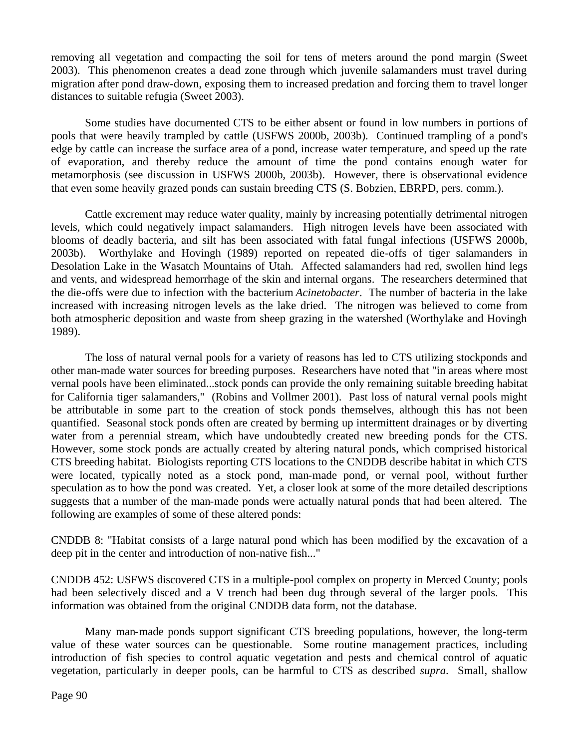removing all vegetation and compacting the soil for tens of meters around the pond margin (Sweet 2003). This phenomenon creates a dead zone through which juvenile salamanders must travel during migration after pond draw-down, exposing them to increased predation and forcing them to travel longer distances to suitable refugia (Sweet 2003).

Some studies have documented CTS to be either absent or found in low numbers in portions of pools that were heavily trampled by cattle (USFWS 2000b, 2003b). Continued trampling of a pond's edge by cattle can increase the surface area of a pond, increase water temperature, and speed up the rate of evaporation, and thereby reduce the amount of time the pond contains enough water for metamorphosis (see discussion in USFWS 2000b, 2003b). However, there is observational evidence that even some heavily grazed ponds can sustain breeding CTS (S. Bobzien, EBRPD, pers. comm.).

Cattle excrement may reduce water quality, mainly by increasing potentially detrimental nitrogen levels, which could negatively impact salamanders. High nitrogen levels have been associated with blooms of deadly bacteria, and silt has been associated with fatal fungal infections (USFWS 2000b, 2003b). Worthylake and Hovingh (1989) reported on repeated die-offs of tiger salamanders in Desolation Lake in the Wasatch Mountains of Utah. Affected salamanders had red, swollen hind legs and vents, and widespread hemorrhage of the skin and internal organs. The researchers determined that the die-offs were due to infection with the bacterium *Acinetobacter*. The number of bacteria in the lake increased with increasing nitrogen levels as the lake dried. The nitrogen was believed to come from both atmospheric deposition and waste from sheep grazing in the watershed (Worthylake and Hovingh 1989).

The loss of natural vernal pools for a variety of reasons has led to CTS utilizing stockponds and other man-made water sources for breeding purposes. Researchers have noted that "in areas where most vernal pools have been eliminated...stock ponds can provide the only remaining suitable breeding habitat for California tiger salamanders," (Robins and Vollmer 2001). Past loss of natural vernal pools might be attributable in some part to the creation of stock ponds themselves, although this has not been quantified. Seasonal stock ponds often are created by berming up intermittent drainages or by diverting water from a perennial stream, which have undoubtedly created new breeding ponds for the CTS. However, some stock ponds are actually created by altering natural ponds, which comprised historical CTS breeding habitat. Biologists reporting CTS locations to the CNDDB describe habitat in which CTS were located, typically noted as a stock pond, man-made pond, or vernal pool, without further speculation as to how the pond was created. Yet, a closer look at some of the more detailed descriptions suggests that a number of the man-made ponds were actually natural ponds that had been altered. The following are examples of some of these altered ponds:

CNDDB 8: "Habitat consists of a large natural pond which has been modified by the excavation of a deep pit in the center and introduction of non-native fish..."

CNDDB 452: USFWS discovered CTS in a multiple-pool complex on property in Merced County; pools had been selectively disced and a V trench had been dug through several of the larger pools. This information was obtained from the original CNDDB data form, not the database.

Many man-made ponds support significant CTS breeding populations, however, the long-term value of these water sources can be questionable. Some routine management practices, including introduction of fish species to control aquatic vegetation and pests and chemical control of aquatic vegetation, particularly in deeper pools, can be harmful to CTS as described *supra*. Small, shallow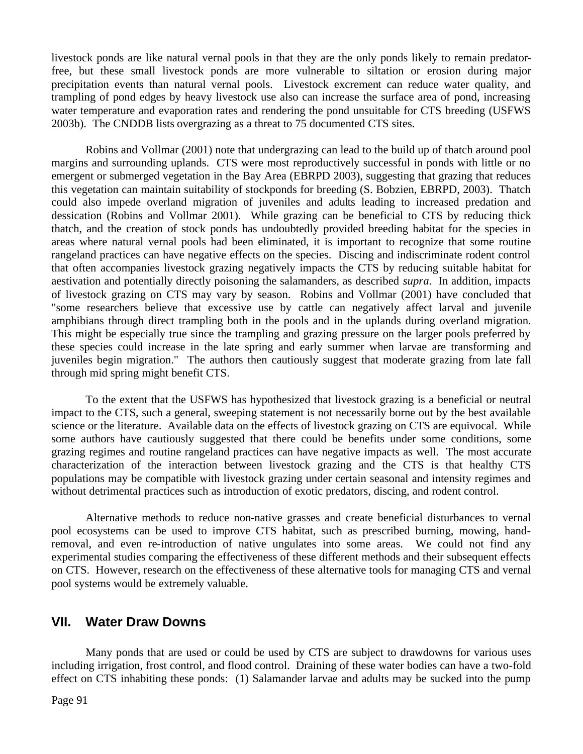livestock ponds are like natural vernal pools in that they are the only ponds likely to remain predator-free, but these small livestock ponds are more vulnerable to siltation or erosion during major precipitation events than natural vernal pools. Livestock excrement can reduce water quality, and trampling of pond edges by heavy livestock use also can increase the surface area of pond, increasing water temperature and evaporation rates and rendering the pond unsuitable for CTS breeding (USFWS 2003b). The CNDDB lists overgrazing as a threat to 75 documented CTS sites.

Robins and Vollmar (2001) note that undergrazing can lead to the build up of thatch around pool margins and surrounding uplands. CTS were most reproductively successful in ponds with little or no emergent or submerged vegetation in the Bay Area (EBRPD 2003), suggesting that grazing that reduces this vegetation can maintain suitability of stockponds for breeding (S. Bobzien, EBRPD, 2003). Thatch could also impede overland migration of juveniles and adults leading to increased predation and dessication (Robins and Vollmar 2001). While grazing can be beneficial to CTS by reducing thick thatch, and the creation of stock ponds has undoubtedly provided breeding habitat for the species in areas where natural vernal pools had been eliminated, it is important to recognize that some routine rangeland practices can have negative effects on the species. Discing and indiscriminate rodent control that often accompanies livestock grazing negatively impacts the CTS by reducing suitable habitat for aestivation and potentially directly poisoning the salamanders, as described *supra*. In addition, impacts of livestock grazing on CTS may vary by season. Robins and Vollmar (2001) have concluded that "some researchers believe that excessive use by cattle can negatively affect larval and juvenile amphibians through direct trampling both in the pools and in the uplands during overland migration. This might be especially true since the trampling and grazing pressure on the larger pools preferred by these species could increase in the late spring and early summer when larvae are transforming and juveniles begin migration." The authors then cautiously suggest that moderate grazing from late fall through mid spring might benefit CTS.

To the extent that the USFWS has hypothesized that livestock grazing is a beneficial or neutral impact to the CTS, such a general, sweeping statement is not necessarily borne out by the best available science or the literature. Available data on the effects of livestock grazing on CTS are equivocal. While some authors have cautiously suggested that there could be benefits under some conditions, some grazing regimes and routine rangeland practices can have negative impacts as well. The most accurate characterization of the interaction between livestock grazing and the CTS is that healthy CTS populations may be compatible with livestock grazing under certain seasonal and intensity regimes and without detrimental practices such as introduction of exotic predators, discing, and rodent control.

Alternative methods to reduce non-native grasses and create beneficial disturbances to vernal pool ecosystems can be used to improve CTS habitat, such as prescribed burning, mowing, hand-removal, and even re-introduction of native ungulates into some areas. We could not find any experimental studies comparing the effectiveness of these different methods and their subsequent effects on CTS. However, research on the effectiveness of these alternative tools for managing CTS and vernal pool systems would be extremely valuable.

## VII. Water Draw Downs

Many ponds that are used or could be used by CTS are subject to drawdowns for various uses including irrigation, frost control, and flood control. Draining of these water bodies can have a two-fold effect on CTS inhabiting these ponds: (1) Salamander larvae and adults may be sucked into the pump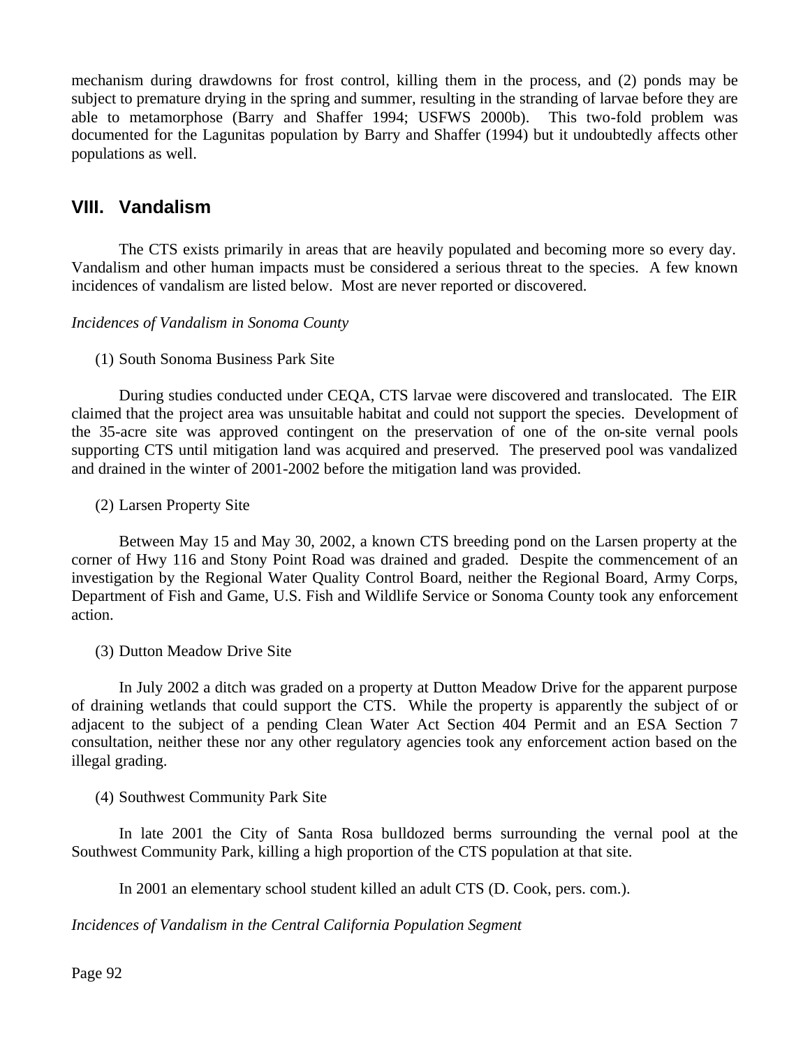mechanism during drawdowns for frost control, killing them in the process, and (2) ponds may be subject to premature drying in the spring and summer, resulting in the stranding of larvae before they are able to metamorphose (Barry and Shaffer 1994; USFWS 2000b). This two-fold problem was documented for the Lagunitas population by Barry and Shaffer (1994) but it undoubtedly affects other populations as well.

## VIII. Vandalism

The CTS exists primarily in areas that are heavily populated and becoming more so every day. Vandalism and other human impacts must be considered a serious threat to the species. A few known incidences of vandalism are listed below. Most are never reported or discovered.

*Incidences of Vandalism in Sonoma County*

(1) South Sonoma Business Park Site

During studies conducted under CEQA, CTS larvae were discovered and translocated. The EIR claimed that the project area was unsuitable habitat and could not support the species. Development of the 35-acre site was approved contingent on the preservation of one of the on-site vernal pools supporting CTS until mitigation land was acquired and preserved. The preserved pool was vandalized and drained in the winter of 2001-2002 before the mitigation land was provided.

(2) Larsen Property Site

Between May 15 and May 30, 2002, a known CTS breeding pond on the Larsen property at the corner of Hwy 116 and Stony Point Road was drained and graded. Despite the commencement of an investigation by the Regional Water Quality Control Board, neither the Regional Board, Army Corps, Department of Fish and Game, U.S. Fish and Wildlife Service or Sonoma County took any enforcement action.

(3) Dutton Meadow Drive Site

In July 2002 a ditch was graded on a property at Dutton Meadow Drive for the apparent purpose of draining wetlands that could support the CTS. While the property is apparently the subject of or adjacent to the subject of a pending Clean Water Act Section 404 Permit and an ESA Section 7 consultation, neither these nor any other regulatory agencies took any enforcement action based on the illegal grading.

(4) Southwest Community Park Site

In late 2001 the City of Santa Rosa bulldozed berms surrounding the vernal pool at the Southwest Community Park, killing a high proportion of the CTS population at that site.

In 2001 an elementary school student killed an adult CTS (D. Cook, pers. com.).

*Incidences of Vandalism in the Central California Population Segment*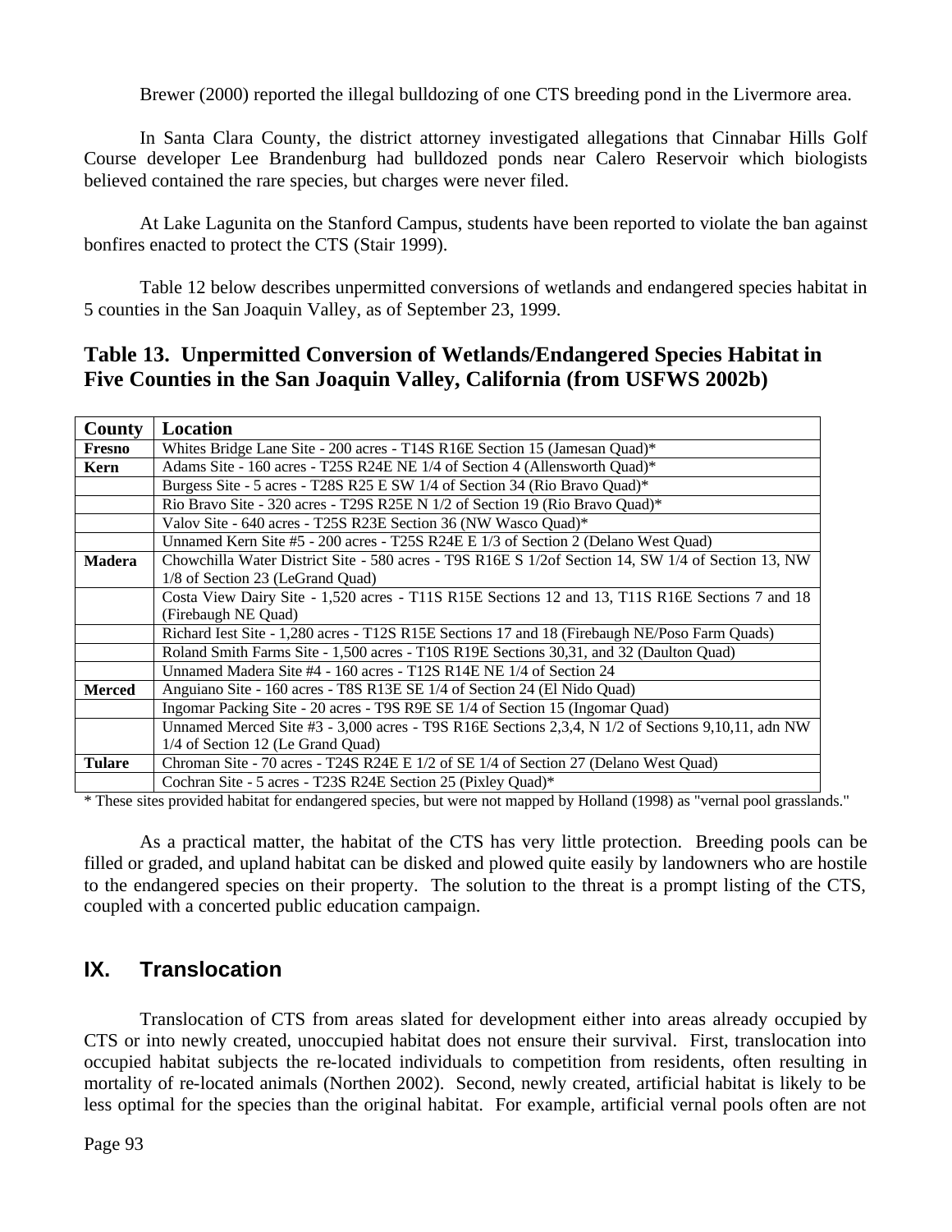Brewer (2000) reported the illegal bulldozing of one CTS breeding pond in the Livermore area.

In Santa Clara County, the district attorney investigated allegations that Cinnabar Hills Golf Course developer Lee Brandenburg had bulldozed ponds near Calero Reservoir which biologists believed contained the rare species, but charges were never filed.

At Lake Lagunita on the Stanford Campus, students have been reported to violate the ban against bonfires enacted to protect the CTS (Stair 1999).

Table 12 below describes unpermitted conversions of wetlands and endangered species habitat in 5 counties in the San Joaquin Valley, as of September 23, 1999.

### Table 13. Unpermitted Conversion of Wetlands/Endangered Species Habitat in Five Counties in the San Joaquin Valley, California (from USFWS 2002b)

| County | Location |
|---|---|
| **Fresno** | Whites Bridge Lane Site - 200 acres - T14S R16E Section 15 (Jamesan Quad)* |
| **Kern** | Adams Site - 160 acres - T25S R24E NE 1/4 of Section 4 (Allensworth Quad)* |
| | Burgess Site - 5 acres - T28S R25 E SW 1/4 of Section 34 (Rio Bravo Quad)* |
| | Rio Bravo Site - 320 acres - T29S R25E N 1/2 of Section 19 (Rio Bravo Quad)* |
| | Valov Site - 640 acres - T25S R23E Section 36 (NW Wasco Quad)* |
| | Unnamed Kern Site #5 - 200 acres - T25S R24E E 1/3 of Section 2 (Delano West Quad) |
| **Madera** | Chowchilla Water District Site - 580 acres - T9S R16E S 1/2of Section 14, SW 1/4 of Section 13, NW 1/8 of Section 23 (LeGrand Quad) |
| | Costa View Dairy Site - 1,520 acres - T11S R15E Sections 12 and 13, T11S R16E Sections 7 and 18 (Firebaugh NE Quad) |
| | Richard Iest Site - 1,280 acres - T12S R15E Sections 17 and 18 (Firebaugh NE/Poso Farm Quads) |
| | Roland Smith Farms Site - 1,500 acres - T10S R19E Sections 30,31, and 32 (Daulton Quad) |
| | Unnamed Madera Site #4 - 160 acres - T12S R14E NE 1/4 of Section 24 |
| **Merced** | Anguiano Site - 160 acres - T8S R13E SE 1/4 of Section 24 (El Nido Quad) |
| | Ingomar Packing Site - 20 acres - T9S R9E SE 1/4 of Section 15 (Ingomar Quad) |
| | Unnamed Merced Site #3 - 3,000 acres - T9S R16E Sections 2,3,4, N 1/2 of Sections 9,10,11, adn NW 1/4 of Section 12 (Le Grand Quad) |
| **Tulare** | Chroman Site - 70 acres - T24S R24E E 1/2 of SE 1/4 of Section 27 (Delano West Quad) |
| | Cochran Site - 5 acres - T23S R24E Section 25 (Pixley Quad)* |

* These sites provided habitat for endangered species, but were not mapped by Holland (1998) as "vernal pool grasslands."

As a practical matter, the habitat of the CTS has very little protection. Breeding pools can be filled or graded, and upland habitat can be disked and plowed quite easily by landowners who are hostile to the endangered species on their property. The solution to the threat is a prompt listing of the CTS, coupled with a concerted public education campaign.

## IX. Translocation

Translocation of CTS from areas slated for development either into areas already occupied by CTS or into newly created, unoccupied habitat does not ensure their survival. First, translocation into occupied habitat subjects the re-located individuals to competition from residents, often resulting in mortality of re-located animals (Northen 2002). Second, newly created, artificial habitat is likely to be less optimal for the species than the original habitat. For example, artificial vernal pools often are not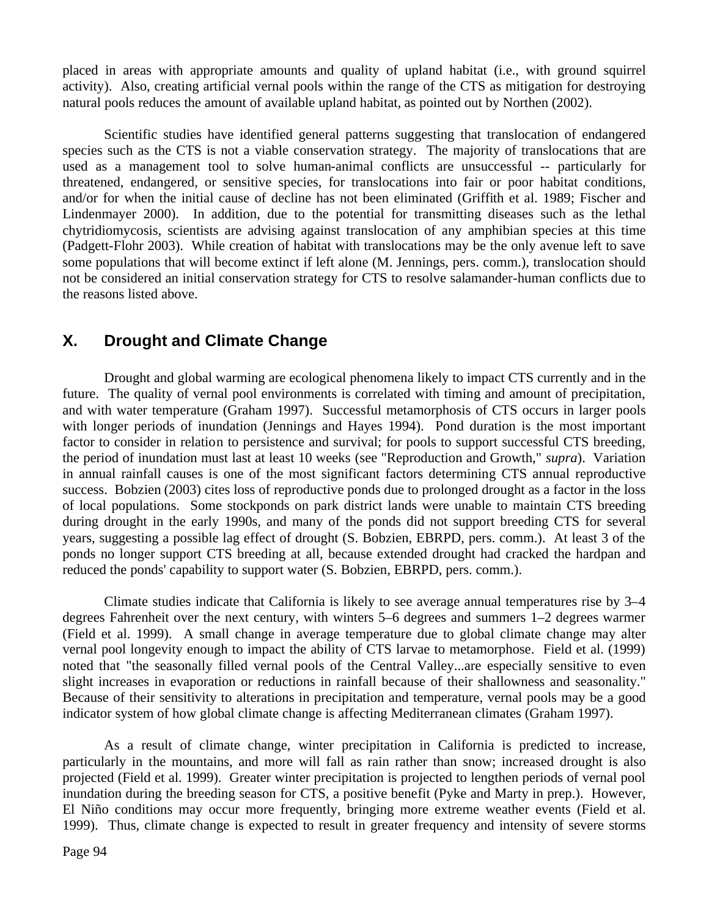placed in areas with appropriate amounts and quality of upland habitat (i.e., with ground squirrel activity). Also, creating artificial vernal pools within the range of the CTS as mitigation for destroying natural pools reduces the amount of available upland habitat, as pointed out by Northen (2002).

Scientific studies have identified general patterns suggesting that translocation of endangered species such as the CTS is not a viable conservation strategy. The majority of translocations that are used as a management tool to solve human-animal conflicts are unsuccessful -- particularly for threatened, endangered, or sensitive species, for translocations into fair or poor habitat conditions, and/or for when the initial cause of decline has not been eliminated (Griffith et al. 1989; Fischer and Lindenmayer 2000). In addition, due to the potential for transmitting diseases such as the lethal chytridiomycosis, scientists are advising against translocation of any amphibian species at this time (Padgett-Flohr 2003). While creation of habitat with translocations may be the only avenue left to save some populations that will become extinct if left alone (M. Jennings, pers. comm.), translocation should not be considered an initial conservation strategy for CTS to resolve salamander-human conflicts due to the reasons listed above.

## X. Drought and Climate Change

Drought and global warming are ecological phenomena likely to impact CTS currently and in the future. The quality of vernal pool environments is correlated with timing and amount of precipitation, and with water temperature (Graham 1997). Successful metamorphosis of CTS occurs in larger pools with longer periods of inundation (Jennings and Hayes 1994). Pond duration is the most important factor to consider in relation to persistence and survival; for pools to support successful CTS breeding, the period of inundation must last at least 10 weeks (see "Reproduction and Growth," *supra*). Variation in annual rainfall causes is one of the most significant factors determining CTS annual reproductive success. Bobzien (2003) cites loss of reproductive ponds due to prolonged drought as a factor in the loss of local populations. Some stockponds on park district lands were unable to maintain CTS breeding during drought in the early 1990s, and many of the ponds did not support breeding CTS for several years, suggesting a possible lag effect of drought (S. Bobzien, EBRPD, pers. comm.). At least 3 of the ponds no longer support CTS breeding at all, because extended drought had cracked the hardpan and reduced the ponds' capability to support water (S. Bobzien, EBRPD, pers. comm.).

Climate studies indicate that California is likely to see average annual temperatures rise by 3–4 degrees Fahrenheit over the next century, with winters 5–6 degrees and summers 1–2 degrees warmer (Field et al. 1999). A small change in average temperature due to global climate change may alter vernal pool longevity enough to impact the ability of CTS larvae to metamorphose. Field et al. (1999) noted that "the seasonally filled vernal pools of the Central Valley...are especially sensitive to even slight increases in evaporation or reductions in rainfall because of their shallowness and seasonality." Because of their sensitivity to alterations in precipitation and temperature, vernal pools may be a good indicator system of how global climate change is affecting Mediterranean climates (Graham 1997).

As a result of climate change, winter precipitation in California is predicted to increase, particularly in the mountains, and more will fall as rain rather than snow; increased drought is also projected (Field et al. 1999). Greater winter precipitation is projected to lengthen periods of vernal pool inundation during the breeding season for CTS, a positive benefit (Pyke and Marty in prep.). However, El Niño conditions may occur more frequently, bringing more extreme weather events (Field et al. 1999). Thus, climate change is expected to result in greater frequency and intensity of severe storms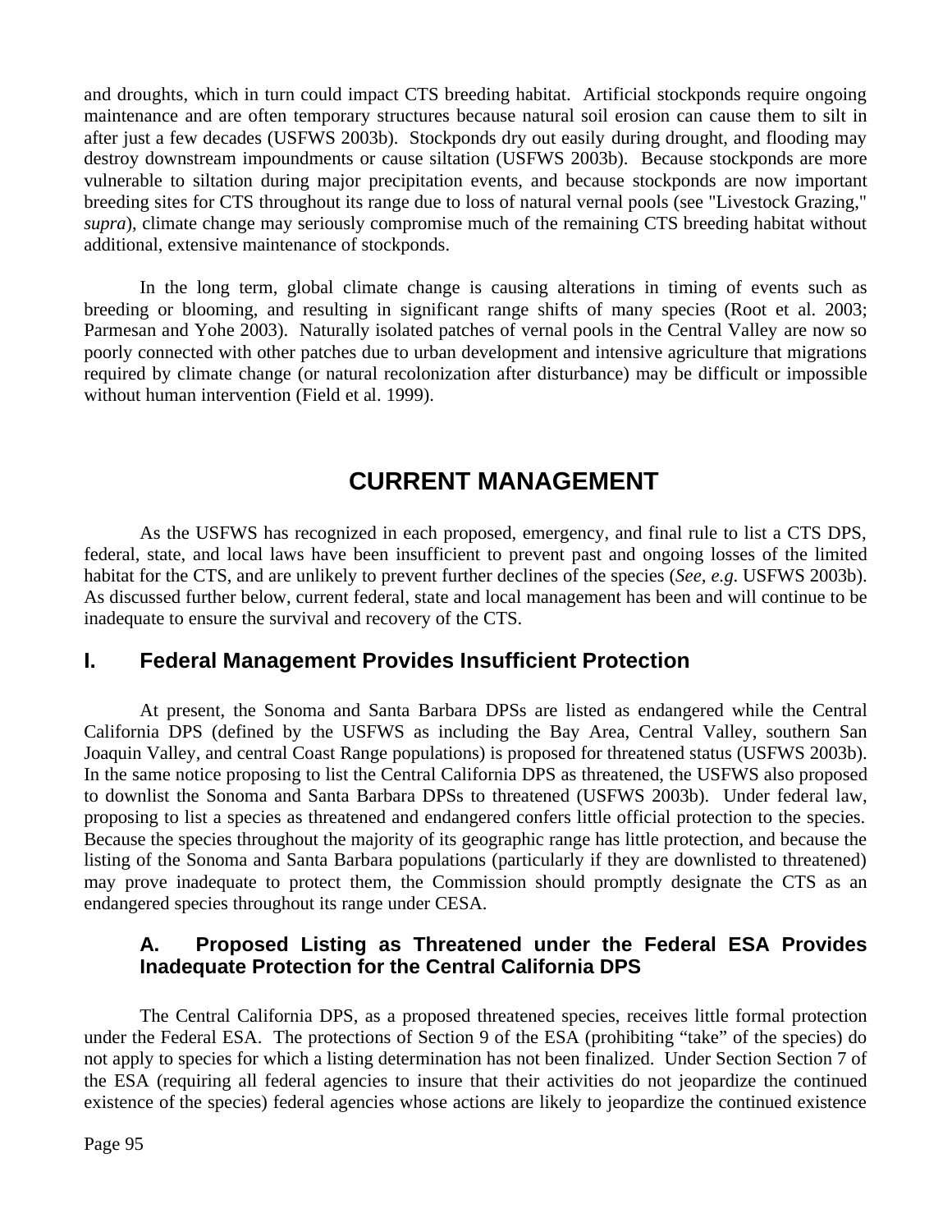and droughts, which in turn could impact CTS breeding habitat. Artificial stockponds require ongoing maintenance and are often temporary structures because natural soil erosion can cause them to silt in after just a few decades (USFWS 2003b). Stockponds dry out easily during drought, and flooding may destroy downstream impoundments or cause siltation (USFWS 2003b). Because stockponds are more vulnerable to siltation during major precipitation events, and because stockponds are now important breeding sites for CTS throughout its range due to loss of natural vernal pools (see "Livestock Grazing," *supra*), climate change may seriously compromise much of the remaining CTS breeding habitat without additional, extensive maintenance of stockponds.

In the long term, global climate change is causing alterations in timing of events such as breeding or blooming, and resulting in significant range shifts of many species (Root et al. 2003; Parmesan and Yohe 2003). Naturally isolated patches of vernal pools in the Central Valley are now so poorly connected with other patches due to urban development and intensive agriculture that migrations required by climate change (or natural recolonization after disturbance) may be difficult or impossible without human intervention (Field et al. 1999).

# CURRENT MANAGEMENT

As the USFWS has recognized in each proposed, emergency, and final rule to list a CTS DPS, federal, state, and local laws have been insufficient to prevent past and ongoing losses of the limited habitat for the CTS, and are unlikely to prevent further declines of the species (*See, e.g.* USFWS 2003b). As discussed further below, current federal, state and local management has been and will continue to be inadequate to ensure the survival and recovery of the CTS.

## I. Federal Management Provides Insufficient Protection

At present, the Sonoma and Santa Barbara DPSs are listed as endangered while the Central California DPS (defined by the USFWS as including the Bay Area, Central Valley, southern San Joaquin Valley, and central Coast Range populations) is proposed for threatened status (USFWS 2003b). In the same notice proposing to list the Central California DPS as threatened, the USFWS also proposed to downlist the Sonoma and Santa Barbara DPSs to threatened (USFWS 2003b). Under federal law, proposing to list a species as threatened and endangered confers little official protection to the species. Because the species throughout the majority of its geographic range has little protection, and because the listing of the Sonoma and Santa Barbara populations (particularly if they are downlisted to threatened) may prove inadequate to protect them, the Commission should promptly designate the CTS as an endangered species throughout its range under CESA.

### A. Proposed Listing as Threatened under the Federal ESA Provides Inadequate Protection for the Central California DPS

The Central California DPS, as a proposed threatened species, receives little formal protection under the Federal ESA. The protections of Section 9 of the ESA (prohibiting "take" of the species) do not apply to species for which a listing determination has not been finalized. Under Section Section 7 of the ESA (requiring all federal agencies to insure that their activities do not jeopardize the continued existence of the species) federal agencies whose actions are likely to jeopardize the continued existence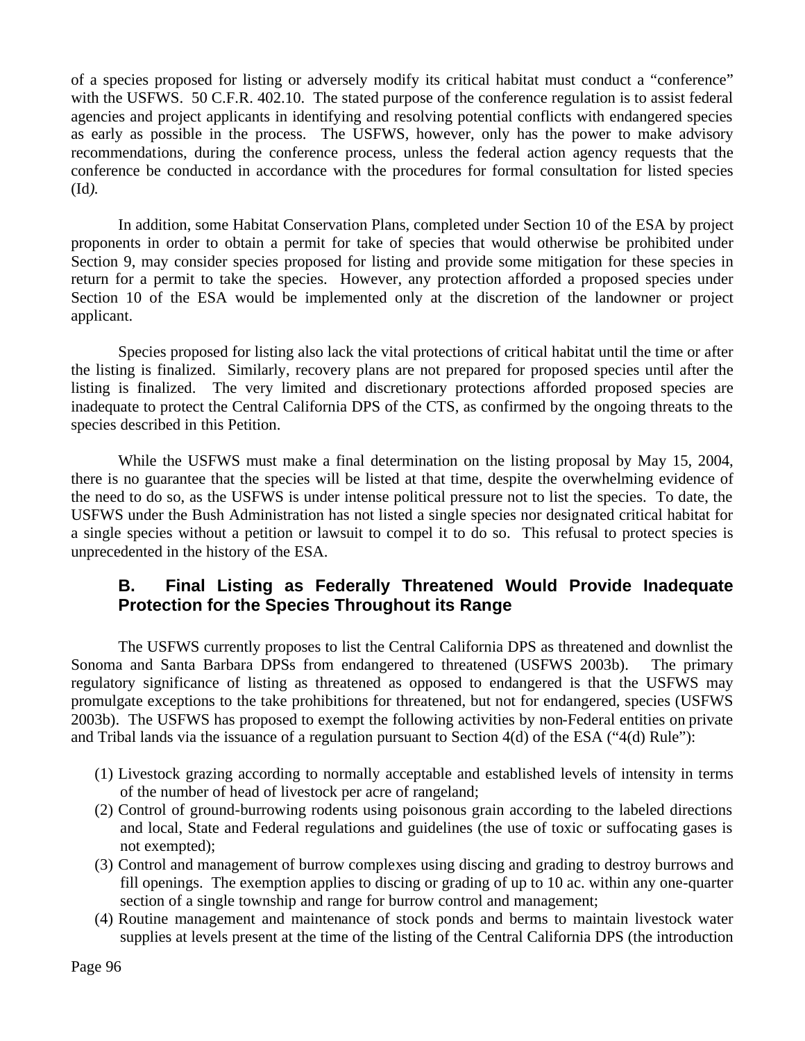of a species proposed for listing or adversely modify its critical habitat must conduct a "conference" with the USFWS. 50 C.F.R. 402.10. The stated purpose of the conference regulation is to assist federal agencies and project applicants in identifying and resolving potential conflicts with endangered species as early as possible in the process. The USFWS, however, only has the power to make advisory recommendations, during the conference process, unless the federal action agency requests that the conference be conducted in accordance with the procedures for formal consultation for listed species (Id*).*

In addition, some Habitat Conservation Plans, completed under Section 10 of the ESA by project proponents in order to obtain a permit for take of species that would otherwise be prohibited under Section 9, may consider species proposed for listing and provide some mitigation for these species in return for a permit to take the species. However, any protection afforded a proposed species under Section 10 of the ESA would be implemented only at the discretion of the landowner or project applicant.

Species proposed for listing also lack the vital protections of critical habitat until the time or after the listing is finalized. Similarly, recovery plans are not prepared for proposed species until after the listing is finalized. The very limited and discretionary protections afforded proposed species are inadequate to protect the Central California DPS of the CTS, as confirmed by the ongoing threats to the species described in this Petition.

While the USFWS must make a final determination on the listing proposal by May 15, 2004, there is no guarantee that the species will be listed at that time, despite the overwhelming evidence of the need to do so, as the USFWS is under intense political pressure not to list the species. To date, the USFWS under the Bush Administration has not listed a single species nor designated critical habitat for a single species without a petition or lawsuit to compel it to do so. This refusal to protect species is unprecedented in the history of the ESA.

## B. Final Listing as Federally Threatened Would Provide Inadequate Protection for the Species Throughout its Range

The USFWS currently proposes to list the Central California DPS as threatened and downlist the Sonoma and Santa Barbara DPSs from endangered to threatened (USFWS 2003b). The primary regulatory significance of listing as threatened as opposed to endangered is that the USFWS may promulgate exceptions to the take prohibitions for threatened, but not for endangered, species (USFWS 2003b). The USFWS has proposed to exempt the following activities by non-Federal entities on private and Tribal lands via the issuance of a regulation pursuant to Section 4(d) of the ESA ("4(d) Rule"):

(1) Livestock grazing according to normally acceptable and established levels of intensity in terms of the number of head of livestock per acre of rangeland;
(2) Control of ground-burrowing rodents using poisonous grain according to the labeled directions and local, State and Federal regulations and guidelines (the use of toxic or suffocating gases is not exempted);
(3) Control and management of burrow complexes using discing and grading to destroy burrows and fill openings. The exemption applies to discing or grading of up to 10 ac. within any one-quarter section of a single township and range for burrow control and management;
(4) Routine management and maintenance of stock ponds and berms to maintain livestock water supplies at levels present at the time of the listing of the Central California DPS (the introduction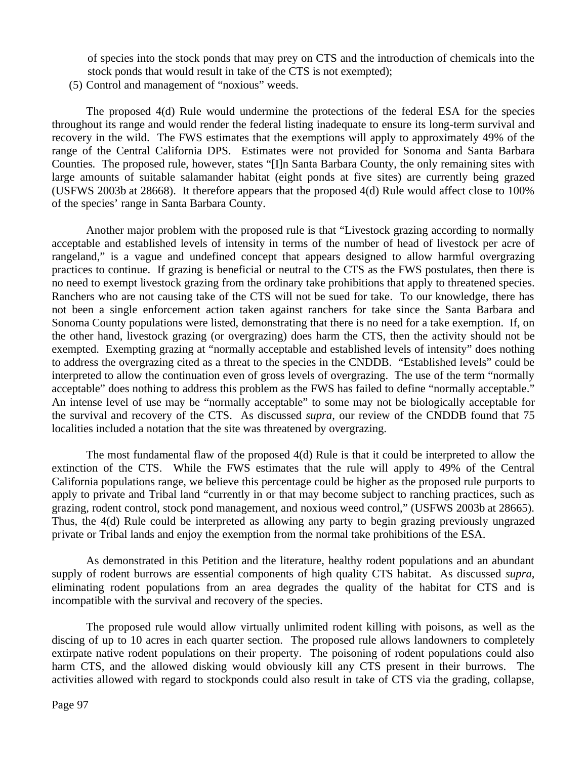of species into the stock ponds that may prey on CTS and the introduction of chemicals into the stock ponds that would result in take of the CTS is not exempted);

(5) Control and management of "noxious" weeds.

The proposed 4(d) Rule would undermine the protections of the federal ESA for the species throughout its range and would render the federal listing inadequate to ensure its long-term survival and recovery in the wild. The FWS estimates that the exemptions will apply to approximately 49% of the range of the Central California DPS. Estimates were not provided for Sonoma and Santa Barbara Counties. The proposed rule, however, states "[I]n Santa Barbara County, the only remaining sites with large amounts of suitable salamander habitat (eight ponds at five sites) are currently being grazed (USFWS 2003b at 28668). It therefore appears that the proposed 4(d) Rule would affect close to 100% of the species' range in Santa Barbara County.

Another major problem with the proposed rule is that "Livestock grazing according to normally acceptable and established levels of intensity in terms of the number of head of livestock per acre of rangeland," is a vague and undefined concept that appears designed to allow harmful overgrazing practices to continue. If grazing is beneficial or neutral to the CTS as the FWS postulates, then there is no need to exempt livestock grazing from the ordinary take prohibitions that apply to threatened species. Ranchers who are not causing take of the CTS will not be sued for take. To our knowledge, there has not been a single enforcement action taken against ranchers for take since the Santa Barbara and Sonoma County populations were listed, demonstrating that there is no need for a take exemption. If, on the other hand, livestock grazing (or overgrazing) does harm the CTS, then the activity should not be exempted. Exempting grazing at "normally acceptable and established levels of intensity" does nothing to address the overgrazing cited as a threat to the species in the CNDDB. "Established levels" could be interpreted to allow the continuation even of gross levels of overgrazing. The use of the term "normally acceptable" does nothing to address this problem as the FWS has failed to define "normally acceptable." An intense level of use may be "normally acceptable" to some may not be biologically acceptable for the survival and recovery of the CTS. As discussed *supra*, our review of the CNDDB found that 75 localities included a notation that the site was threatened by overgrazing.

The most fundamental flaw of the proposed 4(d) Rule is that it could be interpreted to allow the extinction of the CTS. While the FWS estimates that the rule will apply to 49% of the Central California populations range, we believe this percentage could be higher as the proposed rule purports to apply to private and Tribal land "currently in or that may become subject to ranching practices, such as grazing, rodent control, stock pond management, and noxious weed control," (USFWS 2003b at 28665). Thus, the 4(d) Rule could be interpreted as allowing any party to begin grazing previously ungrazed private or Tribal lands and enjoy the exemption from the normal take prohibitions of the ESA.

As demonstrated in this Petition and the literature, healthy rodent populations and an abundant supply of rodent burrows are essential components of high quality CTS habitat. As discussed *supra*, eliminating rodent populations from an area degrades the quality of the habitat for CTS and is incompatible with the survival and recovery of the species.

The proposed rule would allow virtually unlimited rodent killing with poisons, as well as the discing of up to 10 acres in each quarter section. The proposed rule allows landowners to completely extirpate native rodent populations on their property. The poisoning of rodent populations could also harm CTS, and the allowed disking would obviously kill any CTS present in their burrows. The activities allowed with regard to stockponds could also result in take of CTS via the grading, collapse,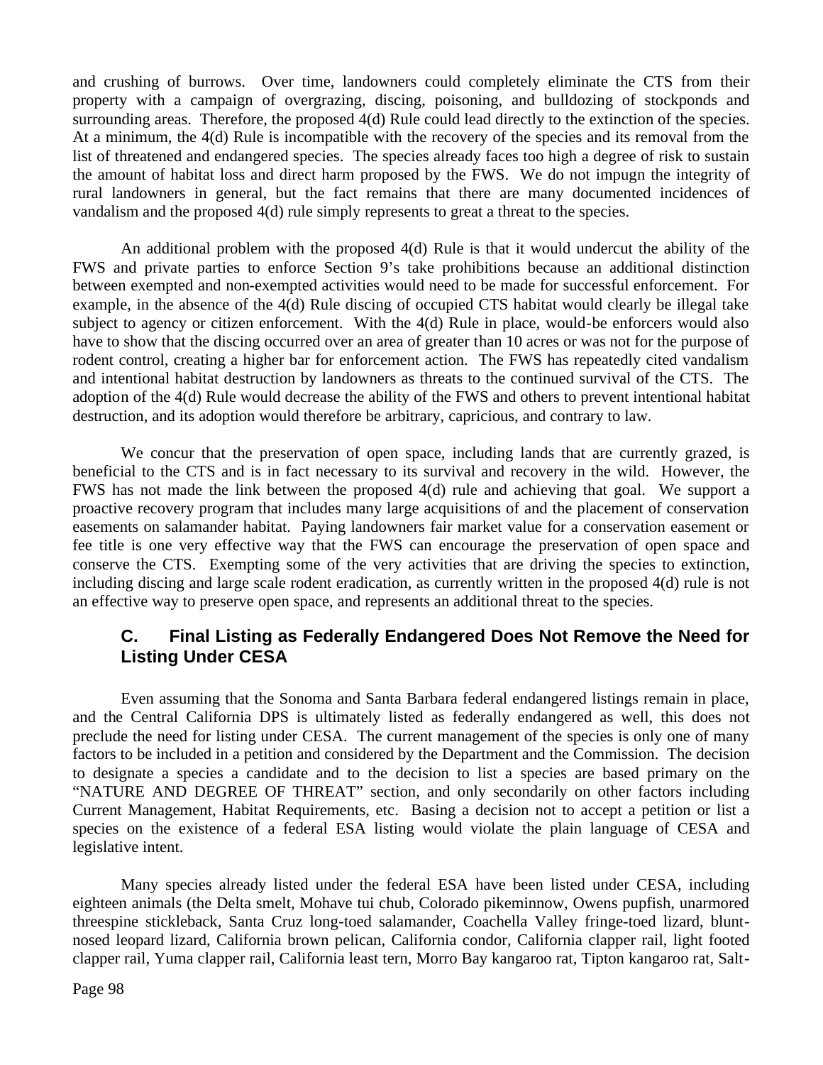and crushing of burrows. Over time, landowners could completely eliminate the CTS from their property with a campaign of overgrazing, discing, poisoning, and bulldozing of stockponds and surrounding areas. Therefore, the proposed 4(d) Rule could lead directly to the extinction of the species. At a minimum, the 4(d) Rule is incompatible with the recovery of the species and its removal from the list of threatened and endangered species. The species already faces too high a degree of risk to sustain the amount of habitat loss and direct harm proposed by the FWS. We do not impugn the integrity of rural landowners in general, but the fact remains that there are many documented incidences of vandalism and the proposed 4(d) rule simply represents to great a threat to the species.

An additional problem with the proposed 4(d) Rule is that it would undercut the ability of the FWS and private parties to enforce Section 9's take prohibitions because an additional distinction between exempted and non-exempted activities would need to be made for successful enforcement. For example, in the absence of the 4(d) Rule discing of occupied CTS habitat would clearly be illegal take subject to agency or citizen enforcement. With the 4(d) Rule in place, would-be enforcers would also have to show that the discing occurred over an area of greater than 10 acres or was not for the purpose of rodent control, creating a higher bar for enforcement action. The FWS has repeatedly cited vandalism and intentional habitat destruction by landowners as threats to the continued survival of the CTS. The adoption of the 4(d) Rule would decrease the ability of the FWS and others to prevent intentional habitat destruction, and its adoption would therefore be arbitrary, capricious, and contrary to law.

We concur that the preservation of open space, including lands that are currently grazed, is beneficial to the CTS and is in fact necessary to its survival and recovery in the wild. However, the FWS has not made the link between the proposed 4(d) rule and achieving that goal. We support a proactive recovery program that includes many large acquisitions of and the placement of conservation easements on salamander habitat. Paying landowners fair market value for a conservation easement or fee title is one very effective way that the FWS can encourage the preservation of open space and conserve the CTS. Exempting some of the very activities that are driving the species to extinction, including discing and large scale rodent eradication, as currently written in the proposed 4(d) rule is not an effective way to preserve open space, and represents an additional threat to the species.

### C. Final Listing as Federally Endangered Does Not Remove the Need for Listing Under CESA

Even assuming that the Sonoma and Santa Barbara federal endangered listings remain in place, and the Central California DPS is ultimately listed as federally endangered as well, this does not preclude the need for listing under CESA. The current management of the species is only one of many factors to be included in a petition and considered by the Department and the Commission. The decision to designate a species a candidate and to the decision to list a species are based primary on the "NATURE AND DEGREE OF THREAT" section, and only secondarily on other factors including Current Management, Habitat Requirements, etc. Basing a decision not to accept a petition or list a species on the existence of a federal ESA listing would violate the plain language of CESA and legislative intent.

Many species already listed under the federal ESA have been listed under CESA, including eighteen animals (the Delta smelt, Mohave tui chub, Colorado pikeminnow, Owens pupfish, unarmored threespine stickleback, Santa Cruz long-toed salamander, Coachella Valley fringe-toed lizard, blunt-nosed leopard lizard, California brown pelican, California condor, California clapper rail, light footed clapper rail, Yuma clapper rail, California least tern, Morro Bay kangaroo rat, Tipton kangaroo rat, Salt-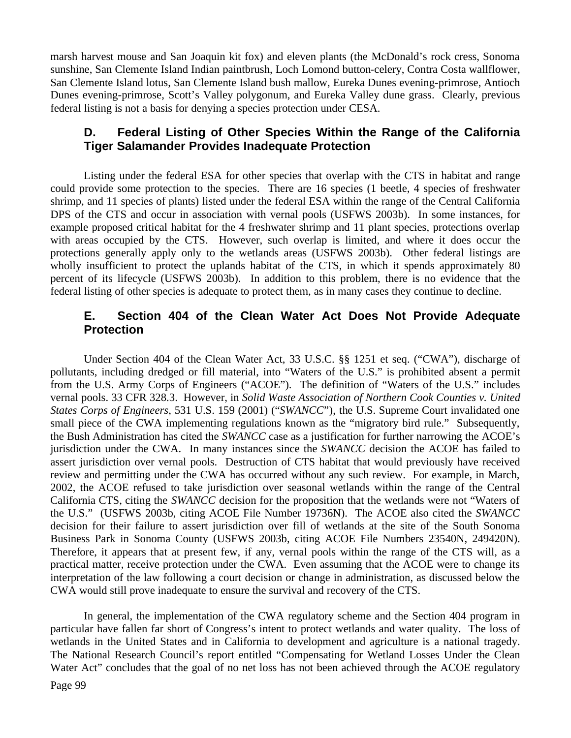marsh harvest mouse and San Joaquin kit fox) and eleven plants (the McDonald's rock cress, Sonoma sunshine, San Clemente Island Indian paintbrush, Loch Lomond button-celery, Contra Costa wallflower, San Clemente Island lotus, San Clemente Island bush mallow, Eureka Dunes evening-primrose, Antioch Dunes evening-primrose, Scott's Valley polygonum, and Eureka Valley dune grass. Clearly, previous federal listing is not a basis for denying a species protection under CESA.

### D. Federal Listing of Other Species Within the Range of the California Tiger Salamander Provides Inadequate Protection

Listing under the federal ESA for other species that overlap with the CTS in habitat and range could provide some protection to the species. There are 16 species (1 beetle, 4 species of freshwater shrimp, and 11 species of plants) listed under the federal ESA within the range of the Central California DPS of the CTS and occur in association with vernal pools (USFWS 2003b). In some instances, for example proposed critical habitat for the 4 freshwater shrimp and 11 plant species, protections overlap with areas occupied by the CTS. However, such overlap is limited, and where it does occur the protections generally apply only to the wetlands areas (USFWS 2003b). Other federal listings are wholly insufficient to protect the uplands habitat of the CTS, in which it spends approximately 80 percent of its lifecycle (USFWS 2003b). In addition to this problem, there is no evidence that the federal listing of other species is adequate to protect them, as in many cases they continue to decline.

### E. Section 404 of the Clean Water Act Does Not Provide Adequate Protection

Under Section 404 of the Clean Water Act, 33 U.S.C. §§ 1251 et seq. ("CWA"), discharge of pollutants, including dredged or fill material, into "Waters of the U.S." is prohibited absent a permit from the U.S. Army Corps of Engineers ("ACOE"). The definition of "Waters of the U.S." includes vernal pools. 33 CFR 328.3. However, in *Solid Waste Association of Northern Cook Counties v. United States Corps of Engineers*, 531 U.S. 159 (2001) ("*SWANCC*"), the U.S. Supreme Court invalidated one small piece of the CWA implementing regulations known as the "migratory bird rule." Subsequently, the Bush Administration has cited the *SWANCC* case as a justification for further narrowing the ACOE's jurisdiction under the CWA. In many instances since the *SWANCC* decision the ACOE has failed to assert jurisdiction over vernal pools. Destruction of CTS habitat that would previously have received review and permitting under the CWA has occurred without any such review. For example, in March, 2002, the ACOE refused to take jurisdiction over seasonal wetlands within the range of the Central California CTS, citing the *SWANCC* decision for the proposition that the wetlands were not "Waters of the U.S." (USFWS 2003b, citing ACOE File Number 19736N). The ACOE also cited the *SWANCC* decision for their failure to assert jurisdiction over fill of wetlands at the site of the South Sonoma Business Park in Sonoma County (USFWS 2003b, citing ACOE File Numbers 23540N, 249420N). Therefore, it appears that at present few, if any, vernal pools within the range of the CTS will, as a practical matter, receive protection under the CWA. Even assuming that the ACOE were to change its interpretation of the law following a court decision or change in administration, as discussed below the CWA would still prove inadequate to ensure the survival and recovery of the CTS.

In general, the implementation of the CWA regulatory scheme and the Section 404 program in particular have fallen far short of Congress's intent to protect wetlands and water quality. The loss of wetlands in the United States and in California to development and agriculture is a national tragedy. The National Research Council's report entitled "Compensating for Wetland Losses Under the Clean Water Act" concludes that the goal of no net loss has not been achieved through the ACOE regulatory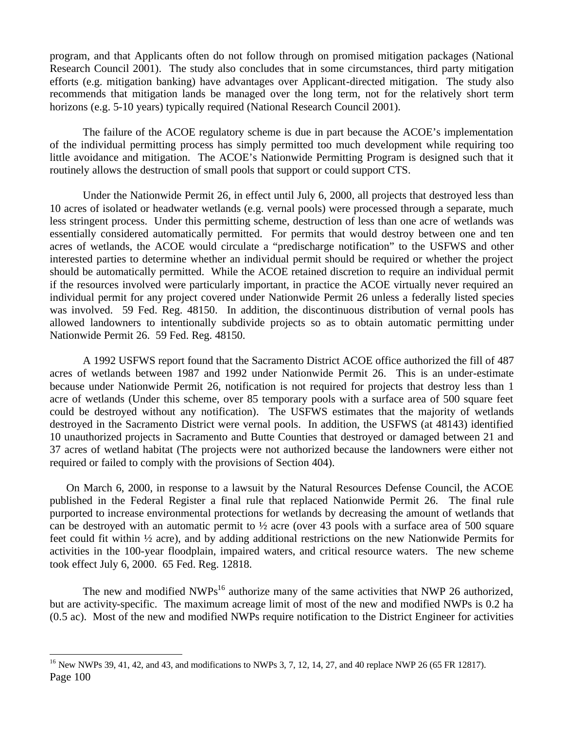program, and that Applicants often do not follow through on promised mitigation packages (National Research Council 2001). The study also concludes that in some circumstances, third party mitigation efforts (e.g. mitigation banking) have advantages over Applicant-directed mitigation. The study also recommends that mitigation lands be managed over the long term, not for the relatively short term horizons (e.g. 5-10 years) typically required (National Research Council 2001).

The failure of the ACOE regulatory scheme is due in part because the ACOE's implementation of the individual permitting process has simply permitted too much development while requiring too little avoidance and mitigation. The ACOE's Nationwide Permitting Program is designed such that it routinely allows the destruction of small pools that support or could support CTS.

Under the Nationwide Permit 26, in effect until July 6, 2000, all projects that destroyed less than 10 acres of isolated or headwater wetlands (e.g. vernal pools) were processed through a separate, much less stringent process. Under this permitting scheme, destruction of less than one acre of wetlands was essentially considered automatically permitted. For permits that would destroy between one and ten acres of wetlands, the ACOE would circulate a "predischarge notification" to the USFWS and other interested parties to determine whether an individual permit should be required or whether the project should be automatically permitted. While the ACOE retained discretion to require an individual permit if the resources involved were particularly important, in practice the ACOE virtually never required an individual permit for any project covered under Nationwide Permit 26 unless a federally listed species was involved. 59 Fed. Reg. 48150. In addition, the discontinuous distribution of vernal pools has allowed landowners to intentionally subdivide projects so as to obtain automatic permitting under Nationwide Permit 26. 59 Fed. Reg. 48150.

A 1992 USFWS report found that the Sacramento District ACOE office authorized the fill of 487 acres of wetlands between 1987 and 1992 under Nationwide Permit 26. This is an under-estimate because under Nationwide Permit 26, notification is not required for projects that destroy less than 1 acre of wetlands (Under this scheme, over 85 temporary pools with a surface area of 500 square feet could be destroyed without any notification). The USFWS estimates that the majority of wetlands destroyed in the Sacramento District were vernal pools. In addition, the USFWS (at 48143) identified 10 unauthorized projects in Sacramento and Butte Counties that destroyed or damaged between 21 and 37 acres of wetland habitat (The projects were not authorized because the landowners were either not required or failed to comply with the provisions of Section 404).

On March 6, 2000, in response to a lawsuit by the Natural Resources Defense Council, the ACOE published in the Federal Register a final rule that replaced Nationwide Permit 26. The final rule purported to increase environmental protections for wetlands by decreasing the amount of wetlands that can be destroyed with an automatic permit to ½ acre (over 43 pools with a surface area of 500 square feet could fit within ½ acre), and by adding additional restrictions on the new Nationwide Permits for activities in the 100-year floodplain, impaired waters, and critical resource waters. The new scheme took effect July 6, 2000. 65 Fed. Reg. 12818.

The new and modified NWPs[16] authorize many of the same activities that NWP 26 authorized, but are activity-specific. The maximum acreage limit of most of the new and modified NWPs is 0.2 ha (0.5 ac). Most of the new and modified NWPs require notification to the District Engineer for activities

[16] New NWPs 39, 41, 42, and 43, and modifications to NWPs 3, 7, 12, 14, 27, and 40 replace NWP 26 (65 FR 12817).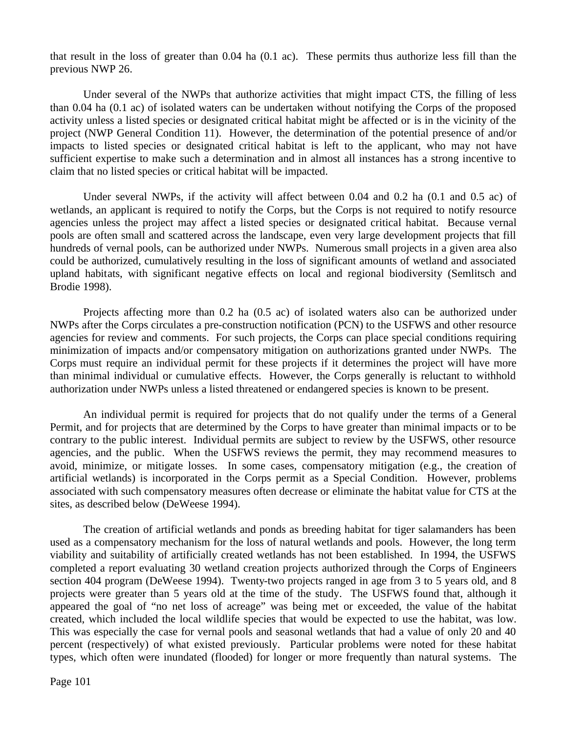that result in the loss of greater than 0.04 ha (0.1 ac). These permits thus authorize less fill than the previous NWP 26.

Under several of the NWPs that authorize activities that might impact CTS, the filling of less than 0.04 ha (0.1 ac) of isolated waters can be undertaken without notifying the Corps of the proposed activity unless a listed species or designated critical habitat might be affected or is in the vicinity of the project (NWP General Condition 11). However, the determination of the potential presence of and/or impacts to listed species or designated critical habitat is left to the applicant, who may not have sufficient expertise to make such a determination and in almost all instances has a strong incentive to claim that no listed species or critical habitat will be impacted.

Under several NWPs, if the activity will affect between 0.04 and 0.2 ha (0.1 and 0.5 ac) of wetlands, an applicant is required to notify the Corps, but the Corps is not required to notify resource agencies unless the project may affect a listed species or designated critical habitat. Because vernal pools are often small and scattered across the landscape, even very large development projects that fill hundreds of vernal pools, can be authorized under NWPs. Numerous small projects in a given area also could be authorized, cumulatively resulting in the loss of significant amounts of wetland and associated upland habitats, with significant negative effects on local and regional biodiversity (Semlitsch and Brodie 1998).

Projects affecting more than 0.2 ha (0.5 ac) of isolated waters also can be authorized under NWPs after the Corps circulates a pre-construction notification (PCN) to the USFWS and other resource agencies for review and comments. For such projects, the Corps can place special conditions requiring minimization of impacts and/or compensatory mitigation on authorizations granted under NWPs. The Corps must require an individual permit for these projects if it determines the project will have more than minimal individual or cumulative effects. However, the Corps generally is reluctant to withhold authorization under NWPs unless a listed threatened or endangered species is known to be present.

An individual permit is required for projects that do not qualify under the terms of a General Permit, and for projects that are determined by the Corps to have greater than minimal impacts or to be contrary to the public interest. Individual permits are subject to review by the USFWS, other resource agencies, and the public. When the USFWS reviews the permit, they may recommend measures to avoid, minimize, or mitigate losses. In some cases, compensatory mitigation (e.g., the creation of artificial wetlands) is incorporated in the Corps permit as a Special Condition. However, problems associated with such compensatory measures often decrease or eliminate the habitat value for CTS at the sites, as described below (DeWeese 1994).

The creation of artificial wetlands and ponds as breeding habitat for tiger salamanders has been used as a compensatory mechanism for the loss of natural wetlands and pools. However, the long term viability and suitability of artificially created wetlands has not been established. In 1994, the USFWS completed a report evaluating 30 wetland creation projects authorized through the Corps of Engineers section 404 program (DeWeese 1994). Twenty-two projects ranged in age from 3 to 5 years old, and 8 projects were greater than 5 years old at the time of the study. The USFWS found that, although it appeared the goal of "no net loss of acreage" was being met or exceeded, the value of the habitat created, which included the local wildlife species that would be expected to use the habitat, was low. This was especially the case for vernal pools and seasonal wetlands that had a value of only 20 and 40 percent (respectively) of what existed previously. Particular problems were noted for these habitat types, which often were inundated (flooded) for longer or more frequently than natural systems. The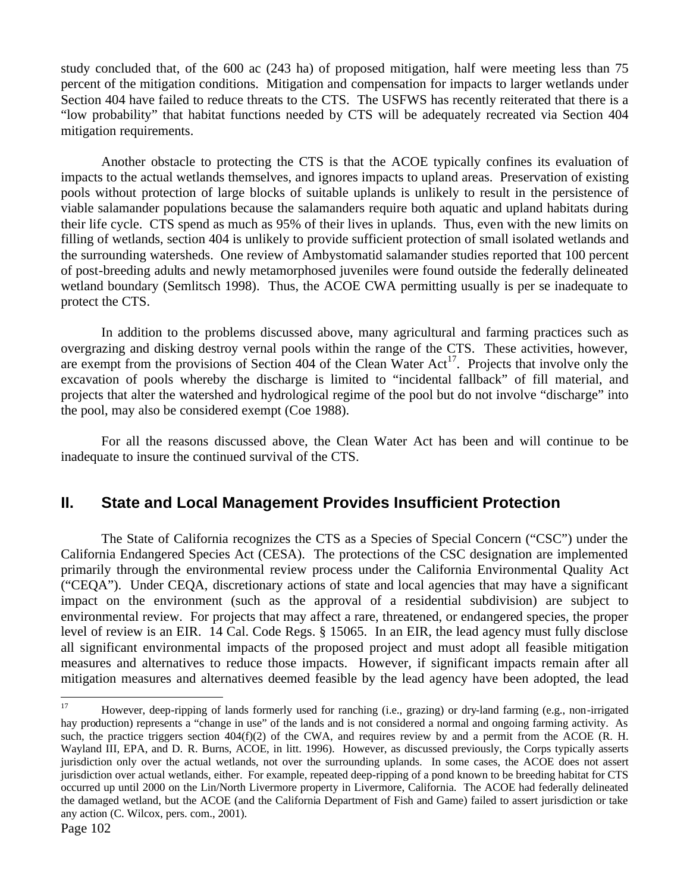study concluded that, of the 600 ac (243 ha) of proposed mitigation, half were meeting less than 75 percent of the mitigation conditions. Mitigation and compensation for impacts to larger wetlands under Section 404 have failed to reduce threats to the CTS. The USFWS has recently reiterated that there is a "low probability" that habitat functions needed by CTS will be adequately recreated via Section 404 mitigation requirements.

Another obstacle to protecting the CTS is that the ACOE typically confines its evaluation of impacts to the actual wetlands themselves, and ignores impacts to upland areas. Preservation of existing pools without protection of large blocks of suitable uplands is unlikely to result in the persistence of viable salamander populations because the salamanders require both aquatic and upland habitats during their life cycle. CTS spend as much as 95% of their lives in uplands. Thus, even with the new limits on filling of wetlands, section 404 is unlikely to provide sufficient protection of small isolated wetlands and the surrounding watersheds. One review of Ambystomatid salamander studies reported that 100 percent of post-breeding adults and newly metamorphosed juveniles were found outside the federally delineated wetland boundary (Semlitsch 1998). Thus, the ACOE CWA permitting usually is per se inadequate to protect the CTS.

In addition to the problems discussed above, many agricultural and farming practices such as overgrazing and disking destroy vernal pools within the range of the CTS. These activities, however, are exempt from the provisions of Section 404 of the Clean Water Act[17]. Projects that involve only the excavation of pools whereby the discharge is limited to "incidental fallback" of fill material, and projects that alter the watershed and hydrological regime of the pool but do not involve "discharge" into the pool, may also be considered exempt (Coe 1988).

For all the reasons discussed above, the Clean Water Act has been and will continue to be inadequate to insure the continued survival of the CTS.

## II. State and Local Management Provides Insufficient Protection

The State of California recognizes the CTS as a Species of Special Concern ("CSC") under the California Endangered Species Act (CESA). The protections of the CSC designation are implemented primarily through the environmental review process under the California Environmental Quality Act ("CEQA"). Under CEQA, discretionary actions of state and local agencies that may have a significant impact on the environment (such as the approval of a residential subdivision) are subject to environmental review. For projects that may affect a rare, threatened, or endangered species, the proper level of review is an EIR. 14 Cal. Code Regs. § 15065. In an EIR, the lead agency must fully disclose all significant environmental impacts of the proposed project and must adopt all feasible mitigation measures and alternatives to reduce those impacts. However, if significant impacts remain after all mitigation measures and alternatives deemed feasible by the lead agency have been adopted, the lead

---

[17] However, deep-ripping of lands formerly used for ranching (i.e., grazing) or dry-land farming (e.g., non-irrigated hay production) represents a "change in use" of the lands and is not considered a normal and ongoing farming activity. As such, the practice triggers section 404(f)(2) of the CWA, and requires review by and a permit from the ACOE (R. H. Wayland III, EPA, and D. R. Burns, ACOE, in litt. 1996). However, as discussed previously, the Corps typically asserts jurisdiction only over the actual wetlands, not over the surrounding uplands. In some cases, the ACOE does not assert jurisdiction over actual wetlands, either. For example, repeated deep-ripping of a pond known to be breeding habitat for CTS occurred up until 2000 on the Lin/North Livermore property in Livermore, California. The ACOE had federally delineated the damaged wetland, but the ACOE (and the California Department of Fish and Game) failed to assert jurisdiction or take any action (C. Wilcox, pers. com., 2001).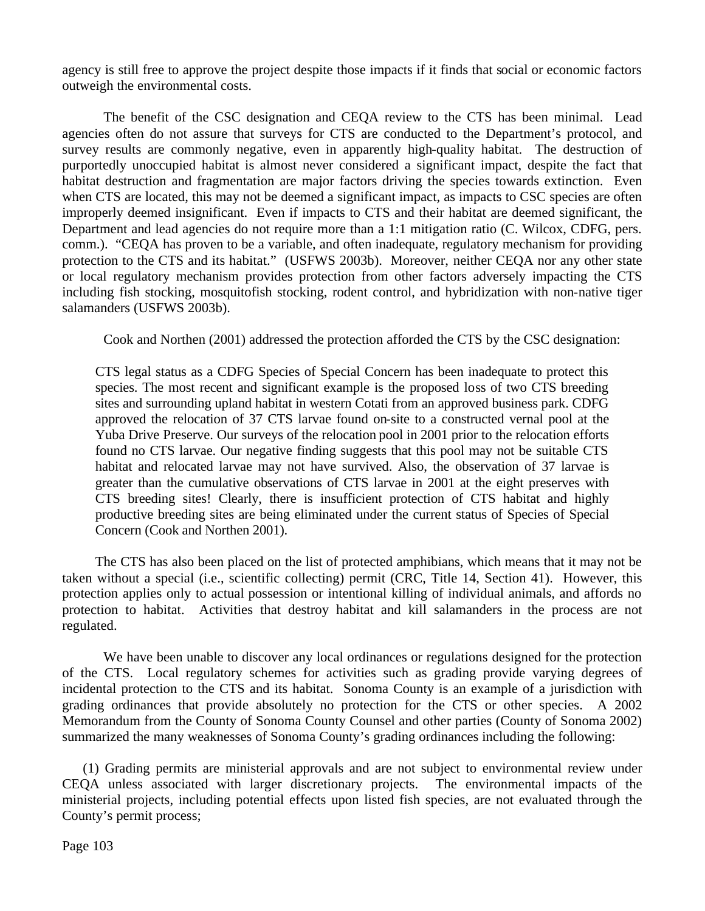agency is still free to approve the project despite those impacts if it finds that social or economic factors outweigh the environmental costs.

The benefit of the CSC designation and CEQA review to the CTS has been minimal. Lead agencies often do not assure that surveys for CTS are conducted to the Department's protocol, and survey results are commonly negative, even in apparently high-quality habitat. The destruction of purportedly unoccupied habitat is almost never considered a significant impact, despite the fact that habitat destruction and fragmentation are major factors driving the species towards extinction. Even when CTS are located, this may not be deemed a significant impact, as impacts to CSC species are often improperly deemed insignificant. Even if impacts to CTS and their habitat are deemed significant, the Department and lead agencies do not require more than a 1:1 mitigation ratio (C. Wilcox, CDFG, pers. comm.). "CEQA has proven to be a variable, and often inadequate, regulatory mechanism for providing protection to the CTS and its habitat." (USFWS 2003b). Moreover, neither CEQA nor any other state or local regulatory mechanism provides protection from other factors adversely impacting the CTS including fish stocking, mosquitofish stocking, rodent control, and hybridization with non-native tiger salamanders (USFWS 2003b).

Cook and Northen (2001) addressed the protection afforded the CTS by the CSC designation:

> CTS legal status as a CDFG Species of Special Concern has been inadequate to protect this species. The most recent and significant example is the proposed loss of two CTS breeding sites and surrounding upland habitat in western Cotati from an approved business park. CDFG approved the relocation of 37 CTS larvae found on-site to a constructed vernal pool at the Yuba Drive Preserve. Our surveys of the relocation pool in 2001 prior to the relocation efforts found no CTS larvae. Our negative finding suggests that this pool may not be suitable CTS habitat and relocated larvae may not have survived. Also, the observation of 37 larvae is greater than the cumulative observations of CTS larvae in 2001 at the eight preserves with CTS breeding sites! Clearly, there is insufficient protection of CTS habitat and highly productive breeding sites are being eliminated under the current status of Species of Special Concern (Cook and Northen 2001).

The CTS has also been placed on the list of protected amphibians, which means that it may not be taken without a special (i.e., scientific collecting) permit (CRC, Title 14, Section 41). However, this protection applies only to actual possession or intentional killing of individual animals, and affords no protection to habitat. Activities that destroy habitat and kill salamanders in the process are not regulated.

We have been unable to discover any local ordinances or regulations designed for the protection of the CTS. Local regulatory schemes for activities such as grading provide varying degrees of incidental protection to the CTS and its habitat. Sonoma County is an example of a jurisdiction with grading ordinances that provide absolutely no protection for the CTS or other species. A 2002 Memorandum from the County of Sonoma County Counsel and other parties (County of Sonoma 2002) summarized the many weaknesses of Sonoma County's grading ordinances including the following:

(1) Grading permits are ministerial approvals and are not subject to environmental review under CEQA unless associated with larger discretionary projects. The environmental impacts of the ministerial projects, including potential effects upon listed fish species, are not evaluated through the County's permit process;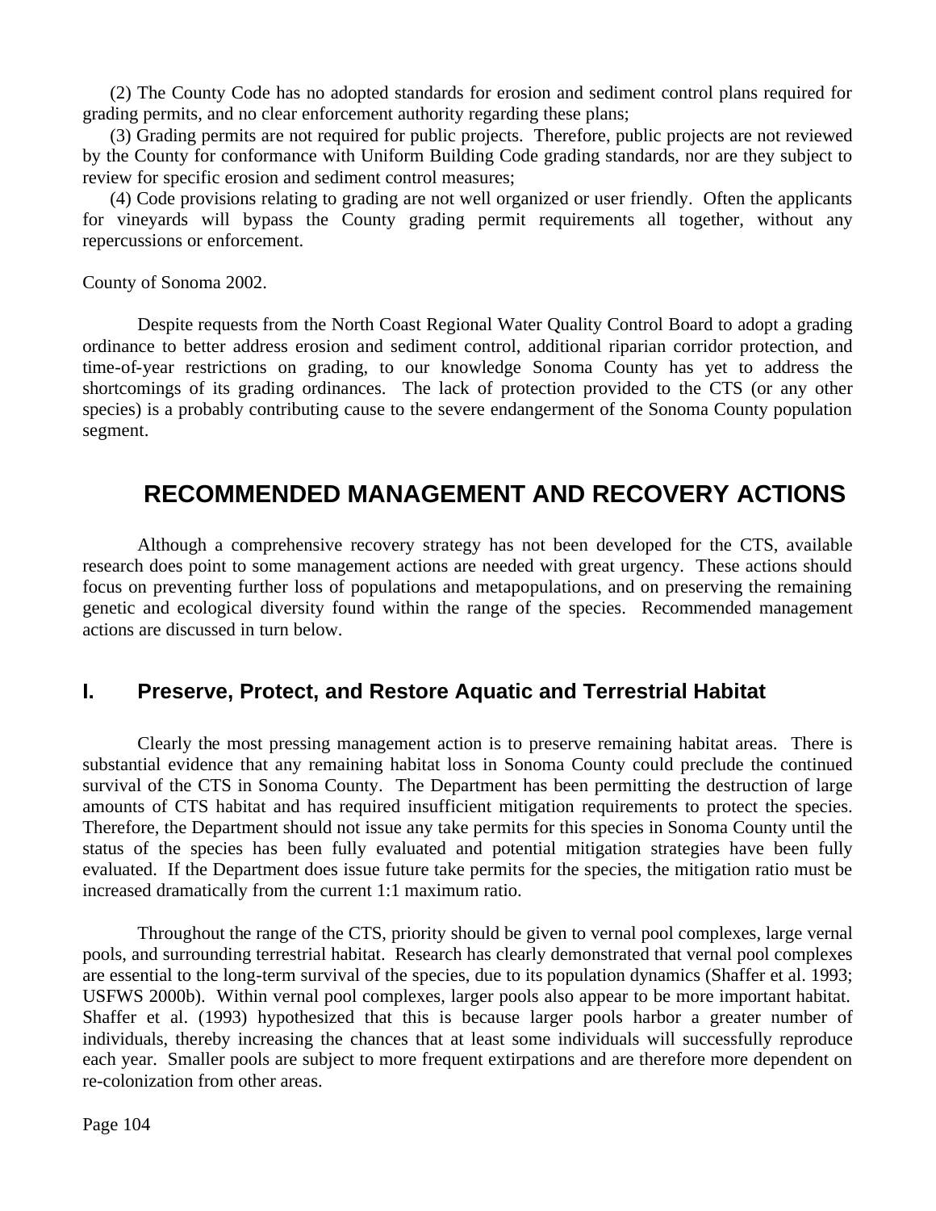(2) The County Code has no adopted standards for erosion and sediment control plans required for grading permits, and no clear enforcement authority regarding these plans;

(3) Grading permits are not required for public projects. Therefore, public projects are not reviewed by the County for conformance with Uniform Building Code grading standards, nor are they subject to review for specific erosion and sediment control measures;

(4) Code provisions relating to grading are not well organized or user friendly. Often the applicants for vineyards will bypass the County grading permit requirements all together, without any repercussions or enforcement.

County of Sonoma 2002.

Despite requests from the North Coast Regional Water Quality Control Board to adopt a grading ordinance to better address erosion and sediment control, additional riparian corridor protection, and time-of-year restrictions on grading, to our knowledge Sonoma County has yet to address the shortcomings of its grading ordinances. The lack of protection provided to the CTS (or any other species) is a probably contributing cause to the severe endangerment of the Sonoma County population segment.

# RECOMMENDED MANAGEMENT AND RECOVERY ACTIONS

Although a comprehensive recovery strategy has not been developed for the CTS, available research does point to some management actions are needed with great urgency. These actions should focus on preventing further loss of populations and metapopulations, and on preserving the remaining genetic and ecological diversity found within the range of the species. Recommended management actions are discussed in turn below.

## I. Preserve, Protect, and Restore Aquatic and Terrestrial Habitat

Clearly the most pressing management action is to preserve remaining habitat areas. There is substantial evidence that any remaining habitat loss in Sonoma County could preclude the continued survival of the CTS in Sonoma County. The Department has been permitting the destruction of large amounts of CTS habitat and has required insufficient mitigation requirements to protect the species. Therefore, the Department should not issue any take permits for this species in Sonoma County until the status of the species has been fully evaluated and potential mitigation strategies have been fully evaluated. If the Department does issue future take permits for the species, the mitigation ratio must be increased dramatically from the current 1:1 maximum ratio.

Throughout the range of the CTS, priority should be given to vernal pool complexes, large vernal pools, and surrounding terrestrial habitat. Research has clearly demonstrated that vernal pool complexes are essential to the long-term survival of the species, due to its population dynamics (Shaffer et al. 1993; USFWS 2000b). Within vernal pool complexes, larger pools also appear to be more important habitat. Shaffer et al. (1993) hypothesized that this is because larger pools harbor a greater number of individuals, thereby increasing the chances that at least some individuals will successfully reproduce each year. Smaller pools are subject to more frequent extirpations and are therefore more dependent on re-colonization from other areas.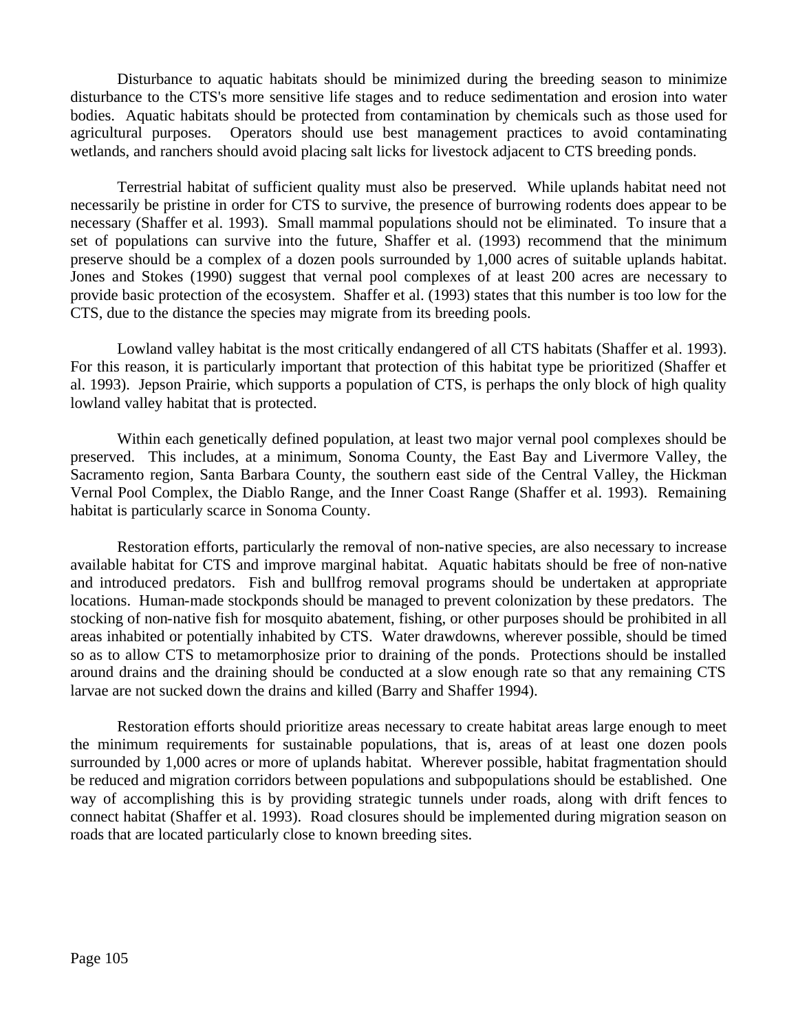Disturbance to aquatic habitats should be minimized during the breeding season to minimize disturbance to the CTS's more sensitive life stages and to reduce sedimentation and erosion into water bodies. Aquatic habitats should be protected from contamination by chemicals such as those used for agricultural purposes. Operators should use best management practices to avoid contaminating wetlands, and ranchers should avoid placing salt licks for livestock adjacent to CTS breeding ponds.

Terrestrial habitat of sufficient quality must also be preserved. While uplands habitat need not necessarily be pristine in order for CTS to survive, the presence of burrowing rodents does appear to be necessary (Shaffer et al. 1993). Small mammal populations should not be eliminated. To insure that a set of populations can survive into the future, Shaffer et al. (1993) recommend that the minimum preserve should be a complex of a dozen pools surrounded by 1,000 acres of suitable uplands habitat. Jones and Stokes (1990) suggest that vernal pool complexes of at least 200 acres are necessary to provide basic protection of the ecosystem. Shaffer et al. (1993) states that this number is too low for the CTS, due to the distance the species may migrate from its breeding pools.

Lowland valley habitat is the most critically endangered of all CTS habitats (Shaffer et al. 1993). For this reason, it is particularly important that protection of this habitat type be prioritized (Shaffer et al. 1993). Jepson Prairie, which supports a population of CTS, is perhaps the only block of high quality lowland valley habitat that is protected.

Within each genetically defined population, at least two major vernal pool complexes should be preserved. This includes, at a minimum, Sonoma County, the East Bay and Livermore Valley, the Sacramento region, Santa Barbara County, the southern east side of the Central Valley, the Hickman Vernal Pool Complex, the Diablo Range, and the Inner Coast Range (Shaffer et al. 1993). Remaining habitat is particularly scarce in Sonoma County.

Restoration efforts, particularly the removal of non-native species, are also necessary to increase available habitat for CTS and improve marginal habitat. Aquatic habitats should be free of non-native and introduced predators. Fish and bullfrog removal programs should be undertaken at appropriate locations. Human-made stockponds should be managed to prevent colonization by these predators. The stocking of non-native fish for mosquito abatement, fishing, or other purposes should be prohibited in all areas inhabited or potentially inhabited by CTS. Water drawdowns, wherever possible, should be timed so as to allow CTS to metamorphosize prior to draining of the ponds. Protections should be installed around drains and the draining should be conducted at a slow enough rate so that any remaining CTS larvae are not sucked down the drains and killed (Barry and Shaffer 1994).

Restoration efforts should prioritize areas necessary to create habitat areas large enough to meet the minimum requirements for sustainable populations, that is, areas of at least one dozen pools surrounded by 1,000 acres or more of uplands habitat. Wherever possible, habitat fragmentation should be reduced and migration corridors between populations and subpopulations should be established. One way of accomplishing this is by providing strategic tunnels under roads, along with drift fences to connect habitat (Shaffer et al. 1993). Road closures should be implemented during migration season on roads that are located particularly close to known breeding sites.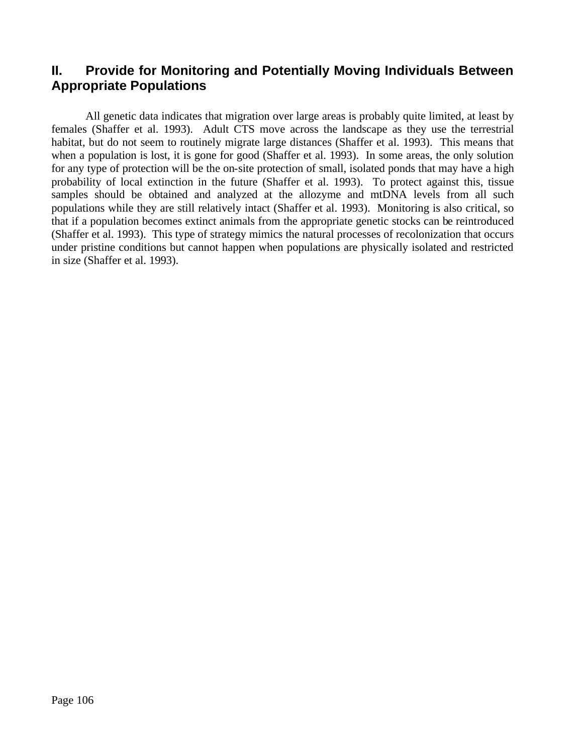## II. Provide for Monitoring and Potentially Moving Individuals Between Appropriate Populations

All genetic data indicates that migration over large areas is probably quite limited, at least by females (Shaffer et al. 1993). Adult CTS move across the landscape as they use the terrestrial habitat, but do not seem to routinely migrate large distances (Shaffer et al. 1993). This means that when a population is lost, it is gone for good (Shaffer et al. 1993). In some areas, the only solution for any type of protection will be the on-site protection of small, isolated ponds that may have a high probability of local extinction in the future (Shaffer et al. 1993). To protect against this, tissue samples should be obtained and analyzed at the allozyme and mtDNA levels from all such populations while they are still relatively intact (Shaffer et al. 1993). Monitoring is also critical, so that if a population becomes extinct animals from the appropriate genetic stocks can be reintroduced (Shaffer et al. 1993). This type of strategy mimics the natural processes of recolonization that occurs under pristine conditions but cannot happen when populations are physically isolated and restricted in size (Shaffer et al. 1993).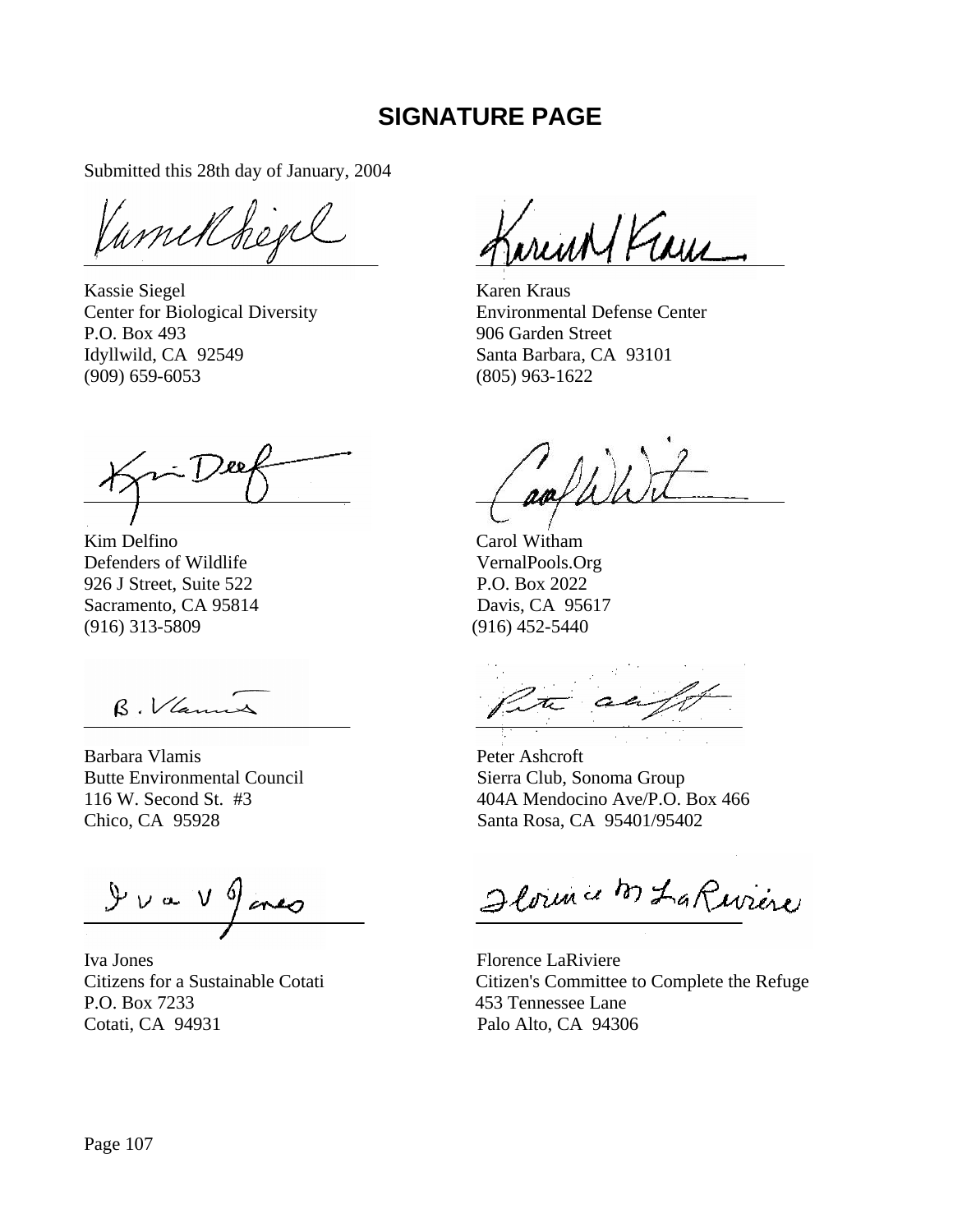# SIGNATURE PAGE

Submitted this 28th day of January, 2004

Kassie Siegel
Center for Biological Diversity
P.O. Box 493
Idyllwild, CA 92549
(909) 659-6053

Karen Kraus
Environmental Defense Center
906 Garden Street
Santa Barbara, CA 93101
(805) 963-1622

Kim Delfino
Defenders of Wildlife
926 J Street, Suite 522
Sacramento, CA 95814
(916) 313-5809

Carol Witham
VernalPools.Org
P.O. Box 2022
Davis, CA 95617
(916) 452-5440

Barbara Vlamis
Butte Environmental Council
116 W. Second St. #3
Chico, CA 95928

Peter Ashcroft
Sierra Club, Sonoma Group
404A Mendocino Ave/P.O. Box 466
Santa Rosa, CA 95401/95402

Iva Jones
Citizens for a Sustainable Cotati
P.O. Box 7233
Cotati, CA 94931

Florence LaRiviere
Citizen's Committee to Complete the Refuge
453 Tennessee Lane
Palo Alto, CA 94306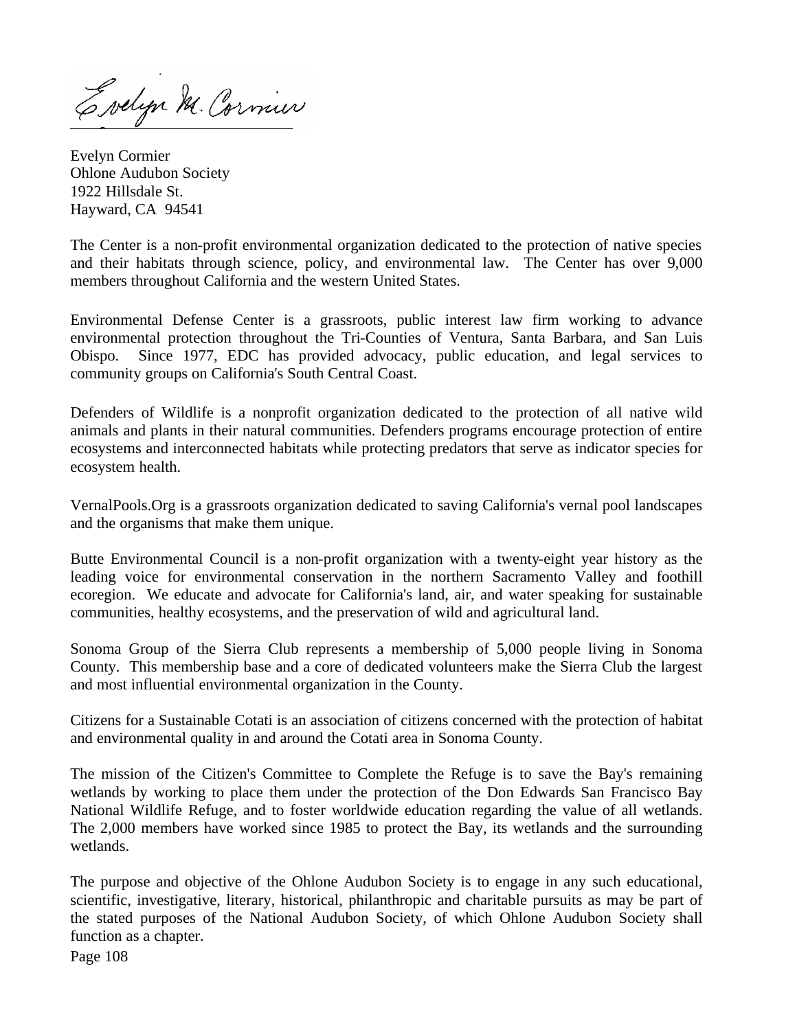Evelyn M. Cormier

Evelyn Cormier
Ohlone Audubon Society
1922 Hillsdale St.
Hayward, CA 94541

The Center is a non-profit environmental organization dedicated to the protection of native species and their habitats through science, policy, and environmental law. The Center has over 9,000 members throughout California and the western United States.

Environmental Defense Center is a grassroots, public interest law firm working to advance environmental protection throughout the Tri-Counties of Ventura, Santa Barbara, and San Luis Obispo. Since 1977, EDC has provided advocacy, public education, and legal services to community groups on California's South Central Coast.

Defenders of Wildlife is a nonprofit organization dedicated to the protection of all native wild animals and plants in their natural communities. Defenders programs encourage protection of entire ecosystems and interconnected habitats while protecting predators that serve as indicator species for ecosystem health.

VernalPools.Org is a grassroots organization dedicated to saving California's vernal pool landscapes and the organisms that make them unique.

Butte Environmental Council is a non-profit organization with a twenty-eight year history as the leading voice for environmental conservation in the northern Sacramento Valley and foothill ecoregion. We educate and advocate for California's land, air, and water speaking for sustainable communities, healthy ecosystems, and the preservation of wild and agricultural land.

Sonoma Group of the Sierra Club represents a membership of 5,000 people living in Sonoma County. This membership base and a core of dedicated volunteers make the Sierra Club the largest and most influential environmental organization in the County.

Citizens for a Sustainable Cotati is an association of citizens concerned with the protection of habitat and environmental quality in and around the Cotati area in Sonoma County.

The mission of the Citizen's Committee to Complete the Refuge is to save the Bay's remaining wetlands by working to place them under the protection of the Don Edwards San Francisco Bay National Wildlife Refuge, and to foster worldwide education regarding the value of all wetlands. The 2,000 members have worked since 1985 to protect the Bay, its wetlands and the surrounding wetlands.

The purpose and objective of the Ohlone Audubon Society is to engage in any such educational, scientific, investigative, literary, historical, philanthropic and charitable pursuits as may be part of the stated purposes of the National Audubon Society, of which Ohlone Audubon Society shall function as a chapter.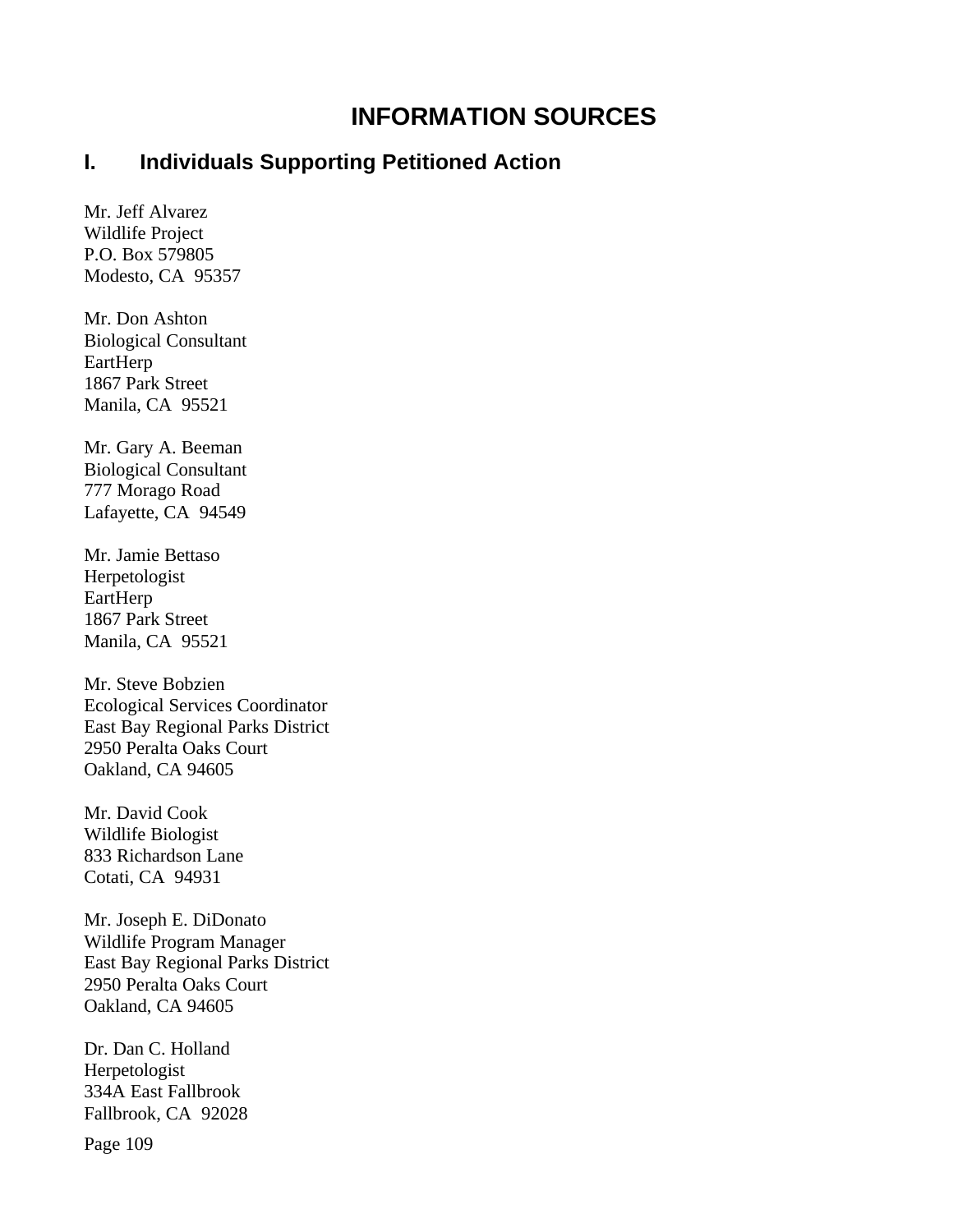# INFORMATION SOURCES

## I. Individuals Supporting Petitioned Action

Mr. Jeff Alvarez
Wildlife Project
P.O. Box 579805
Modesto, CA 95357

Mr. Don Ashton
Biological Consultant
EartHerp
1867 Park Street
Manila, CA 95521

Mr. Gary A. Beeman
Biological Consultant
777 Morago Road
Lafayette, CA 94549

Mr. Jamie Bettaso
Herpetologist
EartHerp
1867 Park Street
Manila, CA 95521

Mr. Steve Bobzien
Ecological Services Coordinator
East Bay Regional Parks District
2950 Peralta Oaks Court
Oakland, CA 94605

Mr. David Cook
Wildlife Biologist
833 Richardson Lane
Cotati, CA 94931

Mr. Joseph E. DiDonato
Wildlife Program Manager
East Bay Regional Parks District
2950 Peralta Oaks Court
Oakland, CA 94605

Dr. Dan C. Holland
Herpetologist
334A East Fallbrook
Fallbrook, CA 92028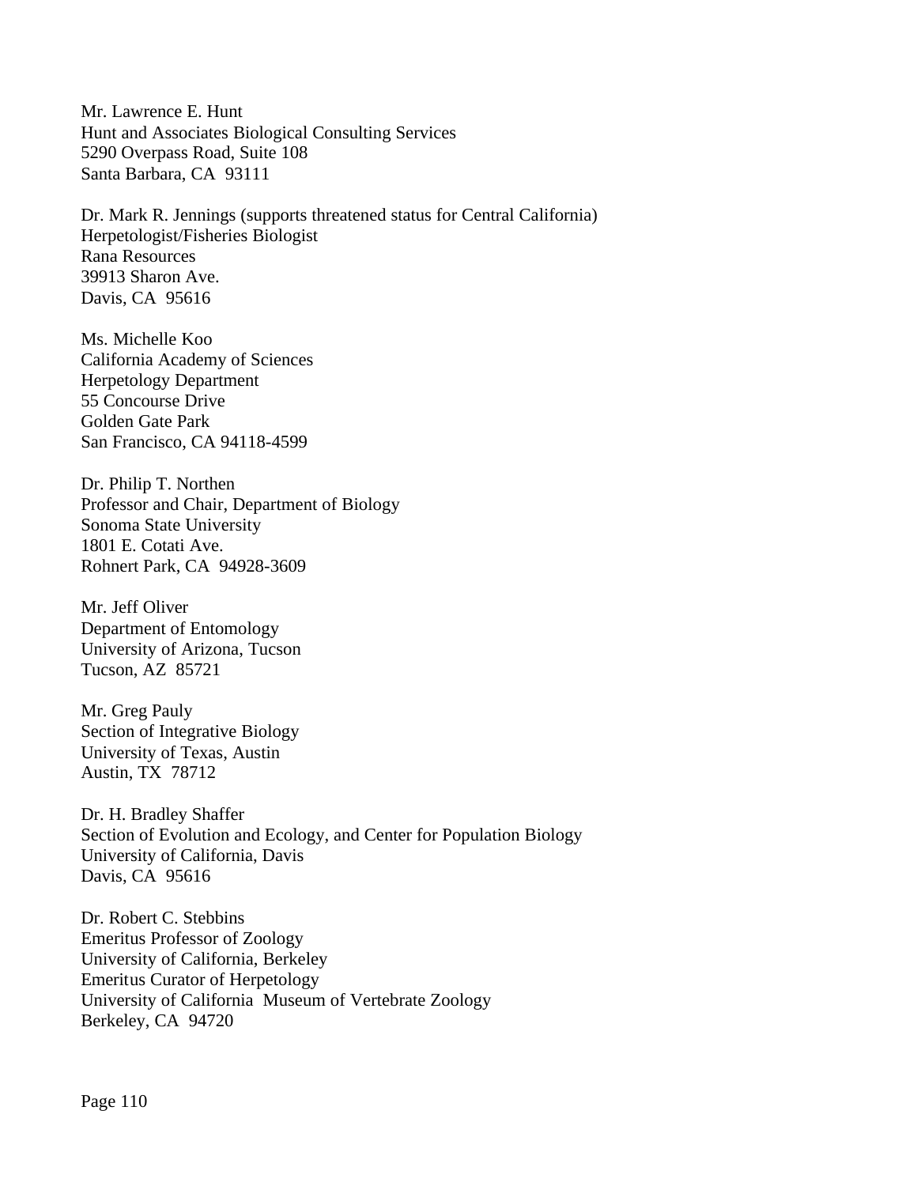Mr. Lawrence E. Hunt
Hunt and Associates Biological Consulting Services
5290 Overpass Road, Suite 108
Santa Barbara, CA  93111

Dr. Mark R. Jennings (supports threatened status for Central California)
Herpetologist/Fisheries Biologist
Rana Resources
39913 Sharon Ave.
Davis, CA  95616

Ms. Michelle Koo
California Academy of Sciences
Herpetology Department
55 Concourse Drive
Golden Gate Park
San Francisco, CA 94118-4599

Dr. Philip T. Northen
Professor and Chair, Department of Biology
Sonoma State University
1801 E. Cotati Ave.
Rohnert Park, CA  94928-3609

Mr. Jeff Oliver
Department of Entomology
University of Arizona, Tucson
Tucson, AZ  85721

Mr. Greg Pauly
Section of Integrative Biology
University of Texas, Austin
Austin, TX  78712

Dr. H. Bradley Shaffer
Section of Evolution and Ecology, and Center for Population Biology
University of California, Davis
Davis, CA  95616

Dr. Robert C. Stebbins
Emeritus Professor of Zoology
University of California, Berkeley
Emeritus Curator of Herpetology
University of California  Museum of Vertebrate Zoology
Berkeley, CA  94720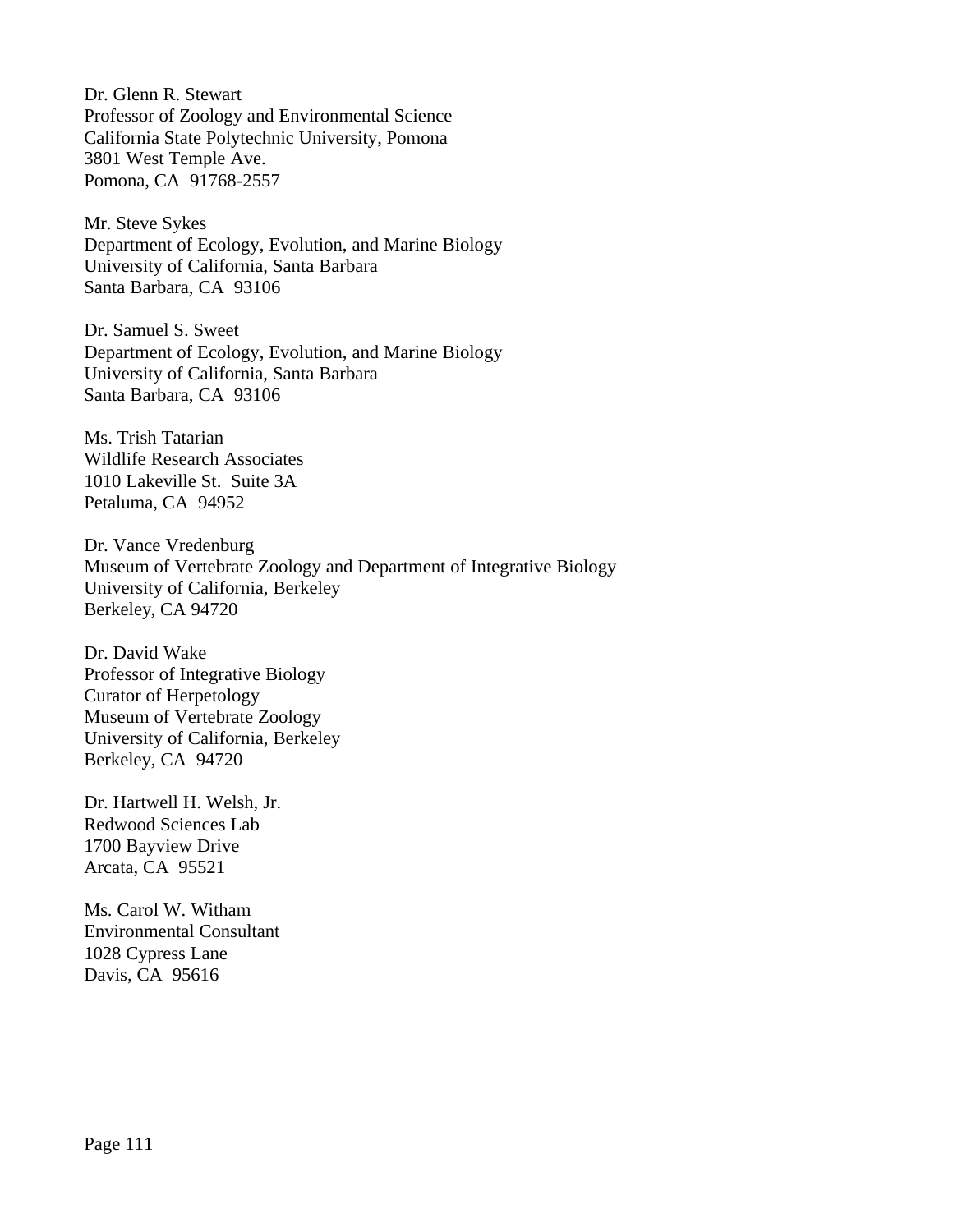Dr. Glenn R. Stewart
Professor of Zoology and Environmental Science
California State Polytechnic University, Pomona
3801 West Temple Ave.
Pomona, CA  91768-2557

Mr. Steve Sykes
Department of Ecology, Evolution, and Marine Biology
University of California, Santa Barbara
Santa Barbara, CA  93106

Dr. Samuel S. Sweet
Department of Ecology, Evolution, and Marine Biology
University of California, Santa Barbara
Santa Barbara, CA  93106

Ms. Trish Tatarian
Wildlife Research Associates
1010 Lakeville St.  Suite 3A
Petaluma, CA  94952

Dr. Vance Vredenburg
Museum of Vertebrate Zoology and Department of Integrative Biology
University of California, Berkeley
Berkeley, CA 94720

Dr. David Wake
Professor of Integrative Biology
Curator of Herpetology
Museum of Vertebrate Zoology
University of California, Berkeley
Berkeley, CA  94720

Dr. Hartwell H. Welsh, Jr.
Redwood Sciences Lab
1700 Bayview Drive
Arcata, CA  95521

Ms. Carol W. Witham
Environmental Consultant
1028 Cypress Lane
Davis, CA  95616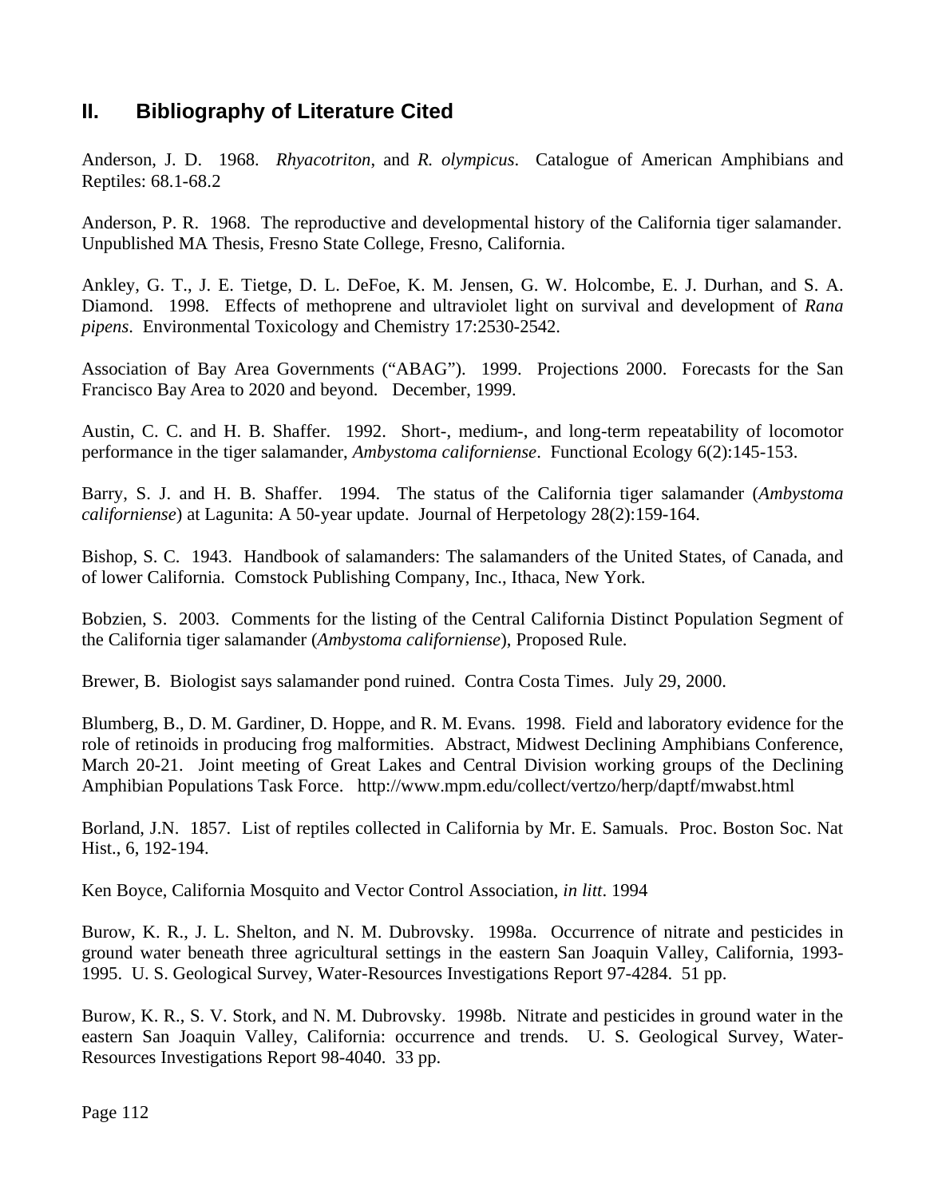## II. Bibliography of Literature Cited

Anderson, J. D. 1968. *Rhyacotriton*, and *R. olympicus*. Catalogue of American Amphibians and Reptiles: 68.1-68.2

Anderson, P. R. 1968. The reproductive and developmental history of the California tiger salamander. Unpublished MA Thesis, Fresno State College, Fresno, California.

Ankley, G. T., J. E. Tietge, D. L. DeFoe, K. M. Jensen, G. W. Holcombe, E. J. Durhan, and S. A. Diamond. 1998. Effects of methoprene and ultraviolet light on survival and development of *Rana pipens*. Environmental Toxicology and Chemistry 17:2530-2542.

Association of Bay Area Governments ("ABAG"). 1999. Projections 2000. Forecasts for the San Francisco Bay Area to 2020 and beyond. December, 1999.

Austin, C. C. and H. B. Shaffer. 1992. Short-, medium-, and long-term repeatability of locomotor performance in the tiger salamander, *Ambystoma californiense*. Functional Ecology 6(2):145-153.

Barry, S. J. and H. B. Shaffer. 1994. The status of the California tiger salamander (*Ambystoma californiense*) at Lagunita: A 50-year update. Journal of Herpetology 28(2):159-164.

Bishop, S. C. 1943. Handbook of salamanders: The salamanders of the United States, of Canada, and of lower California. Comstock Publishing Company, Inc., Ithaca, New York.

Bobzien, S. 2003. Comments for the listing of the Central California Distinct Population Segment of the California tiger salamander (*Ambystoma californiense*), Proposed Rule.

Brewer, B. Biologist says salamander pond ruined. Contra Costa Times. July 29, 2000.

Blumberg, B., D. M. Gardiner, D. Hoppe, and R. M. Evans. 1998. Field and laboratory evidence for the role of retinoids in producing frog malformities. Abstract, Midwest Declining Amphibians Conference, March 20-21. Joint meeting of Great Lakes and Central Division working groups of the Declining Amphibian Populations Task Force. http://www.mpm.edu/collect/vertzo/herp/daptf/mwabst.html

Borland, J.N. 1857. List of reptiles collected in California by Mr. E. Samuals. Proc. Boston Soc. Nat Hist., 6, 192-194.

Ken Boyce, California Mosquito and Vector Control Association, *in litt*. 1994

Burow, K. R., J. L. Shelton, and N. M. Dubrovsky. 1998a. Occurrence of nitrate and pesticides in ground water beneath three agricultural settings in the eastern San Joaquin Valley, California, 1993-1995. U. S. Geological Survey, Water-Resources Investigations Report 97-4284. 51 pp.

Burow, K. R., S. V. Stork, and N. M. Dubrovsky. 1998b. Nitrate and pesticides in ground water in the eastern San Joaquin Valley, California: occurrence and trends. U. S. Geological Survey, Water-Resources Investigations Report 98-4040. 33 pp.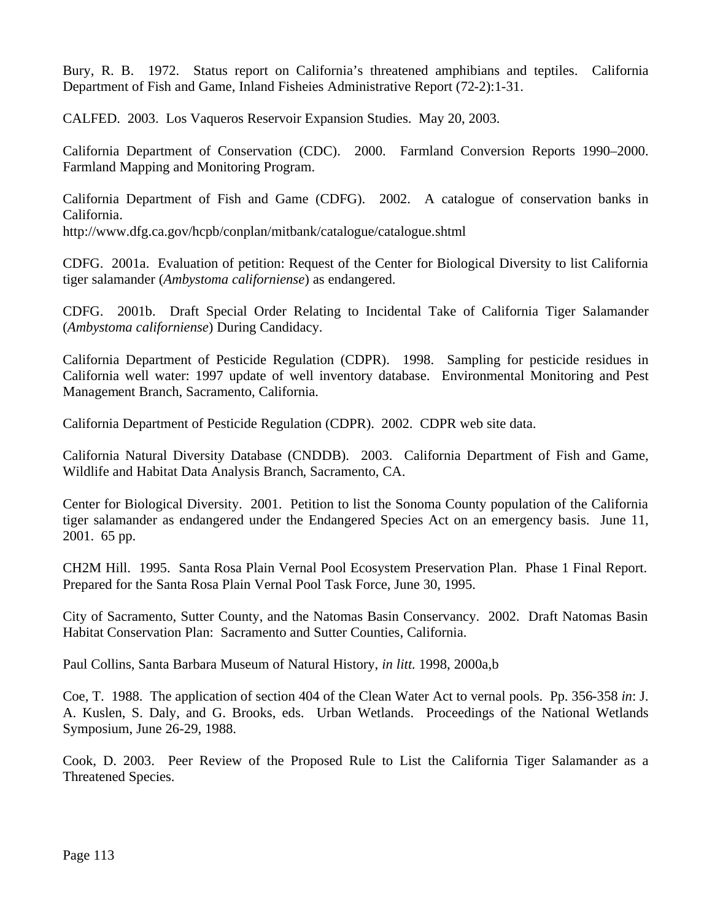Bury, R. B. 1972. Status report on California's threatened amphibians and teptiles. California Department of Fish and Game, Inland Fisheies Administrative Report (72-2):1-31.

CALFED. 2003. Los Vaqueros Reservoir Expansion Studies. May 20, 2003.

California Department of Conservation (CDC). 2000. Farmland Conversion Reports 1990–2000. Farmland Mapping and Monitoring Program.

California Department of Fish and Game (CDFG). 2002. A catalogue of conservation banks in California.
http://www.dfg.ca.gov/hcpb/conplan/mitbank/catalogue/catalogue.shtml

CDFG. 2001a. Evaluation of petition: Request of the Center for Biological Diversity to list California tiger salamander (*Ambystoma californiense*) as endangered.

CDFG. 2001b. Draft Special Order Relating to Incidental Take of California Tiger Salamander (*Ambystoma californiense*) During Candidacy.

California Department of Pesticide Regulation (CDPR). 1998. Sampling for pesticide residues in California well water: 1997 update of well inventory database. Environmental Monitoring and Pest Management Branch, Sacramento, California.

California Department of Pesticide Regulation (CDPR). 2002. CDPR web site data.

California Natural Diversity Database (CNDDB). 2003. California Department of Fish and Game, Wildlife and Habitat Data Analysis Branch, Sacramento, CA.

Center for Biological Diversity. 2001. Petition to list the Sonoma County population of the California tiger salamander as endangered under the Endangered Species Act on an emergency basis. June 11, 2001. 65 pp.

CH2M Hill. 1995. Santa Rosa Plain Vernal Pool Ecosystem Preservation Plan. Phase 1 Final Report. Prepared for the Santa Rosa Plain Vernal Pool Task Force, June 30, 1995.

City of Sacramento, Sutter County, and the Natomas Basin Conservancy. 2002. Draft Natomas Basin Habitat Conservation Plan: Sacramento and Sutter Counties, California.

Paul Collins, Santa Barbara Museum of Natural History, *in litt.* 1998, 2000a,b

Coe, T. 1988. The application of section 404 of the Clean Water Act to vernal pools. Pp. 356-358 *in*: J. A. Kuslen, S. Daly, and G. Brooks, eds. Urban Wetlands. Proceedings of the National Wetlands Symposium, June 26-29, 1988.

Cook, D. 2003. Peer Review of the Proposed Rule to List the California Tiger Salamander as a Threatened Species.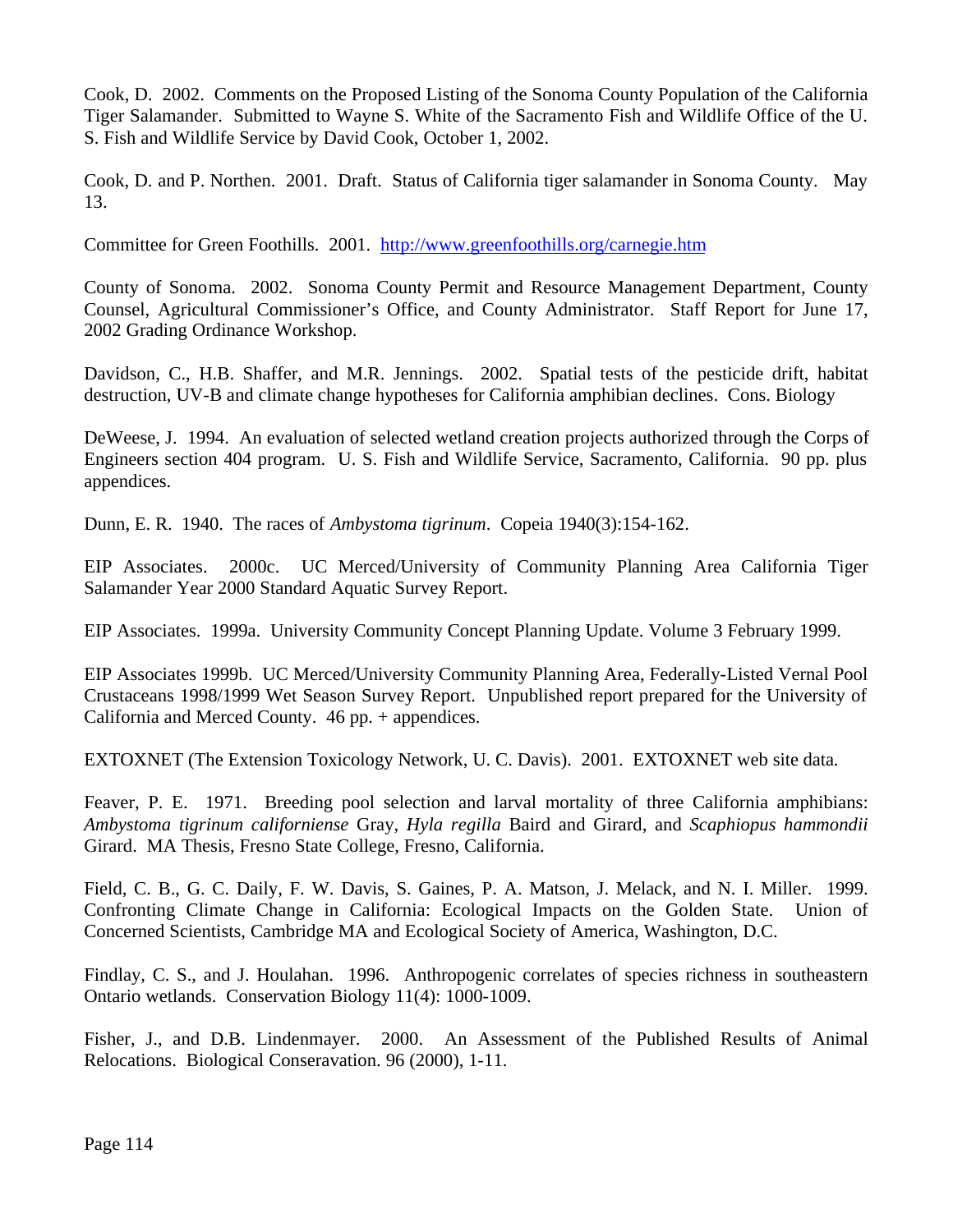Cook, D. 2002. Comments on the Proposed Listing of the Sonoma County Population of the California Tiger Salamander. Submitted to Wayne S. White of the Sacramento Fish and Wildlife Office of the U. S. Fish and Wildlife Service by David Cook, October 1, 2002.

Cook, D. and P. Northen. 2001. Draft. Status of California tiger salamander in Sonoma County. May 13.

Committee for Green Foothills. 2001. http://www.greenfoothills.org/carnegie.htm

County of Sonoma. 2002. Sonoma County Permit and Resource Management Department, County Counsel, Agricultural Commissioner's Office, and County Administrator. Staff Report for June 17, 2002 Grading Ordinance Workshop.

Davidson, C., H.B. Shaffer, and M.R. Jennings. 2002. Spatial tests of the pesticide drift, habitat destruction, UV-B and climate change hypotheses for California amphibian declines. Cons. Biology

DeWeese, J. 1994. An evaluation of selected wetland creation projects authorized through the Corps of Engineers section 404 program. U. S. Fish and Wildlife Service, Sacramento, California. 90 pp. plus appendices.

Dunn, E. R. 1940. The races of *Ambystoma tigrinum*. Copeia 1940(3):154-162.

EIP Associates. 2000c. UC Merced/University of Community Planning Area California Tiger Salamander Year 2000 Standard Aquatic Survey Report.

EIP Associates. 1999a. University Community Concept Planning Update. Volume 3 February 1999.

EIP Associates 1999b. UC Merced/University Community Planning Area, Federally-Listed Vernal Pool Crustaceans 1998/1999 Wet Season Survey Report. Unpublished report prepared for the University of California and Merced County. 46 pp. + appendices.

EXTOXNET (The Extension Toxicology Network, U. C. Davis). 2001. EXTOXNET web site data.

Feaver, P. E. 1971. Breeding pool selection and larval mortality of three California amphibians: *Ambystoma tigrinum californiense* Gray, *Hyla regilla* Baird and Girard, and *Scaphiopus hammondii* Girard. MA Thesis, Fresno State College, Fresno, California.

Field, C. B., G. C. Daily, F. W. Davis, S. Gaines, P. A. Matson, J. Melack, and N. I. Miller. 1999. Confronting Climate Change in California: Ecological Impacts on the Golden State. Union of Concerned Scientists, Cambridge MA and Ecological Society of America, Washington, D.C.

Findlay, C. S., and J. Houlahan. 1996. Anthropogenic correlates of species richness in southeastern Ontario wetlands. Conservation Biology 11(4): 1000-1009.

Fisher, J., and D.B. Lindenmayer. 2000. An Assessment of the Published Results of Animal Relocations. Biological Conseravation. 96 (2000), 1-11.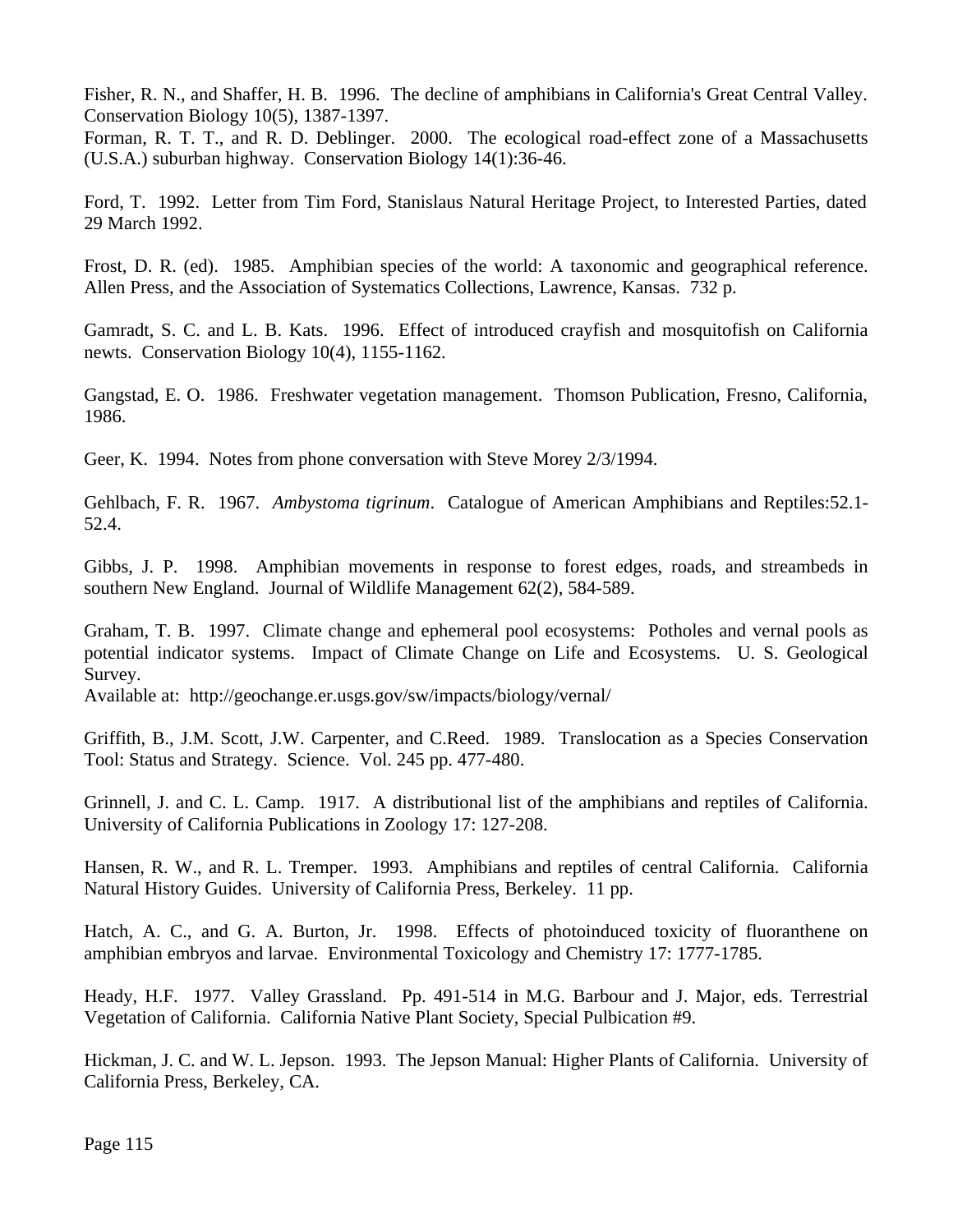Fisher, R. N., and Shaffer, H. B. 1996. The decline of amphibians in California's Great Central Valley. Conservation Biology 10(5), 1387-1397.

Forman, R. T. T., and R. D. Deblinger. 2000. The ecological road-effect zone of a Massachusetts (U.S.A.) suburban highway. Conservation Biology 14(1):36-46.

Ford, T. 1992. Letter from Tim Ford, Stanislaus Natural Heritage Project, to Interested Parties, dated 29 March 1992.

Frost, D. R. (ed). 1985. Amphibian species of the world: A taxonomic and geographical reference. Allen Press, and the Association of Systematics Collections, Lawrence, Kansas. 732 p.

Gamradt, S. C. and L. B. Kats. 1996. Effect of introduced crayfish and mosquitofish on California newts. Conservation Biology 10(4), 1155-1162.

Gangstad, E. O. 1986. Freshwater vegetation management. Thomson Publication, Fresno, California, 1986.

Geer, K. 1994. Notes from phone conversation with Steve Morey 2/3/1994.

Gehlbach, F. R. 1967. *Ambystoma tigrinum*. Catalogue of American Amphibians and Reptiles:52.1-52.4.

Gibbs, J. P. 1998. Amphibian movements in response to forest edges, roads, and streambeds in southern New England. Journal of Wildlife Management 62(2), 584-589.

Graham, T. B. 1997. Climate change and ephemeral pool ecosystems: Potholes and vernal pools as potential indicator systems. Impact of Climate Change on Life and Ecosystems. U. S. Geological Survey.
Available at: http://geochange.er.usgs.gov/sw/impacts/biology/vernal/

Griffith, B., J.M. Scott, J.W. Carpenter, and C.Reed. 1989. Translocation as a Species Conservation Tool: Status and Strategy. Science. Vol. 245 pp. 477-480.

Grinnell, J. and C. L. Camp. 1917. A distributional list of the amphibians and reptiles of California. University of California Publications in Zoology 17: 127-208.

Hansen, R. W., and R. L. Tremper. 1993. Amphibians and reptiles of central California. California Natural History Guides. University of California Press, Berkeley. 11 pp.

Hatch, A. C., and G. A. Burton, Jr. 1998. Effects of photoinduced toxicity of fluoranthene on amphibian embryos and larvae. Environmental Toxicology and Chemistry 17: 1777-1785.

Heady, H.F. 1977. Valley Grassland. Pp. 491-514 in M.G. Barbour and J. Major, eds. Terrestrial Vegetation of California. California Native Plant Society, Special Pulbication #9.

Hickman, J. C. and W. L. Jepson. 1993. The Jepson Manual: Higher Plants of California. University of California Press, Berkeley, CA.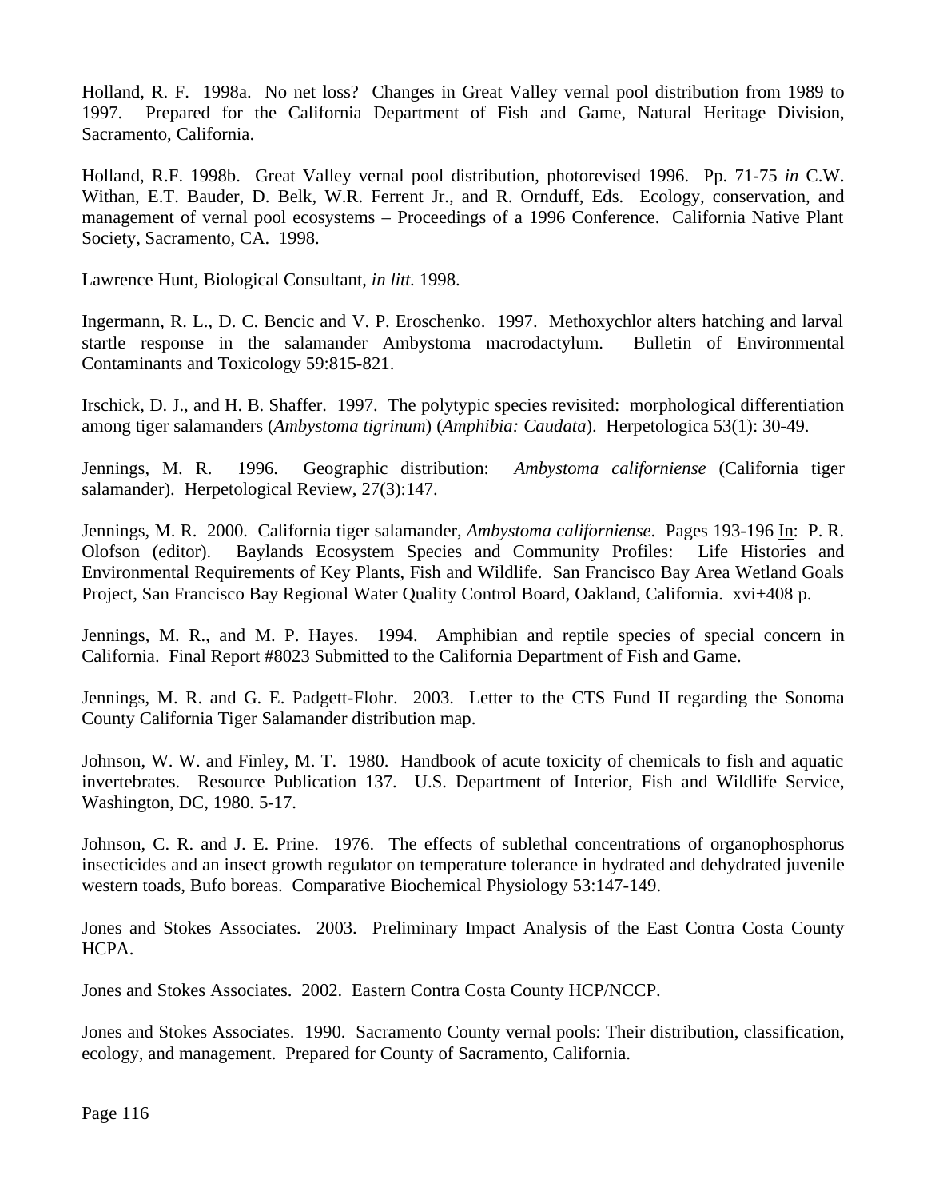Holland, R. F. 1998a. No net loss? Changes in Great Valley vernal pool distribution from 1989 to 1997. Prepared for the California Department of Fish and Game, Natural Heritage Division, Sacramento, California.

Holland, R.F. 1998b. Great Valley vernal pool distribution, photorevised 1996. Pp. 71-75 *in* C.W. Withan, E.T. Bauder, D. Belk, W.R. Ferrent Jr., and R. Ornduff, Eds. Ecology, conservation, and management of vernal pool ecosystems – Proceedings of a 1996 Conference. California Native Plant Society, Sacramento, CA. 1998.

Lawrence Hunt, Biological Consultant, *in litt.* 1998.

Ingermann, R. L., D. C. Bencic and V. P. Eroschenko. 1997. Methoxychlor alters hatching and larval startle response in the salamander Ambystoma macrodactylum. Bulletin of Environmental Contaminants and Toxicology 59:815-821.

Irschick, D. J., and H. B. Shaffer. 1997. The polytypic species revisited: morphological differentiation among tiger salamanders (*Ambystoma tigrinum*) (*Amphibia: Caudata*). Herpetologica 53(1): 30-49.

Jennings, M. R. 1996. Geographic distribution: *Ambystoma californiense* (California tiger salamander). Herpetological Review, 27(3):147.

Jennings, M. R. 2000. California tiger salamander, *Ambystoma californiense*. Pages 193-196 In: P. R. Olofson (editor). Baylands Ecosystem Species and Community Profiles: Life Histories and Environmental Requirements of Key Plants, Fish and Wildlife. San Francisco Bay Area Wetland Goals Project, San Francisco Bay Regional Water Quality Control Board, Oakland, California. xvi+408 p.

Jennings, M. R., and M. P. Hayes. 1994. Amphibian and reptile species of special concern in California. Final Report #8023 Submitted to the California Department of Fish and Game.

Jennings, M. R. and G. E. Padgett-Flohr. 2003. Letter to the CTS Fund II regarding the Sonoma County California Tiger Salamander distribution map.

Johnson, W. W. and Finley, M. T. 1980. Handbook of acute toxicity of chemicals to fish and aquatic invertebrates. Resource Publication 137. U.S. Department of Interior, Fish and Wildlife Service, Washington, DC, 1980. 5-17.

Johnson, C. R. and J. E. Prine. 1976. The effects of sublethal concentrations of organophosphorus insecticides and an insect growth regulator on temperature tolerance in hydrated and dehydrated juvenile western toads, Bufo boreas. Comparative Biochemical Physiology 53:147-149.

Jones and Stokes Associates. 2003. Preliminary Impact Analysis of the East Contra Costa County HCPA.

Jones and Stokes Associates. 2002. Eastern Contra Costa County HCP/NCCP.

Jones and Stokes Associates. 1990. Sacramento County vernal pools: Their distribution, classification, ecology, and management. Prepared for County of Sacramento, California.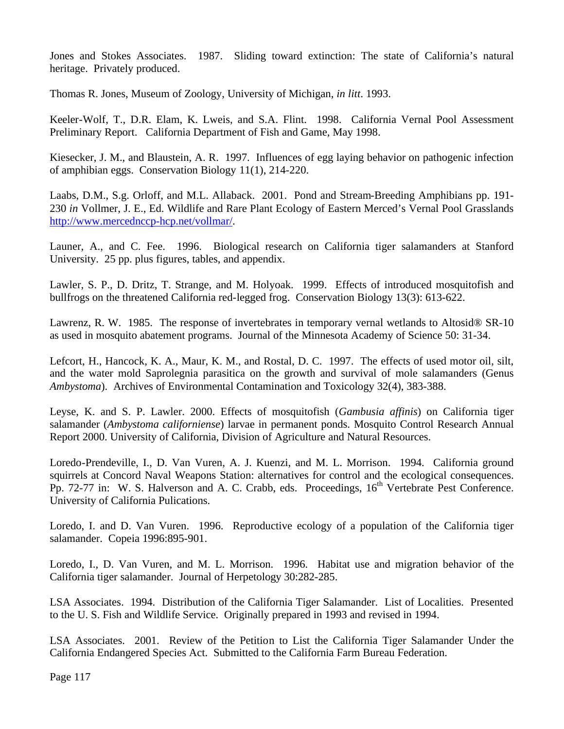Jones and Stokes Associates. 1987. Sliding toward extinction: The state of California's natural heritage. Privately produced.

Thomas R. Jones, Museum of Zoology, University of Michigan, *in litt*. 1993.

Keeler-Wolf, T., D.R. Elam, K. Lweis, and S.A. Flint. 1998. California Vernal Pool Assessment Preliminary Report. California Department of Fish and Game, May 1998.

Kiesecker, J. M., and Blaustein, A. R. 1997. Influences of egg laying behavior on pathogenic infection of amphibian eggs. Conservation Biology 11(1), 214-220.

Laabs, D.M., S.g. Orloff, and M.L. Allaback. 2001. Pond and Stream-Breeding Amphibians pp. 191-230 *in* Vollmer, J. E., Ed. Wildlife and Rare Plant Ecology of Eastern Merced's Vernal Pool Grasslands http://www.mercednccp-hcp.net/vollmar/.

Launer, A., and C. Fee. 1996. Biological research on California tiger salamanders at Stanford University. 25 pp. plus figures, tables, and appendix.

Lawler, S. P., D. Dritz, T. Strange, and M. Holyoak. 1999. Effects of introduced mosquitofish and bullfrogs on the threatened California red-legged frog. Conservation Biology 13(3): 613-622.

Lawrenz, R. W. 1985. The response of invertebrates in temporary vernal wetlands to Altosid® SR-10 as used in mosquito abatement programs. Journal of the Minnesota Academy of Science 50: 31-34.

Lefcort, H., Hancock, K. A., Maur, K. M., and Rostal, D. C. 1997. The effects of used motor oil, silt, and the water mold Saprolegnia parasitica on the growth and survival of mole salamanders (Genus *Ambystoma*). Archives of Environmental Contamination and Toxicology 32(4), 383-388.

Leyse, K. and S. P. Lawler. 2000. Effects of mosquitofish (*Gambusia affinis*) on California tiger salamander (*Ambystoma californiense*) larvae in permanent ponds. Mosquito Control Research Annual Report 2000. University of California, Division of Agriculture and Natural Resources.

Loredo-Prendeville, I., D. Van Vuren, A. J. Kuenzi, and M. L. Morrison. 1994. California ground squirrels at Concord Naval Weapons Station: alternatives for control and the ecological consequences. Pp. 72-77 in: W. S. Halverson and A. C. Crabb, eds. Proceedings, 16th Vertebrate Pest Conference. University of California Pulications.

Loredo, I. and D. Van Vuren. 1996. Reproductive ecology of a population of the California tiger salamander. Copeia 1996:895-901.

Loredo, I., D. Van Vuren, and M. L. Morrison. 1996. Habitat use and migration behavior of the California tiger salamander. Journal of Herpetology 30:282-285.

LSA Associates. 1994. Distribution of the California Tiger Salamander. List of Localities. Presented to the U. S. Fish and Wildlife Service. Originally prepared in 1993 and revised in 1994.

LSA Associates. 2001. Review of the Petition to List the California Tiger Salamander Under the California Endangered Species Act. Submitted to the California Farm Bureau Federation.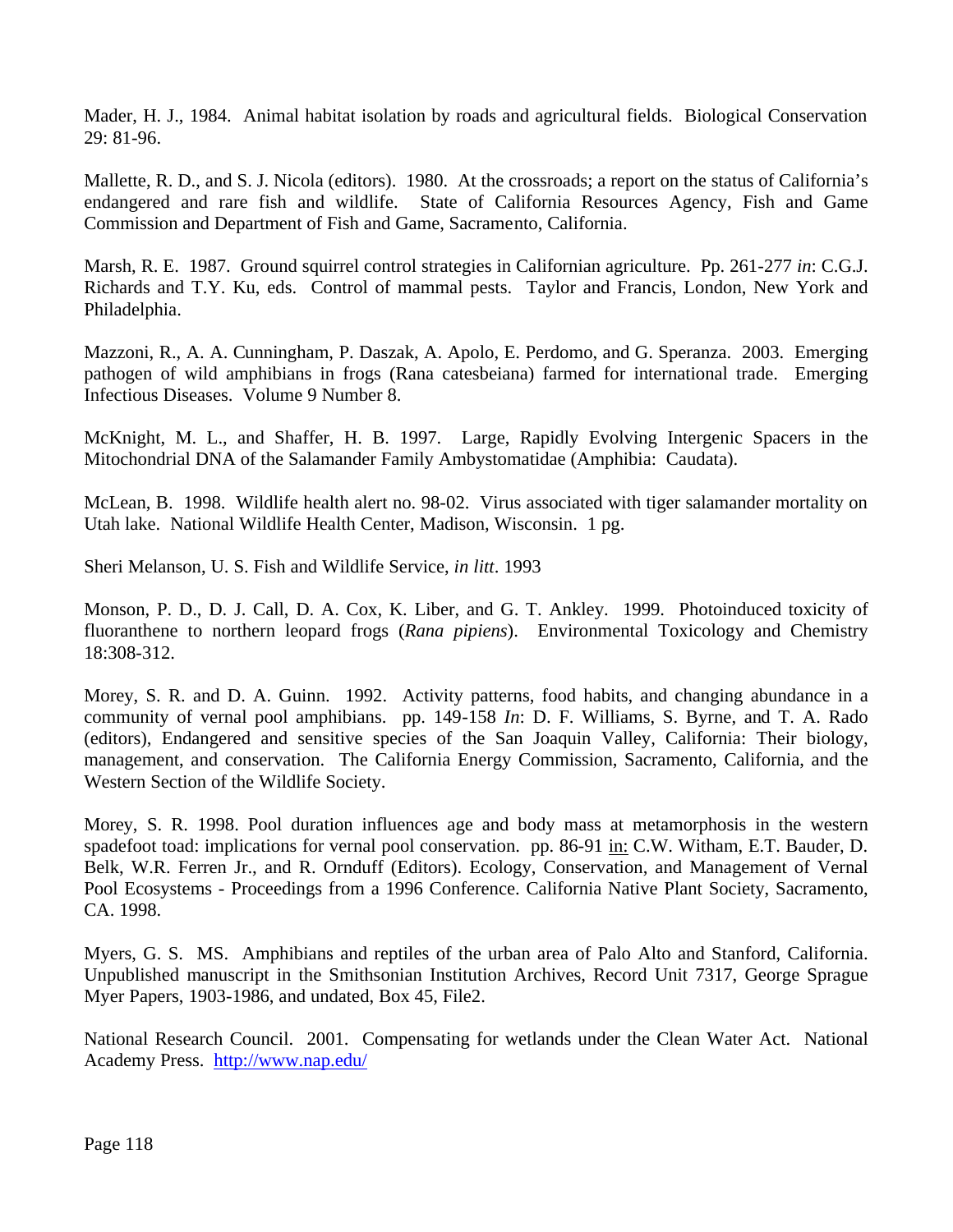Mader, H. J., 1984. Animal habitat isolation by roads and agricultural fields. Biological Conservation 29: 81-96.

Mallette, R. D., and S. J. Nicola (editors). 1980. At the crossroads; a report on the status of California's endangered and rare fish and wildlife. State of California Resources Agency, Fish and Game Commission and Department of Fish and Game, Sacramento, California.

Marsh, R. E. 1987. Ground squirrel control strategies in Californian agriculture. Pp. 261-277 *in*: C.G.J. Richards and T.Y. Ku, eds. Control of mammal pests. Taylor and Francis, London, New York and Philadelphia.

Mazzoni, R., A. A. Cunningham, P. Daszak, A. Apolo, E. Perdomo, and G. Speranza. 2003. Emerging pathogen of wild amphibians in frogs (Rana catesbeiana) farmed for international trade. Emerging Infectious Diseases. Volume 9 Number 8.

McKnight, M. L., and Shaffer, H. B. 1997. Large, Rapidly Evolving Intergenic Spacers in the Mitochondrial DNA of the Salamander Family Ambystomatidae (Amphibia: Caudata).

McLean, B. 1998. Wildlife health alert no. 98-02. Virus associated with tiger salamander mortality on Utah lake. National Wildlife Health Center, Madison, Wisconsin. 1 pg.

Sheri Melanson, U. S. Fish and Wildlife Service, *in litt*. 1993

Monson, P. D., D. J. Call, D. A. Cox, K. Liber, and G. T. Ankley. 1999. Photoinduced toxicity of fluoranthene to northern leopard frogs (*Rana pipiens*). Environmental Toxicology and Chemistry 18:308-312.

Morey, S. R. and D. A. Guinn. 1992. Activity patterns, food habits, and changing abundance in a community of vernal pool amphibians. pp. 149-158 *In*: D. F. Williams, S. Byrne, and T. A. Rado (editors), Endangered and sensitive species of the San Joaquin Valley, California: Their biology, management, and conservation. The California Energy Commission, Sacramento, California, and the Western Section of the Wildlife Society.

Morey, S. R. 1998. Pool duration influences age and body mass at metamorphosis in the western spadefoot toad: implications for vernal pool conservation. pp. 86-91 in: C.W. Witham, E.T. Bauder, D. Belk, W.R. Ferren Jr., and R. Ornduff (Editors). Ecology, Conservation, and Management of Vernal Pool Ecosystems - Proceedings from a 1996 Conference. California Native Plant Society, Sacramento, CA. 1998.

Myers, G. S. MS. Amphibians and reptiles of the urban area of Palo Alto and Stanford, California. Unpublished manuscript in the Smithsonian Institution Archives, Record Unit 7317, George Sprague Myer Papers, 1903-1986, and undated, Box 45, File2.

National Research Council. 2001. Compensating for wetlands under the Clean Water Act. National Academy Press. http://www.nap.edu/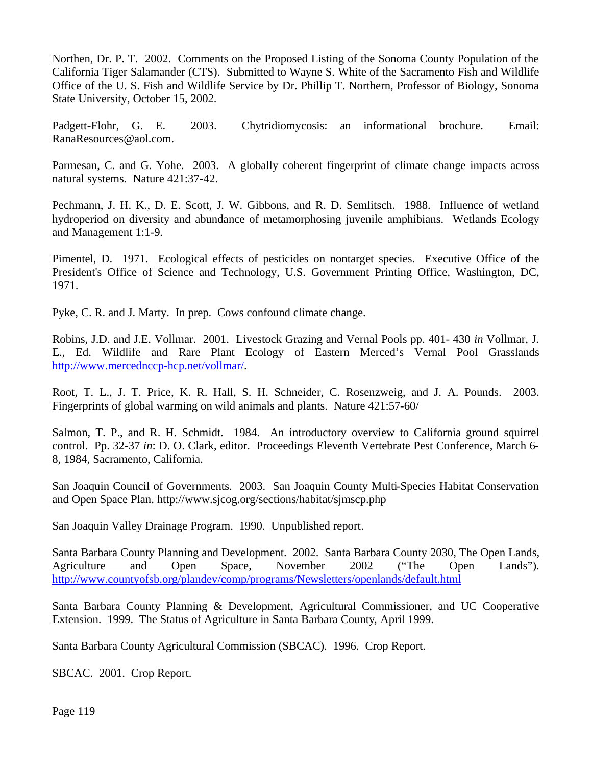Northen, Dr. P. T. 2002. Comments on the Proposed Listing of the Sonoma County Population of the California Tiger Salamander (CTS). Submitted to Wayne S. White of the Sacramento Fish and Wildlife Office of the U. S. Fish and Wildlife Service by Dr. Phillip T. Northern, Professor of Biology, Sonoma State University, October 15, 2002.

Padgett-Flohr, G. E. 2003. Chytridiomycosis: an informational brochure. Email: RanaResources@aol.com.

Parmesan, C. and G. Yohe. 2003. A globally coherent fingerprint of climate change impacts across natural systems. Nature 421:37-42.

Pechmann, J. H. K., D. E. Scott, J. W. Gibbons, and R. D. Semlitsch. 1988. Influence of wetland hydroperiod on diversity and abundance of metamorphosing juvenile amphibians. Wetlands Ecology and Management 1:1-9.

Pimentel, D. 1971. Ecological effects of pesticides on nontarget species. Executive Office of the President's Office of Science and Technology, U.S. Government Printing Office, Washington, DC, 1971.

Pyke, C. R. and J. Marty. In prep. Cows confound climate change.

Robins, J.D. and J.E. Vollmar. 2001. Livestock Grazing and Vernal Pools pp. 401- 430 *in* Vollmar, J. E., Ed. Wildlife and Rare Plant Ecology of Eastern Merced's Vernal Pool Grasslands http://www.mercednccp-hcp.net/vollmar/.

Root, T. L., J. T. Price, K. R. Hall, S. H. Schneider, C. Rosenzweig, and J. A. Pounds. 2003. Fingerprints of global warming on wild animals and plants. Nature 421:57-60/

Salmon, T. P., and R. H. Schmidt. 1984. An introductory overview to California ground squirrel control. Pp. 32-37 *in*: D. O. Clark, editor. Proceedings Eleventh Vertebrate Pest Conference, March 6-8, 1984, Sacramento, California.

San Joaquin Council of Governments. 2003. San Joaquin County Multi-Species Habitat Conservation and Open Space Plan. http://www.sjcog.org/sections/habitat/sjmscp.php

San Joaquin Valley Drainage Program. 1990. Unpublished report.

Santa Barbara County Planning and Development. 2002. Santa Barbara County 2030, The Open Lands, Agriculture and Open Space, November 2002 ("The Open Lands"). http://www.countyofsb.org/plandev/comp/programs/Newsletters/openlands/default.html

Santa Barbara County Planning & Development, Agricultural Commissioner, and UC Cooperative Extension. 1999. The Status of Agriculture in Santa Barbara County, April 1999.

Santa Barbara County Agricultural Commission (SBCAC). 1996. Crop Report.

SBCAC. 2001. Crop Report.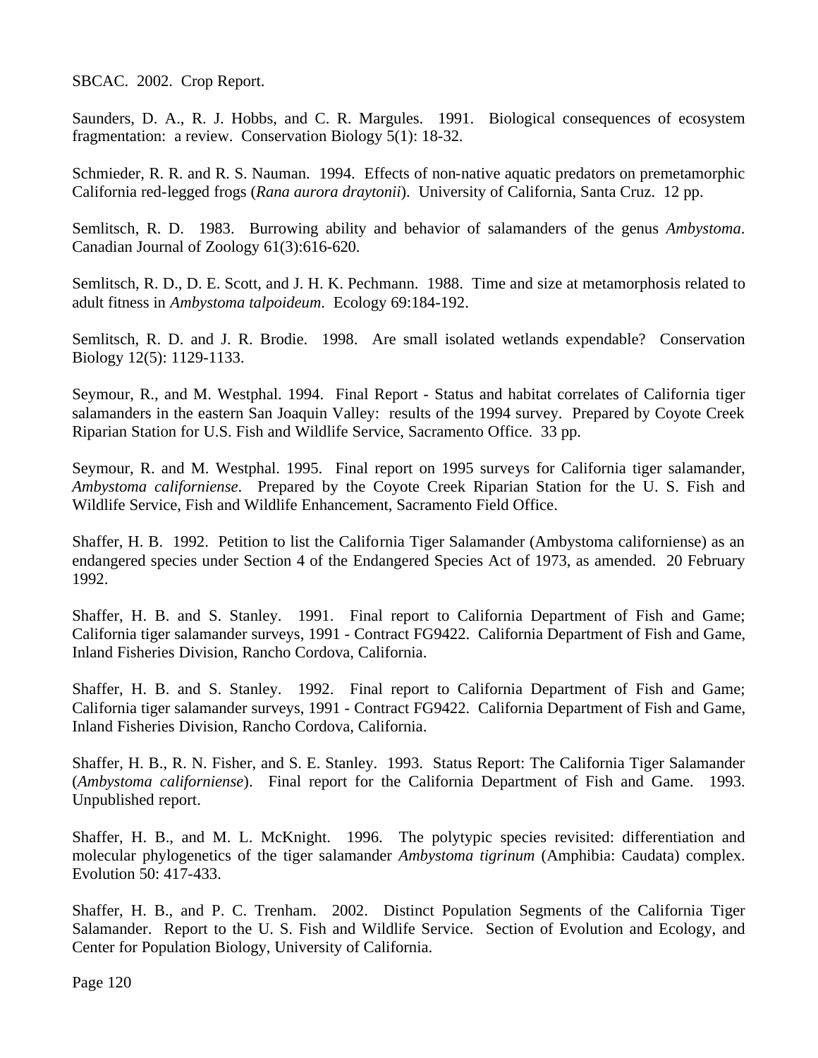SBCAC. 2002. Crop Report.

Saunders, D. A., R. J. Hobbs, and C. R. Margules. 1991. Biological consequences of ecosystem fragmentation: a review. Conservation Biology 5(1): 18-32.

Schmieder, R. R. and R. S. Nauman. 1994. Effects of non-native aquatic predators on premetamorphic California red-legged frogs (*Rana aurora draytonii*). University of California, Santa Cruz. 12 pp.

Semlitsch, R. D. 1983. Burrowing ability and behavior of salamanders of the genus *Ambystoma*. Canadian Journal of Zoology 61(3):616-620.

Semlitsch, R. D., D. E. Scott, and J. H. K. Pechmann. 1988. Time and size at metamorphosis related to adult fitness in *Ambystoma talpoideum*. Ecology 69:184-192.

Semlitsch, R. D. and J. R. Brodie. 1998. Are small isolated wetlands expendable? Conservation Biology 12(5): 1129-1133.

Seymour, R., and M. Westphal. 1994. Final Report - Status and habitat correlates of California tiger salamanders in the eastern San Joaquin Valley: results of the 1994 survey. Prepared by Coyote Creek Riparian Station for U.S. Fish and Wildlife Service, Sacramento Office. 33 pp.

Seymour, R. and M. Westphal. 1995. Final report on 1995 surveys for California tiger salamander, *Ambystoma californiense*. Prepared by the Coyote Creek Riparian Station for the U. S. Fish and Wildlife Service, Fish and Wildlife Enhancement, Sacramento Field Office.

Shaffer, H. B. 1992. Petition to list the California Tiger Salamander (Ambystoma californiense) as an endangered species under Section 4 of the Endangered Species Act of 1973, as amended. 20 February 1992.

Shaffer, H. B. and S. Stanley. 1991. Final report to California Department of Fish and Game; California tiger salamander surveys, 1991 - Contract FG9422. California Department of Fish and Game, Inland Fisheries Division, Rancho Cordova, California.

Shaffer, H. B. and S. Stanley. 1992. Final report to California Department of Fish and Game; California tiger salamander surveys, 1991 - Contract FG9422. California Department of Fish and Game, Inland Fisheries Division, Rancho Cordova, California.

Shaffer, H. B., R. N. Fisher, and S. E. Stanley. 1993. Status Report: The California Tiger Salamander (*Ambystoma californiense*). Final report for the California Department of Fish and Game. 1993. Unpublished report.

Shaffer, H. B., and M. L. McKnight. 1996. The polytypic species revisited: differentiation and molecular phylogenetics of the tiger salamander *Ambystoma tigrinum* (Amphibia: Caudata) complex. Evolution 50: 417-433.

Shaffer, H. B., and P. C. Trenham. 2002. Distinct Population Segments of the California Tiger Salamander. Report to the U. S. Fish and Wildlife Service. Section of Evolution and Ecology, and Center for Population Biology, University of California.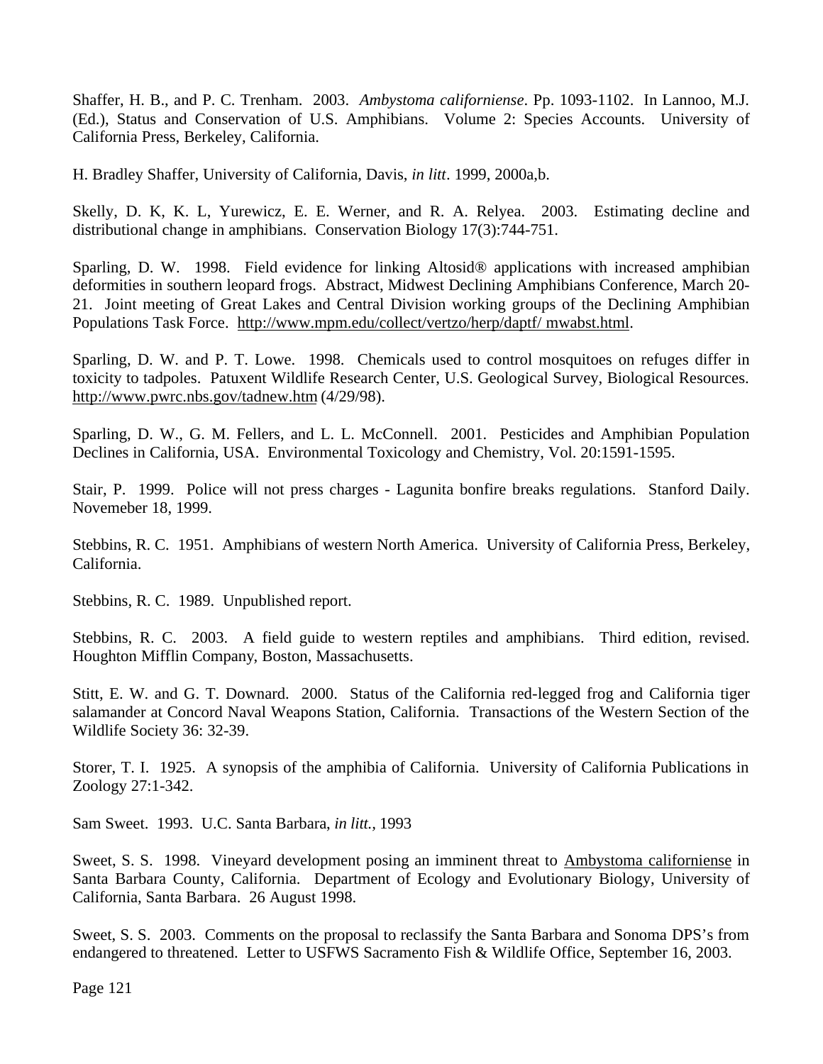Shaffer, H. B., and P. C. Trenham. 2003. *Ambystoma californiense*. Pp. 1093-1102. In Lannoo, M.J. (Ed.), Status and Conservation of U.S. Amphibians. Volume 2: Species Accounts. University of California Press, Berkeley, California.

H. Bradley Shaffer, University of California, Davis, *in litt*. 1999, 2000a,b.

Skelly, D. K, K. L, Yurewicz, E. E. Werner, and R. A. Relyea. 2003. Estimating decline and distributional change in amphibians. Conservation Biology 17(3):744-751.

Sparling, D. W. 1998. Field evidence for linking Altosid® applications with increased amphibian deformities in southern leopard frogs. Abstract, Midwest Declining Amphibians Conference, March 20-21. Joint meeting of Great Lakes and Central Division working groups of the Declining Amphibian Populations Task Force. http://www.mpm.edu/collect/vertzo/herp/daptf/ mwabst.html.

Sparling, D. W. and P. T. Lowe. 1998. Chemicals used to control mosquitoes on refuges differ in toxicity to tadpoles. Patuxent Wildlife Research Center, U.S. Geological Survey, Biological Resources. http://www.pwrc.nbs.gov/tadnew.htm (4/29/98).

Sparling, D. W., G. M. Fellers, and L. L. McConnell. 2001. Pesticides and Amphibian Population Declines in California, USA. Environmental Toxicology and Chemistry, Vol. 20:1591-1595.

Stair, P. 1999. Police will not press charges - Lagunita bonfire breaks regulations. Stanford Daily. Novemeber 18, 1999.

Stebbins, R. C. 1951. Amphibians of western North America. University of California Press, Berkeley, California.

Stebbins, R. C. 1989. Unpublished report.

Stebbins, R. C. 2003. A field guide to western reptiles and amphibians. Third edition, revised. Houghton Mifflin Company, Boston, Massachusetts.

Stitt, E. W. and G. T. Downard. 2000. Status of the California red-legged frog and California tiger salamander at Concord Naval Weapons Station, California. Transactions of the Western Section of the Wildlife Society 36: 32-39.

Storer, T. I. 1925. A synopsis of the amphibia of California. University of California Publications in Zoology 27:1-342.

Sam Sweet. 1993. U.C. Santa Barbara, *in litt.*, 1993

Sweet, S. S. 1998. Vineyard development posing an imminent threat to Ambystoma californiense in Santa Barbara County, California. Department of Ecology and Evolutionary Biology, University of California, Santa Barbara. 26 August 1998.

Sweet, S. S. 2003. Comments on the proposal to reclassify the Santa Barbara and Sonoma DPS's from endangered to threatened. Letter to USFWS Sacramento Fish & Wildlife Office, September 16, 2003.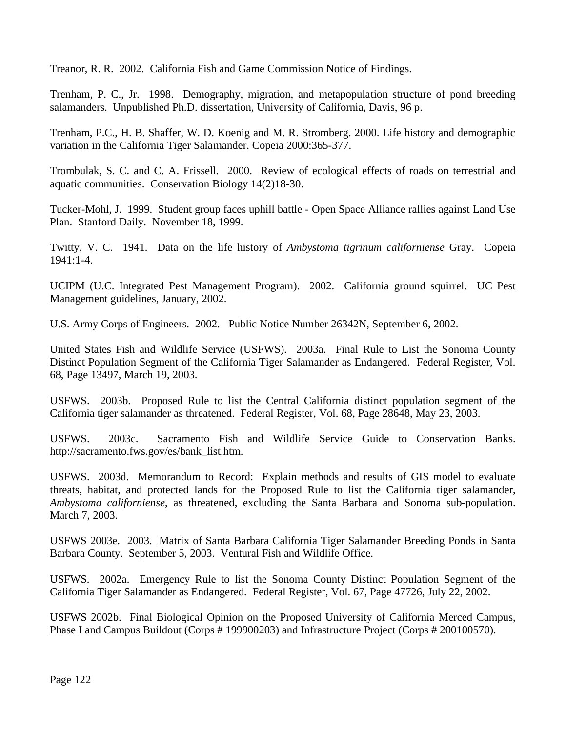Treanor, R. R. 2002. California Fish and Game Commission Notice of Findings.

Trenham, P. C., Jr. 1998. Demography, migration, and metapopulation structure of pond breeding salamanders. Unpublished Ph.D. dissertation, University of California, Davis, 96 p.

Trenham, P.C., H. B. Shaffer, W. D. Koenig and M. R. Stromberg. 2000. Life history and demographic variation in the California Tiger Salamander. Copeia 2000:365-377.

Trombulak, S. C. and C. A. Frissell. 2000. Review of ecological effects of roads on terrestrial and aquatic communities. Conservation Biology 14(2)18-30.

Tucker-Mohl, J. 1999. Student group faces uphill battle - Open Space Alliance rallies against Land Use Plan. Stanford Daily. November 18, 1999.

Twitty, V. C. 1941. Data on the life history of *Ambystoma tigrinum californiense* Gray. Copeia 1941:1-4.

UCIPM (U.C. Integrated Pest Management Program). 2002. California ground squirrel. UC Pest Management guidelines, January, 2002.

U.S. Army Corps of Engineers. 2002. Public Notice Number 26342N, September 6, 2002.

United States Fish and Wildlife Service (USFWS). 2003a. Final Rule to List the Sonoma County Distinct Population Segment of the California Tiger Salamander as Endangered. Federal Register, Vol. 68, Page 13497, March 19, 2003.

USFWS. 2003b. Proposed Rule to list the Central California distinct population segment of the California tiger salamander as threatened. Federal Register, Vol. 68, Page 28648, May 23, 2003.

USFWS. 2003c. Sacramento Fish and Wildlife Service Guide to Conservation Banks. http://sacramento.fws.gov/es/bank_list.htm.

USFWS. 2003d. Memorandum to Record: Explain methods and results of GIS model to evaluate threats, habitat, and protected lands for the Proposed Rule to list the California tiger salamander, *Ambystoma californiense*, as threatened, excluding the Santa Barbara and Sonoma sub-population. March 7, 2003.

USFWS 2003e. 2003. Matrix of Santa Barbara California Tiger Salamander Breeding Ponds in Santa Barbara County. September 5, 2003. Ventural Fish and Wildlife Office.

USFWS. 2002a. Emergency Rule to list the Sonoma County Distinct Population Segment of the California Tiger Salamander as Endangered. Federal Register, Vol. 67, Page 47726, July 22, 2002.

USFWS 2002b. Final Biological Opinion on the Proposed University of California Merced Campus, Phase I and Campus Buildout (Corps # 199900203) and Infrastructure Project (Corps # 200100570).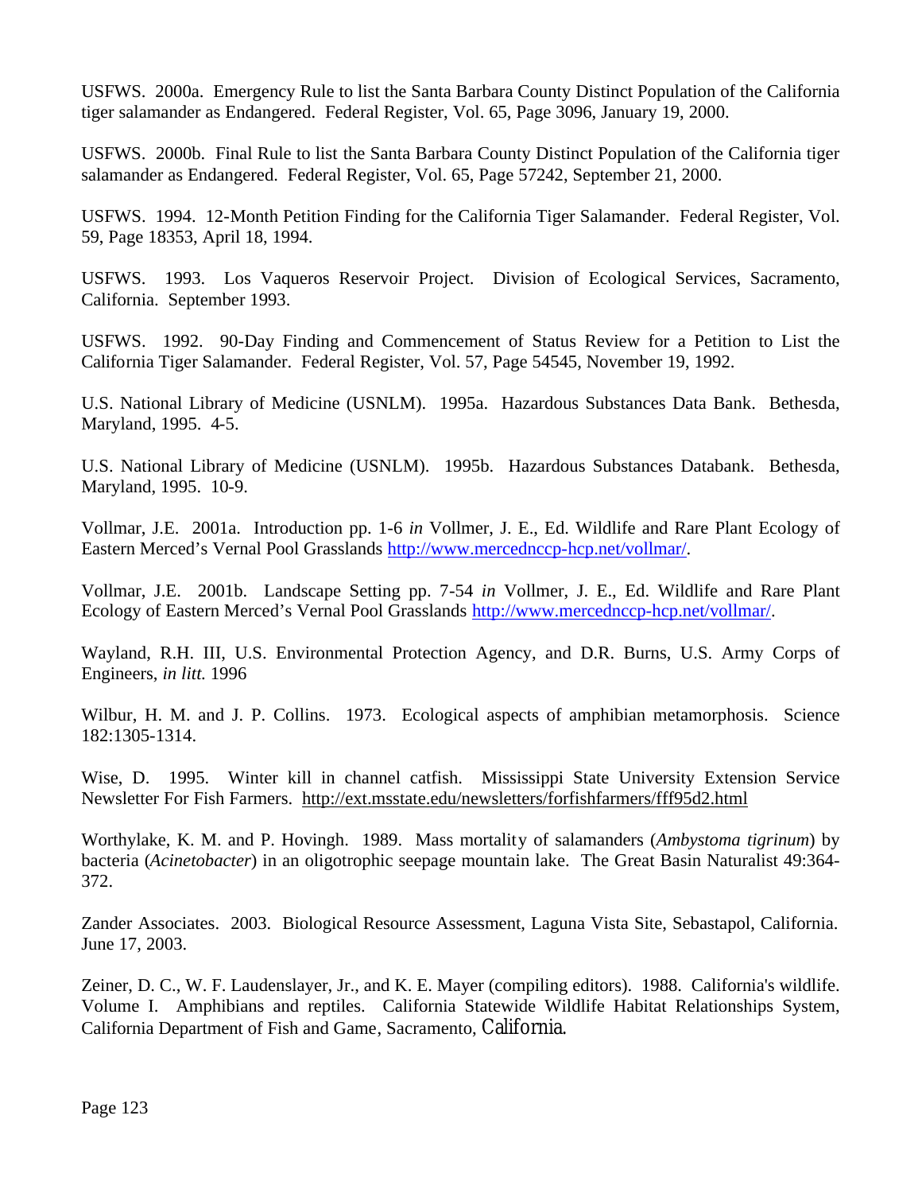USFWS. 2000a. Emergency Rule to list the Santa Barbara County Distinct Population of the California tiger salamander as Endangered. Federal Register, Vol. 65, Page 3096, January 19, 2000.

USFWS. 2000b. Final Rule to list the Santa Barbara County Distinct Population of the California tiger salamander as Endangered. Federal Register, Vol. 65, Page 57242, September 21, 2000.

USFWS. 1994. 12-Month Petition Finding for the California Tiger Salamander. Federal Register, Vol. 59, Page 18353, April 18, 1994.

USFWS. 1993. Los Vaqueros Reservoir Project. Division of Ecological Services, Sacramento, California. September 1993.

USFWS. 1992. 90-Day Finding and Commencement of Status Review for a Petition to List the California Tiger Salamander. Federal Register, Vol. 57, Page 54545, November 19, 1992.

U.S. National Library of Medicine (USNLM). 1995a. Hazardous Substances Data Bank. Bethesda, Maryland, 1995. 4-5.

U.S. National Library of Medicine (USNLM). 1995b. Hazardous Substances Databank. Bethesda, Maryland, 1995. 10-9.

Vollmar, J.E. 2001a. Introduction pp. 1-6 *in* Vollmer, J. E., Ed. Wildlife and Rare Plant Ecology of Eastern Merced's Vernal Pool Grasslands http://www.mercednccp-hcp.net/vollmar/.

Vollmar, J.E. 2001b. Landscape Setting pp. 7-54 *in* Vollmer, J. E., Ed. Wildlife and Rare Plant Ecology of Eastern Merced's Vernal Pool Grasslands http://www.mercednccp-hcp.net/vollmar/.

Wayland, R.H. III, U.S. Environmental Protection Agency, and D.R. Burns, U.S. Army Corps of Engineers, *in litt.* 1996

Wilbur, H. M. and J. P. Collins. 1973. Ecological aspects of amphibian metamorphosis. Science 182:1305-1314.

Wise, D. 1995. Winter kill in channel catfish. Mississippi State University Extension Service Newsletter For Fish Farmers. http://ext.msstate.edu/newsletters/forfishfarmers/fff95d2.html

Worthylake, K. M. and P. Hovingh. 1989. Mass mortality of salamanders (*Ambystoma tigrinum*) by bacteria (*Acinetobacter*) in an oligotrophic seepage mountain lake. The Great Basin Naturalist 49:364-372.

Zander Associates. 2003. Biological Resource Assessment, Laguna Vista Site, Sebastapol, California. June 17, 2003.

Zeiner, D. C., W. F. Laudenslayer, Jr., and K. E. Mayer (compiling editors). 1988. California's wildlife. Volume I. Amphibians and reptiles. California Statewide Wildlife Habitat Relationships System, California Department of Fish and Game, Sacramento, California.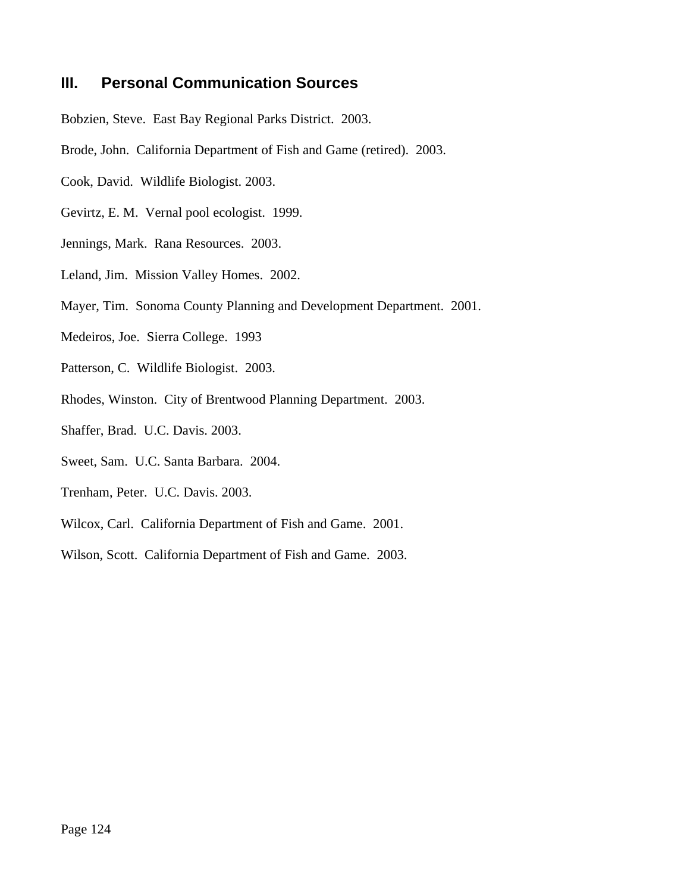## III. Personal Communication Sources

Bobzien, Steve. East Bay Regional Parks District. 2003.

Brode, John. California Department of Fish and Game (retired). 2003.

Cook, David. Wildlife Biologist. 2003.

Gevirtz, E. M. Vernal pool ecologist. 1999.

Jennings, Mark. Rana Resources. 2003.

Leland, Jim. Mission Valley Homes. 2002.

Mayer, Tim. Sonoma County Planning and Development Department. 2001.

Medeiros, Joe. Sierra College. 1993

Patterson, C. Wildlife Biologist. 2003.

Rhodes, Winston. City of Brentwood Planning Department. 2003.

Shaffer, Brad. U.C. Davis. 2003.

Sweet, Sam. U.C. Santa Barbara. 2004.

Trenham, Peter. U.C. Davis. 2003.

Wilcox, Carl. California Department of Fish and Game. 2001.

Wilson, Scott. California Department of Fish and Game. 2003.